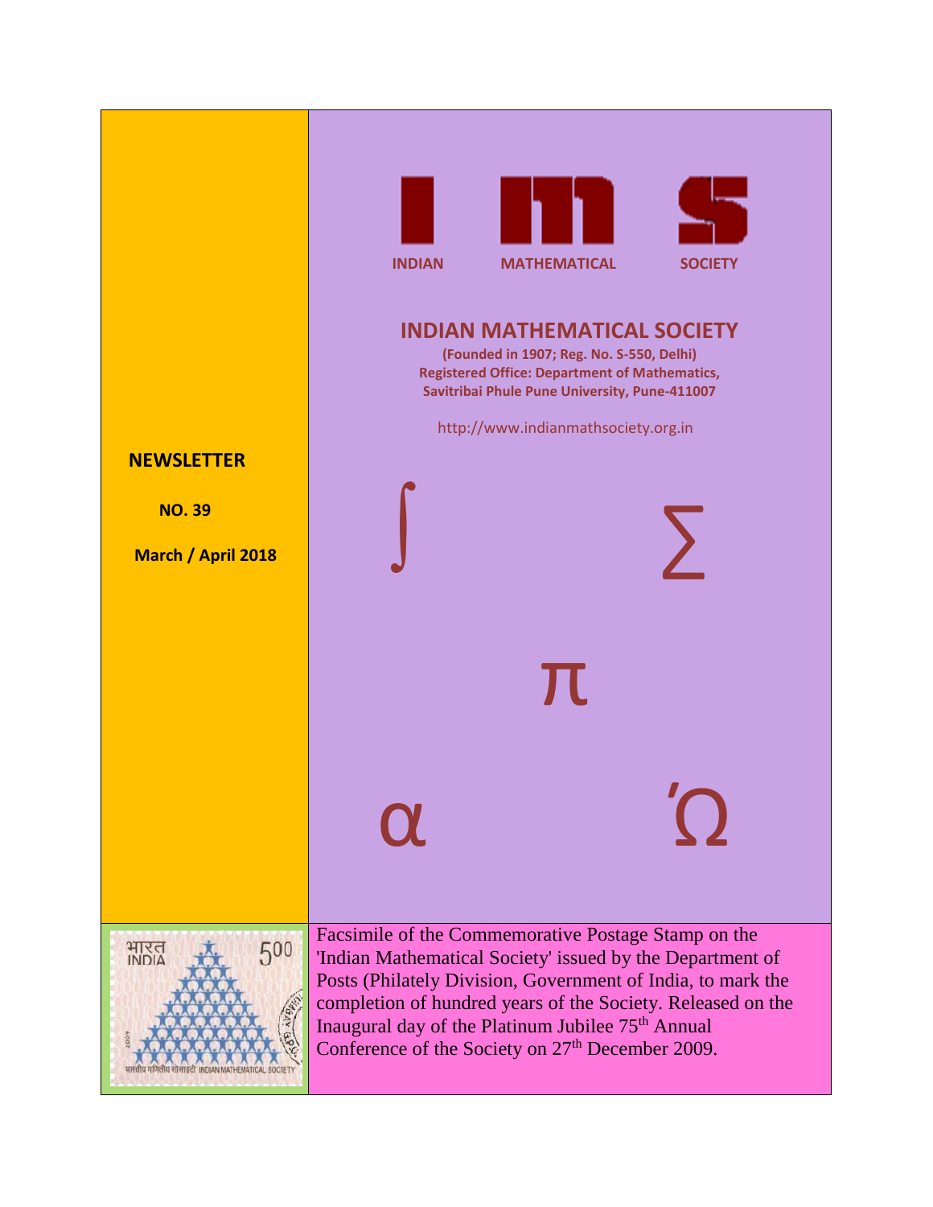INDIAN MATHEMATICAL SOCIETY

# INDIAN MATHEMATICAL SOCIETY

**(Founded in 1907; Reg. No. S-550, Delhi)**
**Registered Office: Department of Mathematics, Savitribai Phule Pune University, Pune-411007**

http://www.indianmathsociety.org.in

## NEWSLETTER

**NO. 39**

**March / April 2018**

Facsimile of the Commemorative Postage Stamp on the 'Indian Mathematical Society' issued by the Department of Posts (Philately Division, Government of India, to mark the completion of hundred years of the Society. Released on the Inaugural day of the Platinum Jubilee 75th Annual Conference of the Society on 27th December 2009.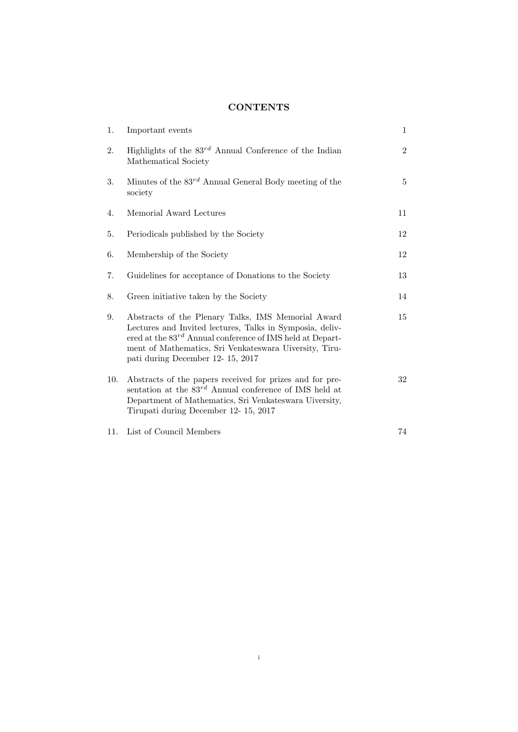# CONTENTS

| | | |
|---|---|---|
| 1. | Important events | 1 |
| 2. | Highlights of the $83^{rd}$ Annual Conference of the Indian Mathematical Society | 2 |
| 3. | Minutes of the $83^{rd}$ Annual General Body meeting of the society | 5 |
| 4. | Memorial Award Lectures | 11 |
| 5. | Periodicals published by the Society | 12 |
| 6. | Membership of the Society | 12 |
| 7. | Guidelines for acceptance of Donations to the Society | 13 |
| 8. | Green initiative taken by the Society | 14 |
| 9. | Abstracts of the Plenary Talks, IMS Memorial Award Lectures and Invited lectures, Talks in Symposia, delivered at the $83^{rd}$ Annual conference of IMS held at Department of Mathematics, Sri Venkateswara Uiversity, Tirupati during December 12- 15, 2017 | 15 |
| 10. | Abstracts of the papers received for prizes and for presentation at the $83^{rd}$ Annual conference of IMS held at Department of Mathematics, Sri Venkateswara Uiversity, Tirupati during December 12- 15, 2017 | 32 |
| 11. | List of Council Members | 74 |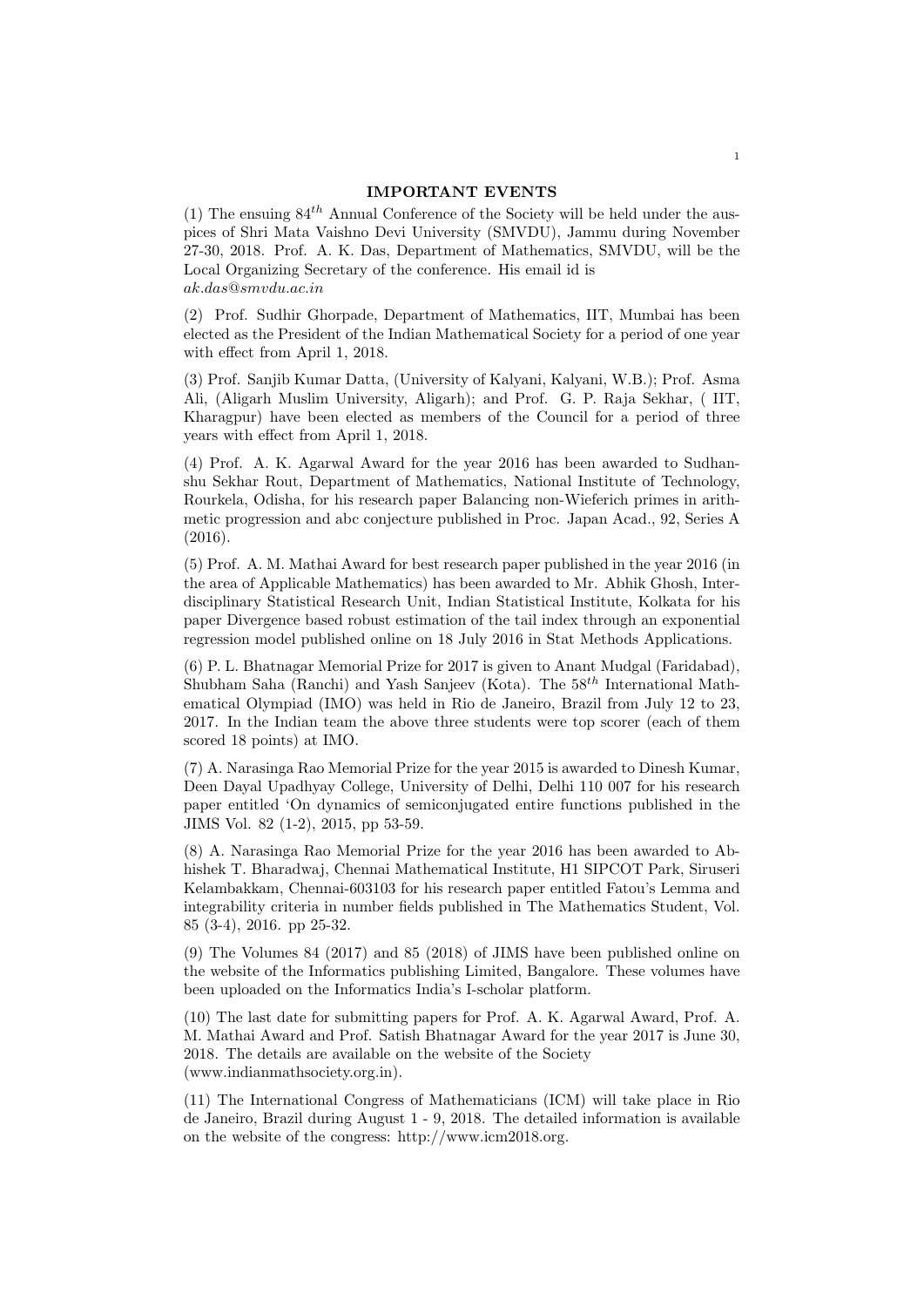## IMPORTANT EVENTS

(1) The ensuing $84^{th}$ Annual Conference of the Society will be held under the auspices of Shri Mata Vaishno Devi University (SMVDU), Jammu during November 27-30, 2018. Prof. A. K. Das, Department of Mathematics, SMVDU, will be the Local Organizing Secretary of the conference. His email id is *ak.das@smvdu.ac.in*

(2) Prof. Sudhir Ghorpade, Department of Mathematics, IIT, Mumbai has been elected as the President of the Indian Mathematical Society for a period of one year with effect from April 1, 2018.

(3) Prof. Sanjib Kumar Datta, (University of Kalyani, Kalyani, W.B.); Prof. Asma Ali, (Aligarh Muslim University, Aligarh); and Prof. G. P. Raja Sekhar, ( IIT, Kharagpur) have been elected as members of the Council for a period of three years with effect from April 1, 2018.

(4) Prof. A. K. Agarwal Award for the year 2016 has been awarded to Sudhanshu Sekhar Rout, Department of Mathematics, National Institute of Technology, Rourkela, Odisha, for his research paper Balancing non-Wieferich primes in arithmetic progression and abc conjecture published in Proc. Japan Acad., 92, Series A (2016).

(5) Prof. A. M. Mathai Award for best research paper published in the year 2016 (in the area of Applicable Mathematics) has been awarded to Mr. Abhik Ghosh, Interdisciplinary Statistical Research Unit, Indian Statistical Institute, Kolkata for his paper Divergence based robust estimation of the tail index through an exponential regression model published online on 18 July 2016 in Stat Methods Applications.

(6) P. L. Bhatnagar Memorial Prize for 2017 is given to Anant Mudgal (Faridabad), Shubham Saha (Ranchi) and Yash Sanjeev (Kota). The $58^{th}$ International Mathematical Olympiad (IMO) was held in Rio de Janeiro, Brazil from July 12 to 23, 2017. In the Indian team the above three students were top scorer (each of them scored 18 points) at IMO.

(7) A. Narasinga Rao Memorial Prize for the year 2015 is awarded to Dinesh Kumar, Deen Dayal Upadhyay College, University of Delhi, Delhi 110 007 for his research paper entitled 'On dynamics of semiconjugated entire functions published in the JIMS Vol. 82 (1-2), 2015, pp 53-59.

(8) A. Narasinga Rao Memorial Prize for the year 2016 has been awarded to Abhishek T. Bharadwaj, Chennai Mathematical Institute, H1 SIPCOT Park, Siruseri Kelambakkam, Chennai-603103 for his research paper entitled Fatou's Lemma and integrability criteria in number fields published in The Mathematics Student, Vol. 85 (3-4), 2016. pp 25-32.

(9) The Volumes 84 (2017) and 85 (2018) of JIMS have been published online on the website of the Informatics publishing Limited, Bangalore. These volumes have been uploaded on the Informatics India's I-scholar platform.

(10) The last date for submitting papers for Prof. A. K. Agarwal Award, Prof. A. M. Mathai Award and Prof. Satish Bhatnagar Award for the year 2017 is June 30, 2018. The details are available on the website of the Society (www.indianmathsociety.org.in).

(11) The International Congress of Mathematicians (ICM) will take place in Rio de Janeiro, Brazil during August 1 - 9, 2018. The detailed information is available on the website of the congress: http://www.icm2018.org.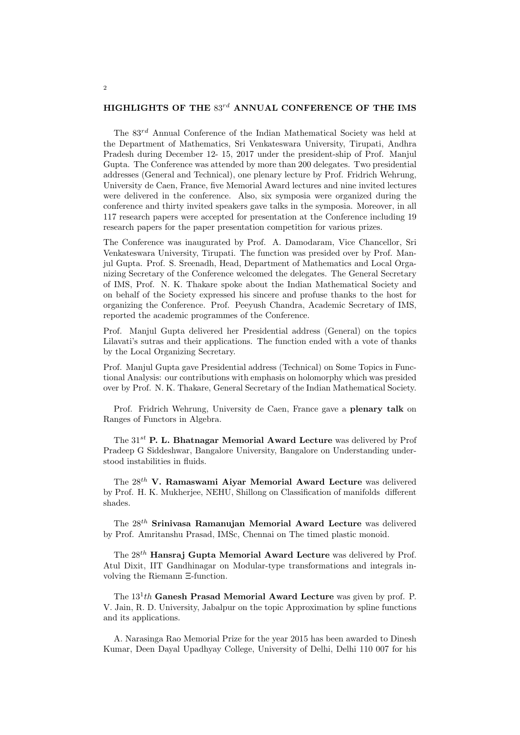## HIGHLIGHTS OF THE $83^{rd}$ ANNUAL CONFERENCE OF THE IMS

The $83^{rd}$ Annual Conference of the Indian Mathematical Society was held at the Department of Mathematics, Sri Venkateswara University, Tirupati, Andhra Pradesh during December 12- 15, 2017 under the president-ship of Prof. Manjul Gupta. The Conference was attended by more than 200 delegates. Two presidential addresses (General and Technical), one plenary lecture by Prof. Fridrich Wehrung, University de Caen, France, five Memorial Award lectures and nine invited lectures were delivered in the conference. Also, six symposia were organized during the conference and thirty invited speakers gave talks in the symposia. Moreover, in all 117 research papers were accepted for presentation at the Conference including 19 research papers for the paper presentation competition for various prizes.

The Conference was inaugurated by Prof. A. Damodaram, Vice Chancellor, Sri Venkateswara University, Tirupati. The function was presided over by Prof. Manjul Gupta. Prof. S. Sreenadh, Head, Department of Mathematics and Local Organizing Secretary of the Conference welcomed the delegates. The General Secretary of IMS, Prof. N. K. Thakare spoke about the Indian Mathematical Society and on behalf of the Society expressed his sincere and profuse thanks to the host for organizing the Conference. Prof. Peeyush Chandra, Academic Secretary of IMS, reported the academic programmes of the Conference.

Prof. Manjul Gupta delivered her Presidential address (General) on the topics Lilavati's sutras and their applications. The function ended with a vote of thanks by the Local Organizing Secretary.

Prof. Manjul Gupta gave Presidential address (Technical) on Some Topics in Functional Analysis: our contributions with emphasis on holomorphy which was presided over by Prof. N. K. Thakare, General Secretary of the Indian Mathematical Society.

Prof. Fridrich Wehrung, University de Caen, France gave a **plenary talk** on Ranges of Functors in Algebra.

The $31^{st}$ **P. L. Bhatnagar Memorial Award Lecture** was delivered by Prof Pradeep G Siddeshwar, Bangalore University, Bangalore on Understanding understood instabilities in fluids.

The $28^{th}$ **V. Ramaswami Aiyar Memorial Award Lecture** was delivered by Prof. H. K. Mukherjee, NEHU, Shillong on Classification of manifolds different shades.

The $28^{th}$ **Srinivasa Ramanujan Memorial Award Lecture** was delivered by Prof. Amritanshu Prasad, IMSc, Chennai on The timed plastic monoid.

The $28^{th}$ **Hansraj Gupta Memorial Award Lecture** was delivered by Prof. Atul Dixit, IIT Gandhinagar on Modular-type transformations and integrals involving the Riemann $\Xi$-function.

The $13^1th$ **Ganesh Prasad Memorial Award Lecture** was given by prof. P. V. Jain, R. D. University, Jabalpur on the topic Approximation by spline functions and its applications.

A. Narasinga Rao Memorial Prize for the year 2015 has been awarded to Dinesh Kumar, Deen Dayal Upadhyay College, University of Delhi, Delhi 110 007 for his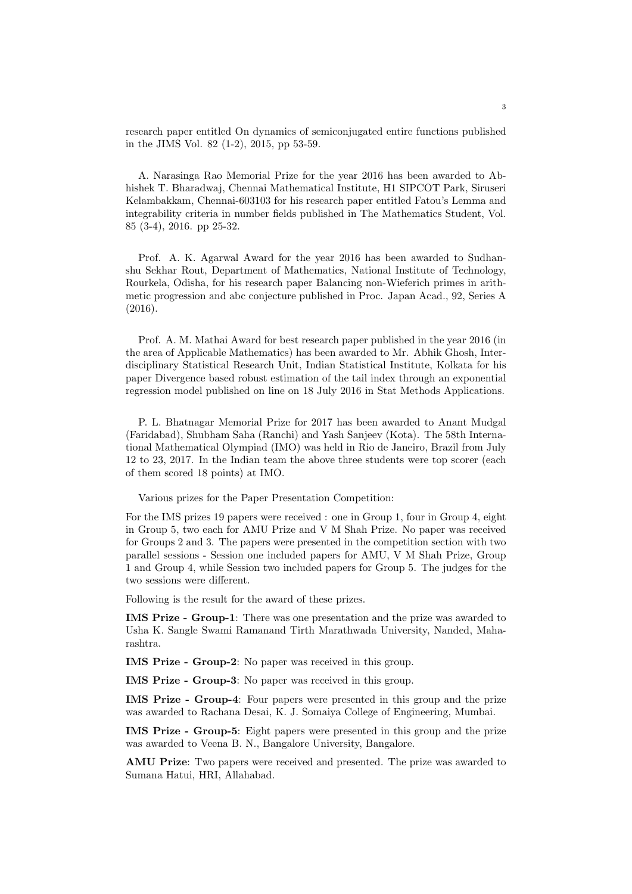research paper entitled On dynamics of semiconjugated entire functions published in the JIMS Vol. 82 (1-2), 2015, pp 53-59.

A. Narasinga Rao Memorial Prize for the year 2016 has been awarded to Abhishek T. Bharadwaj, Chennai Mathematical Institute, H1 SIPCOT Park, Siruseri Kelambakkam, Chennai-603103 for his research paper entitled Fatou's Lemma and integrability criteria in number fields published in The Mathematics Student, Vol. 85 (3-4), 2016. pp 25-32.

Prof. A. K. Agarwal Award for the year 2016 has been awarded to Sudhanshu Sekhar Rout, Department of Mathematics, National Institute of Technology, Rourkela, Odisha, for his research paper Balancing non-Wieferich primes in arithmetic progression and abc conjecture published in Proc. Japan Acad., 92, Series A (2016).

Prof. A. M. Mathai Award for best research paper published in the year 2016 (in the area of Applicable Mathematics) has been awarded to Mr. Abhik Ghosh, Interdisciplinary Statistical Research Unit, Indian Statistical Institute, Kolkata for his paper Divergence based robust estimation of the tail index through an exponential regression model published on line on 18 July 2016 in Stat Methods Applications.

P. L. Bhatnagar Memorial Prize for 2017 has been awarded to Anant Mudgal (Faridabad), Shubham Saha (Ranchi) and Yash Sanjeev (Kota). The 58th International Mathematical Olympiad (IMO) was held in Rio de Janeiro, Brazil from July 12 to 23, 2017. In the Indian team the above three students were top scorer (each of them scored 18 points) at IMO.

Various prizes for the Paper Presentation Competition:

For the IMS prizes 19 papers were received : one in Group 1, four in Group 4, eight in Group 5, two each for AMU Prize and V M Shah Prize. No paper was received for Groups 2 and 3. The papers were presented in the competition section with two parallel sessions - Session one included papers for AMU, V M Shah Prize, Group 1 and Group 4, while Session two included papers for Group 5. The judges for the two sessions were different.

Following is the result for the award of these prizes.

**IMS Prize - Group-1**: There was one presentation and the prize was awarded to Usha K. Sangle Swami Ramanand Tirth Marathwada University, Nanded, Maharashtra.

**IMS Prize - Group-2**: No paper was received in this group.

**IMS Prize - Group-3**: No paper was received in this group.

**IMS Prize - Group-4**: Four papers were presented in this group and the prize was awarded to Rachana Desai, K. J. Somaiya College of Engineering, Mumbai.

**IMS Prize - Group-5**: Eight papers were presented in this group and the prize was awarded to Veena B. N., Bangalore University, Bangalore.

**AMU Prize**: Two papers were received and presented. The prize was awarded to Sumana Hatui, HRI, Allahabad.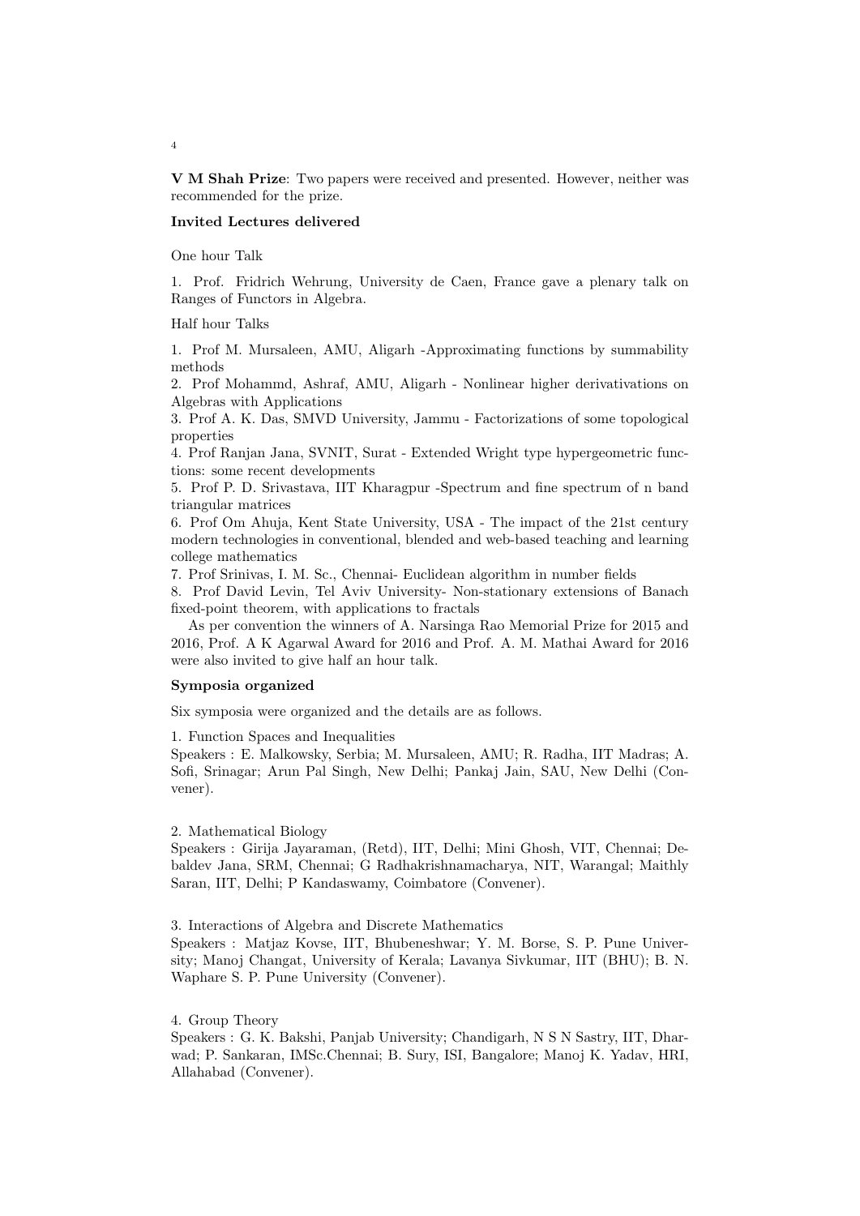**V M Shah Prize**: Two papers were received and presented. However, neither was recommended for the prize.

**Invited Lectures delivered**

One hour Talk

1. Prof. Fridrich Wehrung, University de Caen, France gave a plenary talk on Ranges of Functors in Algebra.

Half hour Talks

1. Prof M. Mursaleen, AMU, Aligarh -Approximating functions by summability methods
2. Prof Mohammd, Ashraf, AMU, Aligarh - Nonlinear higher derivativations on Algebras with Applications
3. Prof A. K. Das, SMVD University, Jammu - Factorizations of some topological properties
4. Prof Ranjan Jana, SVNIT, Surat - Extended Wright type hypergeometric functions: some recent developments
5. Prof P. D. Srivastava, IIT Kharagpur -Spectrum and fine spectrum of n band triangular matrices
6. Prof Om Ahuja, Kent State University, USA - The impact of the 21st century modern technologies in conventional, blended and web-based teaching and learning college mathematics
7. Prof Srinivas, I. M. Sc., Chennai- Euclidean algorithm in number fields
8. Prof David Levin, Tel Aviv University- Non-stationary extensions of Banach fixed-point theorem, with applications to fractals

As per convention the winners of A. Narsinga Rao Memorial Prize for 2015 and 2016, Prof. A K Agarwal Award for 2016 and Prof. A. M. Mathai Award for 2016 were also invited to give half an hour talk.

**Symposia organized**

Six symposia were organized and the details are as follows.

1. Function Spaces and Inequalities
Speakers : E. Malkowsky, Serbia; M. Mursaleen, AMU; R. Radha, IIT Madras; A. Sofi, Srinagar; Arun Pal Singh, New Delhi; Pankaj Jain, SAU, New Delhi (Convener).

2. Mathematical Biology
Speakers : Girija Jayaraman, (Retd), IIT, Delhi; Mini Ghosh, VIT, Chennai; Debaldev Jana, SRM, Chennai; G Radhakrishnamacharya, NIT, Warangal; Maithly Saran, IIT, Delhi; P Kandaswamy, Coimbatore (Convener).

3. Interactions of Algebra and Discrete Mathematics
Speakers : Matjaz Kovse, IIT, Bhubeneshwar; Y. M. Borse, S. P. Pune University; Manoj Changat, University of Kerala; Lavanya Sivkumar, IIT (BHU); B. N. Waphare S. P. Pune University (Convener).

4. Group Theory
Speakers : G. K. Bakshi, Panjab University; Chandigarh, N S N Sastry, IIT, Dharwad; P. Sankaran, IMSc.Chennai; B. Sury, ISI, Bangalore; Manoj K. Yadav, HRI, Allahabad (Convener).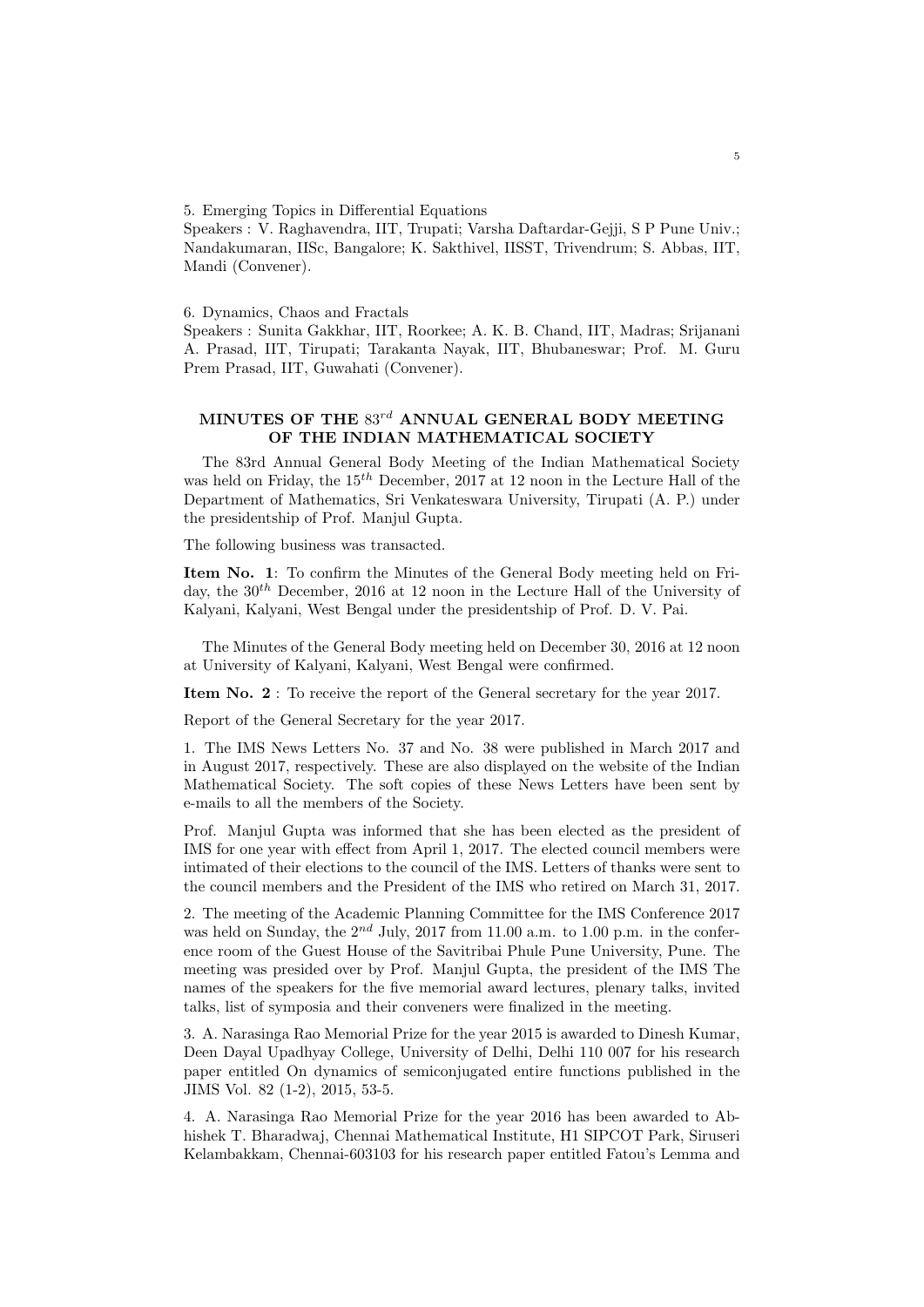5. Emerging Topics in Differential Equations

Speakers : V. Raghavendra, IIT, Trupati; Varsha Daftardar-Gejji, S P Pune Univ.; Nandakumaran, IISc, Bangalore; K. Sakthivel, IISST, Trivendrum; S. Abbas, IIT, Mandi (Convener).

6. Dynamics, Chaos and Fractals

Speakers : Sunita Gakkhar, IIT, Roorkee; A. K. B. Chand, IIT, Madras; Srijanani A. Prasad, IIT, Tirupati; Tarakanta Nayak, IIT, Bhubaneswar; Prof. M. Guru Prem Prasad, IIT, Guwahati (Convener).

## MINUTES OF THE $83^{rd}$ ANNUAL GENERAL BODY MEETING OF THE INDIAN MATHEMATICAL SOCIETY

The 83rd Annual General Body Meeting of the Indian Mathematical Society was held on Friday, the $15^{th}$ December, 2017 at 12 noon in the Lecture Hall of the Department of Mathematics, Sri Venkateswara University, Tirupati (A. P.) under the presidentship of Prof. Manjul Gupta.

The following business was transacted.

**Item No. 1**: To confirm the Minutes of the General Body meeting held on Friday, the $30^{th}$ December, 2016 at 12 noon in the Lecture Hall of the University of Kalyani, Kalyani, West Bengal under the presidentship of Prof. D. V. Pai.

The Minutes of the General Body meeting held on December 30, 2016 at 12 noon at University of Kalyani, Kalyani, West Bengal were confirmed.

**Item No. 2** : To receive the report of the General secretary for the year 2017.

Report of the General Secretary for the year 2017.

1. The IMS News Letters No. 37 and No. 38 were published in March 2017 and in August 2017, respectively. These are also displayed on the website of the Indian Mathematical Society. The soft copies of these News Letters have been sent by e-mails to all the members of the Society.

Prof. Manjul Gupta was informed that she has been elected as the president of IMS for one year with effect from April 1, 2017. The elected council members were intimated of their elections to the council of the IMS. Letters of thanks were sent to the council members and the President of the IMS who retired on March 31, 2017.

2. The meeting of the Academic Planning Committee for the IMS Conference 2017 was held on Sunday, the $2^{nd}$ July, 2017 from 11.00 a.m. to 1.00 p.m. in the conference room of the Guest House of the Savitribai Phule Pune University, Pune. The meeting was presided over by Prof. Manjul Gupta, the president of the IMS The names of the speakers for the five memorial award lectures, plenary talks, invited talks, list of symposia and their conveners were finalized in the meeting.

3. A. Narasinga Rao Memorial Prize for the year 2015 is awarded to Dinesh Kumar, Deen Dayal Upadhyay College, University of Delhi, Delhi 110 007 for his research paper entitled On dynamics of semiconjugated entire functions published in the JIMS Vol. 82 (1-2), 2015, 53-5.

4. A. Narasinga Rao Memorial Prize for the year 2016 has been awarded to Abhishek T. Bharadwaj, Chennai Mathematical Institute, H1 SIPCOT Park, Siruseri Kelambakkam, Chennai-603103 for his research paper entitled Fatou's Lemma and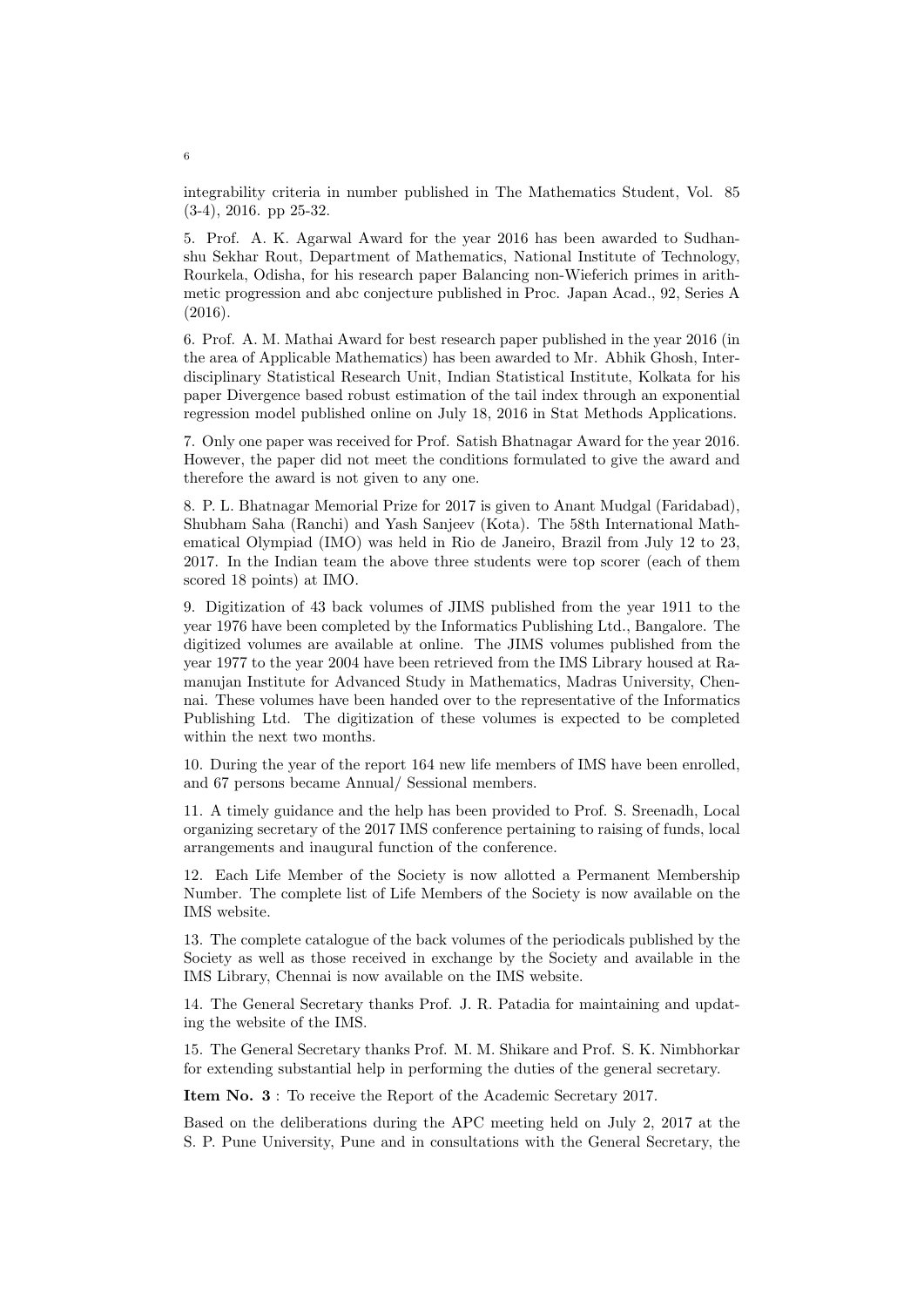integrability criteria in number published in The Mathematics Student, Vol. 85 (3-4), 2016. pp 25-32.

5. Prof. A. K. Agarwal Award for the year 2016 has been awarded to Sudhanshu Sekhar Rout, Department of Mathematics, National Institute of Technology, Rourkela, Odisha, for his research paper Balancing non-Wieferich primes in arithmetic progression and abc conjecture published in Proc. Japan Acad., 92, Series A (2016).

6. Prof. A. M. Mathai Award for best research paper published in the year 2016 (in the area of Applicable Mathematics) has been awarded to Mr. Abhik Ghosh, Interdisciplinary Statistical Research Unit, Indian Statistical Institute, Kolkata for his paper Divergence based robust estimation of the tail index through an exponential regression model published online on July 18, 2016 in Stat Methods Applications.

7. Only one paper was received for Prof. Satish Bhatnagar Award for the year 2016. However, the paper did not meet the conditions formulated to give the award and therefore the award is not given to any one.

8. P. L. Bhatnagar Memorial Prize for 2017 is given to Anant Mudgal (Faridabad), Shubham Saha (Ranchi) and Yash Sanjeev (Kota). The 58th International Mathematical Olympiad (IMO) was held in Rio de Janeiro, Brazil from July 12 to 23, 2017. In the Indian team the above three students were top scorer (each of them scored 18 points) at IMO.

9. Digitization of 43 back volumes of JIMS published from the year 1911 to the year 1976 have been completed by the Informatics Publishing Ltd., Bangalore. The digitized volumes are available at online. The JIMS volumes published from the year 1977 to the year 2004 have been retrieved from the IMS Library housed at Ramanujan Institute for Advanced Study in Mathematics, Madras University, Chennai. These volumes have been handed over to the representative of the Informatics Publishing Ltd. The digitization of these volumes is expected to be completed within the next two months.

10. During the year of the report 164 new life members of IMS have been enrolled, and 67 persons became Annual/ Sessional members.

11. A timely guidance and the help has been provided to Prof. S. Sreenadh, Local organizing secretary of the 2017 IMS conference pertaining to raising of funds, local arrangements and inaugural function of the conference.

12. Each Life Member of the Society is now allotted a Permanent Membership Number. The complete list of Life Members of the Society is now available on the IMS website.

13. The complete catalogue of the back volumes of the periodicals published by the Society as well as those received in exchange by the Society and available in the IMS Library, Chennai is now available on the IMS website.

14. The General Secretary thanks Prof. J. R. Patadia for maintaining and updating the website of the IMS.

15. The General Secretary thanks Prof. M. M. Shikare and Prof. S. K. Nimbhorkar for extending substantial help in performing the duties of the general secretary.

**Item No. 3** : To receive the Report of the Academic Secretary 2017.

Based on the deliberations during the APC meeting held on July 2, 2017 at the S. P. Pune University, Pune and in consultations with the General Secretary, the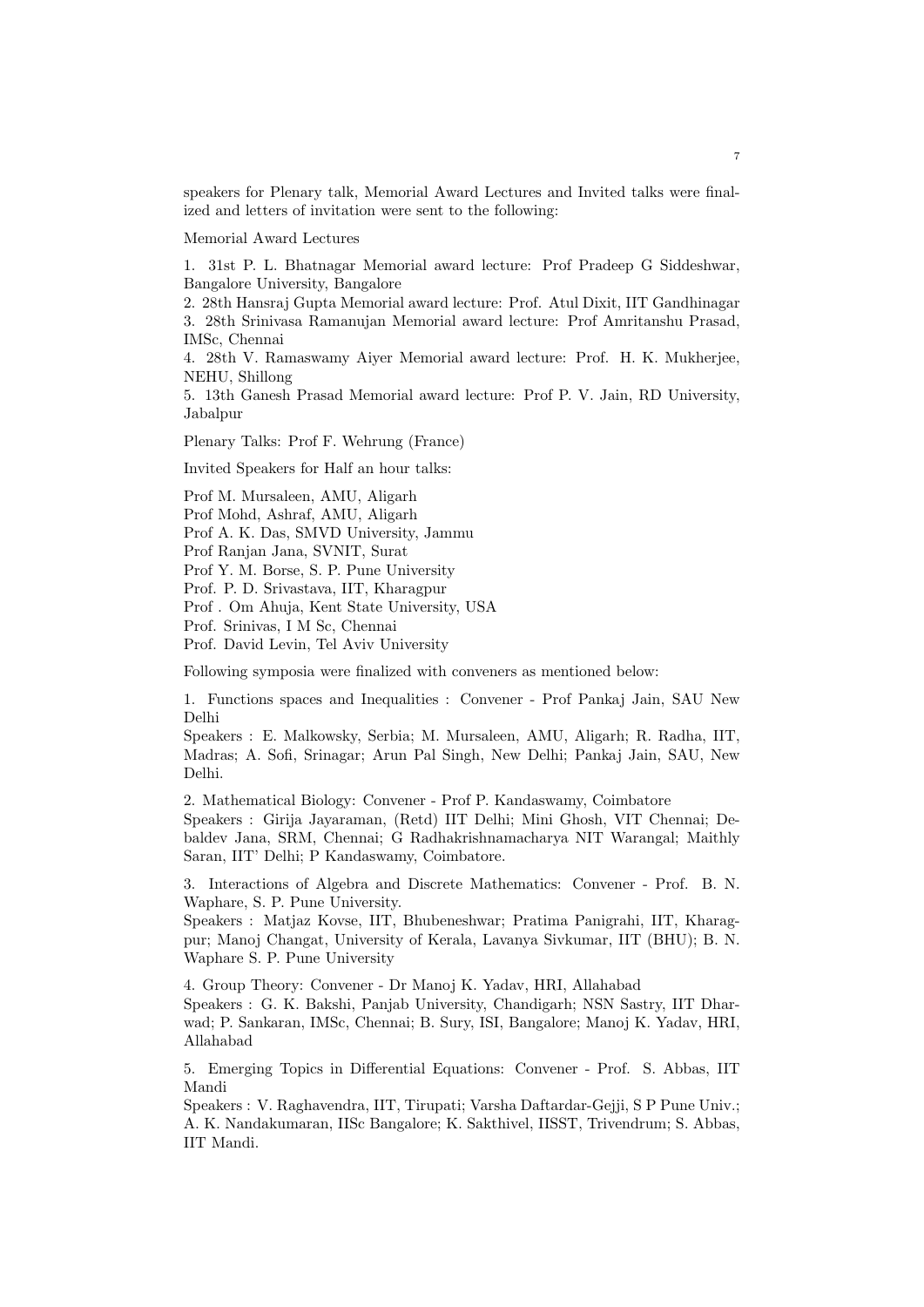speakers for Plenary talk, Memorial Award Lectures and Invited talks were finalized and letters of invitation were sent to the following:

Memorial Award Lectures

1. 31st P. L. Bhatnagar Memorial award lecture: Prof Pradeep G Siddeshwar, Bangalore University, Bangalore
2. 28th Hansraj Gupta Memorial award lecture: Prof. Atul Dixit, IIT Gandhinagar
3. 28th Srinivasa Ramanujan Memorial award lecture: Prof Amritanshu Prasad, IMSc, Chennai
4. 28th V. Ramaswamy Aiyer Memorial award lecture: Prof. H. K. Mukherjee, NEHU, Shillong
5. 13th Ganesh Prasad Memorial award lecture: Prof P. V. Jain, RD University, Jabalpur

Plenary Talks: Prof F. Wehrung (France)

Invited Speakers for Half an hour talks:

Prof M. Mursaleen, AMU, Aligarh
Prof Mohd, Ashraf, AMU, Aligarh
Prof A. K. Das, SMVD University, Jammu
Prof Ranjan Jana, SVNIT, Surat
Prof Y. M. Borse, S. P. Pune University
Prof. P. D. Srivastava, IIT, Kharagpur
Prof . Om Ahuja, Kent State University, USA
Prof. Srinivas, I M Sc, Chennai
Prof. David Levin, Tel Aviv University

Following symposia were finalized with conveners as mentioned below:

1. Functions spaces and Inequalities : Convener - Prof Pankaj Jain, SAU New Delhi
Speakers : E. Malkowsky, Serbia; M. Mursaleen, AMU, Aligarh; R. Radha, IIT, Madras; A. Sofi, Srinagar; Arun Pal Singh, New Delhi; Pankaj Jain, SAU, New Delhi.

2. Mathematical Biology: Convener - Prof P. Kandaswamy, Coimbatore
Speakers : Girija Jayaraman, (Retd) IIT Delhi; Mini Ghosh, VIT Chennai; Debaldev Jana, SRM, Chennai; G Radhakrishnamacharya NIT Warangal; Maithly Saran, IIT' Delhi; P Kandaswamy, Coimbatore.

3. Interactions of Algebra and Discrete Mathematics: Convener - Prof. B. N. Waphare, S. P. Pune University.
Speakers : Matjaz Kovse, IIT, Bhubeneshwar; Pratima Panigrahi, IIT, Kharagpur; Manoj Changat, University of Kerala, Lavanya Sivkumar, IIT (BHU); B. N. Waphare S. P. Pune University

4. Group Theory: Convener - Dr Manoj K. Yadav, HRI, Allahabad
Speakers : G. K. Bakshi, Panjab University, Chandigarh; NSN Sastry, IIT Dharwad; P. Sankaran, IMSc, Chennai; B. Sury, ISI, Bangalore; Manoj K. Yadav, HRI, Allahabad

5. Emerging Topics in Differential Equations: Convener - Prof. S. Abbas, IIT Mandi
Speakers : V. Raghavendra, IIT, Tirupati; Varsha Daftardar-Gejji, S P Pune Univ.; A. K. Nandakumaran, IISc Bangalore; K. Sakthivel, IISST, Trivendrum; S. Abbas, IIT Mandi.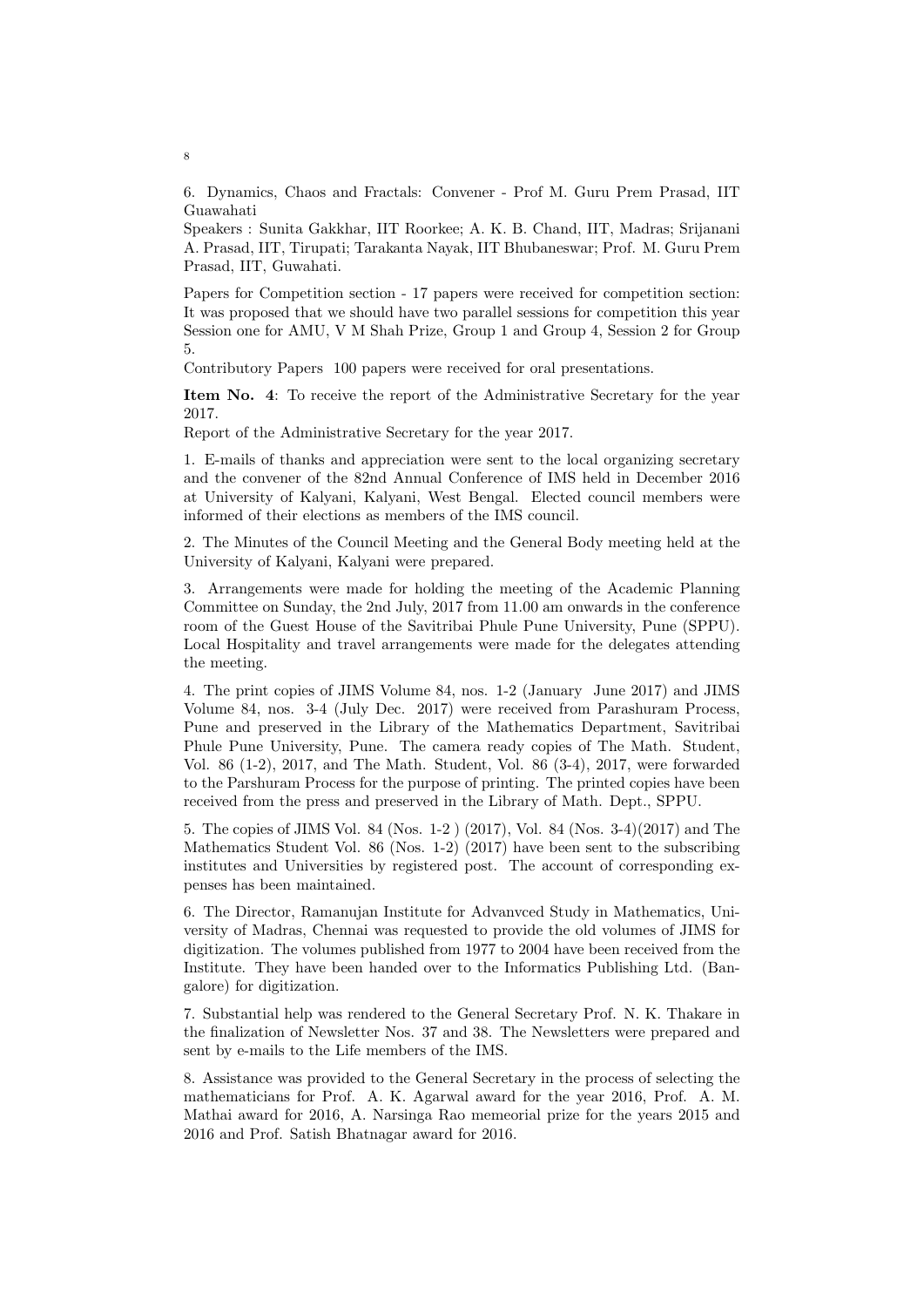6. Dynamics, Chaos and Fractals: Convener - Prof M. Guru Prem Prasad, IIT Guawahati

Speakers : Sunita Gakkhar, IIT Roorkee; A. K. B. Chand, IIT, Madras; Srijanani A. Prasad, IIT, Tirupati; Tarakanta Nayak, IIT Bhubaneswar; Prof. M. Guru Prem Prasad, IIT, Guwahati.

Papers for Competition section - 17 papers were received for competition section: It was proposed that we should have two parallel sessions for competition this year Session one for AMU, V M Shah Prize, Group 1 and Group 4, Session 2 for Group 5.

Contributory Papers 100 papers were received for oral presentations.

**Item No. 4**: To receive the report of the Administrative Secretary for the year 2017.

Report of the Administrative Secretary for the year 2017.

1. E-mails of thanks and appreciation were sent to the local organizing secretary and the convener of the 82nd Annual Conference of IMS held in December 2016 at University of Kalyani, Kalyani, West Bengal. Elected council members were informed of their elections as members of the IMS council.

2. The Minutes of the Council Meeting and the General Body meeting held at the University of Kalyani, Kalyani were prepared.

3. Arrangements were made for holding the meeting of the Academic Planning Committee on Sunday, the 2nd July, 2017 from 11.00 am onwards in the conference room of the Guest House of the Savitribai Phule Pune University, Pune (SPPU). Local Hospitality and travel arrangements were made for the delegates attending the meeting.

4. The print copies of JIMS Volume 84, nos. 1-2 (January June 2017) and JIMS Volume 84, nos. 3-4 (July Dec. 2017) were received from Parashuram Process, Pune and preserved in the Library of the Mathematics Department, Savitribai Phule Pune University, Pune. The camera ready copies of The Math. Student, Vol. 86 (1-2), 2017, and The Math. Student, Vol. 86 (3-4), 2017, were forwarded to the Parshuram Process for the purpose of printing. The printed copies have been received from the press and preserved in the Library of Math. Dept., SPPU.

5. The copies of JIMS Vol. 84 (Nos. 1-2 ) (2017), Vol. 84 (Nos. 3-4)(2017) and The Mathematics Student Vol. 86 (Nos. 1-2) (2017) have been sent to the subscribing institutes and Universities by registered post. The account of corresponding expenses has been maintained.

6. The Director, Ramanujan Institute for Advanvced Study in Mathematics, University of Madras, Chennai was requested to provide the old volumes of JIMS for digitization. The volumes published from 1977 to 2004 have been received from the Institute. They have been handed over to the Informatics Publishing Ltd. (Bangalore) for digitization.

7. Substantial help was rendered to the General Secretary Prof. N. K. Thakare in the finalization of Newsletter Nos. 37 and 38. The Newsletters were prepared and sent by e-mails to the Life members of the IMS.

8. Assistance was provided to the General Secretary in the process of selecting the mathematicians for Prof. A. K. Agarwal award for the year 2016, Prof. A. M. Mathai award for 2016, A. Narsinga Rao memeorial prize for the years 2015 and 2016 and Prof. Satish Bhatnagar award for 2016.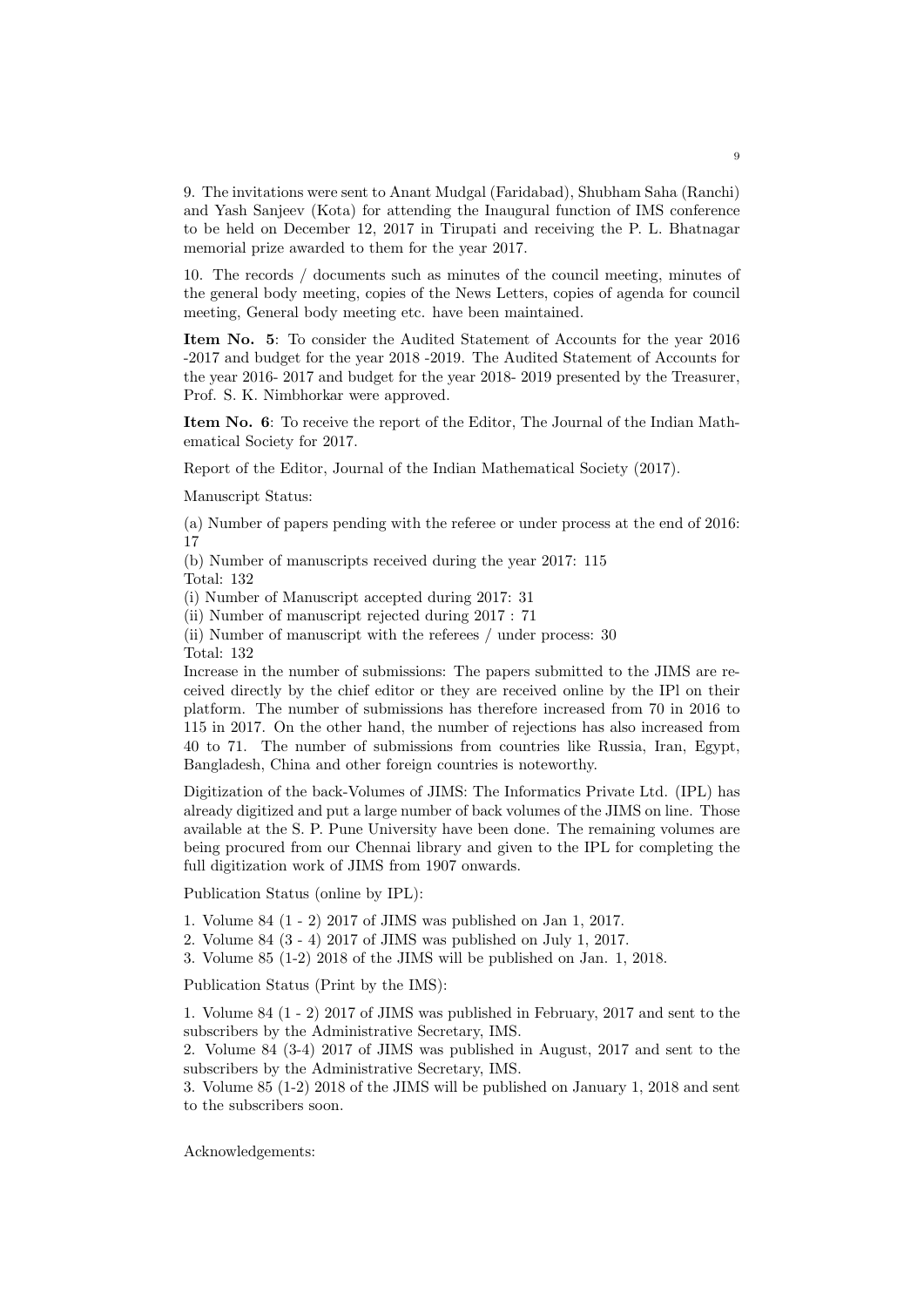9. The invitations were sent to Anant Mudgal (Faridabad), Shubham Saha (Ranchi) and Yash Sanjeev (Kota) for attending the Inaugural function of IMS conference to be held on December 12, 2017 in Tirupati and receiving the P. L. Bhatnagar memorial prize awarded to them for the year 2017.

10. The records / documents such as minutes of the council meeting, minutes of the general body meeting, copies of the News Letters, copies of agenda for council meeting, General body meeting etc. have been maintained.

**Item No. 5**: To consider the Audited Statement of Accounts for the year 2016 -2017 and budget for the year 2018 -2019. The Audited Statement of Accounts for the year 2016- 2017 and budget for the year 2018- 2019 presented by the Treasurer, Prof. S. K. Nimbhorkar were approved.

**Item No. 6**: To receive the report of the Editor, The Journal of the Indian Mathematical Society for 2017.

Report of the Editor, Journal of the Indian Mathematical Society (2017).

Manuscript Status:

(a) Number of papers pending with the referee or under process at the end of 2016: 17
(b) Number of manuscripts received during the year 2017: 115
Total: 132
(i) Number of Manuscript accepted during 2017: 31
(ii) Number of manuscript rejected during 2017 : 71
(ii) Number of manuscript with the referees / under process: 30
Total: 132
Increase in the number of submissions: The papers submitted to the JIMS are received directly by the chief editor or they are received online by the IPl on their platform. The number of submissions has therefore increased from 70 in 2016 to 115 in 2017. On the other hand, the number of rejections has also increased from 40 to 71. The number of submissions from countries like Russia, Iran, Egypt, Bangladesh, China and other foreign countries is noteworthy.

Digitization of the back-Volumes of JIMS: The Informatics Private Ltd. (IPL) has already digitized and put a large number of back volumes of the JIMS on line. Those available at the S. P. Pune University have been done. The remaining volumes are being procured from our Chennai library and given to the IPL for completing the full digitization work of JIMS from 1907 onwards.

Publication Status (online by IPL):

1. Volume 84 (1 - 2) 2017 of JIMS was published on Jan 1, 2017.
2. Volume 84 (3 - 4) 2017 of JIMS was published on July 1, 2017.
3. Volume 85 (1-2) 2018 of the JIMS will be published on Jan. 1, 2018.

Publication Status (Print by the IMS):

1. Volume 84 (1 - 2) 2017 of JIMS was published in February, 2017 and sent to the subscribers by the Administrative Secretary, IMS.
2. Volume 84 (3-4) 2017 of JIMS was published in August, 2017 and sent to the subscribers by the Administrative Secretary, IMS.
3. Volume 85 (1-2) 2018 of the JIMS will be published on January 1, 2018 and sent to the subscribers soon.

Acknowledgements: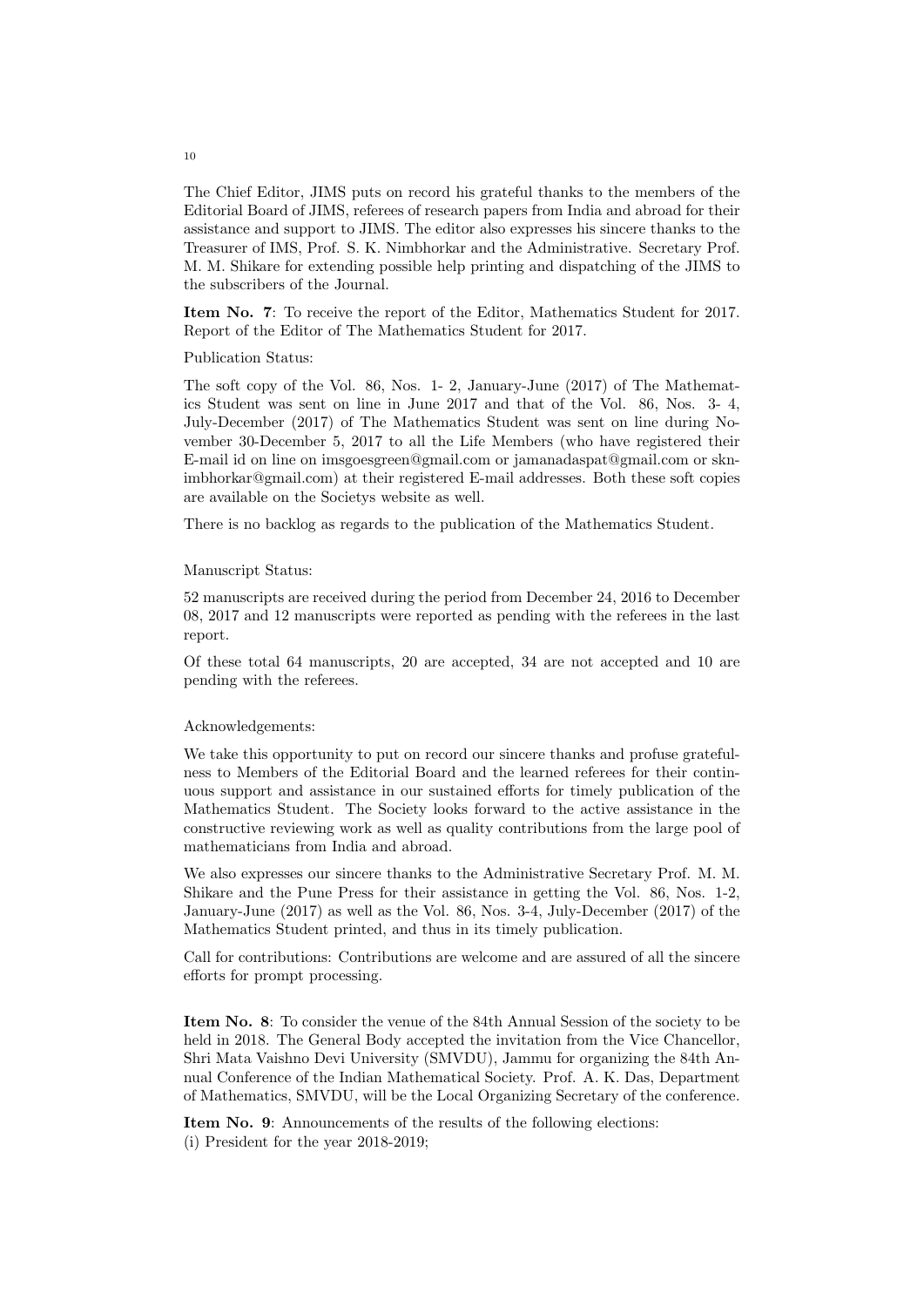The Chief Editor, JIMS puts on record his grateful thanks to the members of the Editorial Board of JIMS, referees of research papers from India and abroad for their assistance and support to JIMS. The editor also expresses his sincere thanks to the Treasurer of IMS, Prof. S. K. Nimbhorkar and the Administrative. Secretary Prof. M. M. Shikare for extending possible help printing and dispatching of the JIMS to the subscribers of the Journal.

**Item No. 7**: To receive the report of the Editor, Mathematics Student for 2017. Report of the Editor of The Mathematics Student for 2017.

Publication Status:

The soft copy of the Vol. 86, Nos. 1- 2, January-June (2017) of The Mathematics Student was sent on line in June 2017 and that of the Vol. 86, Nos. 3- 4, July-December (2017) of The Mathematics Student was sent on line during November 30-December 5, 2017 to all the Life Members (who have registered their E-mail id on line on imsgoesgreen@gmail.com or jamanadaspat@gmail.com or sknimbhorkar@gmail.com) at their registered E-mail addresses. Both these soft copies are available on the Societys website as well.

There is no backlog as regards to the publication of the Mathematics Student.

Manuscript Status:

52 manuscripts are received during the period from December 24, 2016 to December 08, 2017 and 12 manuscripts were reported as pending with the referees in the last report.

Of these total 64 manuscripts, 20 are accepted, 34 are not accepted and 10 are pending with the referees.

Acknowledgements:

We take this opportunity to put on record our sincere thanks and profuse gratefulness to Members of the Editorial Board and the learned referees for their continuous support and assistance in our sustained efforts for timely publication of the Mathematics Student. The Society looks forward to the active assistance in the constructive reviewing work as well as quality contributions from the large pool of mathematicians from India and abroad.

We also expresses our sincere thanks to the Administrative Secretary Prof. M. M. Shikare and the Pune Press for their assistance in getting the Vol. 86, Nos. 1-2, January-June (2017) as well as the Vol. 86, Nos. 3-4, July-December (2017) of the Mathematics Student printed, and thus in its timely publication.

Call for contributions: Contributions are welcome and are assured of all the sincere efforts for prompt processing.

**Item No. 8**: To consider the venue of the 84th Annual Session of the society to be held in 2018. The General Body accepted the invitation from the Vice Chancellor, Shri Mata Vaishno Devi University (SMVDU), Jammu for organizing the 84th Annual Conference of the Indian Mathematical Society. Prof. A. K. Das, Department of Mathematics, SMVDU, will be the Local Organizing Secretary of the conference.

**Item No. 9**: Announcements of the results of the following elections:
(i) President for the year 2018-2019;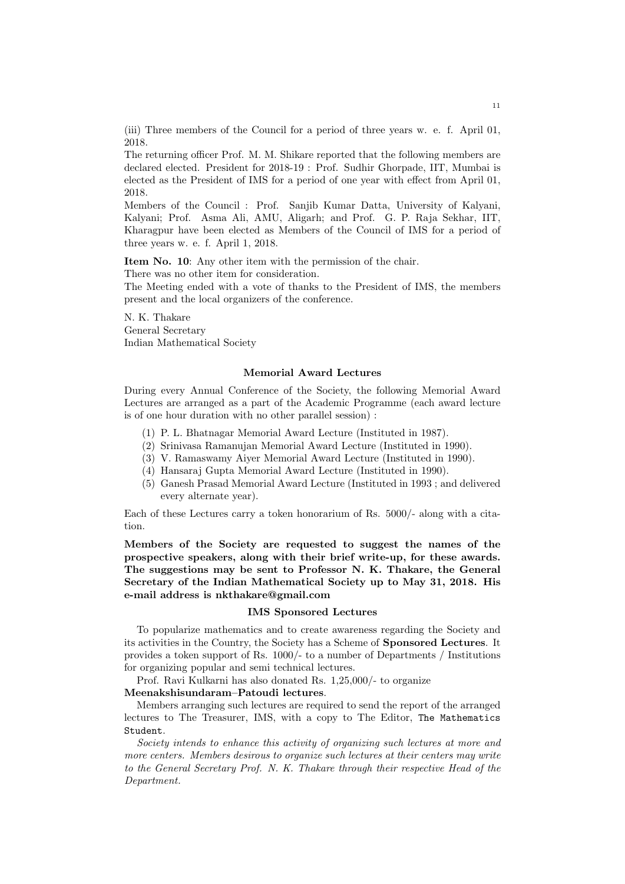(iii) Three members of the Council for a period of three years w. e. f. April 01, 2018.

The returning officer Prof. M. M. Shikare reported that the following members are declared elected. President for 2018-19 : Prof. Sudhir Ghorpade, IIT, Mumbai is elected as the President of IMS for a period of one year with effect from April 01, 2018.

Members of the Council : Prof. Sanjib Kumar Datta, University of Kalyani, Kalyani; Prof. Asma Ali, AMU, Aligarh; and Prof. G. P. Raja Sekhar, IIT, Kharagpur have been elected as Members of the Council of IMS for a period of three years w. e. f. April 1, 2018.

**Item No. 10**: Any other item with the permission of the chair.

There was no other item for consideration.

The Meeting ended with a vote of thanks to the President of IMS, the members present and the local organizers of the conference.

N. K. Thakare
General Secretary
Indian Mathematical Society

### Memorial Award Lectures

During every Annual Conference of the Society, the following Memorial Award Lectures are arranged as a part of the Academic Programme (each award lecture is of one hour duration with no other parallel session) :

(1) P. L. Bhatnagar Memorial Award Lecture (Instituted in 1987).
(2) Srinivasa Ramanujan Memorial Award Lecture (Instituted in 1990).
(3) V. Ramaswamy Aiyer Memorial Award Lecture (Instituted in 1990).
(4) Hansaraj Gupta Memorial Award Lecture (Instituted in 1990).
(5) Ganesh Prasad Memorial Award Lecture (Instituted in 1993 ; and delivered every alternate year).

Each of these Lectures carry a token honorarium of Rs. 5000/- along with a citation.

**Members of the Society are requested to suggest the names of the prospective speakers, along with their brief write-up, for these awards. The suggestions may be sent to Professor N. K. Thakare, the General Secretary of the Indian Mathematical Society up to May 31, 2018. His e-mail address is nkthakare@gmail.com**

### IMS Sponsored Lectures

To popularize mathematics and to create awareness regarding the Society and its activities in the Country, the Society has a Scheme of **Sponsored Lectures**. It provides a token support of Rs. 1000/- to a number of Departments / Institutions for organizing popular and semi technical lectures.

Prof. Ravi Kulkarni has also donated Rs. 1,25,000/- to organize **Meenakshisundaram–Patoudi lectures**.

Members arranging such lectures are required to send the report of the arranged lectures to The Treasurer, IMS, with a copy to The Editor, `The Mathematics Student`.

*Society intends to enhance this activity of organizing such lectures at more and more centers. Members desirous to organize such lectures at their centers may write to the General Secretary Prof. N. K. Thakare through their respective Head of the Department.*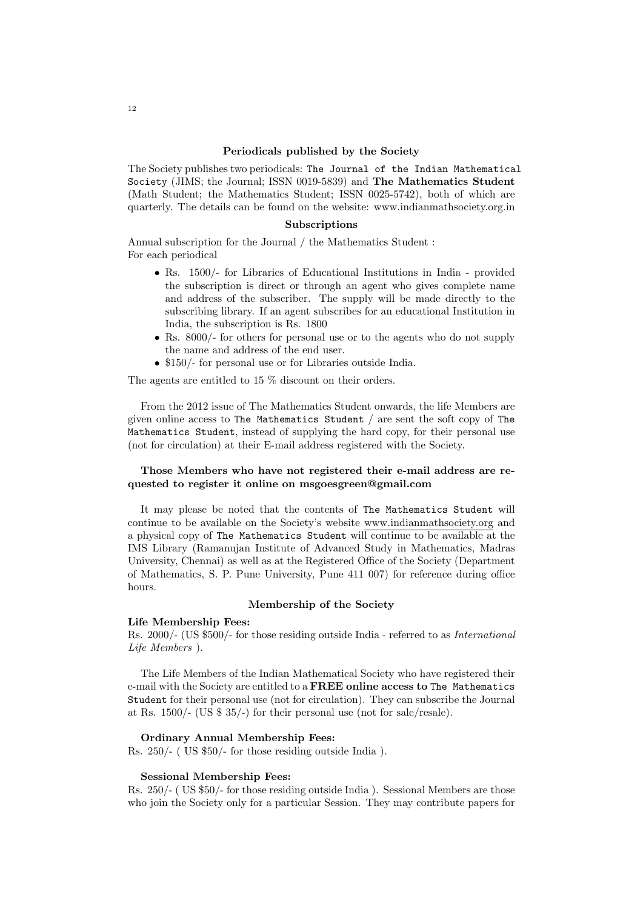### Periodicals published by the Society

The Society publishes two periodicals: `The Journal of the Indian Mathematical Society` (JIMS; the Journal; ISSN 0019-5839) and **The Mathematics Student** (Math Student; the Mathematics Student; ISSN 0025-5742), both of which are quarterly. The details can be found on the website: www.indianmathsociety.org.in

### Subscriptions

Annual subscription for the Journal / the Mathematics Student :
For each periodical

- Rs. 1500/- for Libraries of Educational Institutions in India - provided the subscription is direct or through an agent who gives complete name and address of the subscriber. The supply will be made directly to the subscribing library. If an agent subscribes for an educational Institution in India, the subscription is Rs. 1800
- Rs. 8000/- for others for personal use or to the agents who do not supply the name and address of the end user.
- $150/- for personal use or for Libraries outside India.

The agents are entitled to 15 % discount on their orders.

From the 2012 issue of The Mathematics Student onwards, the life Members are given online access to `The Mathematics Student` / are sent the soft copy of `The Mathematics Student`, instead of supplying the hard copy, for their personal use (not for circulation) at their E-mail address registered with the Society.

**Those Members who have not registered their e-mail address are requested to register it online on msgoesgreen@gmail.com**

It may please be noted that the contents of `The Mathematics Student` will continue to be available on the Society's website www.indianmathsociety.org and a physical copy of `The Mathematics Student` will continue to be available at the IMS Library (Ramanujan Institute of Advanced Study in Mathematics, Madras University, Chennai) as well as at the Registered Office of the Society (Department of Mathematics, S. P. Pune University, Pune 411 007) for reference during office hours.

### Membership of the Society

**Life Membership Fees:**
Rs. 2000/- (US $500/- for those residing outside India - referred to as *International Life Members* ).

The Life Members of the Indian Mathematical Society who have registered their e-mail with the Society are entitled to a **FREE online access to** `The Mathematics Student` for their personal use (not for circulation). They can subscribe the Journal at Rs. 1500/- (US $ 35/-) for their personal use (not for sale/resale).

**Ordinary Annual Membership Fees:**
Rs. 250/- ( US $50/- for those residing outside India ).

**Sessional Membership Fees:**
Rs. 250/- ( US $50/- for those residing outside India ). Sessional Members are those who join the Society only for a particular Session. They may contribute papers for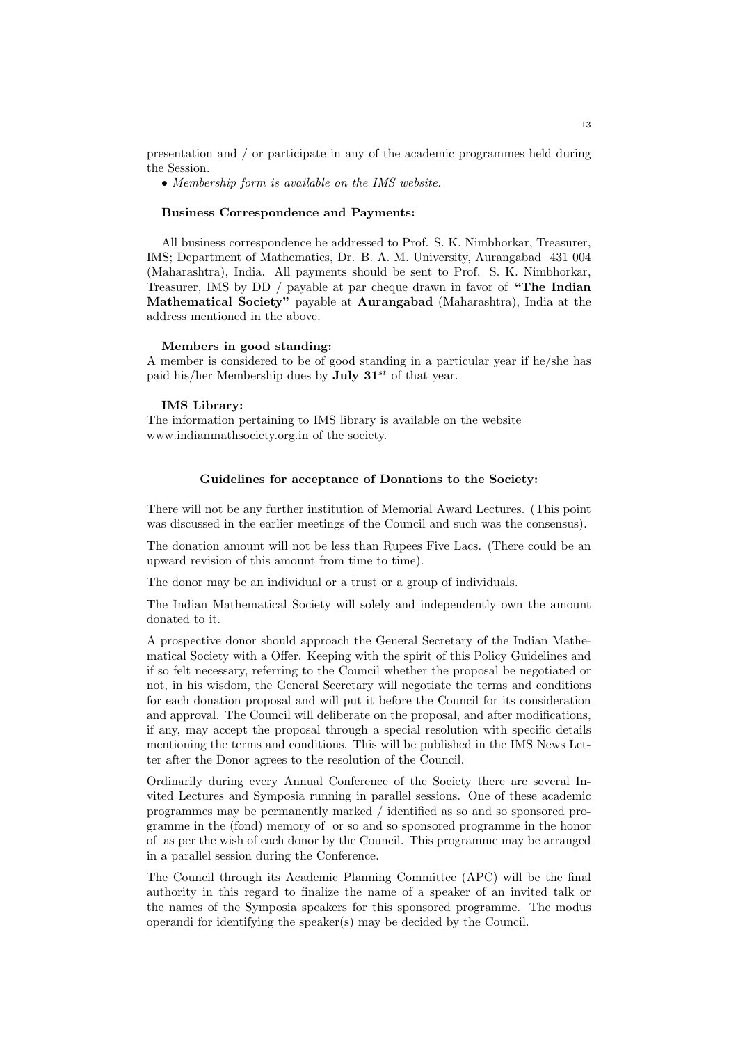presentation and / or participate in any of the academic programmes held during the Session.

• *Membership form is available on the IMS website.*

**Business Correspondence and Payments:**

All business correspondence be addressed to Prof. S. K. Nimbhorkar, Treasurer, IMS; Department of Mathematics, Dr. B. A. M. University, Aurangabad 431 004 (Maharashtra), India. All payments should be sent to Prof. S. K. Nimbhorkar, Treasurer, IMS by DD / payable at par cheque drawn in favor of **"The Indian Mathematical Society"** payable at **Aurangabad** (Maharashtra), India at the address mentioned in the above.

**Members in good standing:**

A member is considered to be of good standing in a particular year if he/she has paid his/her Membership dues by **July 31$^{st}$** of that year.

**IMS Library:**

The information pertaining to IMS library is available on the website www.indianmathsociety.org.in of the society.

### Guidelines for acceptance of Donations to the Society:

There will not be any further institution of Memorial Award Lectures. (This point was discussed in the earlier meetings of the Council and such was the consensus).

The donation amount will not be less than Rupees Five Lacs. (There could be an upward revision of this amount from time to time).

The donor may be an individual or a trust or a group of individuals.

The Indian Mathematical Society will solely and independently own the amount donated to it.

A prospective donor should approach the General Secretary of the Indian Mathematical Society with a Offer. Keeping with the spirit of this Policy Guidelines and if so felt necessary, referring to the Council whether the proposal be negotiated or not, in his wisdom, the General Secretary will negotiate the terms and conditions for each donation proposal and will put it before the Council for its consideration and approval. The Council will deliberate on the proposal, and after modifications, if any, may accept the proposal through a special resolution with specific details mentioning the terms and conditions. This will be published in the IMS News Letter after the Donor agrees to the resolution of the Council.

Ordinarily during every Annual Conference of the Society there are several Invited Lectures and Symposia running in parallel sessions. One of these academic programmes may be permanently marked / identified as so and so sponsored programme in the (fond) memory of or so and so sponsored programme in the honor of as per the wish of each donor by the Council. This programme may be arranged in a parallel session during the Conference.

The Council through its Academic Planning Committee (APC) will be the final authority in this regard to finalize the name of a speaker of an invited talk or the names of the Symposia speakers for this sponsored programme. The modus operandi for identifying the speaker(s) may be decided by the Council.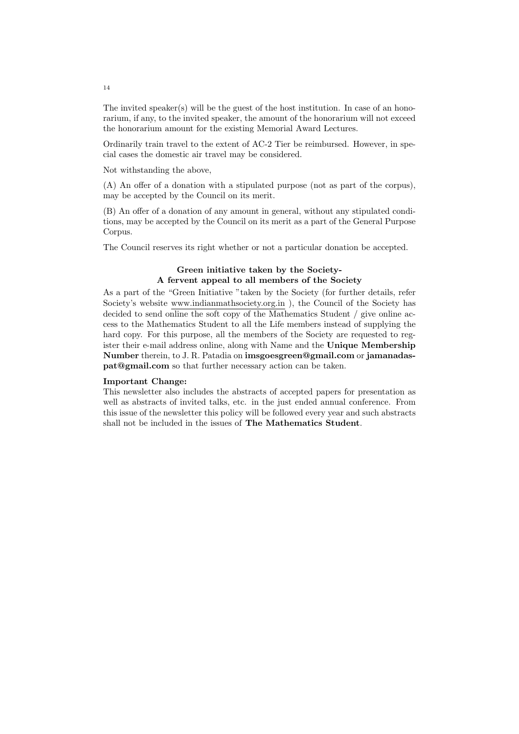The invited speaker(s) will be the guest of the host institution. In case of an honorarium, if any, to the invited speaker, the amount of the honorarium will not exceed the honorarium amount for the existing Memorial Award Lectures.

Ordinarily train travel to the extent of AC-2 Tier be reimbursed. However, in special cases the domestic air travel may be considered.

Not withstanding the above,

(A) An offer of a donation with a stipulated purpose (not as part of the corpus), may be accepted by the Council on its merit.

(B) An offer of a donation of any amount in general, without any stipulated conditions, may be accepted by the Council on its merit as a part of the General Purpose Corpus.

The Council reserves its right whether or not a particular donation be accepted.

### Green initiative taken by the Society- A fervent appeal to all members of the Society

As a part of the "Green Initiative "taken by the Society (for further details, refer Society's website www.indianmathsociety.org.in ), the Council of the Society has decided to send online the soft copy of the Mathematics Student / give online access to the Mathematics Student to all the Life members instead of supplying the hard copy. For this purpose, all the members of the Society are requested to register their e-mail address online, along with Name and the **Unique Membership Number** therein, to J. R. Patadia on **imsgoesgreen@gmail.com** or **jamanadaspat@gmail.com** so that further necessary action can be taken.

**Important Change:**

This newsletter also includes the abstracts of accepted papers for presentation as well as abstracts of invited talks, etc. in the just ended annual conference. From this issue of the newsletter this policy will be followed every year and such abstracts shall not be included in the issues of **The Mathematics Student**.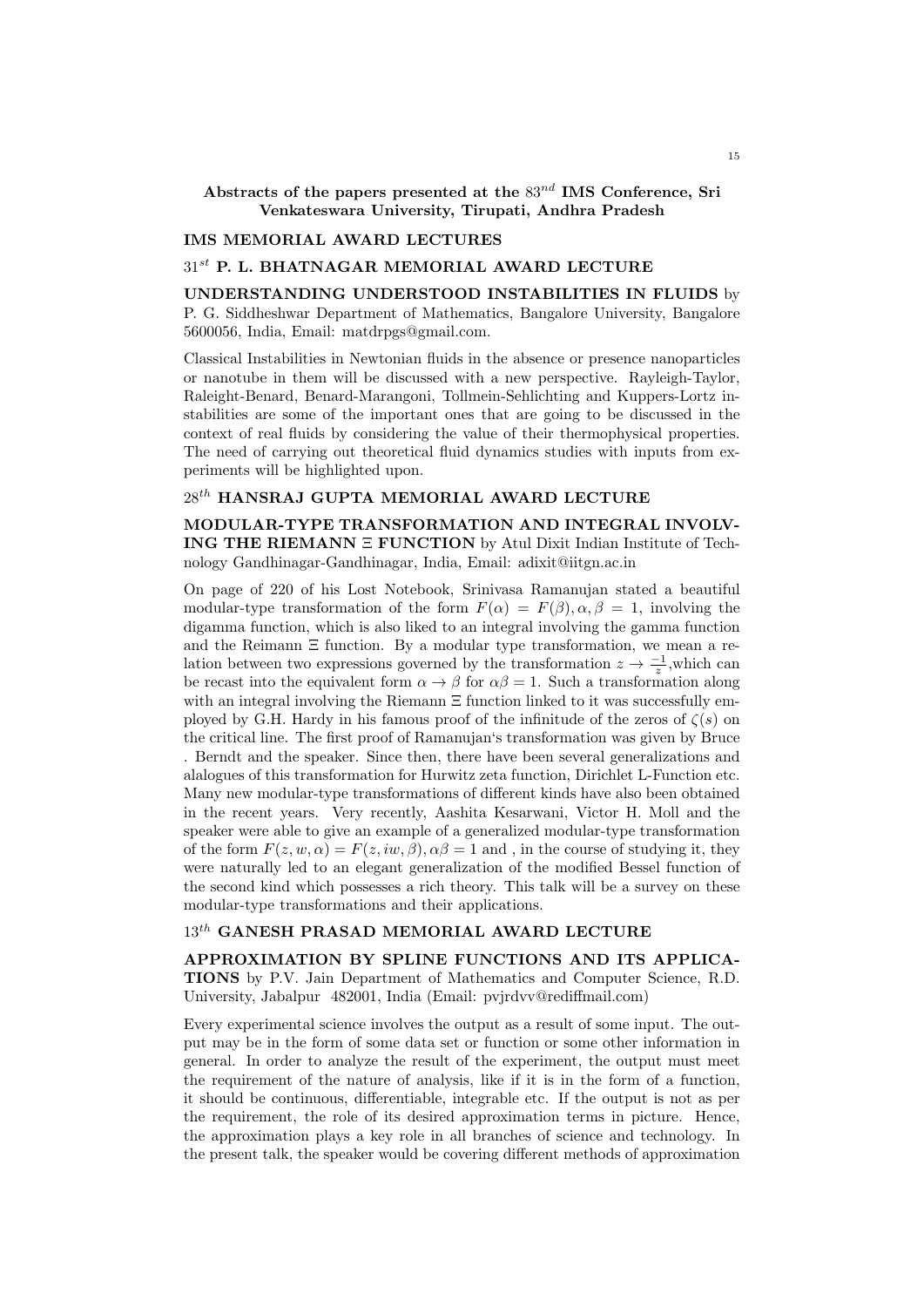**Abstracts of the papers presented at the $83^{nd}$ IMS Conference, Sri Venkateswara University, Tirupati, Andhra Pradesh**

## IMS MEMORIAL AWARD LECTURES

### $31^{st}$ P. L. BHATNAGAR MEMORIAL AWARD LECTURE

**UNDERSTANDING UNDERSTOOD INSTABILITIES IN FLUIDS** by P. G. Siddheshwar Department of Mathematics, Bangalore University, Bangalore 5600056, India, Email: matdrpgs@gmail.com.

Classical Instabilities in Newtonian fluids in the absence or presence nanoparticles or nanotube in them will be discussed with a new perspective. Rayleigh-Taylor, Raleight-Benard, Benard-Marangoni, Tollmein-Sehlichting and Kuppers-Lortz instabilities are some of the important ones that are going to be discussed in the context of real fluids by considering the value of their thermophysical properties. The need of carrying out theoretical fluid dynamics studies with inputs from experiments will be highlighted upon.

### $28^{th}$ HANSRAJ GUPTA MEMORIAL AWARD LECTURE

**MODULAR-TYPE TRANSFORMATION AND INTEGRAL INVOLVING THE RIEMANN $\Xi$ FUNCTION** by Atul Dixit Indian Institute of Technology Gandhinagar-Gandhinagar, India, Email: adixit@iitgn.ac.in

On page of 220 of his Lost Notebook, Srinivasa Ramanujan stated a beautiful modular-type transformation of the form $F(\alpha) = F(\beta), \alpha, \beta = 1$, involving the digamma function, which is also liked to an integral involving the gamma function and the Reimann $\Xi$ function. By a modular type transformation, we mean a relation between two expressions governed by the transformation $z \to \frac{-1}{z}$,which can be recast into the equivalent form $\alpha \to \beta$ for $\alpha\beta = 1$. Such a transformation along with an integral involving the Riemann $\Xi$ function linked to it was successfully employed by G.H. Hardy in his famous proof of the infinitude of the zeros of $\zeta(s)$ on the critical line. The first proof of Ramanujan's transformation was given by Bruce . Berndt and the speaker. Since then, there have been several generalizations and alalogues of this transformation for Hurwitz zeta function, Dirichlet L-Function etc. Many new modular-type transformations of different kinds have also been obtained in the recent years. Very recently, Aashita Kesarwani, Victor H. Moll and the speaker were able to give an example of a generalized modular-type transformation of the form $F(z, w, \alpha) = F(z, iw, \beta), \alpha\beta = 1$ and , in the course of studying it, they were naturally led to an elegant generalization of the modified Bessel function of the second kind which possesses a rich theory. This talk will be a survey on these modular-type transformations and their applications.

### $13^{th}$ GANESH PRASAD MEMORIAL AWARD LECTURE

**APPROXIMATION BY SPLINE FUNCTIONS AND ITS APPLICATIONS** by P.V. Jain Department of Mathematics and Computer Science, R.D. University, Jabalpur 482001, India (Email: pvjrdvv@rediffmail.com)

Every experimental science involves the output as a result of some input. The output may be in the form of some data set or function or some other information in general. In order to analyze the result of the experiment, the output must meet the requirement of the nature of analysis, like if it is in the form of a function, it should be continuous, differentiable, integrable etc. If the output is not as per the requirement, the role of its desired approximation terms in picture. Hence, the approximation plays a key role in all branches of science and technology. In the present talk, the speaker would be covering different methods of approximation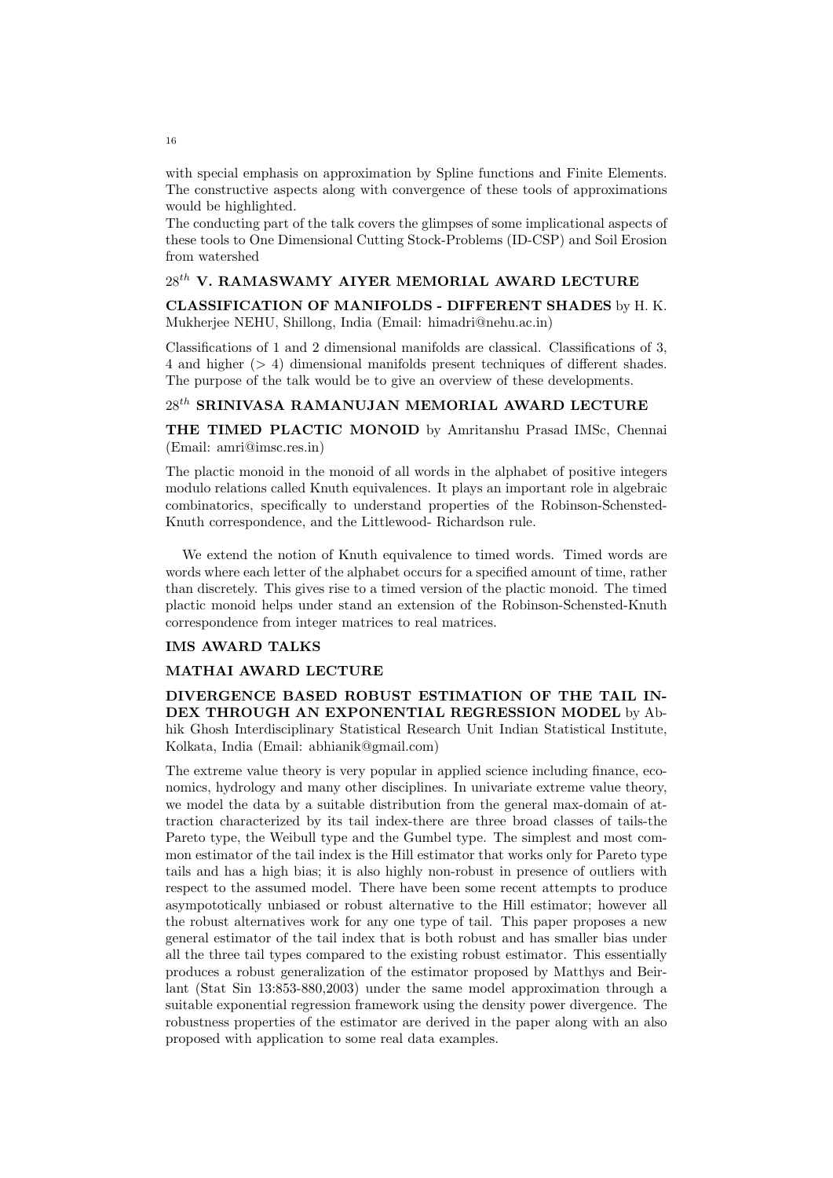with special emphasis on approximation by Spline functions and Finite Elements. The constructive aspects along with convergence of these tools of approximations would be highlighted.

The conducting part of the talk covers the glimpses of some implicational aspects of these tools to One Dimensional Cutting Stock-Problems (ID-CSP) and Soil Erosion from watershed

## $28^{th}$ V. RAMASWAMY AIYER MEMORIAL AWARD LECTURE

**CLASSIFICATION OF MANIFOLDS - DIFFERENT SHADES** by H. K. Mukherjee NEHU, Shillong, India (Email: himadri@nehu.ac.in)

Classifications of 1 and 2 dimensional manifolds are classical. Classifications of 3, 4 and higher ($> 4$) dimensional manifolds present techniques of different shades. The purpose of the talk would be to give an overview of these developments.

## $28^{th}$ SRINIVASA RAMANUJAN MEMORIAL AWARD LECTURE

**THE TIMED PLACTIC MONOID** by Amritanshu Prasad IMSc, Chennai (Email: amri@imsc.res.in)

The plactic monoid in the monoid of all words in the alphabet of positive integers modulo relations called Knuth equivalences. It plays an important role in algebraic combinatorics, specifically to understand properties of the Robinson-Schensted-Knuth correspondence, and the Littlewood- Richardson rule.

We extend the notion of Knuth equivalence to timed words. Timed words are words where each letter of the alphabet occurs for a specified amount of time, rather than discretely. This gives rise to a timed version of the plactic monoid. The timed plactic monoid helps under stand an extension of the Robinson-Schensted-Knuth correspondence from integer matrices to real matrices.

## IMS AWARD TALKS

## MATHAI AWARD LECTURE

**DIVERGENCE BASED ROBUST ESTIMATION OF THE TAIL INDEX THROUGH AN EXPONENTIAL REGRESSION MODEL** by Abhik Ghosh Interdisciplinary Statistical Research Unit Indian Statistical Institute, Kolkata, India (Email: abhianik@gmail.com)

The extreme value theory is very popular in applied science including finance, economics, hydrology and many other disciplines. In univariate extreme value theory, we model the data by a suitable distribution from the general max-domain of attraction characterized by its tail index-there are three broad classes of tails-the Pareto type, the Weibull type and the Gumbel type. The simplest and most common estimator of the tail index is the Hill estimator that works only for Pareto type tails and has a high bias; it is also highly non-robust in presence of outliers with respect to the assumed model. There have been some recent attempts to produce asympototically unbiased or robust alternative to the Hill estimator; however all the robust alternatives work for any one type of tail. This paper proposes a new general estimator of the tail index that is both robust and has smaller bias under all the three tail types compared to the existing robust estimator. This essentially produces a robust generalization of the estimator proposed by Matthys and Beirlant (Stat Sin 13:853-880,2003) under the same model approximation through a suitable exponential regression framework using the density power divergence. The robustness properties of the estimator are derived in the paper along with an also proposed with application to some real data examples.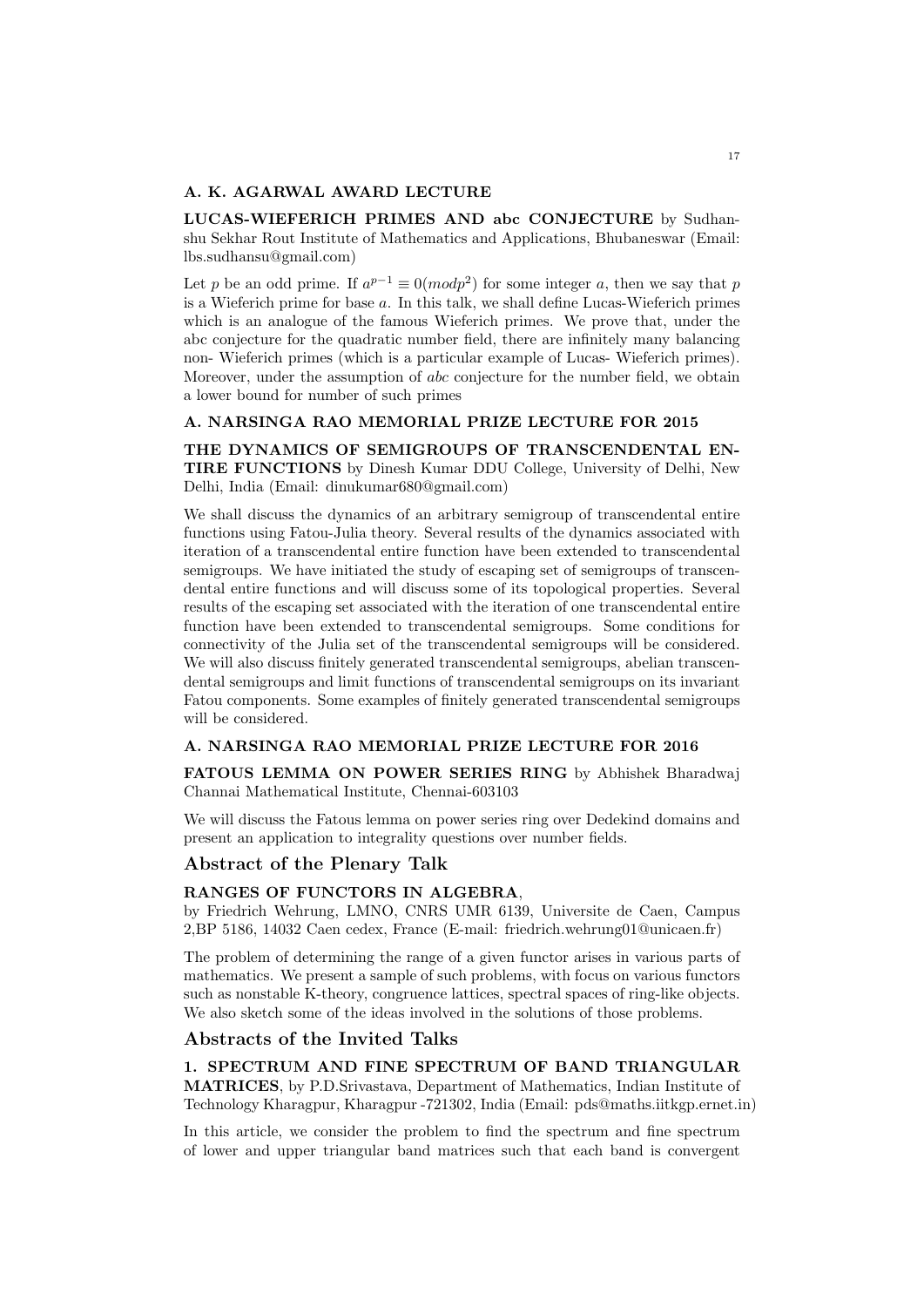### A. K. AGARWAL AWARD LECTURE

**LUCAS-WIEFERICH PRIMES AND abc CONJECTURE** by Sudhanshu Sekhar Rout Institute of Mathematics and Applications, Bhubaneswar (Email: lbs.sudhansu@gmail.com)

Let $p$ be an odd prime. If $a^{p-1} \equiv 0 (mod p^2)$ for some integer $a$, then we say that $p$ is a Wieferich prime for base $a$. In this talk, we shall define Lucas-Wieferich primes which is an analogue of the famous Wieferich primes. We prove that, under the abc conjecture for the quadratic number field, there are infinitely many balancing non- Wieferich primes (which is a particular example of Lucas- Wieferich primes). Moreover, under the assumption of *abc* conjecture for the number field, we obtain a lower bound for number of such primes

### A. NARSINGA RAO MEMORIAL PRIZE LECTURE FOR 2015

**THE DYNAMICS OF SEMIGROUPS OF TRANSCENDENTAL ENTIRE FUNCTIONS** by Dinesh Kumar DDU College, University of Delhi, New Delhi, India (Email: dinukumar680@gmail.com)

We shall discuss the dynamics of an arbitrary semigroup of transcendental entire functions using Fatou-Julia theory. Several results of the dynamics associated with iteration of a transcendental entire function have been extended to transcendental semigroups. We have initiated the study of escaping set of semigroups of transcendental entire functions and will discuss some of its topological properties. Several results of the escaping set associated with the iteration of one transcendental entire function have been extended to transcendental semigroups. Some conditions for connectivity of the Julia set of the transcendental semigroups will be considered. We will also discuss finitely generated transcendental semigroups, abelian transcendental semigroups and limit functions of transcendental semigroups on its invariant Fatou components. Some examples of finitely generated transcendental semigroups will be considered.

### A. NARSINGA RAO MEMORIAL PRIZE LECTURE FOR 2016

**FATOUS LEMMA ON POWER SERIES RING** by Abhishek Bharadwaj Channai Mathematical Institute, Chennai-603103

We will discuss the Fatous lemma on power series ring over Dedekind domains and present an application to integrality questions over number fields.

## Abstract of the Plenary Talk

**RANGES OF FUNCTORS IN ALGEBRA**,
by Friedrich Wehrung, LMNO, CNRS UMR 6139, Universite de Caen, Campus 2,BP 5186, 14032 Caen cedex, France (E-mail: friedrich.wehrung01@unicaen.fr)

The problem of determining the range of a given functor arises in various parts of mathematics. We present a sample of such problems, with focus on various functors such as nonstable K-theory, congruence lattices, spectral spaces of ring-like objects. We also sketch some of the ideas involved in the solutions of those problems.

## Abstracts of the Invited Talks

**1. SPECTRUM AND FINE SPECTRUM OF BAND TRIANGULAR MATRICES**, by P.D.Srivastava, Department of Mathematics, Indian Institute of Technology Kharagpur, Kharagpur -721302, India (Email: pds@maths.iitkgp.ernet.in)

In this article, we consider the problem to find the spectrum and fine spectrum of lower and upper triangular band matrices such that each band is convergent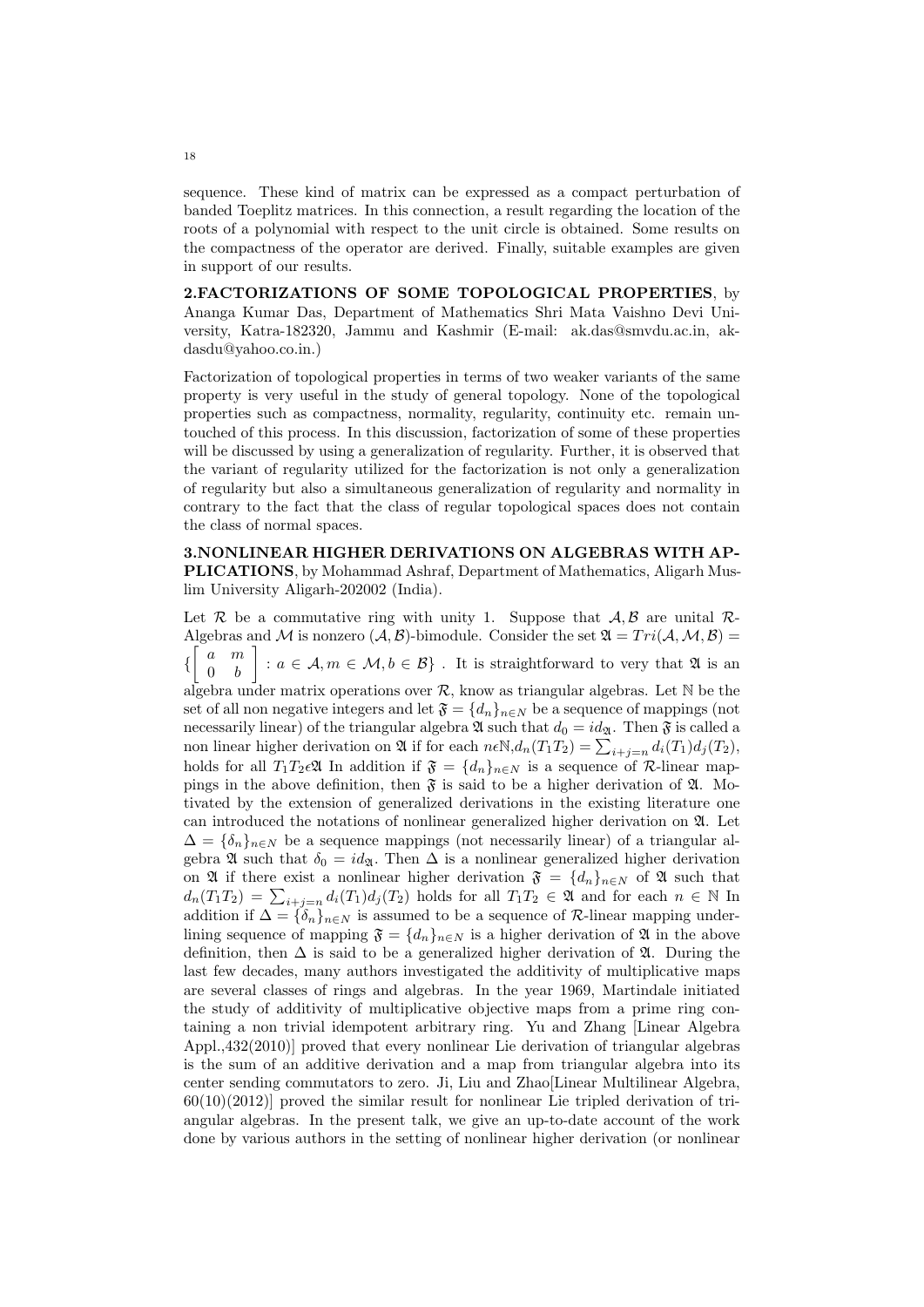sequence. These kind of matrix can be expressed as a compact perturbation of banded Toeplitz matrices. In this connection, a result regarding the location of the roots of a polynomial with respect to the unit circle is obtained. Some results on the compactness of the operator are derived. Finally, suitable examples are given in support of our results.

**2.FACTORIZATIONS OF SOME TOPOLOGICAL PROPERTIES**, by Ananga Kumar Das, Department of Mathematics Shri Mata Vaishno Devi University, Katra-182320, Jammu and Kashmir (E-mail: ak.das@smvdu.ac.in, akdasdu@yahoo.co.in.)

Factorization of topological properties in terms of two weaker variants of the same property is very useful in the study of general topology. None of the topological properties such as compactness, normality, regularity, continuity etc. remain untouched of this process. In this discussion, factorization of some of these properties will be discussed by using a generalization of regularity. Further, it is observed that the variant of regularity utilized for the factorization is not only a generalization of regularity but also a simultaneous generalization of regularity and normality in contrary to the fact that the class of regular topological spaces does not contain the class of normal spaces.

**3.NONLINEAR HIGHER DERIVATIONS ON ALGEBRAS WITH APPLICATIONS**, by Mohammad Ashraf, Department of Mathematics, Aligarh Muslim University Aligarh-202002 (India).

Let $\mathcal{R}$ be a commutative ring with unity 1. Suppose that $\mathcal{A}, \mathcal{B}$ are unital $\mathcal{R}$-Algebras and $\mathcal{M}$ is nonzero $(\mathcal{A}, \mathcal{B})$-bimodule. Consider the set $\mathfrak{A} = Tri(\mathcal{A}, \mathcal{M}, \mathcal{B}) = \{\begin{bmatrix} a & m \\ 0 & b \end{bmatrix} : a \in \mathcal{A}, m \in \mathcal{M}, b \in \mathcal{B}\}$. It is straightforward to very that $\mathfrak{A}$ is an algebra under matrix operations over $\mathcal{R}$, know as triangular algebras. Let $\mathbb{N}$ be the set of all non negative integers and let $\mathfrak{F} = \{d_n\}_{n \in N}$ be a sequence of mappings (not necessarily linear) of the triangular algebra $\mathfrak{A}$ such that $d_0 = id_{\mathfrak{A}}$. Then $\mathfrak{F}$ is called a non linear higher derivation on $\mathfrak{A}$ if for each $n \epsilon \mathbb{N}, d_n(T_1T_2) = \sum_{i+j=n} d_i(T_1)d_j(T_2)$, holds for all $T_1T_2 \epsilon \mathfrak{A}$ In addition if $\mathfrak{F} = \{d_n\}_{n \in N}$ is a sequence of $\mathcal{R}$-linear mappings in the above definition, then $\mathfrak{F}$ is said to be a higher derivation of $\mathfrak{A}$. Motivated by the extension of generalized derivations in the existing literature one can introduced the notations of nonlinear generalized higher derivation on $\mathfrak{A}$. Let $\Delta = \{\delta_n\}_{n \in N}$ be a sequence mappings (not necessarily linear) of a triangular algebra $\mathfrak{A}$ such that $\delta_0 = id_{\mathfrak{A}}$. Then $\Delta$ is a nonlinear generalized higher derivation on $\mathfrak{A}$ if there exist a nonlinear higher derivation $\mathfrak{F} = \{d_n\}_{n \in N}$ of $\mathfrak{A}$ such that $d_n(T_1T_2) = \sum_{i+j=n} d_i(T_1)d_j(T_2)$ holds for all $T_1T_2 \in \mathfrak{A}$ and for each $n \in \mathbb{N}$ In addition if $\Delta = \{\delta_n\}_{n \in N}$ is assumed to be a sequence of $\mathcal{R}$-linear mapping underlining sequence of mapping $\mathfrak{F} = \{d_n\}_{n \in N}$ is a higher derivation of $\mathfrak{A}$ in the above definition, then $\Delta$ is said to be a generalized higher derivation of $\mathfrak{A}$. During the last few decades, many authors investigated the additivity of multiplicative maps are several classes of rings and algebras. In the year 1969, Martindale initiated the study of additivity of multiplicative objective maps from a prime ring containing a non trivial idempotent arbitrary ring. Yu and Zhang [Linear Algebra Appl.,432(2010)] proved that every nonlinear Lie derivation of triangular algebras is the sum of an additive derivation and a map from triangular algebra into its center sending commutators to zero. Ji, Liu and Zhao[Linear Multilinear Algebra, 60(10)(2012)] proved the similar result for nonlinear Lie tripled derivation of triangular algebras. In the present talk, we give an up-to-date account of the work done by various authors in the setting of nonlinear higher derivation (or nonlinear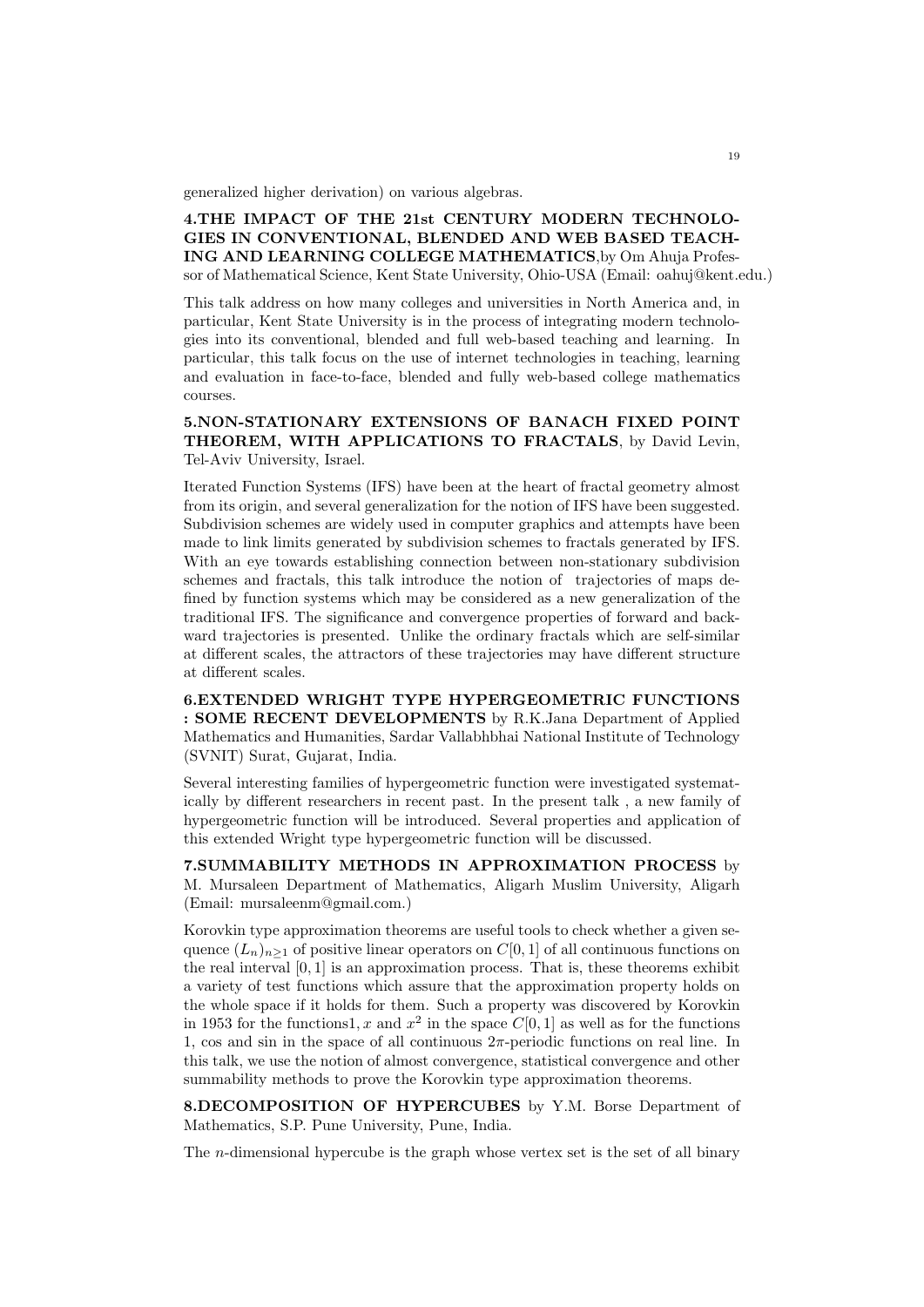generalized higher derivation) on various algebras.

**4.THE IMPACT OF THE 21st CENTURY MODERN TECHNOLOGIES IN CONVENTIONAL, BLENDED AND WEB BASED TEACHING AND LEARNING COLLEGE MATHEMATICS**,by Om Ahuja Professor of Mathematical Science, Kent State University, Ohio-USA (Email: oahuj@kent.edu.)

This talk address on how many colleges and universities in North America and, in particular, Kent State University is in the process of integrating modern technologies into its conventional, blended and full web-based teaching and learning. In particular, this talk focus on the use of internet technologies in teaching, learning and evaluation in face-to-face, blended and fully web-based college mathematics courses.

**5.NON-STATIONARY EXTENSIONS OF BANACH FIXED POINT THEOREM, WITH APPLICATIONS TO FRACTALS**, by David Levin, Tel-Aviv University, Israel.

Iterated Function Systems (IFS) have been at the heart of fractal geometry almost from its origin, and several generalization for the notion of IFS have been suggested. Subdivision schemes are widely used in computer graphics and attempts have been made to link limits generated by subdivision schemes to fractals generated by IFS. With an eye towards establishing connection between non-stationary subdivision schemes and fractals, this talk introduce the notion of trajectories of maps defined by function systems which may be considered as a new generalization of the traditional IFS. The significance and convergence properties of forward and backward trajectories is presented. Unlike the ordinary fractals which are self-similar at different scales, the attractors of these trajectories may have different structure at different scales.

**6.EXTENDED WRIGHT TYPE HYPERGEOMETRIC FUNCTIONS : SOME RECENT DEVELOPMENTS** by R.K.Jana Department of Applied Mathematics and Humanities, Sardar Vallabhbhai National Institute of Technology (SVNIT) Surat, Gujarat, India.

Several interesting families of hypergeometric function were investigated systematically by different researchers in recent past. In the present talk , a new family of hypergeometric function will be introduced. Several properties and application of this extended Wright type hypergeometric function will be discussed.

**7.SUMMABILITY METHODS IN APPROXIMATION PROCESS** by M. Mursaleen Department of Mathematics, Aligarh Muslim University, Aligarh (Email: mursaleenm@gmail.com.)

Korovkin type approximation theorems are useful tools to check whether a given sequence $(L_n)_{n\geq 1}$ of positive linear operators on $C[0,1]$ of all continuous functions on the real interval $[0,1]$ is an approximation process. That is, these theorems exhibit a variety of test functions which assure that the approximation property holds on the whole space if it holds for them. Such a property was discovered by Korovkin in 1953 for the functions1, $x$ and $x^2$ in the space $C[0,1]$ as well as for the functions 1, cos and sin in the space of all continuous $2\pi$-periodic functions on real line. In this talk, we use the notion of almost convergence, statistical convergence and other summability methods to prove the Korovkin type approximation theorems.

**8.DECOMPOSITION OF HYPERCUBES** by Y.M. Borse Department of Mathematics, S.P. Pune University, Pune, India.

The $n$-dimensional hypercube is the graph whose vertex set is the set of all binary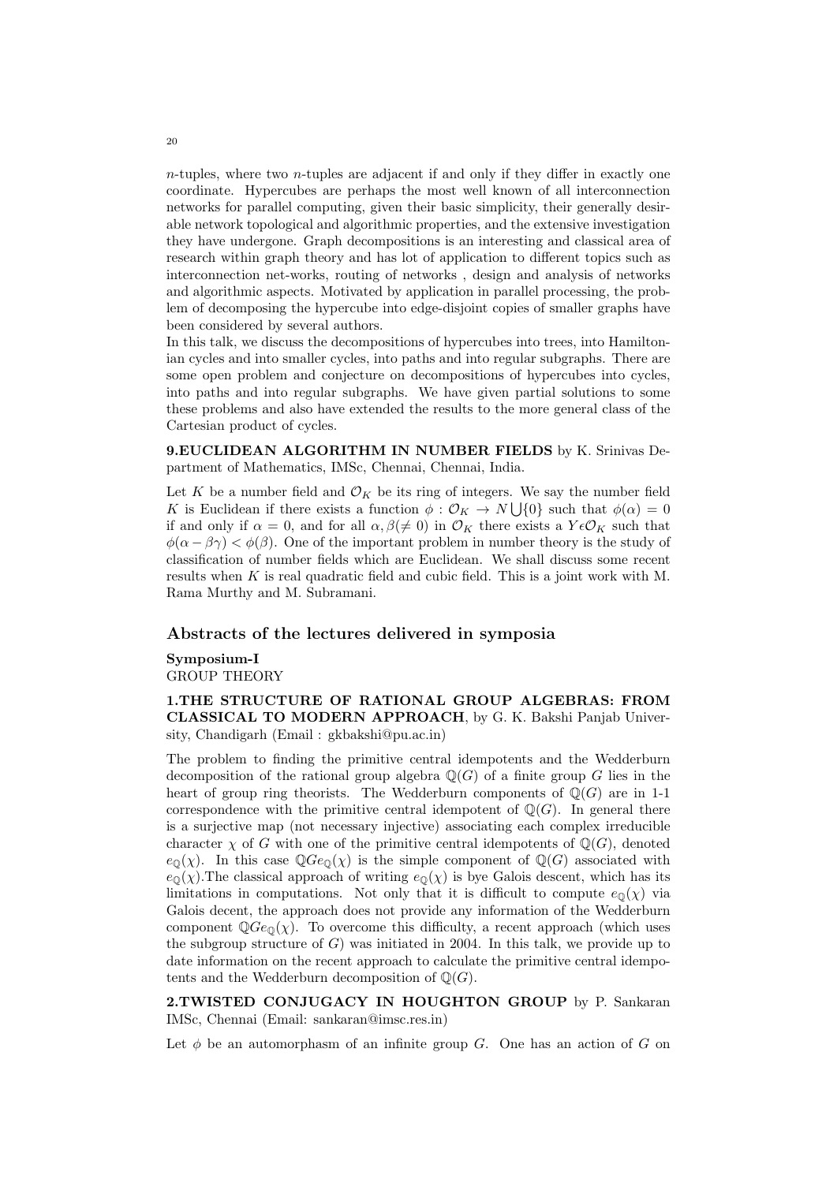$n$-tuples, where two $n$-tuples are adjacent if and only if they differ in exactly one coordinate. Hypercubes are perhaps the most well known of all interconnection networks for parallel computing, given their basic simplicity, their generally desirable network topological and algorithmic properties, and the extensive investigation they have undergone. Graph decompositions is an interesting and classical area of research within graph theory and has lot of application to different topics such as interconnection net-works, routing of networks , design and analysis of networks and algorithmic aspects. Motivated by application in parallel processing, the problem of decomposing the hypercube into edge-disjoint copies of smaller graphs have been considered by several authors.

In this talk, we discuss the decompositions of hypercubes into trees, into Hamiltonian cycles and into smaller cycles, into paths and into regular subgraphs. There are some open problem and conjecture on decompositions of hypercubes into cycles, into paths and into regular subgraphs. We have given partial solutions to some these problems and also have extended the results to the more general class of the Cartesian product of cycles.

**9.EUCLIDEAN ALGORITHM IN NUMBER FIELDS** by K. Srinivas Department of Mathematics, IMSc, Chennai, Chennai, India.

Let $K$ be a number field and $\mathcal{O}_K$ be its ring of integers. We say the number field $K$ is Euclidean if there exists a function $\phi : \mathcal{O}_K \to N \bigcup \{0\}$ such that $\phi(\alpha) = 0$ if and only if $\alpha = 0$, and for all $\alpha, \beta (\neq 0)$ in $\mathcal{O}_K$ there exists a $Y \epsilon \mathcal{O}_K$ such that $\phi(\alpha - \beta\gamma) < \phi(\beta)$. One of the important problem in number theory is the study of classification of number fields which are Euclidean. We shall discuss some recent results when $K$ is real quadratic field and cubic field. This is a joint work with M. Rama Murthy and M. Subramani.

## Abstracts of the lectures delivered in symposia

**Symposium-I**
GROUP THEORY

**1.THE STRUCTURE OF RATIONAL GROUP ALGEBRAS: FROM CLASSICAL TO MODERN APPROACH**, by G. K. Bakshi Panjab University, Chandigarh (Email : gkbakshi@pu.ac.in)

The problem to finding the primitive central idempotents and the Wedderburn decomposition of the rational group algebra $\mathbb{Q}(G)$ of a finite group $G$ lies in the heart of group ring theorists. The Wedderburn components of $\mathbb{Q}(G)$ are in 1-1 correspondence with the primitive central idempotent of $\mathbb{Q}(G)$. In general there is a surjective map (not necessary injective) associating each complex irreducible character $\chi$ of $G$ with one of the primitive central idempotents of $\mathbb{Q}(G)$, denoted $e_{\mathbb{Q}}(\chi)$. In this case $\mathbb{Q}Ge_{\mathbb{Q}}(\chi)$ is the simple component of $\mathbb{Q}(G)$ associated with $e_{\mathbb{Q}}(\chi)$.The classical approach of writing $e_{\mathbb{Q}}(\chi)$ is bye Galois descent, which has its limitations in computations. Not only that it is difficult to compute $e_{\mathbb{Q}}(\chi)$ via Galois decent, the approach does not provide any information of the Wedderburn component $\mathbb{Q}Ge_{\mathbb{Q}}(\chi)$. To overcome this difficulty, a recent approach (which uses the subgroup structure of $G$) was initiated in 2004. In this talk, we provide up to date information on the recent approach to calculate the primitive central idempotents and the Wedderburn decomposition of $\mathbb{Q}(G)$.

**2.TWISTED CONJUGACY IN HOUGHTON GROUP** by P. Sankaran IMSc, Chennai (Email: sankaran@imsc.res.in)

Let $\phi$ be an automorphasm of an infinite group $G$. One has an action of $G$ on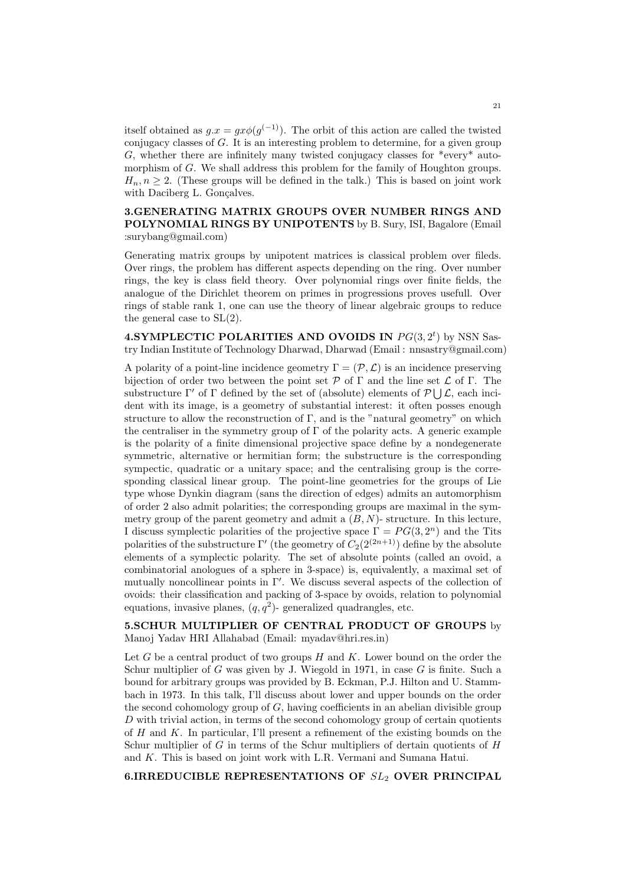itself obtained as $g.x = gx\phi(g^{(-1)})$. The orbit of this action are called the twisted conjugacy classes of $G$. It is an interesting problem to determine, for a given group $G$, whether there are infinitely many twisted conjugacy classes for *every* automorphism of $G$. We shall address this problem for the family of Houghton groups. $H_n, n \geq 2$. (These groups will be defined in the talk.) This is based on joint work with Daciberg L. Gonçalves.

**3.GENERATING MATRIX GROUPS OVER NUMBER RINGS AND POLYNOMIAL RINGS BY UNIPOTENTS** by B. Sury, ISI, Bagalore (Email :surybang@gmail.com)

Generating matrix groups by unipotent matrices is classical problem over fileds. Over rings, the problem has different aspects depending on the ring. Over number rings, the key is class field theory. Over polynomial rings over finite fields, the analogue of the Dirichlet theorem on primes in progressions proves usefull. Over rings of stable rank 1, one can use the theory of linear algebraic groups to reduce the general case to SL(2).

**4.SYMPLECTIC POLARITIES AND OVOIDS IN $PG(3, 2^t)$** by NSN Sastry Indian Institute of Technology Dharwad, Dharwad (Email : nnsastry@gmail.com)

A polarity of a point-line incidence geometry $\Gamma = (\mathcal{P}, \mathcal{L})$ is an incidence preserving bijection of order two between the point set $\mathcal{P}$ of $\Gamma$ and the line set $\mathcal{L}$ of $\Gamma$. The substructure $\Gamma'$ of $\Gamma$ defined by the set of (absolute) elements of $\mathcal{P} \bigcup \mathcal{L}$, each incident with its image, is a geometry of substantial interest: it often posses enough structure to allow the reconstruction of $\Gamma$, and is the "natural geometry" on which the centraliser in the symmetry group of $\Gamma$ of the polarity acts. A generic example is the polarity of a finite dimensional projective space define by a nondegenerate symmetric, alternative or hermitian form; the substructure is the corresponding sympectic, quadratic or a unitary space; and the centralising group is the corresponding classical linear group. The point-line geometries for the groups of Lie type whose Dynkin diagram (sans the direction of edges) admits an automorphism of order 2 also admit polarities; the corresponding groups are maximal in the symmetry group of the parent geometry and admit a $(B, N)$- structure. In this lecture, I discuss symplectic polarities of the projective space $\Gamma = PG(3, 2^n)$ and the Tits polarities of the substructure $\Gamma'$ (the geometry of $C_2(2^{(2n+1)})$ define by the absolute elements of a symplectic polarity. The set of absolute points (called an ovoid, a combinatorial anologues of a sphere in 3-space) is, equivalently, a maximal set of mutually noncollinear points in $\Gamma'$. We discuss several aspects of the collection of ovoids: their classification and packing of 3-space by ovoids, relation to polynomial equations, invasive planes, $(q, q^2)$- generalized quadrangles, etc.

**5.SCHUR MULTIPLIER OF CENTRAL PRODUCT OF GROUPS** by Manoj Yadav HRI Allahabad (Email: myadav@hri.res.in)

Let $G$ be a central product of two groups $H$ and $K$. Lower bound on the order the Schur multiplier of $G$ was given by J. Wiegold in 1971, in case $G$ is finite. Such a bound for arbitrary groups was provided by B. Eckman, P.J. Hilton and U. Stammbach in 1973. In this talk, I'll discuss about lower and upper bounds on the order the second cohomology group of $G$, having coefficients in an abelian divisible group $D$ with trivial action, in terms of the second cohomology group of certain quotients of $H$ and $K$. In particular, I'll present a refinement of the existing bounds on the Schur multiplier of $G$ in terms of the Schur multipliers of dertain quotients of $H$ and $K$. This is based on joint work with L.R. Vermani and Sumana Hatui.

**6.IRREDUCIBLE REPRESENTATIONS OF $SL_2$ OVER PRINCIPAL**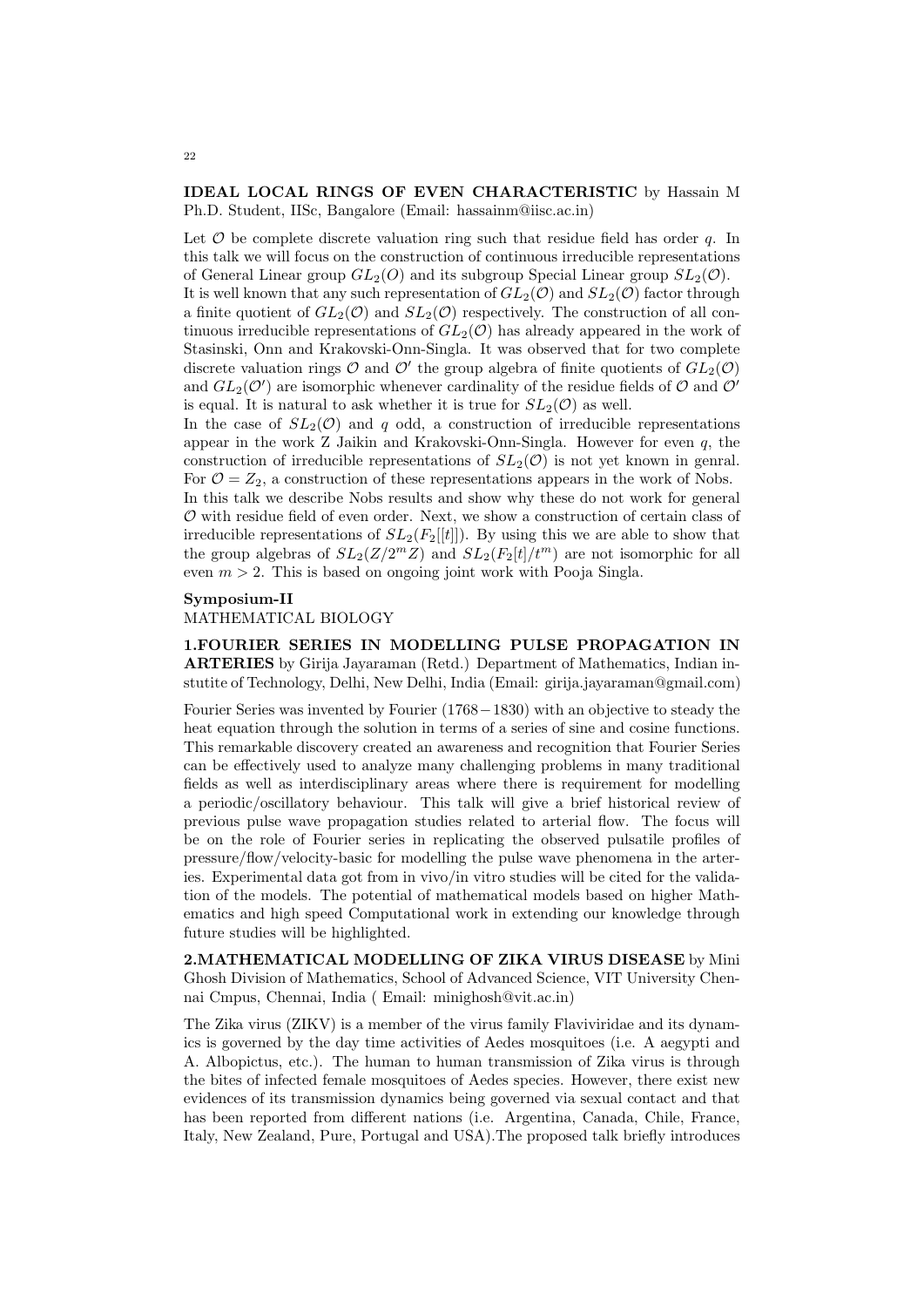**IDEAL LOCAL RINGS OF EVEN CHARACTERISTIC** by Hassain M Ph.D. Student, IISc, Bangalore (Email: hassainm@iisc.ac.in)

Let $\mathcal{O}$ be complete discrete valuation ring such that residue field has order $q$. In this talk we will focus on the construction of continuous irreducible representations of General Linear group $GL_2(O)$ and its subgroup Special Linear group $SL_2(\mathcal{O})$. It is well known that any such representation of $GL_2(\mathcal{O})$ and $SL_2(\mathcal{O})$ factor through a finite quotient of $GL_2(\mathcal{O})$ and $SL_2(\mathcal{O})$ respectively. The construction of all continuous irreducible representations of $GL_2(\mathcal{O})$ has already appeared in the work of Stasinski, Onn and Krakovski-Onn-Singla. It was observed that for two complete discrete valuation rings $\mathcal{O}$ and $\mathcal{O}'$ the group algebra of finite quotients of $GL_2(\mathcal{O})$ and $GL_2(\mathcal{O}')$ are isomorphic whenever cardinality of the residue fields of $\mathcal{O}$ and $\mathcal{O}'$ is equal. It is natural to ask whether it is true for $SL_2(\mathcal{O})$ as well.
In the case of $SL_2(\mathcal{O})$ and $q$ odd, a construction of irreducible representations appear in the work Z Jaikin and Krakovski-Onn-Singla. However for even $q$, the construction of irreducible representations of $SL_2(\mathcal{O})$ is not yet known in genral. For $\mathcal{O} = Z_2$, a construction of these representations appears in the work of Nobs.
In this talk we describe Nobs results and show why these do not work for general $\mathcal{O}$ with residue field of even order. Next, we show a construction of certain class of irreducible representations of $SL_2(F_2[[t]])$. By using this we are able to show that the group algebras of $SL_2(Z/2^m Z)$ and $SL_2(F_2[t]/t^m)$ are not isomorphic for all even $m > 2$. This is based on ongoing joint work with Pooja Singla.

**Symposium-II**

MATHEMATICAL BIOLOGY

**1.FOURIER SERIES IN MODELLING PULSE PROPAGATION IN ARTERIES** by Girija Jayaraman (Retd.) Department of Mathematics, Indian institute of Technology, Delhi, New Delhi, India (Email: girija.jayaraman@gmail.com)

Fourier Series was invented by Fourier $(1768-1830)$ with an objective to steady the heat equation through the solution in terms of a series of sine and cosine functions. This remarkable discovery created an awareness and recognition that Fourier Series can be effectively used to analyze many challenging problems in many traditional fields as well as interdisciplinary areas where there is requirement for modelling a periodic/oscillatory behaviour. This talk will give a brief historical review of previous pulse wave propagation studies related to arterial flow. The focus will be on the role of Fourier series in replicating the observed pulsatile profiles of pressure/flow/velocity-basic for modelling the pulse wave phenomena in the arteries. Experimental data got from in vivo/in vitro studies will be cited for the validation of the models. The potential of mathematical models based on higher Mathematics and high speed Computational work in extending our knowledge through future studies will be highlighted.

**2.MATHEMATICAL MODELLING OF ZIKA VIRUS DISEASE** by Mini Ghosh Division of Mathematics, School of Advanced Science, VIT University Chennai Cmpus, Chennai, India ( Email: minighosh@vit.ac.in)

The Zika virus (ZIKV) is a member of the virus family Flaviviridae and its dynamics is governed by the day time activities of Aedes mosquitoes (i.e. A aegypti and A. Albopictus, etc.). The human to human transmission of Zika virus is through the bites of infected female mosquitoes of Aedes species. However, there exist new evidences of its transmission dynamics being governed via sexual contact and that has been reported from different nations (i.e. Argentina, Canada, Chile, France, Italy, New Zealand, Pure, Portugal and USA).The proposed talk briefly introduces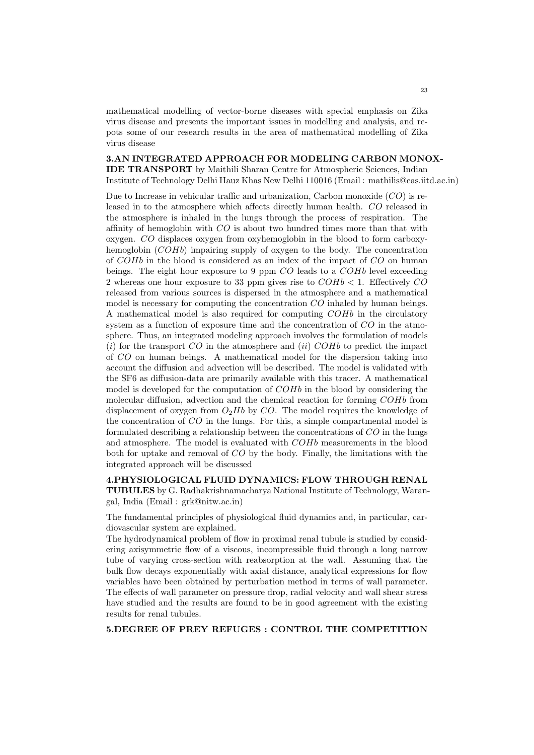mathematical modelling of vector-borne diseases with special emphasis on Zika virus disease and presents the important issues in modelling and analysis, and repots some of our research results in the area of mathematical modelling of Zika virus disease

**3.AN INTEGRATED APPROACH FOR MODELING CARBON MONOXIDE TRANSPORT** by Maithili Sharan Centre for Atmospheric Sciences, Indian Institute of Technology Delhi Hauz Khas New Delhi 110016 (Email : mathilis@cas.iitd.ac.in)

Due to Increase in vehicular traffic and urbanization, Carbon monoxide ($CO$) is released in to the atmosphere which affects directly human health. $CO$ released in the atmosphere is inhaled in the lungs through the process of respiration. The affinity of hemoglobin with $CO$ is about two hundred times more than that with oxygen. $CO$ displaces oxygen from oxyhemoglobin in the blood to form carboxyhemoglobin ($COHb$) impairing supply of oxygen to the body. The concentration of $COHb$ in the blood is considered as an index of the impact of $CO$ on human beings. The eight hour exposure to 9 ppm $CO$ leads to a $COHb$ level exceeding 2 whereas one hour exposure to 33 ppm gives rise to $COHb < 1$. Effectively $CO$ released from various sources is dispersed in the atmosphere and a mathematical model is necessary for computing the concentration $CO$ inhaled by human beings. A mathematical model is also required for computing $COHb$ in the circulatory system as a function of exposure time and the concentration of $CO$ in the atmosphere. Thus, an integrated modeling approach involves the formulation of models ($i$) for the transport $CO$ in the atmosphere and ($ii$) $COHb$ to predict the impact of $CO$ on human beings. A mathematical model for the dispersion taking into account the diffusion and advection will be described. The model is validated with the SF6 as diffusion-data are primarily available with this tracer. A mathematical model is developed for the computation of $COHb$ in the blood by considering the molecular diffusion, advection and the chemical reaction for forming $COHb$ from displacement of oxygen from $O_2Hb$ by $CO$. The model requires the knowledge of the concentration of $CO$ in the lungs. For this, a simple compartmental model is formulated describing a relationship between the concentrations of $CO$ in the lungs and atmosphere. The model is evaluated with $COHb$ measurements in the blood both for uptake and removal of $CO$ by the body. Finally, the limitations with the integrated approach will be discussed

**4.PHYSIOLOGICAL FLUID DYNAMICS: FLOW THROUGH RENAL TUBULES** by G. Radhakrishnamacharya National Institute of Technology, Warangal, India (Email : grk@nitw.ac.in)

The fundamental principles of physiological fluid dynamics and, in particular, cardiovascular system are explained.

The hydrodynamical problem of flow in proximal renal tubule is studied by considering axisymmetric flow of a viscous, incompressible fluid through a long narrow tube of varying cross-section with reabsorption at the wall. Assuming that the bulk flow decays exponentially with axial distance, analytical expressions for flow variables have been obtained by perturbation method in terms of wall parameter. The effects of wall parameter on pressure drop, radial velocity and wall shear stress have studied and the results are found to be in good agreement with the existing results for renal tubules.

**5.DEGREE OF PREY REFUGES : CONTROL THE COMPETITION**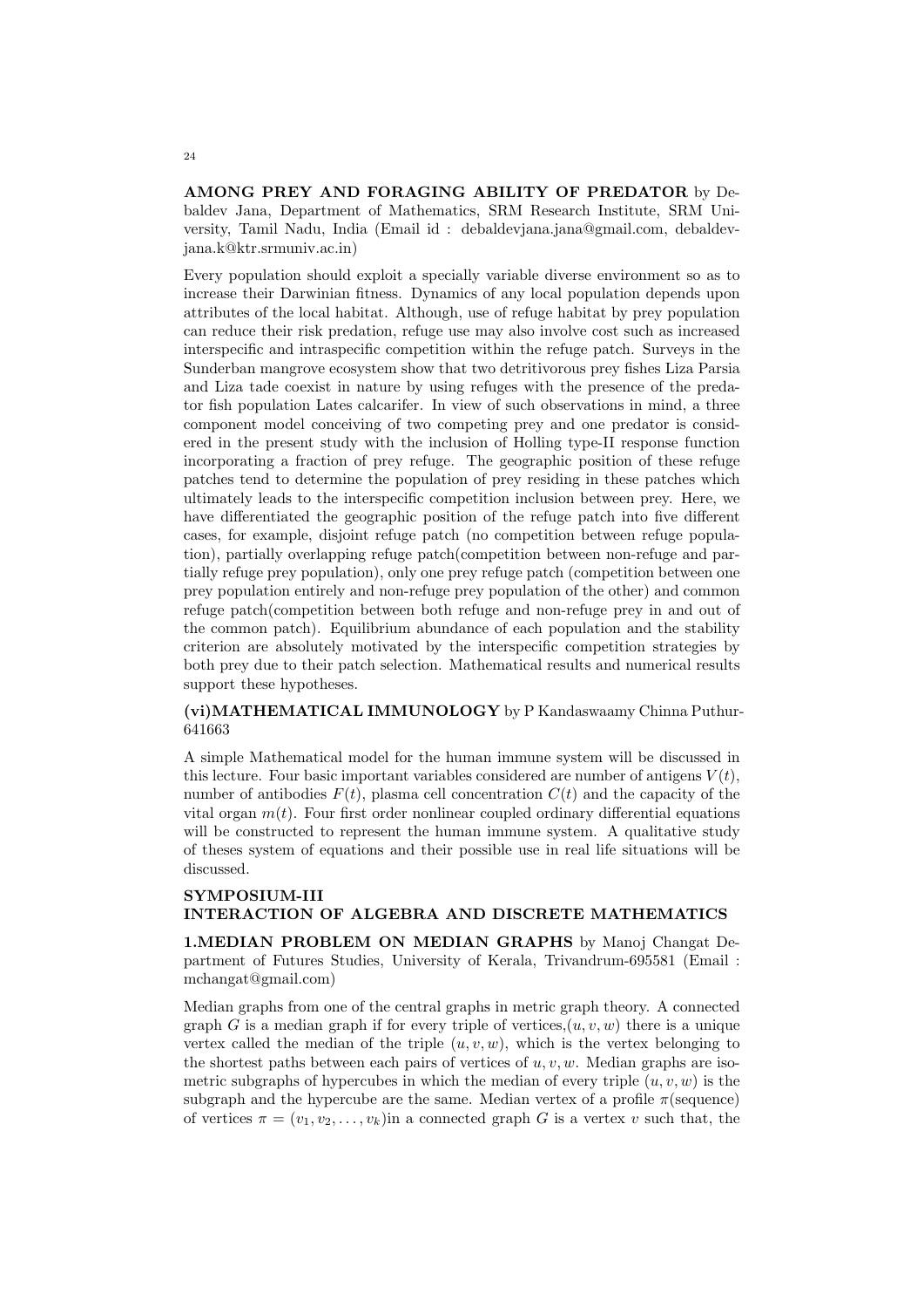**AMONG PREY AND FORAGING ABILITY OF PREDATOR** by Debaldev Jana, Department of Mathematics, SRM Research Institute, SRM University, Tamil Nadu, India (Email id : debaldevjana.jana@gmail.com, debaldevjana.k@ktr.srmuniv.ac.in)

Every population should exploit a specially variable diverse environment so as to increase their Darwinian fitness. Dynamics of any local population depends upon attributes of the local habitat. Although, use of refuge habitat by prey population can reduce their risk predation, refuge use may also involve cost such as increased interspecific and intraspecific competition within the refuge patch. Surveys in the Sunderban mangrove ecosystem show that two detritivorous prey fishes Liza Parsia and Liza tade coexist in nature by using refuges with the presence of the predator fish population Lates calcarifer. In view of such observations in mind, a three component model conceiving of two competing prey and one predator is considered in the present study with the inclusion of Holling type-II response function incorporating a fraction of prey refuge. The geographic position of these refuge patches tend to determine the population of prey residing in these patches which ultimately leads to the interspecific competition inclusion between prey. Here, we have differentiated the geographic position of the refuge patch into five different cases, for example, disjoint refuge patch (no competition between refuge population), partially overlapping refuge patch(competition between non-refuge and partially refuge prey population), only one prey refuge patch (competition between one prey population entirely and non-refuge prey population of the other) and common refuge patch(competition between both refuge and non-refuge prey in and out of the common patch). Equilibrium abundance of each population and the stability criterion are absolutely motivated by the interspecific competition strategies by both prey due to their patch selection. Mathematical results and numerical results support these hypotheses.

**(vi)MATHEMATICAL IMMUNOLOGY** by P Kandaswaamy Chinna Puthur-641663

A simple Mathematical model for the human immune system will be discussed in this lecture. Four basic important variables considered are number of antigens $V(t)$, number of antibodies $F(t)$, plasma cell concentration $C(t)$ and the capacity of the vital organ $m(t)$. Four first order nonlinear coupled ordinary differential equations will be constructed to represent the human immune system. A qualitative study of theses system of equations and their possible use in real life situations will be discussed.

## SYMPOSIUM-III
## INTERACTION OF ALGEBRA AND DISCRETE MATHEMATICS

**1.MEDIAN PROBLEM ON MEDIAN GRAPHS** by Manoj Changat Department of Futures Studies, University of Kerala, Trivandrum-695581 (Email : mchangat@gmail.com)

Median graphs from one of the central graphs in metric graph theory. A connected graph $G$ is a median graph if for every triple of vertices,$(u, v, w)$ there is a unique vertex called the median of the triple $(u, v, w)$, which is the vertex belonging to the shortest paths between each pairs of vertices of $u, v, w$. Median graphs are isometric subgraphs of hypercubes in which the median of every triple $(u, v, w)$ is the subgraph and the hypercube are the same. Median vertex of a profile $\pi$(sequence) of vertices $\pi = (v_1, v_2, \ldots, v_k)$in a connected graph $G$ is a vertex $v$ such that, the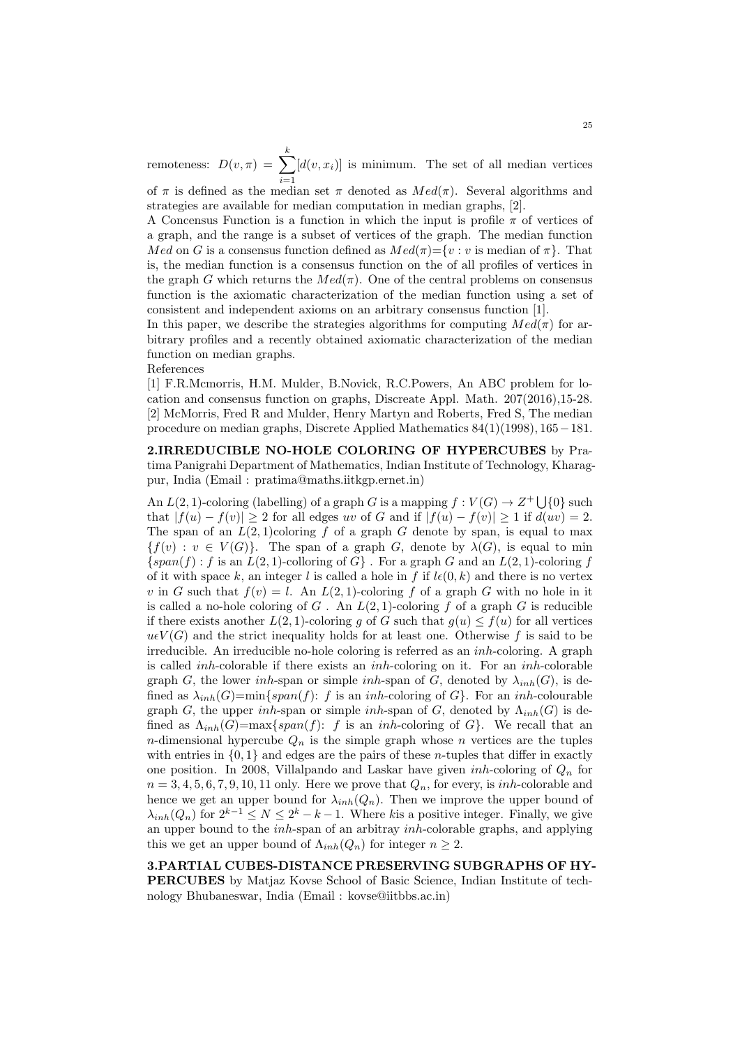remoteness: $D(v,\pi) = \sum_{i=1}^{k}[d(v,x_i)]$ is minimum. The set of all median vertices of $\pi$ is defined as the median set $\pi$ denoted as $Med(\pi)$. Several algorithms and strategies are available for median computation in median graphs, [2].

A Concensus Function is a function in which the input is profile $\pi$ of vertices of a graph, and the range is a subset of vertices of the graph. The median function $Med$ on $G$ is a consensus function defined as $Med(\pi)=\{v : v \text{ is median of } \pi\}$. That is, the median function is a consensus function on the of all profiles of vertices in the graph $G$ which returns the $Med(\pi)$. One of the central problems on consensus function is the axiomatic characterization of the median function using a set of consistent and independent axioms on an arbitrary consensus function [1].

In this paper, we describe the strategies algorithms for computing $Med(\pi)$ for arbitrary profiles and a recently obtained axiomatic characterization of the median function on median graphs.

References

[1] F.R.Mcmorris, H.M. Mulder, B.Novick, R.C.Powers, An ABC problem for location and consensus function on graphs, Discreate Appl. Math. 207(2016),15-28.

[2] McMorris, Fred R and Mulder, Henry Martyn and Roberts, Fred S, The median procedure on median graphs, Discrete Applied Mathematics 84(1)(1998), 165 − 181.

**2.IRREDUCIBLE NO-HOLE COLORING OF HYPERCUBES** by Pratima Panigrahi Department of Mathematics, Indian Institute of Technology, Kharagpur, India (Email : pratima@maths.iitkgp.ernet.in)

An $L(2,1)$-coloring (labelling) of a graph $G$ is a mapping $f : V(G) \to Z^+ \bigcup\{0\}$ such that $|f(u) - f(v)| \geq 2$ for all edges $uv$ of $G$ and if $|f(u) - f(v)| \geq 1$ if $d(uv) = 2$. The span of an $L(2,1)$coloring $f$ of a graph $G$ denote by span, is equal to max $\{f(v) : v \in V(G)\}$. The span of a graph $G$, denote by $\lambda(G)$, is equal to min $\{span(f) : f \text{ is an } L(2,1)\text{-colloring of } G\}$ . For a graph $G$ and an $L(2,1)$-coloring $f$ of it with space $k$, an integer $l$ is called a hole in $f$ if $l\epsilon(0,k)$ and there is no vertex $v$ in $G$ such that $f(v) = l$. An $L(2,1)$-coloring $f$ of a graph $G$ with no hole in it is called a no-hole coloring of $G$ . An $L(2,1)$-coloring $f$ of a graph $G$ is reducible if there exists another $L(2,1)$-coloring $g$ of $G$ such that $g(u) \leq f(u)$ for all vertices $u\epsilon V(G)$ and the strict inequality holds for at least one. Otherwise $f$ is said to be irreducible. An irreducible no-hole coloring is referred as an *inh*-coloring. A graph is called *inh*-colorable if there exists an *inh*-coloring on it. For an *inh*-colorable graph $G$, the lower *inh*-span or simple *inh*-span of $G$, denoted by $\lambda_{inh}(G)$, is defined as $\lambda_{inh}(G)$=min$\{span(f)$: $f$ is an *inh*-coloring of $G\}$. For an *inh*-colourable graph $G$, the upper *inh*-span or simple *inh*-span of $G$, denoted by $\Lambda_{inh}(G)$ is defined as $\Lambda_{inh}(G)$=max$\{span(f)$: $f$ is an *inh*-coloring of $G\}$. We recall that an $n$-dimensional hypercube $Q_n$ is the simple graph whose $n$ vertices are the tuples with entries in $\{0,1\}$ and edges are the pairs of these $n$-tuples that differ in exactly one position. In 2008, Villalpando and Laskar have given *inh*-coloring of $Q_n$ for $n = 3,4,5,6,7,9,10,11$ only. Here we prove that $Q_n$, for every, is *inh*-colorable and hence we get an upper bound for $\lambda_{inh}(Q_n)$. Then we improve the upper bound of $\lambda_{inh}(Q_n)$ for $2^{k-1} \leq N \leq 2^k - k - 1$. Where $k$is a positive integer. Finally, we give an upper bound to the *inh*-span of an arbitray *inh*-colorable graphs, and applying this we get an upper bound of $\Lambda_{inh}(Q_n)$ for integer $n \geq 2$.

**3.PARTIAL CUBES-DISTANCE PRESERVING SUBGRAPHS OF HYPERCUBES** by Matjaz Kovse School of Basic Science, Indian Institute of technology Bhubaneswar, India (Email : kovse@iitbbs.ac.in)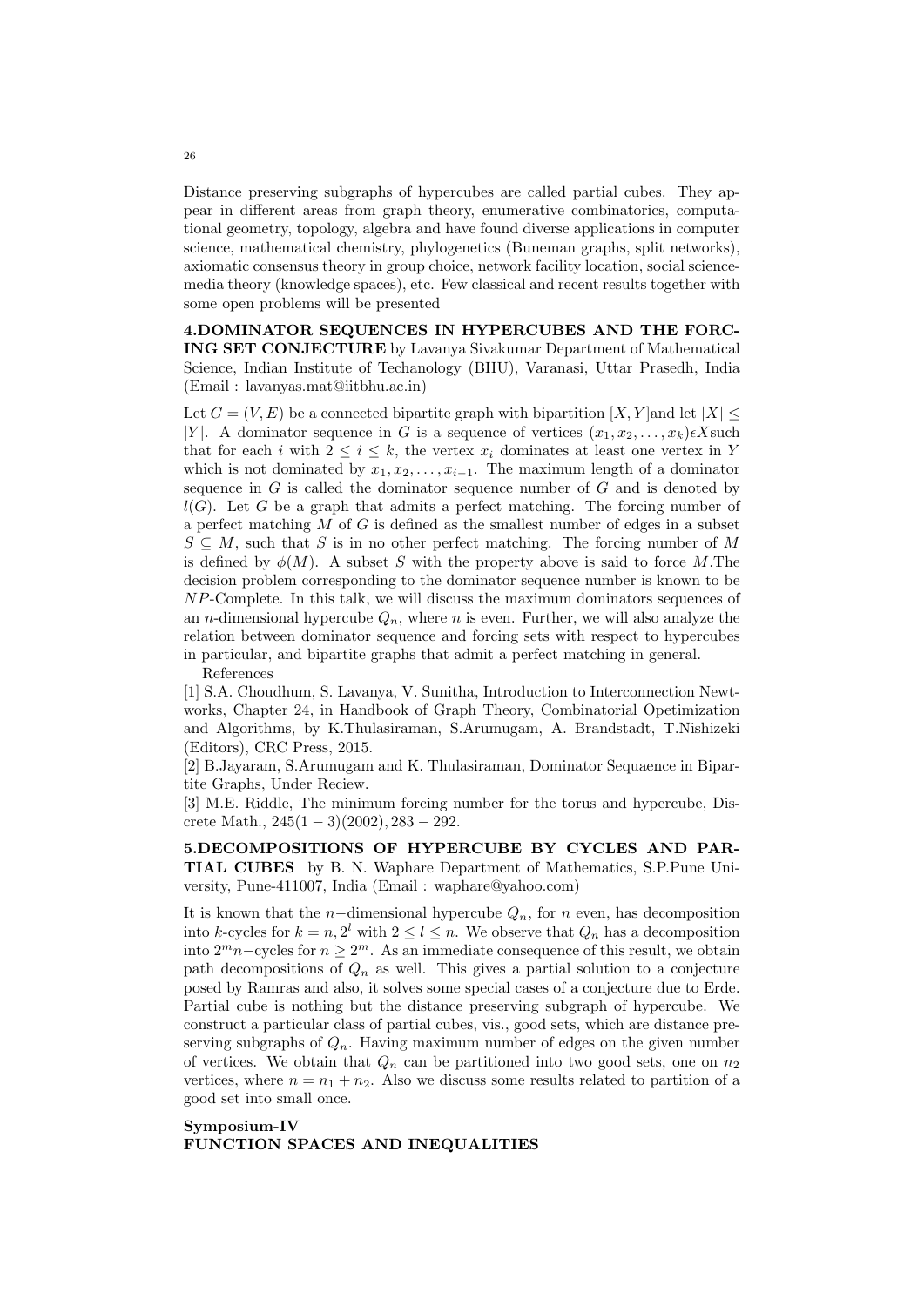Distance preserving subgraphs of hypercubes are called partial cubes. They appear in different areas from graph theory, enumerative combinatorics, computational geometry, topology, algebra and have found diverse applications in computer science, mathematical chemistry, phylogenetics (Buneman graphs, split networks), axiomatic consensus theory in group choice, network facility location, social science-media theory (knowledge spaces), etc. Few classical and recent results together with some open problems will be presented

**4.DOMINATOR SEQUENCES IN HYPERCUBES AND THE FORCING SET CONJECTURE** by Lavanya Sivakumar Department of Mathematical Science, Indian Institute of Techanology (BHU), Varanasi, Uttar Prasedh, India (Email : lavanyas.mat@iitbhu.ac.in)

Let $G = (V, E)$ be a connected bipartite graph with bipartition $[X, Y]$and let $|X| \leq |Y|$. A dominator sequence in $G$ is a sequence of vertices $(x_1, x_2, \ldots, x_k)\epsilon X$such that for each $i$ with $2 \leq i \leq k$, the vertex $x_i$ dominates at least one vertex in $Y$ which is not dominated by $x_1, x_2, \ldots, x_{i-1}$. The maximum length of a dominator sequence in $G$ is called the dominator sequence number of $G$ and is denoted by $l(G)$. Let $G$ be a graph that admits a perfect matching. The forcing number of a perfect matching $M$ of $G$ is defined as the smallest number of edges in a subset $S \subseteq M$, such that $S$ is in no other perfect matching. The forcing number of $M$ is defined by $\phi(M)$. A subset $S$ with the property above is said to force $M$.The decision problem corresponding to the dominator sequence number is known to be $NP$-Complete. In this talk, we will discuss the maximum dominators sequences of an $n$-dimensional hypercube $Q_n$, where $n$ is even. Further, we will also analyze the relation between dominator sequence and forcing sets with respect to hypercubes in particular, and bipartite graphs that admit a perfect matching in general.

References

[1] S.A. Choudhum, S. Lavanya, V. Sunitha, Introduction to Interconnection Newtworks, Chapter 24, in Handbook of Graph Theory, Combinatorial Opetimization and Algorithms, by K.Thulasiraman, S.Arumugam, A. Brandstadt, T.Nishizeki (Editors), CRC Press, 2015.

[2] B.Jayaram, S.Arumugam and K. Thulasiraman, Dominator Sequaence in Bipartite Graphs, Under Reciew.

[3] M.E. Riddle, The minimum forcing number for the torus and hypercube, Discrete Math., $245(1-3)(2002), 283-292$.

**5.DECOMPOSITIONS OF HYPERCUBE BY CYCLES AND PARTIAL CUBES** by B. N. Waphare Department of Mathematics, S.P.Pune University, Pune-411007, India (Email : waphare@yahoo.com)

It is known that the $n-$dimensional hypercube $Q_n$, for $n$ even, has decomposition into $k$-cycles for $k = n, 2^l$ with $2 \leq l \leq n$. We observe that $Q_n$ has a decomposition into $2^m n-$cycles for $n \geq 2^m$. As an immediate consequence of this result, we obtain path decompositions of $Q_n$ as well. This gives a partial solution to a conjecture posed by Ramras and also, it solves some special cases of a conjecture due to Erde. Partial cube is nothing but the distance preserving subgraph of hypercube. We construct a particular class of partial cubes, vis., good sets, which are distance preserving subgraphs of $Q_n$. Having maximum number of edges on the given number of vertices. We obtain that $Q_n$ can be partitioned into two good sets, one on $n_2$ vertices, where $n = n_1 + n_2$. Also we discuss some results related to partition of a good set into small once.

**Symposium-IV**
**FUNCTION SPACES AND INEQUALITIES**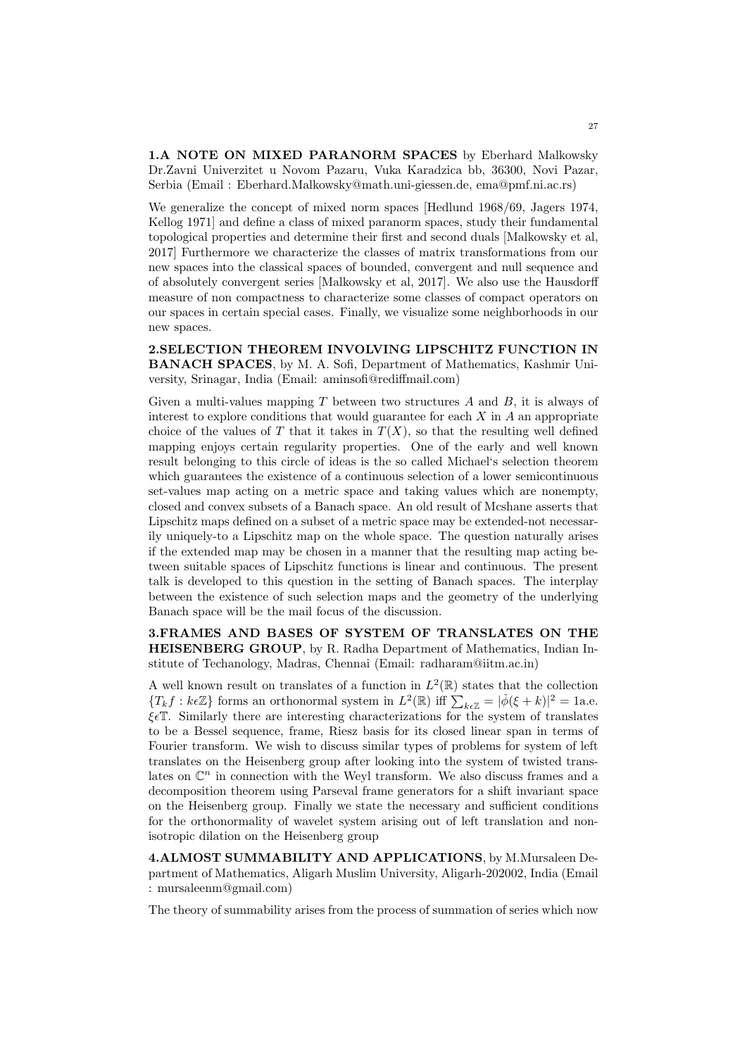**1.A NOTE ON MIXED PARANORM SPACES** by Eberhard Malkowsky Dr.Zavni Univerzitet u Novom Pazaru, Vuka Karadzica bb, 36300, Novi Pazar, Serbia (Email : Eberhard.Malkowsky@math.uni-giessen.de, ema@pmf.ni.ac.rs)

We generalize the concept of mixed norm spaces [Hedlund 1968/69, Jagers 1974, Kellog 1971] and define a class of mixed paranorm spaces, study their fundamental topological properties and determine their first and second duals [Malkowsky et al, 2017] Furthermore we characterize the classes of matrix transformations from our new spaces into the classical spaces of bounded, convergent and null sequence and of absolutely convergent series [Malkowsky et al, 2017]. We also use the Hausdorff measure of non compactness to characterize some classes of compact operators on our spaces in certain special cases. Finally, we visualize some neighborhoods in our new spaces.

**2.SELECTION THEOREM INVOLVING LIPSCHITZ FUNCTION IN BANACH SPACES**, by M. A. Sofi, Department of Mathematics, Kashmir University, Srinagar, India (Email: aminsofi@rediffmail.com)

Given a multi-values mapping $T$ between two structures $A$ and $B$, it is always of interest to explore conditions that would guarantee for each $X$ in $A$ an appropriate choice of the values of $T$ that it takes in $T(X)$, so that the resulting well defined mapping enjoys certain regularity properties. One of the early and well known result belonging to this circle of ideas is the so called Michael's selection theorem which guarantees the existence of a continuous selection of a lower semicontinuous set-values map acting on a metric space and taking values which are nonempty, closed and convex subsets of a Banach space. An old result of Mcshane asserts that Lipschitz maps defined on a subset of a metric space may be extended-not necessarily uniquely-to a Lipschitz map on the whole space. The question naturally arises if the extended map may be chosen in a manner that the resulting map acting between suitable spaces of Lipschitz functions is linear and continuous. The present talk is developed to this question in the setting of Banach spaces. The interplay between the existence of such selection maps and the geometry of the underlying Banach space will be the mail focus of the discussion.

**3.FRAMES AND BASES OF SYSTEM OF TRANSLATES ON THE HEISENBERG GROUP**, by R. Radha Department of Mathematics, Indian Institute of Techanology, Madras, Chennai (Email: radharam@iitm.ac.in)

A well known result on translates of a function in $L^2(\mathbb{R})$ states that the collection $\{T_k f : k\epsilon\mathbb{Z}\}$ forms an orthonormal system in $L^2(\mathbb{R})$ iff $\sum_{k\epsilon\mathbb{Z}} = |\check{\phi}(\xi + k)|^2 = 1$a.e. $\xi\epsilon\mathbb{T}$. Similarly there are interesting characterizations for the system of translates to be a Bessel sequence, frame, Riesz basis for its closed linear span in terms of Fourier transform. We wish to discuss similar types of problems for system of left translates on the Heisenberg group after looking into the system of twisted translates on $\mathbb{C}^n$ in connection with the Weyl transform. We also discuss frames and a decomposition theorem using Parseval frame generators for a shift invariant space on the Heisenberg group. Finally we state the necessary and sufficient conditions for the orthonormality of wavelet system arising out of left translation and nonisotropic dilation on the Heisenberg group

**4.ALMOST SUMMABILITY AND APPLICATIONS**, by M.Mursaleen Department of Mathematics, Aligarh Muslim University, Aligarh-202002, India (Email : mursaleenm@gmail.com)

The theory of summability arises from the process of summation of series which now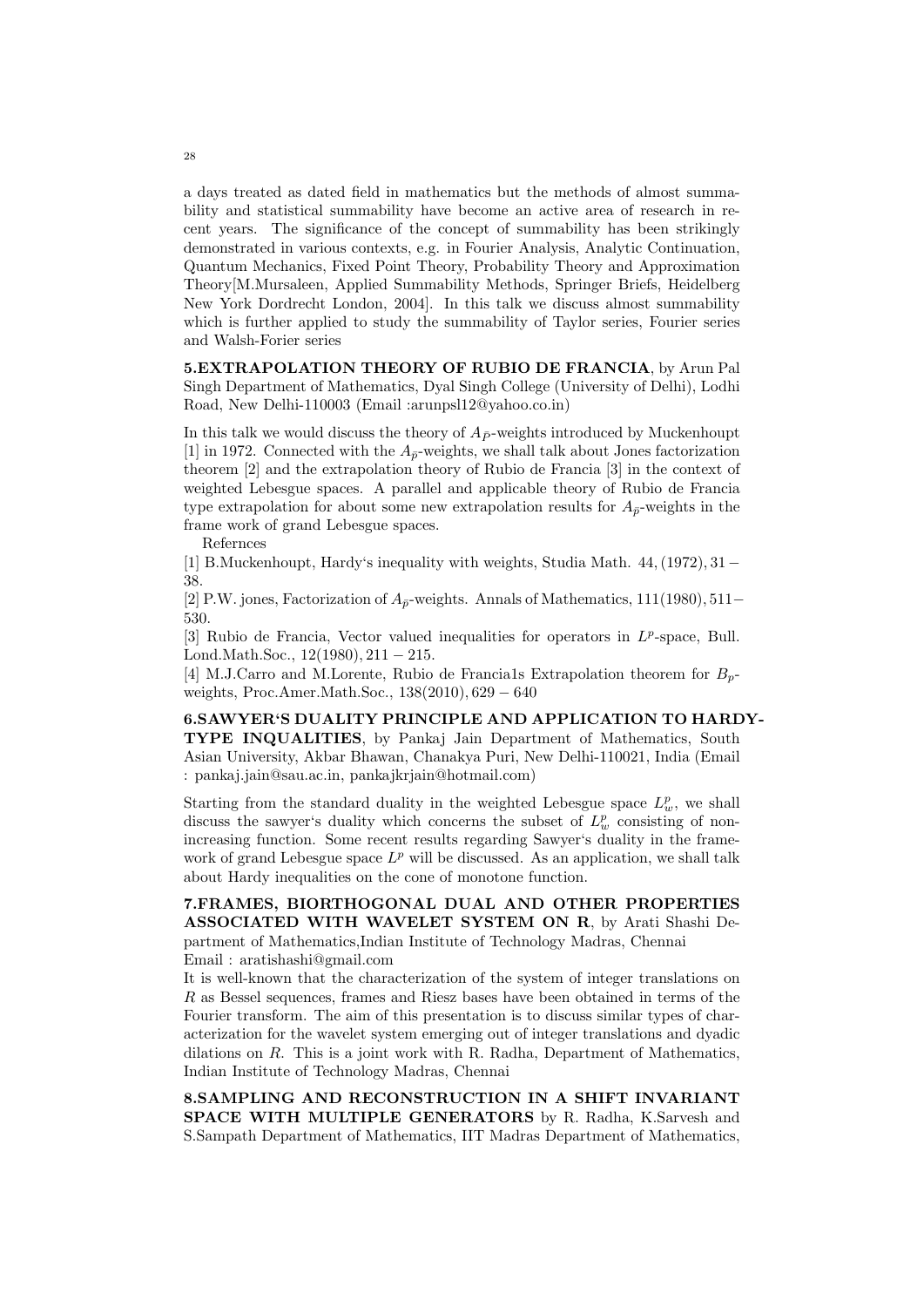a days treated as dated field in mathematics but the methods of almost summability and statistical summability have become an active area of research in recent years. The significance of the concept of summability has been strikingly demonstrated in various contexts, e.g. in Fourier Analysis, Analytic Continuation, Quantum Mechanics, Fixed Point Theory, Probability Theory and Approximation Theory[M.Mursaleen, Applied Summability Methods, Springer Briefs, Heidelberg New York Dordrecht London, 2004]. In this talk we discuss almost summability which is further applied to study the summability of Taylor series, Fourier series and Walsh-Forier series

**5.EXTRAPOLATION THEORY OF RUBIO DE FRANCIA**, by Arun Pal Singh Department of Mathematics, Dyal Singh College (University of Delhi), Lodhi Road, New Delhi-110003 (Email :arunpsl12@yahoo.co.in)

In this talk we would discuss the theory of $A_{\bar{p}}$-weights introduced by Muckenhoupt [1] in 1972. Connected with the $A_{\bar{p}}$-weights, we shall talk about Jones factorization theorem [2] and the extrapolation theory of Rubio de Francia [3] in the context of weighted Lebesgue spaces. A parallel and applicable theory of Rubio de Francia type extrapolation for about some new extrapolation results for $A_{\bar{p}}$-weights in the frame work of grand Lebesgue spaces.

Refernces

[1] B.Muckenhoupt, Hardy's inequality with weights, Studia Math. $44, (1972), 31-38$.

[2] P.W. jones, Factorization of $A_{\bar{p}}$-weights. Annals of Mathematics, $111(1980), 511-530$.

[3] Rubio de Francia, Vector valued inequalities for operators in $L^p$-space, Bull. Lond.Math.Soc., $12(1980), 211-215$.

[4] M.J.Carro and M.Lorente, Rubio de Francia1s Extrapolation theorem for $B_p$-weights, Proc.Amer.Math.Soc., $138(2010), 629-640$

**6.SAWYER'S DUALITY PRINCIPLE AND APPLICATION TO HARDY-TYPE INQUALITIES**, by Pankaj Jain Department of Mathematics, South Asian University, Akbar Bhawan, Chanakya Puri, New Delhi-110021, India (Email : pankaj.jain@sau.ac.in, pankajkrjain@hotmail.com)

Starting from the standard duality in the weighted Lebesgue space $L^p_w$, we shall discuss the sawyer's duality which concerns the subset of $L^p_w$ consisting of non-increasing function. Some recent results regarding Sawyer's duality in the framework of grand Lebesgue space $L^p$ will be discussed. As an application, we shall talk about Hardy inequalities on the cone of monotone function.

**7.FRAMES, BIORTHOGONAL DUAL AND OTHER PROPERTIES ASSOCIATED WITH WAVELET SYSTEM ON R**, by Arati Shashi Department of Mathematics,Indian Institute of Technology Madras, Chennai
Email : aratishashi@gmail.com

It is well-known that the characterization of the system of integer translations on $R$ as Bessel sequences, frames and Riesz bases have been obtained in terms of the Fourier transform. The aim of this presentation is to discuss similar types of characterization for the wavelet system emerging out of integer translations and dyadic dilations on $R$. This is a joint work with R. Radha, Department of Mathematics, Indian Institute of Technology Madras, Chennai

**8.SAMPLING AND RECONSTRUCTION IN A SHIFT INVARIANT SPACE WITH MULTIPLE GENERATORS** by R. Radha, K.Sarvesh and S.Sampath Department of Mathematics, IIT Madras Department of Mathematics,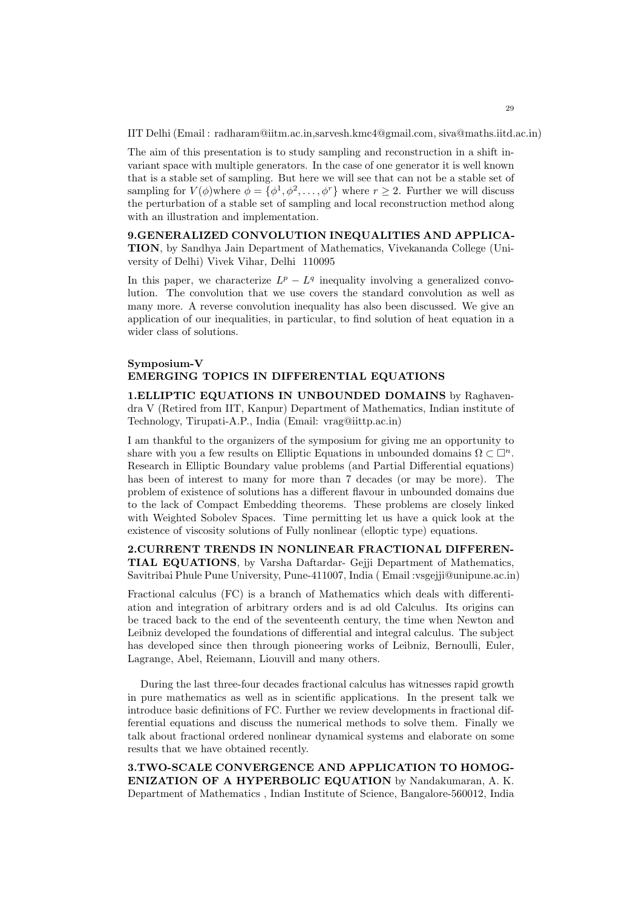IIT Delhi (Email : radharam@iitm.ac.in,sarvesh.kmc4@gmail.com, siva@maths.iitd.ac.in)

The aim of this presentation is to study sampling and reconstruction in a shift invariant space with multiple generators. In the case of one generator it is well known that is a stable set of sampling. But here we will see that can not be a stable set of sampling for $V(\phi)$where $\phi = \{\phi^1, \phi^2, \ldots, \phi^r\}$ where $r \geq 2$. Further we will discuss the perturbation of a stable set of sampling and local reconstruction method along with an illustration and implementation.

**9.GENERALIZED CONVOLUTION INEQUALITIES AND APPLICATION**, by Sandhya Jain Department of Mathematics, Vivekananda College (University of Delhi) Vivek Vihar, Delhi 110095

In this paper, we characterize $L^p - L^q$ inequality involving a generalized convolution. The convolution that we use covers the standard convolution as well as many more. A reverse convolution inequality has also been discussed. We give an application of our inequalities, in particular, to find solution of heat equation in a wider class of solutions.

## Symposium-V
## EMERGING TOPICS IN DIFFERENTIAL EQUATIONS

**1.ELLIPTIC EQUATIONS IN UNBOUNDED DOMAINS** by Raghavendra V (Retired from IIT, Kanpur) Department of Mathematics, Indian institute of Technology, Tirupati-A.P., India (Email: vrag@iittp.ac.in)

I am thankful to the organizers of the symposium for giving me an opportunity to share with you a few results on Elliptic Equations in unbounded domains $\Omega \subset \square^n$. Research in Elliptic Boundary value problems (and Partial Differential equations) has been of interest to many for more than 7 decades (or may be more). The problem of existence of solutions has a different flavour in unbounded domains due to the lack of Compact Embedding theorems. These problems are closely linked with Weighted Sobolev Spaces. Time permitting let us have a quick look at the existence of viscosity solutions of Fully nonlinear (elloptic type) equations.

**2.CURRENT TRENDS IN NONLINEAR FRACTIONAL DIFFERENTIAL EQUATIONS**, by Varsha Daftardar- Gejji Department of Mathematics, Savitribai Phule Pune University, Pune-411007, India ( Email :vsgejji@unipune.ac.in)

Fractional calculus (FC) is a branch of Mathematics which deals with differentiation and integration of arbitrary orders and is ad old Calculus. Its origins can be traced back to the end of the seventeenth century, the time when Newton and Leibniz developed the foundations of differential and integral calculus. The subject has developed since then through pioneering works of Leibniz, Bernoulli, Euler, Lagrange, Abel, Reiemann, Liouvill and many others.

During the last three-four decades fractional calculus has witnesses rapid growth in pure mathematics as well as in scientific applications. In the present talk we introduce basic definitions of FC. Further we review developments in fractional differential equations and discuss the numerical methods to solve them. Finally we talk about fractional ordered nonlinear dynamical systems and elaborate on some results that we have obtained recently.

**3.TWO-SCALE CONVERGENCE AND APPLICATION TO HOMOGENIZATION OF A HYPERBOLIC EQUATION** by Nandakumaran, A. K. Department of Mathematics , Indian Institute of Science, Bangalore-560012, India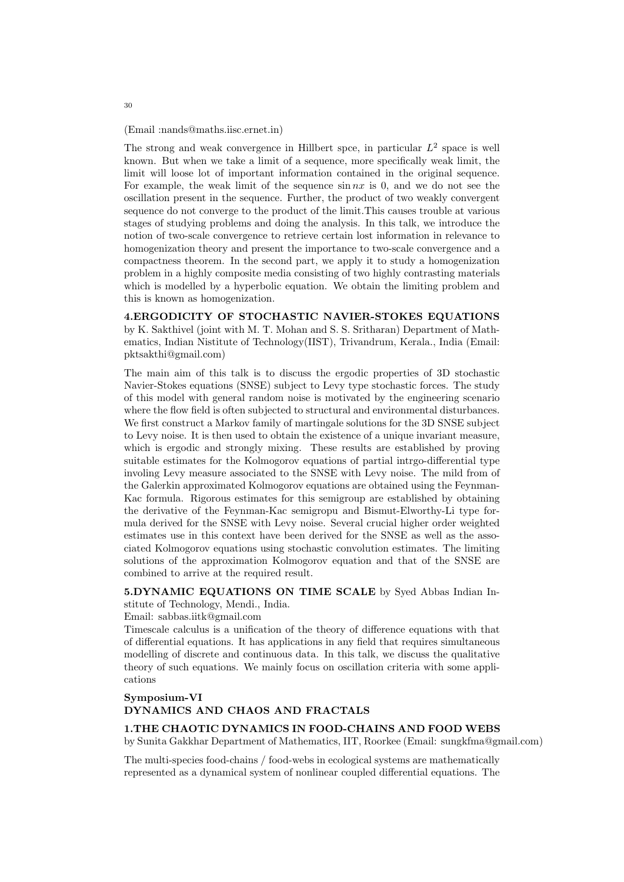(Email :nands@maths.iisc.ernet.in)

The strong and weak convergence in Hillbert spce, in particular $L^2$ space is well known. But when we take a limit of a sequence, more specifically weak limit, the limit will loose lot of important information contained in the original sequence. For example, the weak limit of the sequence $\sin nx$ is 0, and we do not see the oscillation present in the sequence. Further, the product of two weakly convergent sequence do not converge to the product of the limit.This causes trouble at various stages of studying problems and doing the analysis. In this talk, we introduce the notion of two-scale convergence to retrieve certain lost information in relevance to homogenization theory and present the importance to two-scale convergence and a compactness theorem. In the second part, we apply it to study a homogenization problem in a highly composite media consisting of two highly contrasting materials which is modelled by a hyperbolic equation. We obtain the limiting problem and this is known as homogenization.

**4.ERGODICITY OF STOCHASTIC NAVIER-STOKES EQUATIONS** by K. Sakthivel (joint with M. T. Mohan and S. S. Sritharan) Department of Mathematics, Indian Nistitute of Technology(IIST), Trivandrum, Kerala., India (Email: pktsakthi@gmail.com)

The main aim of this talk is to discuss the ergodic properties of 3D stochastic Navier-Stokes equations (SNSE) subject to Levy type stochastic forces. The study of this model with general random noise is motivated by the engineering scenario where the flow field is often subjected to structural and environmental disturbances. We first construct a Markov family of martingale solutions for the 3D SNSE subject to Levy noise. It is then used to obtain the existence of a unique invariant measure, which is ergodic and strongly mixing. These results are established by proving suitable estimates for the Kolmogorov equations of partial intrgo-differential type involing Levy measure associated to the SNSE with Levy noise. The mild from of the Galerkin approximated Kolmogorov equations are obtained using the Feynman-Kac formula. Rigorous estimates for this semigroup are established by obtaining the derivative of the Feynman-Kac semigropu and Bismut-Elworthy-Li type formula derived for the SNSE with Levy noise. Several crucial higher order weighted estimates use in this context have been derived for the SNSE as well as the associated Kolmogorov equations using stochastic convolution estimates. The limiting solutions of the approximation Kolmogorov equation and that of the SNSE are combined to arrive at the required result.

**5.DYNAMIC EQUATIONS ON TIME SCALE** by Syed Abbas Indian Institute of Technology, Mendi., India.
Email: sabbas.iitk@gmail.com
Timescale calculus is a unification of the theory of difference equations with that of differential equations. It has applications in any field that requires simultaneous modelling of discrete and continuous data. In this talk, we discuss the qualitative theory of such equations. We mainly focus on oscillation criteria with some applications

**Symposium-VI**
**DYNAMICS AND CHAOS AND FRACTALS**

**1.THE CHAOTIC DYNAMICS IN FOOD-CHAINS AND FOOD WEBS**
by Sunita Gakkhar Department of Mathematics, IIT, Roorkee (Email: sungkfma@gmail.com)

The multi-species food-chains / food-webs in ecological systems are mathematically represented as a dynamical system of nonlinear coupled differential equations. The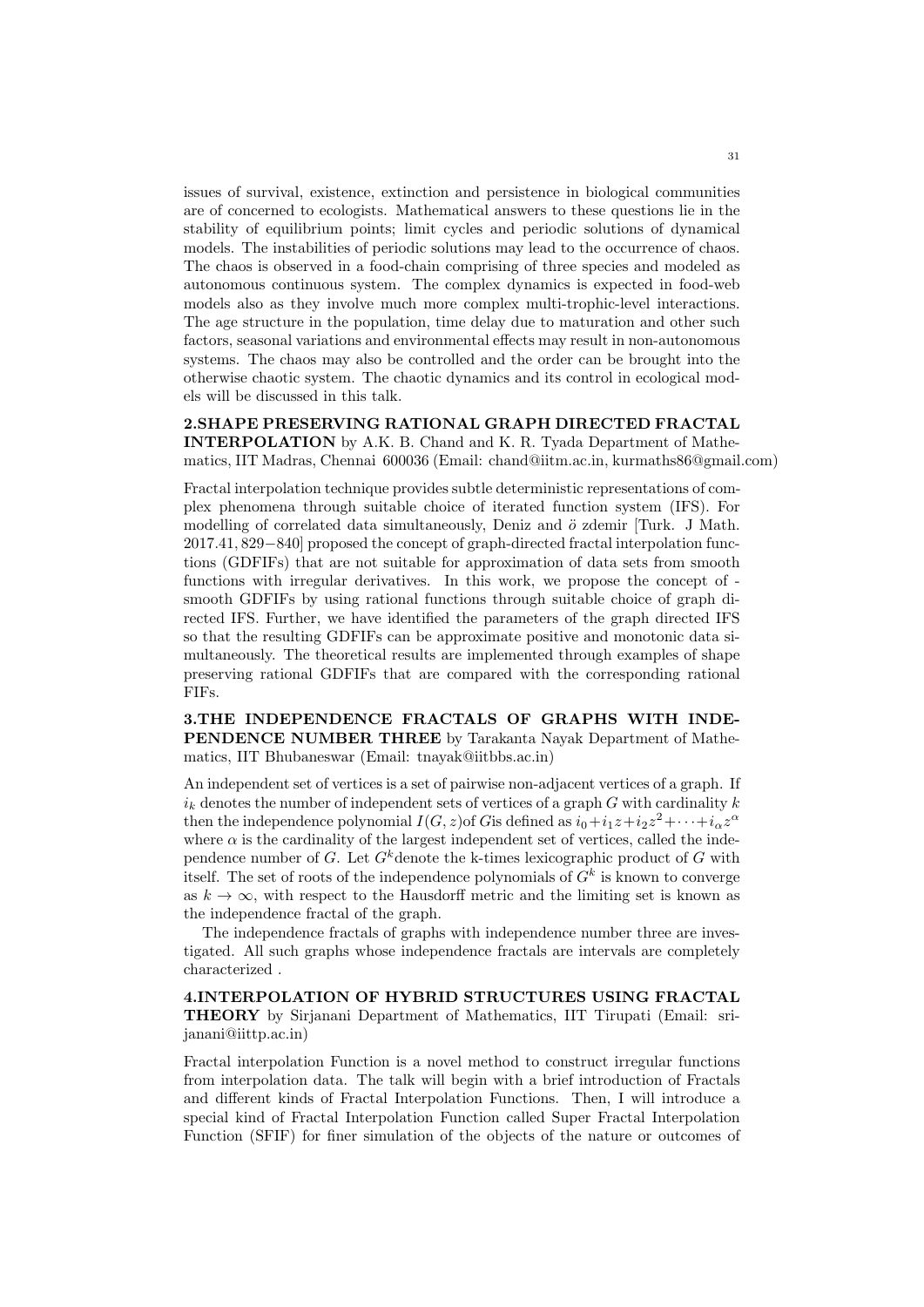issues of survival, existence, extinction and persistence in biological communities are of concerned to ecologists. Mathematical answers to these questions lie in the stability of equilibrium points; limit cycles and periodic solutions of dynamical models. The instabilities of periodic solutions may lead to the occurrence of chaos. The chaos is observed in a food-chain comprising of three species and modeled as autonomous continuous system. The complex dynamics is expected in food-web models also as they involve much more complex multi-trophic-level interactions. The age structure in the population, time delay due to maturation and other such factors, seasonal variations and environmental effects may result in non-autonomous systems. The chaos may also be controlled and the order can be brought into the otherwise chaotic system. The chaotic dynamics and its control in ecological models will be discussed in this talk.

**2.SHAPE PRESERVING RATIONAL GRAPH DIRECTED FRACTAL INTERPOLATION** by A.K. B. Chand and K. R. Tyada Department of Mathematics, IIT Madras, Chennai 600036 (Email: chand@iitm.ac.in, kurmaths86@gmail.com)

Fractal interpolation technique provides subtle deterministic representations of complex phenomena through suitable choice of iterated function system (IFS). For modelling of correlated data simultaneously, Deniz and ö zdemir [Turk. J Math. 2017.41, 829−840] proposed the concept of graph-directed fractal interpolation functions (GDFIFs) that are not suitable for approximation of data sets from smooth functions with irregular derivatives. In this work, we propose the concept of - smooth GDFIFs by using rational functions through suitable choice of graph directed IFS. Further, we have identified the parameters of the graph directed IFS so that the resulting GDFIFs can be approximate positive and monotonic data simultaneously. The theoretical results are implemented through examples of shape preserving rational GDFIFs that are compared with the corresponding rational FIFs.

**3.THE INDEPENDENCE FRACTALS OF GRAPHS WITH INDEPENDENCE NUMBER THREE** by Tarakanta Nayak Department of Mathematics, IIT Bhubaneswar (Email: tnayak@iitbbs.ac.in)

An independent set of vertices is a set of pairwise non-adjacent vertices of a graph. If $i_k$ denotes the number of independent sets of vertices of a graph $G$ with cardinality $k$ then the independence polynomial $I(G, z)$of $G$is defined as $i_0+i_1z+i_2z^2+\cdots+i_\alpha z^\alpha$ where $\alpha$ is the cardinality of the largest independent set of vertices, called the independence number of $G$. Let $G^k$denote the k-times lexicographic product of $G$ with itself. The set of roots of the independence polynomials of $G^k$ is known to converge as $k \to \infty$, with respect to the Hausdorff metric and the limiting set is known as the independence fractal of the graph.

The independence fractals of graphs with independence number three are investigated. All such graphs whose independence fractals are intervals are completely characterized .

**4.INTERPOLATION OF HYBRID STRUCTURES USING FRACTAL THEORY** by Sirjanani Department of Mathematics, IIT Tirupati (Email: srijanani@iittp.ac.in)

Fractal interpolation Function is a novel method to construct irregular functions from interpolation data. The talk will begin with a brief introduction of Fractals and different kinds of Fractal Interpolation Functions. Then, I will introduce a special kind of Fractal Interpolation Function called Super Fractal Interpolation Function (SFIF) for finer simulation of the objects of the nature or outcomes of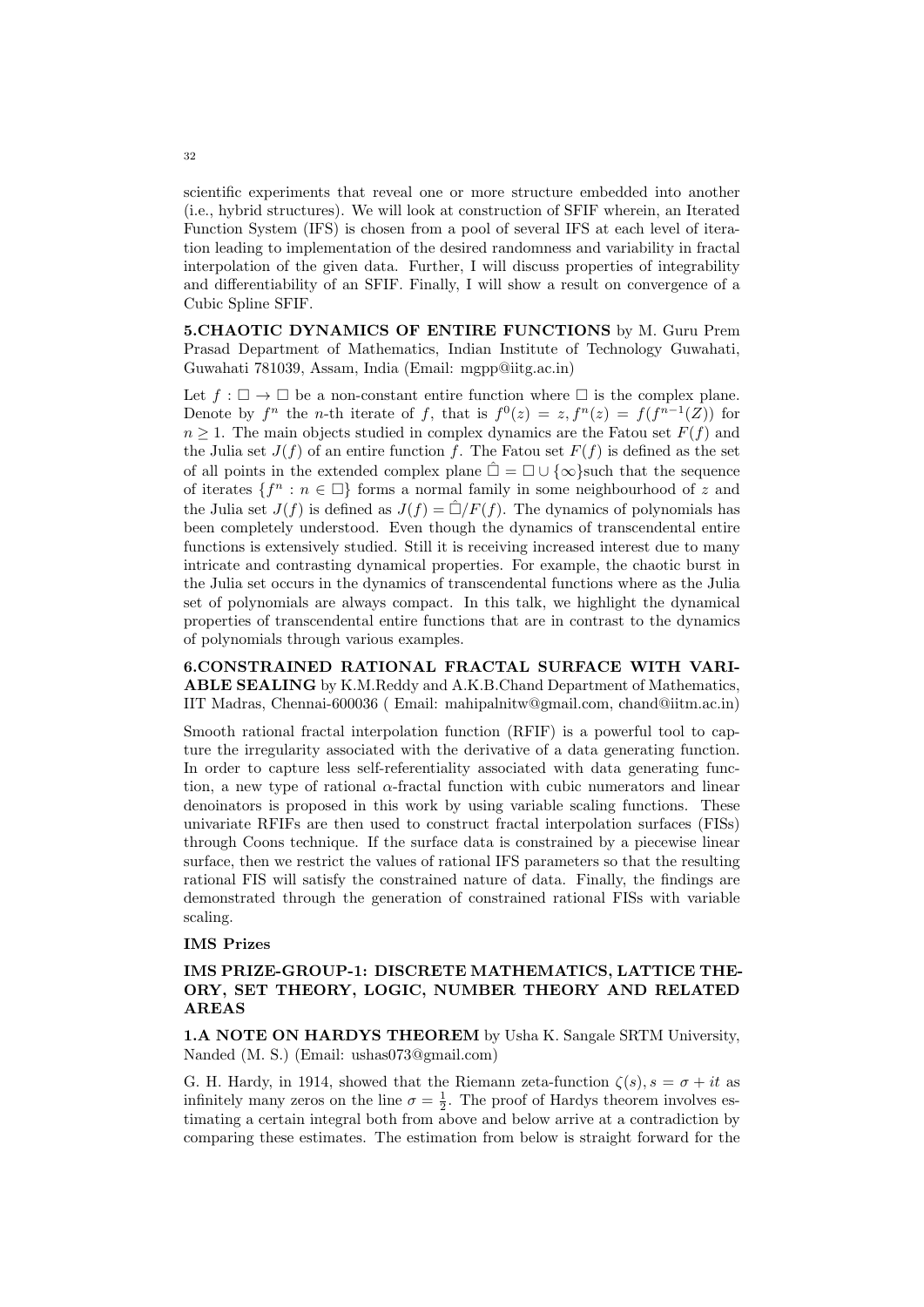scientific experiments that reveal one or more structure embedded into another (i.e., hybrid structures). We will look at construction of SFIF wherein, an Iterated Function System (IFS) is chosen from a pool of several IFS at each level of iteration leading to implementation of the desired randomness and variability in fractal interpolation of the given data. Further, I will discuss properties of integrability and differentiability of an SFIF. Finally, I will show a result on convergence of a Cubic Spline SFIF.

**5.CHAOTIC DYNAMICS OF ENTIRE FUNCTIONS** by M. Guru Prem Prasad Department of Mathematics, Indian Institute of Technology Guwahati, Guwahati 781039, Assam, India (Email: mgpp@iitg.ac.in)

Let $f : \square \to \square$ be a non-constant entire function where $\square$ is the complex plane. Denote by $f^n$ the $n$-th iterate of $f$, that is $f^0(z) = z, f^n(z) = f(f^{n-1}(Z))$ for $n \geq 1$. The main objects studied in complex dynamics are the Fatou set $F(f)$ and the Julia set $J(f)$ of an entire function $f$. The Fatou set $F(f)$ is defined as the set of all points in the extended complex plane $\hat{\square} = \square \cup \{\infty\}$such that the sequence of iterates $\{f^n : n \in \square\}$ forms a normal family in some neighbourhood of $z$ and the Julia set $J(f)$ is defined as $J(f) = \hat{\square}/F(f)$. The dynamics of polynomials has been completely understood. Even though the dynamics of transcendental entire functions is extensively studied. Still it is receiving increased interest due to many intricate and contrasting dynamical properties. For example, the chaotic burst in the Julia set occurs in the dynamics of transcendental functions where as the Julia set of polynomials are always compact. In this talk, we highlight the dynamical properties of transcendental entire functions that are in contrast to the dynamics of polynomials through various examples.

**6.CONSTRAINED RATIONAL FRACTAL SURFACE WITH VARIABLE SEALING** by K.M.Reddy and A.K.B.Chand Department of Mathematics, IIT Madras, Chennai-600036 ( Email: mahipalnitw@gmail.com, chand@iitm.ac.in)

Smooth rational fractal interpolation function (RFIF) is a powerful tool to capture the irregularity associated with the derivative of a data generating function. In order to capture less self-referentiality associated with data generating function, a new type of rational $\alpha$-fractal function with cubic numerators and linear denoinators is proposed in this work by using variable scaling functions. These univariate RFIFs are then used to construct fractal interpolation surfaces (FISs) through Coons technique. If the surface data is constrained by a piecewise linear surface, then we restrict the values of rational IFS parameters so that the resulting rational FIS will satisfy the constrained nature of data. Finally, the findings are demonstrated through the generation of constrained rational FISs with variable scaling.

**IMS Prizes**

**IMS PRIZE-GROUP-1: DISCRETE MATHEMATICS, LATTICE THEORY, SET THEORY, LOGIC, NUMBER THEORY AND RELATED AREAS**

**1.A NOTE ON HARDYS THEOREM** by Usha K. Sangale SRTM University, Nanded (M. S.) (Email: ushas073@gmail.com)

G. H. Hardy, in 1914, showed that the Riemann zeta-function $\zeta(s), s = \sigma + it$ as infinitely many zeros on the line $\sigma = \frac{1}{2}$. The proof of Hardys theorem involves estimating a certain integral both from above and below arrive at a contradiction by comparing these estimates. The estimation from below is straight forward for the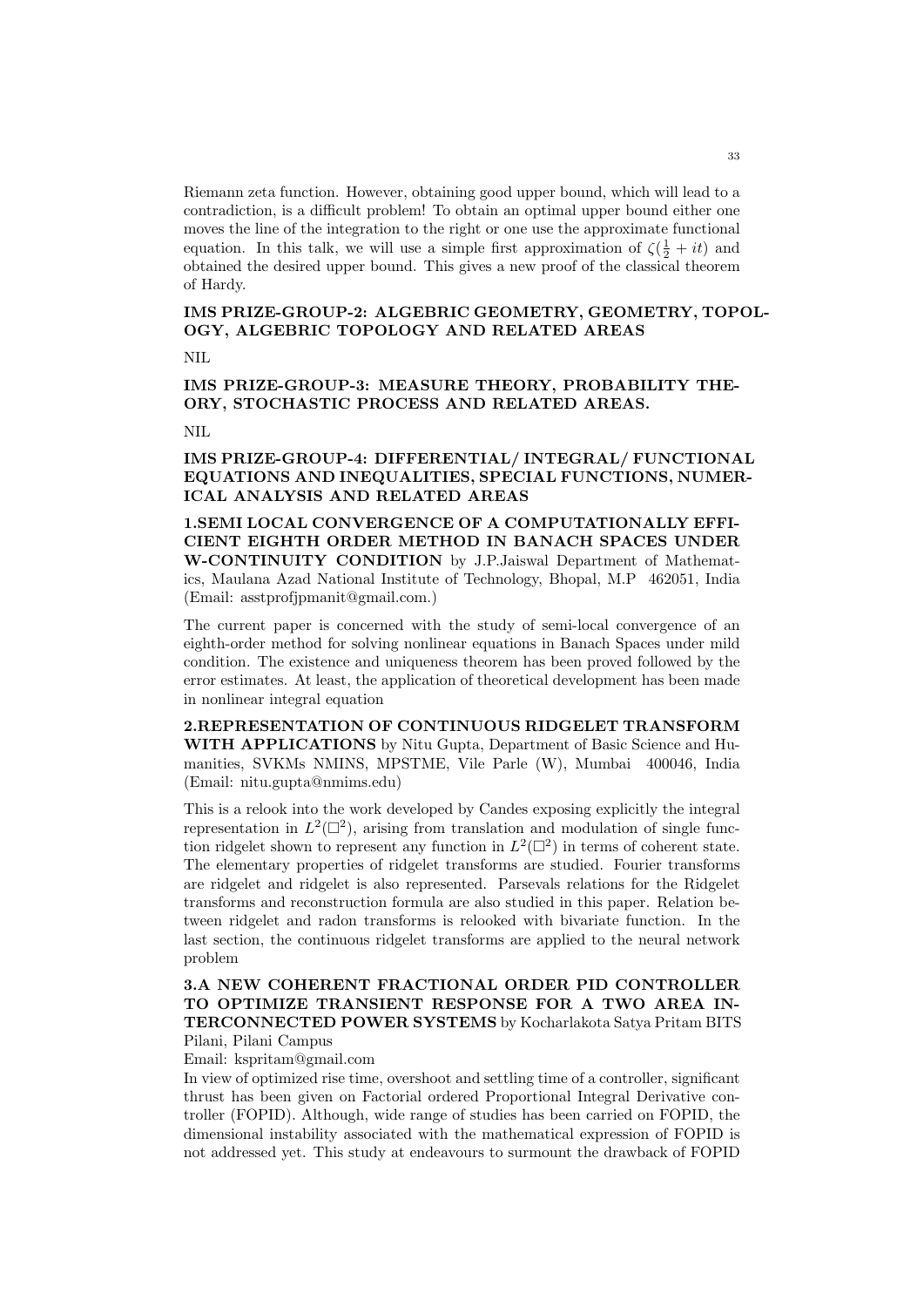Riemann zeta function. However, obtaining good upper bound, which will lead to a contradiction, is a difficult problem! To obtain an optimal upper bound either one moves the line of the integration to the right or one use the approximate functional equation. In this talk, we will use a simple first approximation of $\zeta(\frac{1}{2} + it)$ and obtained the desired upper bound. This gives a new proof of the classical theorem of Hardy.

### IMS PRIZE-GROUP-2: ALGEBRIC GEOMETRY, GEOMETRY, TOPOLOGY, ALGEBRIC TOPOLOGY AND RELATED AREAS

NIL

### IMS PRIZE-GROUP-3: MEASURE THEORY, PROBABILITY THEORY, STOCHASTIC PROCESS AND RELATED AREAS.

NIL

### IMS PRIZE-GROUP-4: DIFFERENTIAL/ INTEGRAL/ FUNCTIONAL EQUATIONS AND INEQUALITIES, SPECIAL FUNCTIONS, NUMERICAL ANALYSIS AND RELATED AREAS

**1.SEMI LOCAL CONVERGENCE OF A COMPUTATIONALLY EFFICIENT EIGHTH ORDER METHOD IN BANACH SPACES UNDER W-CONTINUITY CONDITION** by J.P.Jaiswal Department of Mathematics, Maulana Azad National Institute of Technology, Bhopal, M.P 462051, India (Email: asstprofjpmanit@gmail.com.)

The current paper is concerned with the study of semi-local convergence of an eighth-order method for solving nonlinear equations in Banach Spaces under mild condition. The existence and uniqueness theorem has been proved followed by the error estimates. At least, the application of theoretical development has been made in nonlinear integral equation

**2.REPRESENTATION OF CONTINUOUS RIDGELET TRANSFORM WITH APPLICATIONS** by Nitu Gupta, Department of Basic Science and Humanities, SVKMs NMINS, MPSTME, Vile Parle (W), Mumbai 400046, India (Email: nitu.gupta@nmims.edu)

This is a relook into the work developed by Candes exposing explicitly the integral representation in $L^2(\square^2)$, arising from translation and modulation of single function ridgelet shown to represent any function in $L^2(\square^2)$ in terms of coherent state. The elementary properties of ridgelet transforms are studied. Fourier transforms are ridgelet and ridgelet is also represented. Parsevals relations for the Ridgelet transforms and reconstruction formula are also studied in this paper. Relation between ridgelet and radon transforms is relooked with bivariate function. In the last section, the continuous ridgelet transforms are applied to the neural network problem

**3.A NEW COHERENT FRACTIONAL ORDER PID CONTROLLER TO OPTIMIZE TRANSIENT RESPONSE FOR A TWO AREA INTERCONNECTED POWER SYSTEMS** by Kocharlakota Satya Pritam BITS Pilani, Pilani Campus
Email: kspritam@gmail.com

In view of optimized rise time, overshoot and settling time of a controller, significant thrust has been given on Factorial ordered Proportional Integral Derivative controller (FOPID). Although, wide range of studies has been carried on FOPID, the dimensional instability associated with the mathematical expression of FOPID is not addressed yet. This study at endeavours to surmount the drawback of FOPID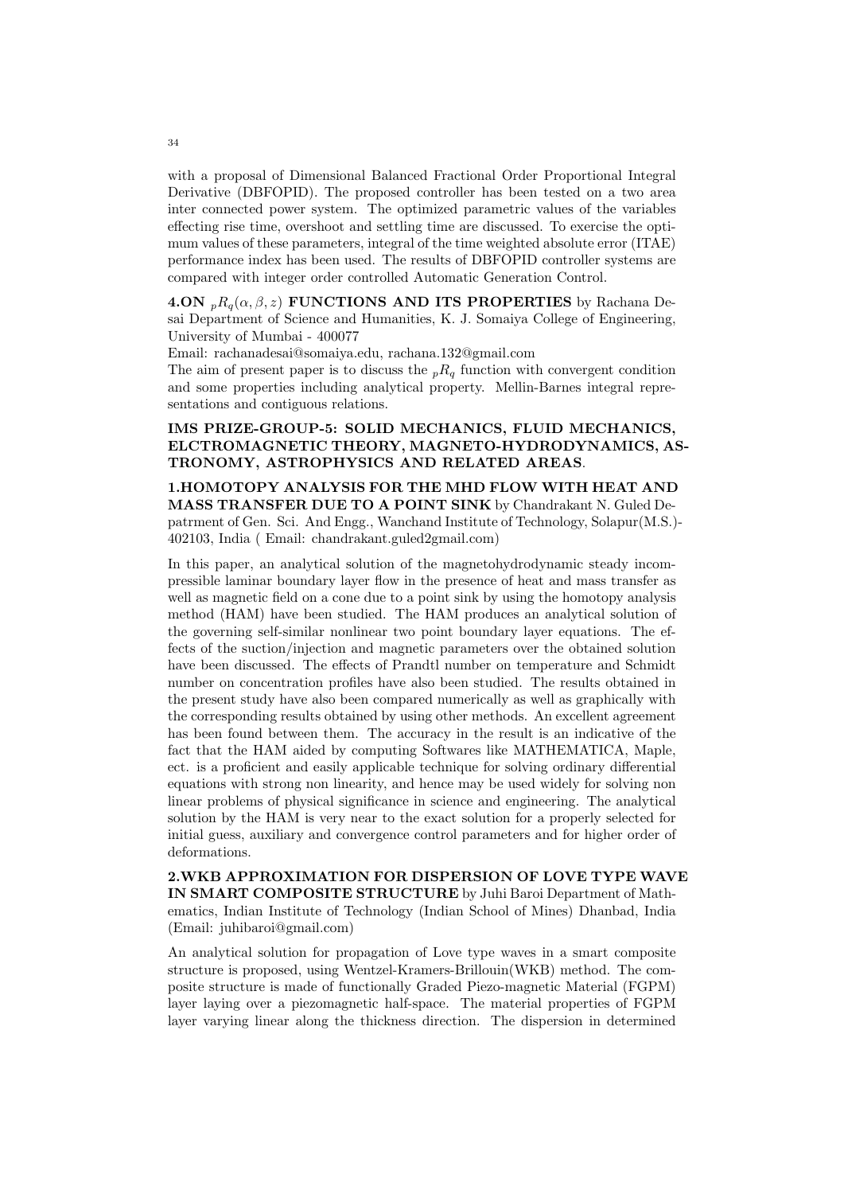with a proposal of Dimensional Balanced Fractional Order Proportional Integral Derivative (DBFOPID). The proposed controller has been tested on a two area inter connected power system. The optimized parametric values of the variables effecting rise time, overshoot and settling time are discussed. To exercise the optimum values of these parameters, integral of the time weighted absolute error (ITAE) performance index has been used. The results of DBFOPID controller systems are compared with integer order controlled Automatic Generation Control.

**4.ON ${}_pR_q(\alpha, \beta, z)$ FUNCTIONS AND ITS PROPERTIES** by Rachana Desai Department of Science and Humanities, K. J. Somaiya College of Engineering, University of Mumbai - 400077

Email: rachanadesai@somaiya.edu, rachana.132@gmail.com

The aim of present paper is to discuss the ${}_pR_q$ function with convergent condition and some properties including analytical property. Mellin-Barnes integral representations and contiguous relations.

**IMS PRIZE-GROUP-5: SOLID MECHANICS, FLUID MECHANICS, ELCTROMAGNETIC THEORY, MAGNETO-HYDRODYNAMICS, ASTRONOMY, ASTROPHYSICS AND RELATED AREAS**.

**1.HOMOTOPY ANALYSIS FOR THE MHD FLOW WITH HEAT AND MASS TRANSFER DUE TO A POINT SINK** by Chandrakant N. Guled Depatrment of Gen. Sci. And Engg., Wanchand Institute of Technology, Solapur(M.S.)-402103, India ( Email: chandrakant.guled2gmail.com)

In this paper, an analytical solution of the magnetohydrodynamic steady incompressible laminar boundary layer flow in the presence of heat and mass transfer as well as magnetic field on a cone due to a point sink by using the homotopy analysis method (HAM) have been studied. The HAM produces an analytical solution of the governing self-similar nonlinear two point boundary layer equations. The effects of the suction/injection and magnetic parameters over the obtained solution have been discussed. The effects of Prandtl number on temperature and Schmidt number on concentration profiles have also been studied. The results obtained in the present study have also been compared numerically as well as graphically with the corresponding results obtained by using other methods. An excellent agreement has been found between them. The accuracy in the result is an indicative of the fact that the HAM aided by computing Softwares like MATHEMATICA, Maple, ect. is a proficient and easily applicable technique for solving ordinary differential equations with strong non linearity, and hence may be used widely for solving non linear problems of physical significance in science and engineering. The analytical solution by the HAM is very near to the exact solution for a properly selected for initial guess, auxiliary and convergence control parameters and for higher order of deformations.

**2.WKB APPROXIMATION FOR DISPERSION OF LOVE TYPE WAVE IN SMART COMPOSITE STRUCTURE** by Juhi Baroi Department of Mathematics, Indian Institute of Technology (Indian School of Mines) Dhanbad, India (Email: juhibaroi@gmail.com)

An analytical solution for propagation of Love type waves in a smart composite structure is proposed, using Wentzel-Kramers-Brillouin(WKB) method. The composite structure is made of functionally Graded Piezo-magnetic Material (FGPM) layer laying over a piezomagnetic half-space. The material properties of FGPM layer varying linear along the thickness direction. The dispersion in determined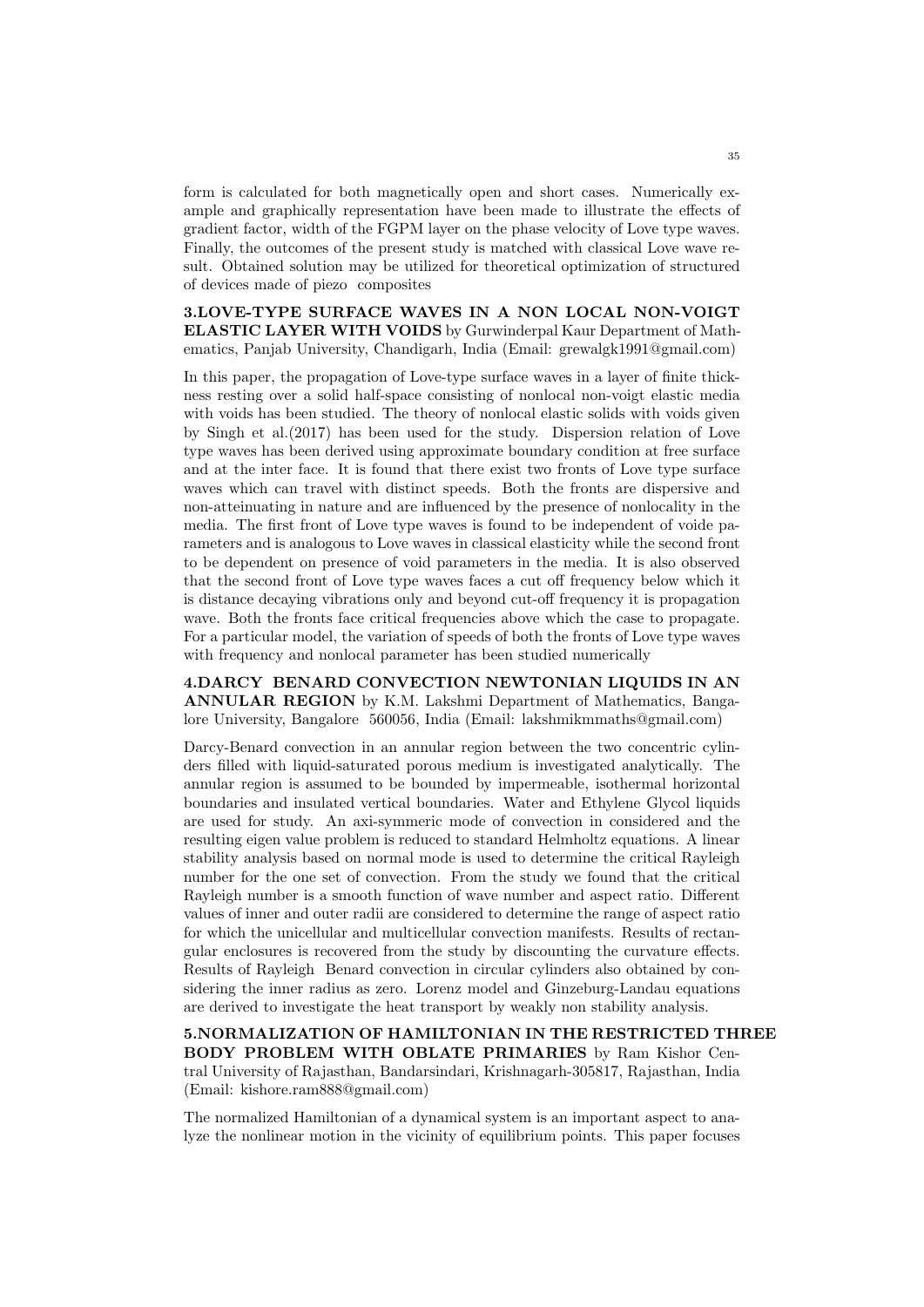form is calculated for both magnetically open and short cases. Numerically example and graphically representation have been made to illustrate the effects of gradient factor, width of the FGPM layer on the phase velocity of Love type waves. Finally, the outcomes of the present study is matched with classical Love wave result. Obtained solution may be utilized for theoretical optimization of structured of devices made of piezo composites

**3.LOVE-TYPE SURFACE WAVES IN A NON LOCAL NON-VOIGT ELASTIC LAYER WITH VOIDS** by Gurwinderpal Kaur Department of Mathematics, Panjab University, Chandigarh, India (Email: grewalgk1991@gmail.com)

In this paper, the propagation of Love-type surface waves in a layer of finite thickness resting over a solid half-space consisting of nonlocal non-voigt elastic media with voids has been studied. The theory of nonlocal elastic solids with voids given by Singh et al.(2017) has been used for the study. Dispersion relation of Love type waves has been derived using approximate boundary condition at free surface and at the inter face. It is found that there exist two fronts of Love type surface waves which can travel with distinct speeds. Both the fronts are dispersive and non-atteinuating in nature and are influenced by the presence of nonlocality in the media. The first front of Love type waves is found to be independent of voide parameters and is analogous to Love waves in classical elasticity while the second front to be dependent on presence of void parameters in the media. It is also observed that the second front of Love type waves faces a cut off frequency below which it is distance decaying vibrations only and beyond cut-off frequency it is propagation wave. Both the fronts face critical frequencies above which the case to propagate. For a particular model, the variation of speeds of both the fronts of Love type waves with frequency and nonlocal parameter has been studied numerically

**4.DARCY BENARD CONVECTION NEWTONIAN LIQUIDS IN AN ANNULAR REGION** by K.M. Lakshmi Department of Mathematics, Bangalore University, Bangalore 560056, India (Email: lakshmikmmaths@gmail.com)

Darcy-Benard convection in an annular region between the two concentric cylinders filled with liquid-saturated porous medium is investigated analytically. The annular region is assumed to be bounded by impermeable, isothermal horizontal boundaries and insulated vertical boundaries. Water and Ethylene Glycol liquids are used for study. An axi-symmeric mode of convection in considered and the resulting eigen value problem is reduced to standard Helmholtz equations. A linear stability analysis based on normal mode is used to determine the critical Rayleigh number for the one set of convection. From the study we found that the critical Rayleigh number is a smooth function of wave number and aspect ratio. Different values of inner and outer radii are considered to determine the range of aspect ratio for which the unicellular and multicellular convection manifests. Results of rectangular enclosures is recovered from the study by discounting the curvature effects. Results of Rayleigh Benard convection in circular cylinders also obtained by considering the inner radius as zero. Lorenz model and Ginzeburg-Landau equations are derived to investigate the heat transport by weakly non stability analysis.

**5.NORMALIZATION OF HAMILTONIAN IN THE RESTRICTED THREE BODY PROBLEM WITH OBLATE PRIMARIES** by Ram Kishor Central University of Rajasthan, Bandarsindari, Krishnagarh-305817, Rajasthan, India (Email: kishore.ram888@gmail.com)

The normalized Hamiltonian of a dynamical system is an important aspect to analyze the nonlinear motion in the vicinity of equilibrium points. This paper focuses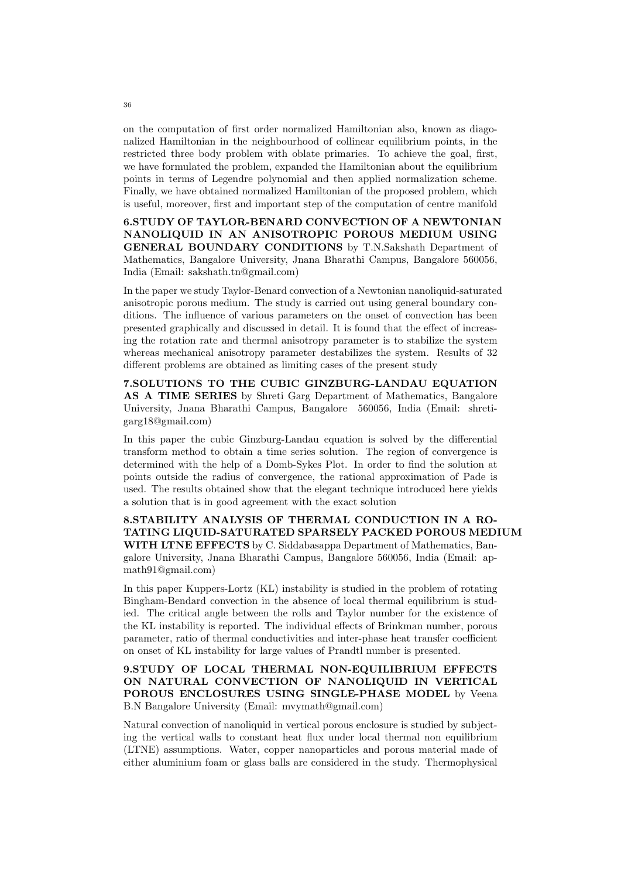on the computation of first order normalized Hamiltonian also, known as diagonalized Hamiltonian in the neighbourhood of collinear equilibrium points, in the restricted three body problem with oblate primaries. To achieve the goal, first, we have formulated the problem, expanded the Hamiltonian about the equilibrium points in terms of Legendre polynomial and then applied normalization scheme. Finally, we have obtained normalized Hamiltonian of the proposed problem, which is useful, moreover, first and important step of the computation of centre manifold

**6.STUDY OF TAYLOR-BENARD CONVECTION OF A NEWTONIAN NANOLIQUID IN AN ANISOTROPIC POROUS MEDIUM USING GENERAL BOUNDARY CONDITIONS** by T.N.Sakshath Department of Mathematics, Bangalore University, Jnana Bharathi Campus, Bangalore 560056, India (Email: sakshath.tn@gmail.com)

In the paper we study Taylor-Benard convection of a Newtonian nanoliquid-saturated anisotropic porous medium. The study is carried out using general boundary conditions. The influence of various parameters on the onset of convection has been presented graphically and discussed in detail. It is found that the effect of increasing the rotation rate and thermal anisotropy parameter is to stabilize the system whereas mechanical anisotropy parameter destabilizes the system. Results of 32 different problems are obtained as limiting cases of the present study

**7.SOLUTIONS TO THE CUBIC GINZBURG-LANDAU EQUATION AS A TIME SERIES** by Shreti Garg Department of Mathematics, Bangalore University, Jnana Bharathi Campus, Bangalore 560056, India (Email: shretigarg18@gmail.com)

In this paper the cubic Ginzburg-Landau equation is solved by the differential transform method to obtain a time series solution. The region of convergence is determined with the help of a Domb-Sykes Plot. In order to find the solution at points outside the radius of convergence, the rational approximation of Pade is used. The results obtained show that the elegant technique introduced here yields a solution that is in good agreement with the exact solution

**8.STABILITY ANALYSIS OF THERMAL CONDUCTION IN A ROTATING LIQUID-SATURATED SPARSELY PACKED POROUS MEDIUM WITH LTNE EFFECTS** by C. Siddabasappa Department of Mathematics, Bangalore University, Jnana Bharathi Campus, Bangalore 560056, India (Email: apmath91@gmail.com)

In this paper Kuppers-Lortz (KL) instability is studied in the problem of rotating Bingham-Bendard convection in the absence of local thermal equilibrium is studied. The critical angle between the rolls and Taylor number for the existence of the KL instability is reported. The individual effects of Brinkman number, porous parameter, ratio of thermal conductivities and inter-phase heat transfer coefficient on onset of KL instability for large values of Prandtl number is presented.

**9.STUDY OF LOCAL THERMAL NON-EQUILIBRIUM EFFECTS ON NATURAL CONVECTION OF NANOLIQUID IN VERTICAL POROUS ENCLOSURES USING SINGLE-PHASE MODEL** by Veena B.N Bangalore University (Email: mvymath@gmail.com)

Natural convection of nanoliquid in vertical porous enclosure is studied by subjecting the vertical walls to constant heat flux under local thermal non equilibrium (LTNE) assumptions. Water, copper nanoparticles and porous material made of either aluminium foam or glass balls are considered in the study. Thermophysical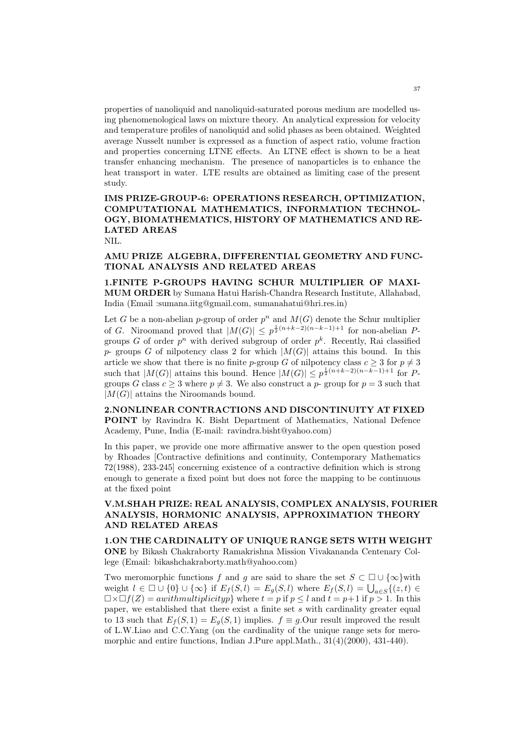properties of nanoliquid and nanoliquid-saturated porous medium are modelled using phenomenological laws on mixture theory. An analytical expression for velocity and temperature profiles of nanoliquid and solid phases as been obtained. Weighted average Nusselt number is expressed as a function of aspect ratio, volume fraction and properties concerning LTNE effects. An LTNE effect is shown to be a heat transfer enhancing mechanism. The presence of nanoparticles is to enhance the heat transport in water. LTE results are obtained as limiting case of the present study.

## IMS PRIZE-GROUP-6: OPERATIONS RESEARCH, OPTIMIZATION, COMPUTATIONAL MATHEMATICS, INFORMATION TECHNOLOGY, BIOMATHEMATICS, HISTORY OF MATHEMATICS AND RELATED AREAS

NIL.

## AMU PRIZE ALGEBRA, DIFFERENTIAL GEOMETRY AND FUNCTIONAL ANALYSIS AND RELATED AREAS

**1.FINITE P-GROUPS HAVING SCHUR MULTIPLIER OF MAXIMUM ORDER** by Sumana Hatui Harish-Chandra Research Institute, Allahabad, India (Email :sumana.iitg@gmail.com, sumanahatui@hri.res.in)

Let $G$ be a non-abelian $p$-group of order $p^n$ and $M(G)$ denote the Schur multiplier of $G$. Niroomand proved that $|M(G)| \leq p^{\frac{1}{2}(n+k-2)(n-k-1)+1}$ for non-abelian $P$-groups $G$ of order $p^n$ with derived subgroup of order $p^k$. Recently, Rai classified $p$- groups $G$ of nilpotency class 2 for which $|M(G)|$ attains this bound. In this article we show that there is no finite $p$-group $G$ of nilpotency class $c \geq 3$ for $p \neq 3$ such that $|M(G)|$ attains this bound. Hence $|M(G)| \leq p^{\frac{1}{2}(n+k-2)(n-k-1)+1}$ for $P$-groups $G$ class $c \geq 3$ where $p \neq 3$. We also construct a $p$- group for $p = 3$ such that $|M(G)|$ attains the Niroomands bound.

**2.NONLINEAR CONTRACTIONS AND DISCONTINUITY AT FIXED POINT** by Ravindra K. Bisht Department of Mathematics, National Defence Academy, Pune, India (E-mail: ravindra.bisht@yahoo.com)

In this paper, we provide one more affirmative answer to the open question posed by Rhoades [Contractive definitions and continuity, Contemporary Mathematics 72(1988), 233-245] concerning existence of a contractive definition which is strong enough to generate a fixed point but does not force the mapping to be continuous at the fixed point

## V.M.SHAH PRIZE: REAL ANALYSIS, COMPLEX ANALYSIS, FOURIER ANALYSIS, HORMONIC ANALYSIS, APPROXIMATION THEORY AND RELATED AREAS

**1.ON THE CARDINALITY OF UNIQUE RANGE SETS WITH WEIGHT ONE** by Bikash Chakraborty Ramakrishna Mission Vivakananda Centenary College (Email: bikashchakraborty.math@yahoo.com)

Two meromorphic functions $f$ and $g$ are said to share the set $S \subset \Box \cup \{\infty\}$with weight $l \in \Box \cup \{0\} \cup \{\infty\}$ if $E_f(S,l) = E_g(S,l)$ where $E_f(S,l) = \bigcup_{a \in S}\{(z,t) \in \Box \times \Box f(Z) = a with multiplicity p\}$ where $t = p$ if $p \leq l$ and $t = p+1$ if $p > 1$. In this paper, we established that there exist a finite set $s$ with cardinality greater equal to 13 such that $E_f(S,1) = E_g(S,1)$ implies. $f \equiv g$.Our result improved the result of L.W.Liao and C.C.Yang (on the cardinality of the unique range sets for meromorphic and entire functions, Indian J.Pure appl.Math., 31(4)(2000), 431-440).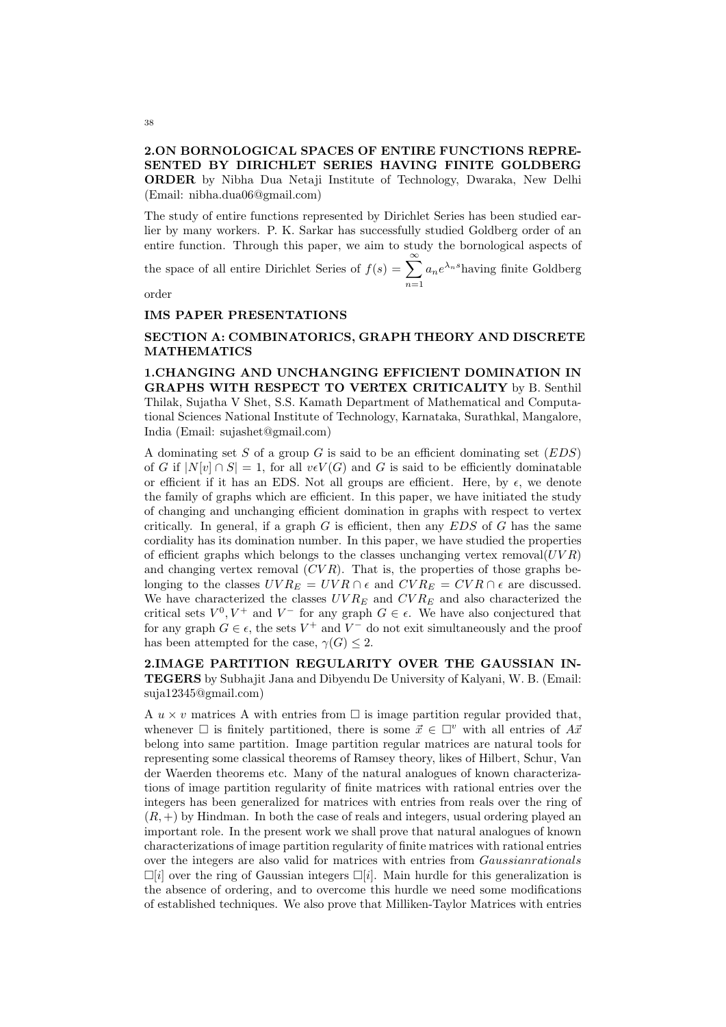**2.ON BORNOLOGICAL SPACES OF ENTIRE FUNCTIONS REPRESENTED BY DIRICHLET SERIES HAVING FINITE GOLDBERG ORDER** by Nibha Dua Netaji Institute of Technology, Dwaraka, New Delhi (Email: nibha.dua06@gmail.com)

The study of entire functions represented by Dirichlet Series has been studied earlier by many workers. P. K. Sarkar has successfully studied Goldberg order of an entire function. Through this paper, we aim to study the bornological aspects of the space of all entire Dirichlet Series of $f(s) = \sum_{n=1}^{\infty} a_n e^{\lambda_n s}$having finite Goldberg order

**IMS PAPER PRESENTATIONS**

**SECTION A: COMBINATORICS, GRAPH THEORY AND DISCRETE MATHEMATICS**

**1.CHANGING AND UNCHANGING EFFICIENT DOMINATION IN GRAPHS WITH RESPECT TO VERTEX CRITICALITY** by B. Senthil Thilak, Sujatha V Shet, S.S. Kamath Department of Mathematical and Computational Sciences National Institute of Technology, Karnataka, Surathkal, Mangalore, India (Email: sujashet@gmail.com)

A dominating set $S$ of a group $G$ is said to be an efficient dominating set ($EDS$) of $G$ if $|N[v] \cap S| = 1$, for all $v \epsilon V(G)$ and $G$ is said to be efficiently dominatable or efficient if it has an EDS. Not all groups are efficient. Here, by $\epsilon$, we denote the family of graphs which are efficient. In this paper, we have initiated the study of changing and unchanging efficient domination in graphs with respect to vertex critically. In general, if a graph $G$ is efficient, then any $EDS$ of $G$ has the same cordiality has its domination number. In this paper, we have studied the properties of efficient graphs which belongs to the classes unchanging vertex removal($UVR$) and changing vertex removal ($CVR$). That is, the properties of those graphs belonging to the classes $UVR_E = UVR \cap \epsilon$ and $CVR_E = CVR \cap \epsilon$ are discussed. We have characterized the classes $UVR_E$ and $CVR_E$ and also characterized the critical sets $V^0, V^+$ and $V^-$ for any graph $G \in \epsilon$. We have also conjectured that for any graph $G \in \epsilon$, the sets $V^+$ and $V^-$ do not exit simultaneously and the proof has been attempted for the case, $\gamma(G) \leq 2$.

**2.IMAGE PARTITION REGULARITY OVER THE GAUSSIAN INTEGERS** by Subhajit Jana and Dibyendu De University of Kalyani, W. B. (Email: suja12345@gmail.com)

A $u \times v$ matrices A with entries from $\square$ is image partition regular provided that, whenever $\square$ is finitely partitioned, there is some $\vec{x} \in \square^v$ with all entries of $A\vec{x}$ belong into same partition. Image partition regular matrices are natural tools for representing some classical theorems of Ramsey theory, likes of Hilbert, Schur, Van der Waerden theorems etc. Many of the natural analogues of known characterizations of image partition regularity of finite matrices with rational entries over the integers has been generalized for matrices with entries from reals over the ring of $(R, +)$ by Hindman. In both the case of reals and integers, usual ordering played an important role. In the present work we shall prove that natural analogues of known characterizations of image partition regularity of finite matrices with rational entries over the integers are also valid for matrices with entries from *Gaussianrationals* $\square[i]$ over the ring of Gaussian integers $\square[i]$. Main hurdle for this generalization is the absence of ordering, and to overcome this hurdle we need some modifications of established techniques. We also prove that Milliken-Taylor Matrices with entries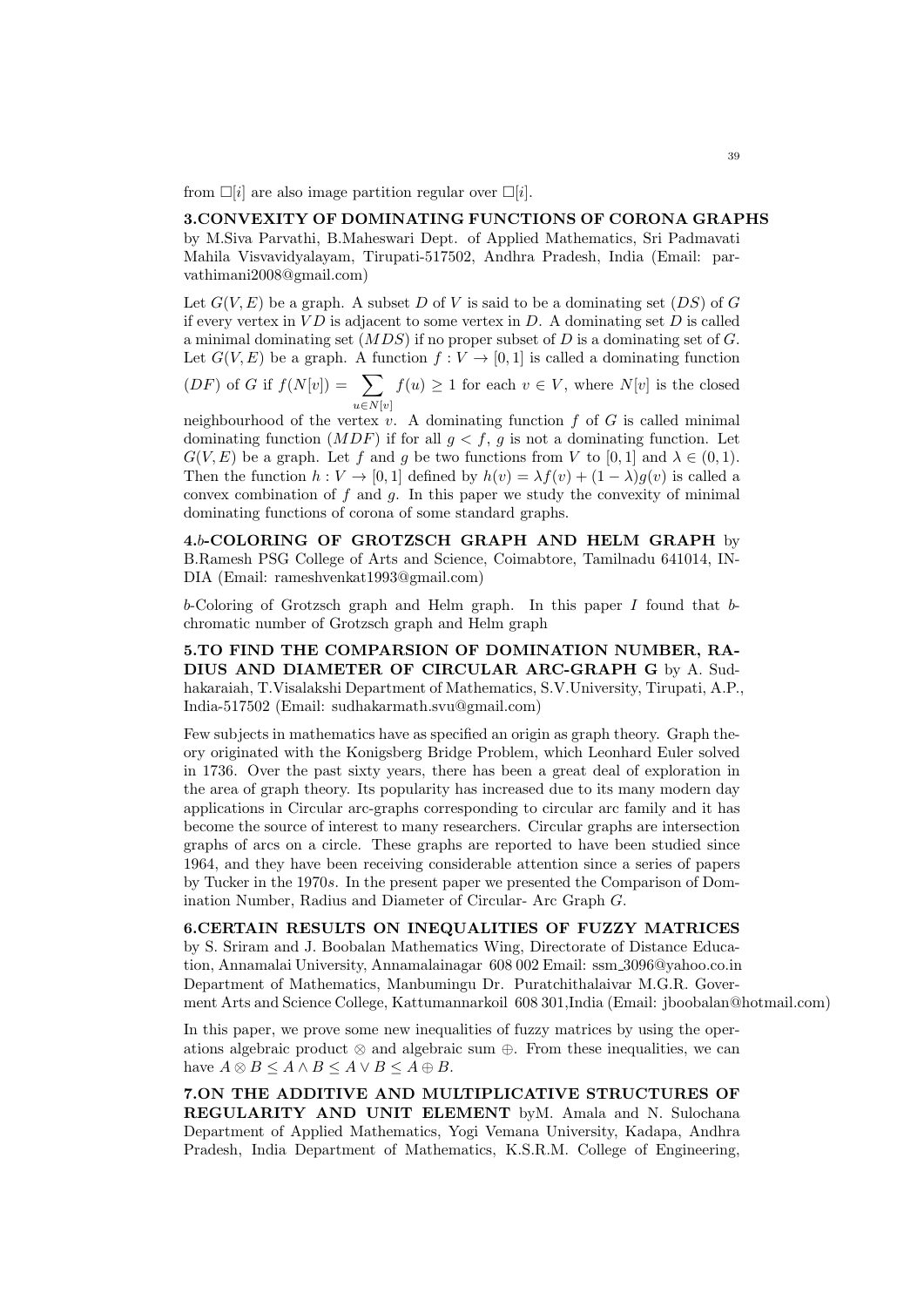from $\square[i]$ are also image partition regular over $\square[i]$.

**3.CONVEXITY OF DOMINATING FUNCTIONS OF CORONA GRAPHS** by M.Siva Parvathi, B.Maheswari Dept. of Applied Mathematics, Sri Padmavati Mahila Visvavidyalayam, Tirupati-517502, Andhra Pradesh, India (Email: parvathimani2008@gmail.com)

Let $G(V,E)$ be a graph. A subset $D$ of $V$ is said to be a dominating set ($DS$) of $G$ if every vertex in $VD$ is adjacent to some vertex in $D$. A dominating set $D$ is called a minimal dominating set ($MDS$) if no proper subset of $D$ is a dominating set of $G$. Let $G(V,E)$ be a graph. A function $f : V \to [0,1]$ is called a dominating function ($DF$) of $G$ if $f(N[v]) = \sum_{u \in N[v]} f(u) \geq 1$ for each $v \in V$, where $N[v]$ is the closed neighbourhood of the vertex $v$. A dominating function $f$ of $G$ is called minimal dominating function ($MDF$) if for all $g < f$, $g$ is not a dominating function. Let $G(V,E)$ be a graph. Let $f$ and $g$ be two functions from $V$ to $[0,1]$ and $\lambda \in (0,1)$. Then the function $h : V \to [0,1]$ defined by $h(v) = \lambda f(v) + (1-\lambda)g(v)$ is called a convex combination of $f$ and $g$. In this paper we study the convexity of minimal dominating functions of corona of some standard graphs.

**4.*b*-COLORING OF GROTZSCH GRAPH AND HELM GRAPH** by B.Ramesh PSG College of Arts and Science, Coimbtore, Tamilnadu 641014, INDIA (Email: rameshvenkat1993@gmail.com)

$b$-Coloring of Grotzsch graph and Helm graph. In this paper $I$ found that $b$-chromatic number of Grotzsch graph and Helm graph

**5.TO FIND THE COMPARSION OF DOMINATION NUMBER, RADIUS AND DIAMETER OF CIRCULAR ARC-GRAPH G** by A. Sudhakaraiah, T.Visalakshi Department of Mathematics, S.V.University, Tirupati, A.P., India-517502 (Email: sudhakarmath.svu@gmail.com)

Few subjects in mathematics have as specified an origin as graph theory. Graph theory originated with the Konigsberg Bridge Problem, which Leonhard Euler solved in 1736. Over the past sixty years, there has been a great deal of exploration in the area of graph theory. Its popularity has increased due to its many modern day applications in Circular arc-graphs corresponding to circular arc family and it has become the source of interest to many researchers. Circular graphs are intersection graphs of arcs on a circle. These graphs are reported to have been studied since 1964, and they have been receiving considerable attention since a series of papers by Tucker in the 1970$s$. In the present paper we presented the Comparison of Domination Number, Radius and Diameter of Circular- Arc Graph $G$.

**6.CERTAIN RESULTS ON INEQUALITIES OF FUZZY MATRICES** by S. Sriram and J. Boobalan Mathematics Wing, Directorate of Distance Education, Annamalai University, Annamalainagar 608 002 Email: ssm_3096@yahoo.co.in Department of Mathematics, Manbumingu Dr. Puratchithalaivar M.G.R. Goverment Arts and Science College, Kattumannarkoil 608 301,India (Email: jboobalan@hotmail.com)

In this paper, we prove some new inequalities of fuzzy matrices by using the operations algebraic product $\otimes$ and algebraic sum $\oplus$. From these inequalities, we can have $A \otimes B \leq A \wedge B \leq A \vee B \leq A \oplus B$.

**7.ON THE ADDITIVE AND MULTIPLICATIVE STRUCTURES OF REGULARITY AND UNIT ELEMENT** byM. Amala and N. Sulochana Department of Applied Mathematics, Yogi Vemana University, Kadapa, Andhra Pradesh, India Department of Mathematics, K.S.R.M. College of Engineering,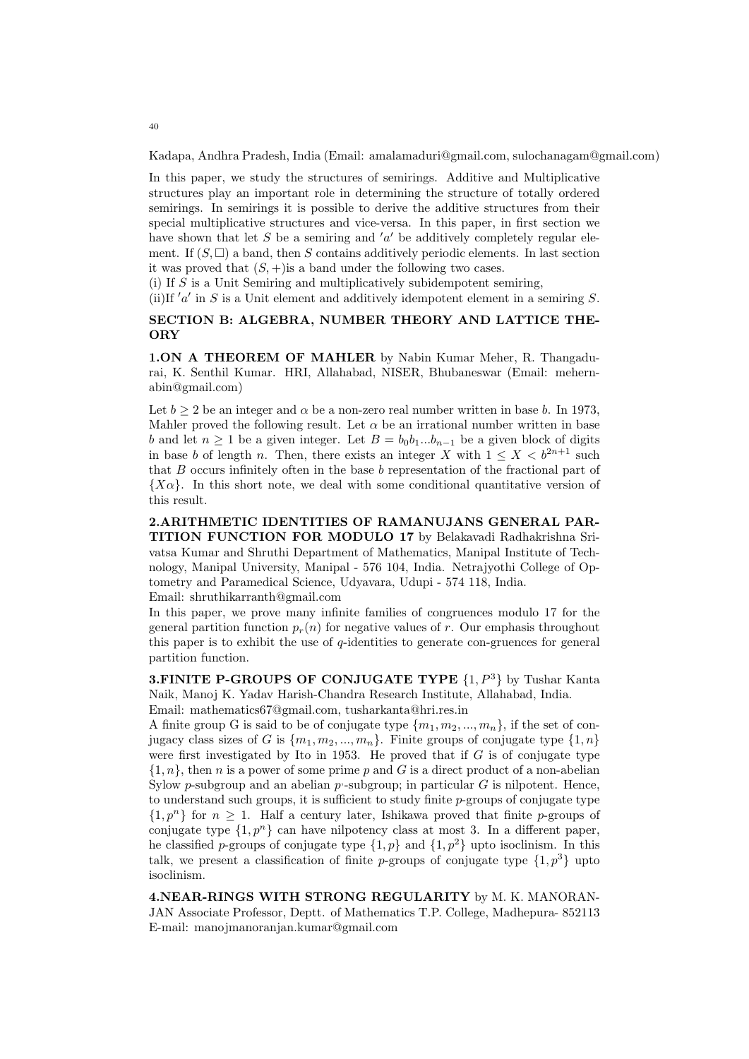Kadapa, Andhra Pradesh, India (Email: amalamaduri@gmail.com, sulochanagam@gmail.com)

In this paper, we study the structures of semirings. Additive and Multiplicative structures play an important role in determining the structure of totally ordered semirings. In semirings it is possible to derive the additive structures from their special multiplicative structures and vice-versa. In this paper, in first section we have shown that let $S$ be a semiring and $'a'$ be additively completely regular element. If $(S, \Box)$ a band, then $S$ contains additively periodic elements. In last section it was proved that $(S, +)$is a band under the following two cases.

(i) If $S$ is a Unit Semiring and multiplicatively subidempotent semiring,

(ii)If $'a'$ in $S$ is a Unit element and additively idempotent element in a semiring $S$.

## SECTION B: ALGEBRA, NUMBER THEORY AND LATTICE THEORY

**1.ON A THEOREM OF MAHLER** by Nabin Kumar Meher, R. Thangadurai, K. Senthil Kumar. HRI, Allahabad, NISER, Bhubaneswar (Email: mehernabin@gmail.com)

Let $b \geq 2$ be an integer and $\alpha$ be a non-zero real number written in base $b$. In 1973, Mahler proved the following result. Let $\alpha$ be an irrational number written in base $b$ and let $n \geq 1$ be a given integer. Let $B = b_0b_1...b_{n-1}$ be a given block of digits in base $b$ of length $n$. Then, there exists an integer $X$ with $1 \leq X < b^{2n+1}$ such that $B$ occurs infinitely often in the base $b$ representation of the fractional part of $\{X\alpha\}$. In this short note, we deal with some conditional quantitative version of this result.

**2.ARITHMETIC IDENTITIES OF RAMANUJANS GENERAL PARTITION FUNCTION FOR MODULO 17** by Belakavadi Radhakrishna Srivatsa Kumar and Shruthi Department of Mathematics, Manipal Institute of Technology, Manipal University, Manipal - 576 104, India. Netrajyothi College of Optometry and Paramedical Science, Udyavara, Udupi - 574 118, India.
Email: shruthikarranth@gmail.com

In this paper, we prove many infinite families of congruences modulo 17 for the general partition function $p_r(n)$ for negative values of $r$. Our emphasis throughout this paper is to exhibit the use of $q$-identities to generate con-gruences for general partition function.

**3.FINITE P-GROUPS OF CONJUGATE TYPE $\{1, P^3\}$** by Tushar Kanta Naik, Manoj K. Yadav Harish-Chandra Research Institute, Allahabad, India.
Email: mathematics67@gmail.com, tusharkanta@hri.res.in

A finite group G is said to be of conjugate type $\{m_1, m_2, ..., m_n\}$, if the set of conjugacy class sizes of $G$ is $\{m_1, m_2, ..., m_n\}$. Finite groups of conjugate type $\{1, n\}$ were first investigated by Ito in 1953. He proved that if $G$ is of conjugate type $\{1, n\}$, then $n$ is a power of some prime $p$ and $G$ is a direct product of a non-abelian Sylow $p$-subgroup and an abelian $p'$-subgroup; in particular $G$ is nilpotent. Hence, to understand such groups, it is sufficient to study finite $p$-groups of conjugate type $\{1, p^n\}$ for $n \geq 1$. Half a century later, Ishikawa proved that finite $p$-groups of conjugate type $\{1, p^n\}$ can have nilpotency class at most 3. In a different paper, he classified $p$-groups of conjugate type $\{1, p\}$ and $\{1, p^2\}$ upto isoclinism. In this talk, we present a classification of finite $p$-groups of conjugate type $\{1, p^3\}$ upto isoclinism.

**4.NEAR-RINGS WITH STRONG REGULARITY** by M. K. MANORANJAN Associate Professor, Deptt. of Mathematics T.P. College, Madhepura- 852113
E-mail: manojmanoranjan.kumar@gmail.com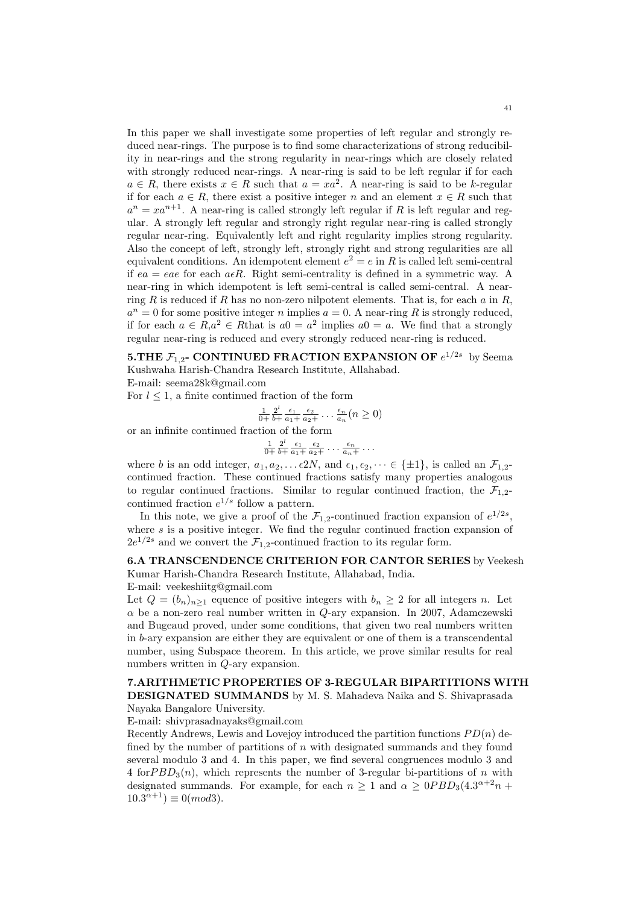In this paper we shall investigate some properties of left regular and strongly reduced near-rings. The purpose is to find some characterizations of strong reducibility in near-rings and the strong regularity in near-rings which are closely related with strongly reduced near-rings. A near-ring is said to be left regular if for each $a \in R$, there exists $x \in R$ such that $a = xa^2$. A near-ring is said to be $k$-regular if for each $a \in R$, there exist a positive integer $n$ and an element $x \in R$ such that $a^n = xa^{n+1}$. A near-ring is called strongly left regular if $R$ is left regular and regular. A strongly left regular and strongly right regular near-ring is called strongly regular near-ring. Equivalently left and right regularity implies strong regularity. Also the concept of left, strongly left, strongly right and strong regularities are all equivalent conditions. An idempotent element $e^2 = e$ in $R$ is called left semi-central if $ea = eae$ for each $a \epsilon R$. Right semi-centrality is defined in a symmetric way. A near-ring in which idempotent is left semi-central is called semi-central. A near-ring $R$ is reduced if $R$ has no non-zero nilpotent elements. That is, for each $a$ in $R$, $a^n = 0$ for some positive integer $n$ implies $a = 0$. A near-ring $R$ is strongly reduced, if for each $a \in R, a^2 \in R$that is $a0 = a^2$ implies $a0 = a$. We find that a strongly regular near-ring is reduced and every strongly reduced near-ring is reduced.

**5.THE $\mathcal{F}_{1,2}$- CONTINUED FRACTION EXPANSION OF $e^{1/2s}$** by Seema Kushwaha Harish-Chandra Research Institute, Allahabad.

E-mail: seema28k@gmail.com

For $l \leq 1$, a finite continued fraction of the form

$$\frac{1}{0+}\frac{2^l}{b+}\frac{\epsilon_1}{a_1+}\frac{\epsilon_2}{a_2+}\cdots\frac{\epsilon_n}{a_n}(n \geq 0)$$

or an infinite continued fraction of the form

$$\frac{1}{0+}\frac{2^l}{b+}\frac{\epsilon_1}{a_1+}\frac{\epsilon_2}{a_2+}\cdots\frac{\epsilon_n}{a_n+}\cdots$$

where $b$ is an odd integer, $a_1, a_2, \ldots \epsilon 2N$, and $\epsilon_1, \epsilon_2, \cdots \in \{\pm 1\}$, is called an $\mathcal{F}_{1,2}$-continued fraction. These continued fractions satisfy many properties analogous to regular continued fractions. Similar to regular continued fraction, the $\mathcal{F}_{1,2}$-continued fraction $e^{1/s}$ follow a pattern.

In this note, we give a proof of the $\mathcal{F}_{1,2}$-continued fraction expansion of $e^{1/2s}$, where $s$ is a positive integer. We find the regular continued fraction expansion of $2e^{1/2s}$ and we convert the $\mathcal{F}_{1,2}$-continued fraction to its regular form.

**6.A TRANSCENDENCE CRITERION FOR CANTOR SERIES** by Veekesh Kumar Harish-Chandra Research Institute, Allahabad, India.

E-mail: veekeshiitg@gmail.com

Let $Q = (b_n)_{n \geq 1}$ equence of positive integers with $b_n \geq 2$ for all integers $n$. Let $\alpha$ be a non-zero real number written in $Q$-ary expansion. In 2007, Adamczewski and Bugeaud proved, under some conditions, that given two real numbers written in $b$-ary expansion are either they are equivalent or one of them is a transcendental number, using Subspace theorem. In this article, we prove similar results for real numbers written in $Q$-ary expansion.

**7.ARITHMETIC PROPERTIES OF 3-REGULAR BIPARTITIONS WITH DESIGNATED SUMMANDS** by M. S. Mahadeva Naika and S. Shivaprasada Nayaka Bangalore University.

E-mail: shivprasadnayaks@gmail.com

Recently Andrews, Lewis and Lovejoy introduced the partition functions $PD(n)$ defined by the number of partitions of $n$ with designated summands and they found several modulo 3 and 4. In this paper, we find several congruences modulo 3 and 4 for$PBD_3(n)$, which represents the number of 3-regular bi-partitions of $n$ with designated summands. For example, for each $n \geq 1$ and $\alpha \geq 0 PBD_3(4.3^{\alpha+2}n + 10.3^{\alpha+1}) \equiv 0(mod 3)$.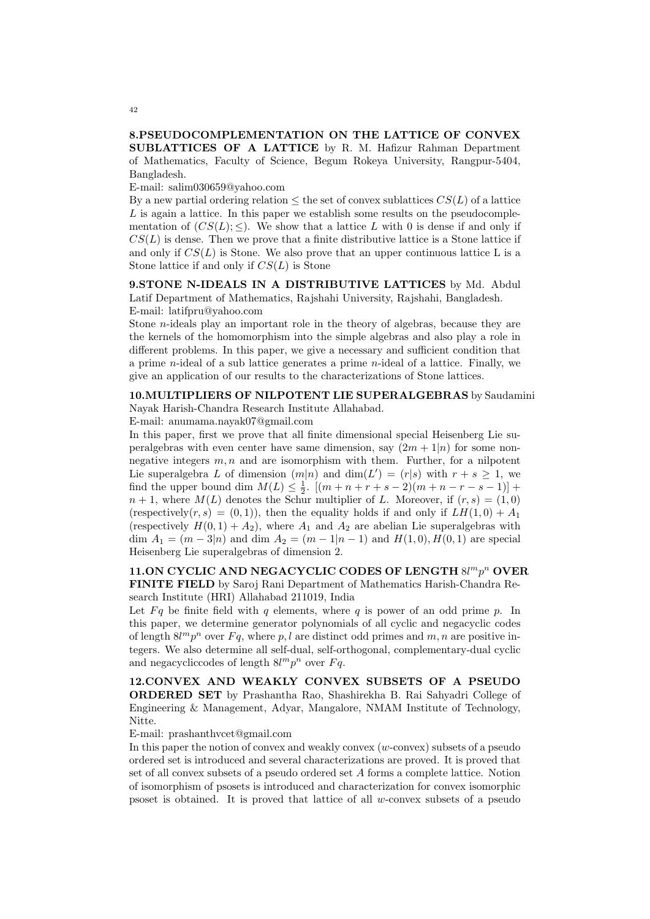**8.PSEUDOCOMPLEMENTATION ON THE LATTICE OF CONVEX SUBLATTICES OF A LATTICE** by R. M. Hafizur Rahman Department of Mathematics, Faculty of Science, Begum Rokeya University, Rangpur-5404, Bangladesh.

E-mail: salim030659@yahoo.com

By a new partial ordering relation $\leq$ the set of convex sublattices $CS(L)$ of a lattice $L$ is again a lattice. In this paper we establish some results on the pseudocomplementation of $(CS(L); \leq)$. We show that a lattice $L$ with 0 is dense if and only if $CS(L)$ is dense. Then we prove that a finite distributive lattice is a Stone lattice if and only if $CS(L)$ is Stone. We also prove that an upper continuous lattice L is a Stone lattice if and only if $CS(L)$ is Stone

**9.STONE N-IDEALS IN A DISTRIBUTIVE LATTICES** by Md. Abdul Latif Department of Mathematics, Rajshahi University, Rajshahi, Bangladesh.

E-mail: latifpru@yahoo.com

Stone $n$-ideals play an important role in the theory of algebras, because they are the kernels of the homomorphism into the simple algebras and also play a role in different problems. In this paper, we give a necessary and sufficient condition that a prime $n$-ideal of a sub lattice generates a prime $n$-ideal of a lattice. Finally, we give an application of our results to the characterizations of Stone lattices.

**10.MULTIPLIERS OF NILPOTENT LIE SUPERALGEBRAS** by Saudamini Nayak Harish-Chandra Research Institute Allahabad.

E-mail: anumama.nayak07@gmail.com

In this paper, first we prove that all finite dimensional special Heisenberg Lie superalgebras with even center have same dimension, say $(2m+1|n)$ for some non-negative integers $m, n$ and are isomorphism with them. Further, for a nilpotent Lie superalgebra $L$ of dimension $(m|n)$ and $\dim(L') = (r|s)$ with $r + s \geq 1$, we find the upper bound $\dim M(L) \leq \frac{1}{2}.\ [(m+n+r+s-2)(m+n-r-s-1)] + n + 1$, where $M(L)$ denotes the Schur multiplier of $L$. Moreover, if $(r,s) = (1,0)$ (respectively$(r,s) = (0,1)$), then the equality holds if and only if $LH(1,0) + A_1$ (respectively $H(0,1) + A_2$), where $A_1$ and $A_2$ are abelian Lie superalgebras with $\dim A_1 = (m-3|n)$ and $\dim A_2 = (m-1|n-1)$ and $H(1,0), H(0,1)$ are special Heisenberg Lie superalgebras of dimension 2.

**11.ON CYCLIC AND NEGACYCLIC CODES OF LENGTH $8l^m p^n$ OVER FINITE FIELD** by Saroj Rani Department of Mathematics Harish-Chandra Research Institute (HRI) Allahabad 211019, India

Let $Fq$ be finite field with $q$ elements, where $q$ is power of an odd prime $p$. In this paper, we determine generator polynomials of all cyclic and negacyclic codes of length $8l^m p^n$ over $Fq$, where $p, l$ are distinct odd primes and $m, n$ are positive integers. We also determine all self-dual, self-orthogonal, complementary-dual cyclic and negacycliccodes of length $8l^m p^n$ over $Fq$.

**12.CONVEX AND WEAKLY CONVEX SUBSETS OF A PSEUDO ORDERED SET** by Prashantha Rao, Shashirekha B. Rai Sahyadri College of Engineering & Management, Adyar, Mangalore, NMAM Institute of Technology, Nitte.

E-mail: prashanthvcet@gmail.com

In this paper the notion of convex and weakly convex ($w$-convex) subsets of a pseudo ordered set is introduced and several characterizations are proved. It is proved that set of all convex subsets of a pseudo ordered set $A$ forms a complete lattice. Notion of isomorphism of psosets is introduced and characterization for convex isomorphic psoset is obtained. It is proved that lattice of all $w$-convex subsets of a pseudo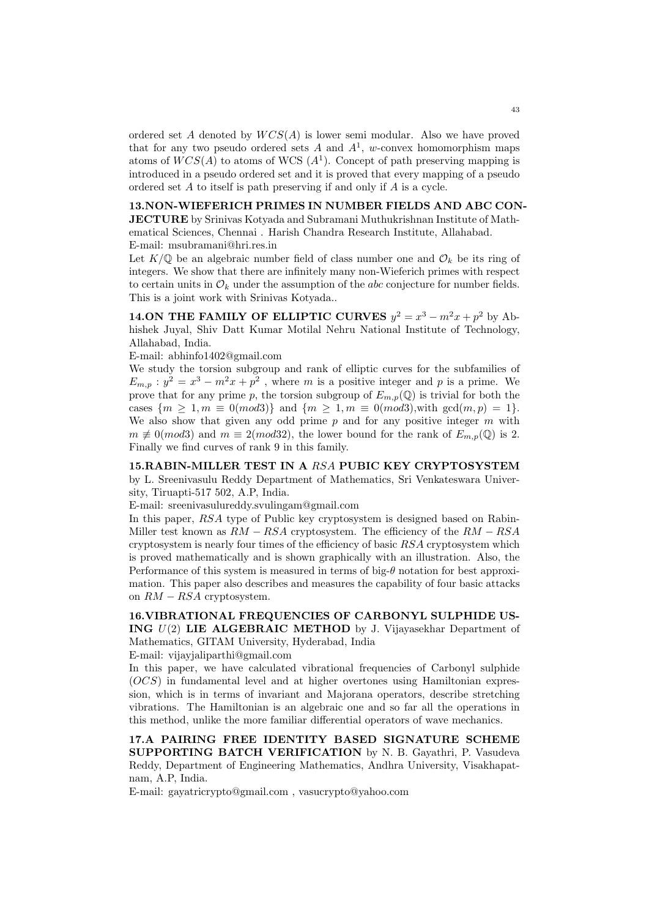ordered set $A$ denoted by $WCS(A)$ is lower semi modular. Also we have proved that for any two pseudo ordered sets $A$ and $A^1$, $w$-convex homomorphism maps atoms of $WCS(A)$ to atoms of WCS $(A^1)$. Concept of path preserving mapping is introduced in a pseudo ordered set and it is proved that every mapping of a pseudo ordered set $A$ to itself is path preserving if and only if $A$ is a cycle.

**13.NON-WIEFERICH PRIMES IN NUMBER FIELDS AND ABC CONJECTURE** by Srinivas Kotyada and Subramani Muthukrishnan Institute of Mathematical Sciences, Chennai . Harish Chandra Research Institute, Allahabad.
E-mail: msubramani@hri.res.in

Let $K/\mathbb{Q}$ be an algebraic number field of class number one and $\mathcal{O}_k$ be its ring of integers. We show that there are infinitely many non-Wieferich primes with respect to certain units in $\mathcal{O}_k$ under the assumption of the *abc* conjecture for number fields. This is a joint work with Srinivas Kotyada..

**14.ON THE FAMILY OF ELLIPTIC CURVES $y^2 = x^3 - m^2x + p^2$** by Abhishek Juyal, Shiv Datt Kumar Motilal Nehru National Institute of Technology, Allahabad, India.
E-mail: abhinfo1402@gmail.com

We study the torsion subgroup and rank of elliptic curves for the subfamilies of $E_{m,p} : y^2 = x^3 - m^2x + p^2$ , where $m$ is a positive integer and $p$ is a prime. We prove that for any prime $p$, the torsion subgroup of $E_{m,p}(\mathbb{Q})$ is trivial for both the cases $\{m \geq 1, m \equiv 0(mod3)\}$ and $\{m \geq 1, m \equiv 0(mod3)$,with $\gcd(m, p) = 1\}$. We also show that given any odd prime $p$ and for any positive integer $m$ with $m \not\equiv 0(mod3)$ and $m \equiv 2(mod32)$, the lower bound for the rank of $E_{m,p}(\mathbb{Q})$ is 2. Finally we find curves of rank 9 in this family.

**15.RABIN-MILLER TEST IN A *RSA* PUBIC KEY CRYPTOSYSTEM** by L. Sreenivasulu Reddy Department of Mathematics, Sri Venkateswara University, Tiruapti-517 502, A.P, India.
E-mail: sreenivasulureddy.svulingam@gmail.com

In this paper, $RSA$ type of Public key cryptosystem is designed based on Rabin-Miller test known as $RM - RSA$ cryptosystem. The efficiency of the $RM - RSA$ cryptosystem is nearly four times of the efficiency of basic $RSA$ cryptosystem which is proved mathematically and is shown graphically with an illustration. Also, the Performance of this system is measured in terms of big-$\theta$ notation for best approximation. This paper also describes and measures the capability of four basic attacks on $RM - RSA$ cryptosystem.

**16.VIBRATIONAL FREQUENCIES OF CARBONYL SULPHIDE USING $U(2)$ LIE ALGEBRAIC METHOD** by J. Vijayasekhar Department of Mathematics, GITAM University, Hyderabad, India
E-mail: vijayjaliparthi@gmail.com

In this paper, we have calculated vibrational frequencies of Carbonyl sulphide ($OCS$) in fundamental level and at higher overtones using Hamiltonian expression, which is in terms of invariant and Majorana operators, describe stretching vibrations. The Hamiltonian is an algebraic one and so far all the operations in this method, unlike the more familiar differential operators of wave mechanics.

**17.A PAIRING FREE IDENTITY BASED SIGNATURE SCHEME SUPPORTING BATCH VERIFICATION** by N. B. Gayathri, P. Vasudeva Reddy, Department of Engineering Mathematics, Andhra University, Visakhapatnam, A.P, India.
E-mail: gayatricrypto@gmail.com , vasucrypto@yahoo.com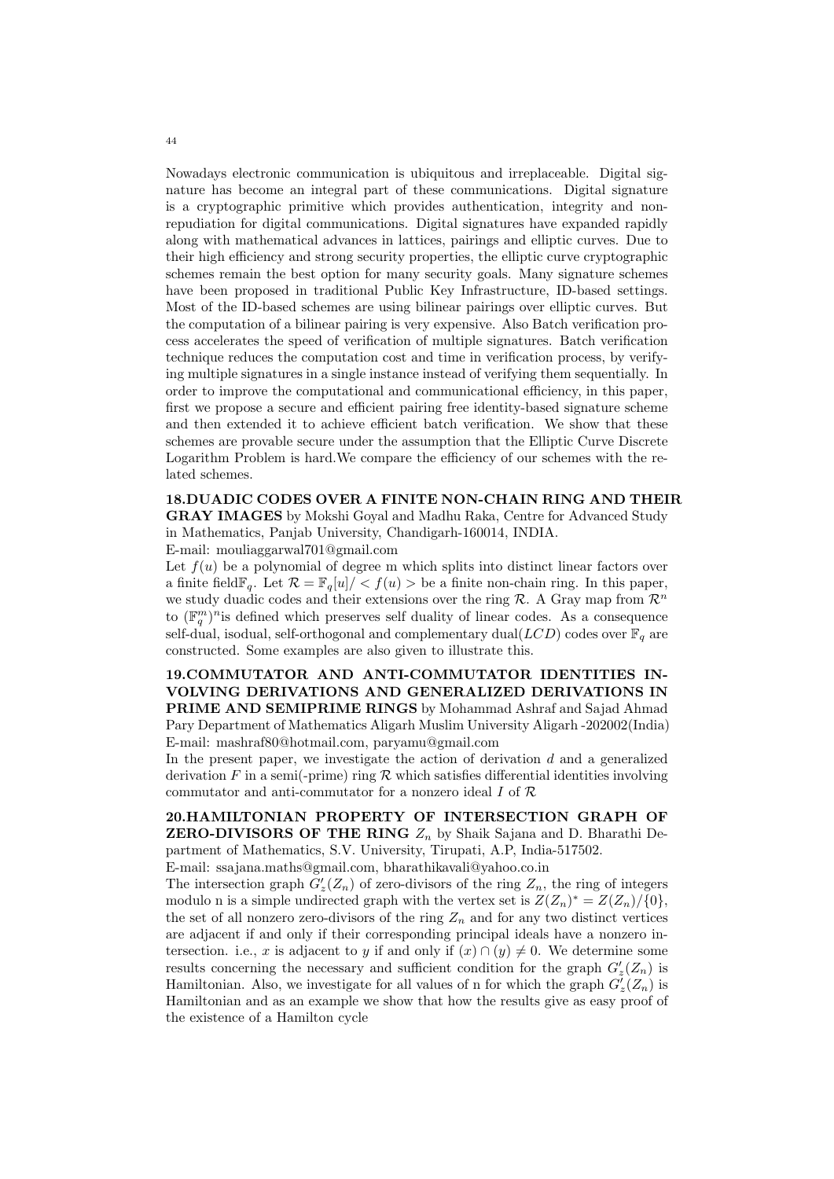Nowadays electronic communication is ubiquitous and irreplaceable. Digital signature has become an integral part of these communications. Digital signature is a cryptographic primitive which provides authentication, integrity and non-repudiation for digital communications. Digital signatures have expanded rapidly along with mathematical advances in lattices, pairings and elliptic curves. Due to their high efficiency and strong security properties, the elliptic curve cryptographic schemes remain the best option for many security goals. Many signature schemes have been proposed in traditional Public Key Infrastructure, ID-based settings. Most of the ID-based schemes are using bilinear pairings over elliptic curves. But the computation of a bilinear pairing is very expensive. Also Batch verification process accelerates the speed of verification of multiple signatures. Batch verification technique reduces the computation cost and time in verification process, by verifying multiple signatures in a single instance instead of verifying them sequentially. In order to improve the computational and communicational efficiency, in this paper, first we propose a secure and efficient pairing free identity-based signature scheme and then extended it to achieve efficient batch verification. We show that these schemes are provable secure under the assumption that the Elliptic Curve Discrete Logarithm Problem is hard.We compare the efficiency of our schemes with the related schemes.

**18.DUADIC CODES OVER A FINITE NON-CHAIN RING AND THEIR GRAY IMAGES** by Mokshi Goyal and Madhu Raka, Centre for Advanced Study in Mathematics, Panjab University, Chandigarh-160014, INDIA.
E-mail: mouliaggarwal701@gmail.com

Let $f(u)$ be a polynomial of degree m which splits into distinct linear factors over a finite field$\mathbb{F}_q$. Let $\mathcal{R} = \mathbb{F}_q[u]/ < f(u) >$ be a finite non-chain ring. In this paper, we study duadic codes and their extensions over the ring $\mathcal{R}$. A Gray map from $\mathcal{R}^n$ to $(\mathbb{F}_q^m)^n$is defined which preserves self duality of linear codes. As a consequence self-dual, isodual, self-orthogonal and complementary dual($LCD$) codes over $\mathbb{F}_q$ are constructed. Some examples are also given to illustrate this.

**19.COMMUTATOR AND ANTI-COMMUTATOR IDENTITIES INVOLVING DERIVATIONS AND GENERALIZED DERIVATIONS IN PRIME AND SEMIPRIME RINGS** by Mohammad Ashraf and Sajad Ahmad Pary Department of Mathematics Aligarh Muslim University Aligarh -202002(India)
E-mail: mashraf80@hotmail.com, paryamu@gmail.com

In the present paper, we investigate the action of derivation $d$ and a generalized derivation $F$ in a semi(-prime) ring $\mathcal{R}$ which satisfies differential identities involving commutator and anti-commutator for a nonzero ideal $I$ of $\mathcal{R}$

**20.HAMILTONIAN PROPERTY OF INTERSECTION GRAPH OF ZERO-DIVISORS OF THE RING $Z_n$** by Shaik Sajana and D. Bharathi Department of Mathematics, S.V. University, Tirupati, A.P, India-517502.
E-mail: ssajana.maths@gmail.com, bharathikavali@yahoo.co.in

The intersection graph $G'_z(Z_n)$ of zero-divisors of the ring $Z_n$, the ring of integers modulo n is a simple undirected graph with the vertex set is $Z(Z_n)^* = Z(Z_n)/\{0\}$, the set of all nonzero zero-divisors of the ring $Z_n$ and for any two distinct vertices are adjacent if and only if their corresponding principal ideals have a nonzero intersection. i.e., $x$ is adjacent to $y$ if and only if $(x) \cap (y) \neq 0$. We determine some results concerning the necessary and sufficient condition for the graph $G'_z(Z_n)$ is Hamiltonian. Also, we investigate for all values of n for which the graph $G'_z(Z_n)$ is Hamiltonian and as an example we show that how the results give as easy proof of the existence of a Hamilton cycle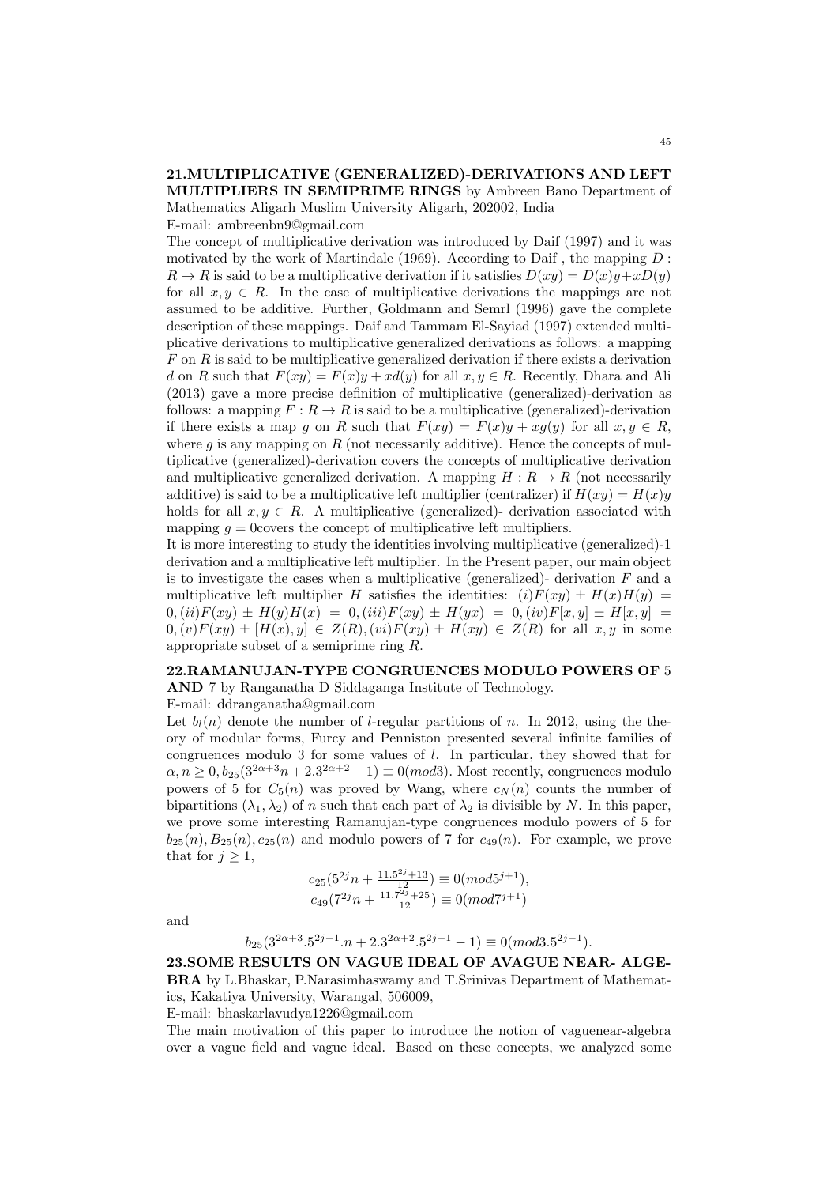**21.MULTIPLICATIVE (GENERALIZED)-DERIVATIONS AND LEFT MULTIPLIERS IN SEMIPRIME RINGS** by Ambreen Bano Department of Mathematics Aligarh Muslim University Aligarh, 202002, India

E-mail: ambreenbn9@gmail.com

The concept of multiplicative derivation was introduced by Daif (1997) and it was motivated by the work of Martindale (1969). According to Daif , the mapping $D : R \to R$ is said to be a multiplicative derivation if it satisfies $D(xy) = D(x)y + xD(y)$ for all $x, y \in R$. In the case of multiplicative derivations the mappings are not assumed to be additive. Further, Goldmann and Semrl (1996) gave the complete description of these mappings. Daif and Tammam El-Sayiad (1997) extended multiplicative derivations to multiplicative generalized derivations as follows: a mapping $F$ on $R$ is said to be multiplicative generalized derivation if there exists a derivation $d$ on $R$ such that $F(xy) = F(x)y + xd(y)$ for all $x, y \in R$. Recently, Dhara and Ali (2013) gave a more precise definition of multiplicative (generalized)-derivation as follows: a mapping $F : R \to R$ is said to be a multiplicative (generalized)-derivation if there exists a map $g$ on $R$ such that $F(xy) = F(x)y + xg(y)$ for all $x, y \in R$, where $g$ is any mapping on $R$ (not necessarily additive). Hence the concepts of multiplicative (generalized)-derivation covers the concepts of multiplicative derivation and multiplicative generalized derivation. A mapping $H : R \to R$ (not necessarily additive) is said to be a multiplicative left multiplier (centralizer) if $H(xy) = H(x)y$ holds for all $x, y \in R$. A multiplicative (generalized)- derivation associated with mapping $g = 0$covers the concept of multiplicative left multipliers.

It is more interesting to study the identities involving multiplicative (generalized)-1 derivation and a multiplicative left multiplier. In the Present paper, our main object is to investigate the cases when a multiplicative (generalized)- derivation $F$ and a multiplicative left multiplier $H$ satisfies the identities: $(i)F(xy) \pm H(x)H(y) = 0, (ii)F(xy) \pm H(y)H(x) = 0, (iii)F(xy) \pm H(yx) = 0, (iv)F[x, y] \pm H[x, y] = 0, (v)F(xy) \pm [H(x), y] \in Z(R), (vi)F(xy) \pm H(xy) \in Z(R)$ for all $x, y$ in some appropriate subset of a semiprime ring $R$.

**22.RAMANUJAN-TYPE CONGRUENCES MODULO POWERS OF 5 AND 7** by Ranganatha D Siddaganga Institute of Technology.

E-mail: ddranganatha@gmail.com

Let $b_l(n)$ denote the number of $l$-regular partitions of $n$. In 2012, using the theory of modular forms, Furcy and Penniston presented several infinite families of congruences modulo 3 for some values of $l$. In particular, they showed that for $\alpha, n \geq 0, b_{25}(3^{2\alpha+3}n + 2.3^{2\alpha+2} - 1) \equiv 0(mod 3)$. Most recently, congruences modulo powers of 5 for $C_5(n)$ was proved by Wang, where $c_N(n)$ counts the number of bipartitions $(\lambda_1, \lambda_2)$ of $n$ such that each part of $\lambda_2$ is divisible by $N$. In this paper, we prove some interesting Ramanujan-type congruences modulo powers of 5 for $b_{25}(n), B_{25}(n), c_{25}(n)$ and modulo powers of 7 for $c_{49}(n)$. For example, we prove that for $j \geq 1$,

$$c_{25}(5^{2j}n + \tfrac{11.5^{2j}+13}{12}) \equiv 0(mod 5^{j+1}),$$
$$c_{49}(7^{2j}n + \tfrac{11.7^{2j}+25}{12}) \equiv 0(mod 7^{j+1})$$

and

$$b_{25}(3^{2\alpha+3}.5^{2j-1}.n + 2.3^{2\alpha+2}.5^{2j-1} - 1) \equiv 0(mod 3.5^{2j-1}).$$

**23.SOME RESULTS ON VAGUE IDEAL OF AVAGUE NEAR- ALGEBRA** by L.Bhaskar, P.Narasimhaswamy and T.Srinivas Department of Mathematics, Kakatiya University, Warangal, 506009,

E-mail: bhaskarlavudya1226@gmail.com

The main motivation of this paper to introduce the notion of vaguenear-algebra over a vague field and vague ideal. Based on these concepts, we analyzed some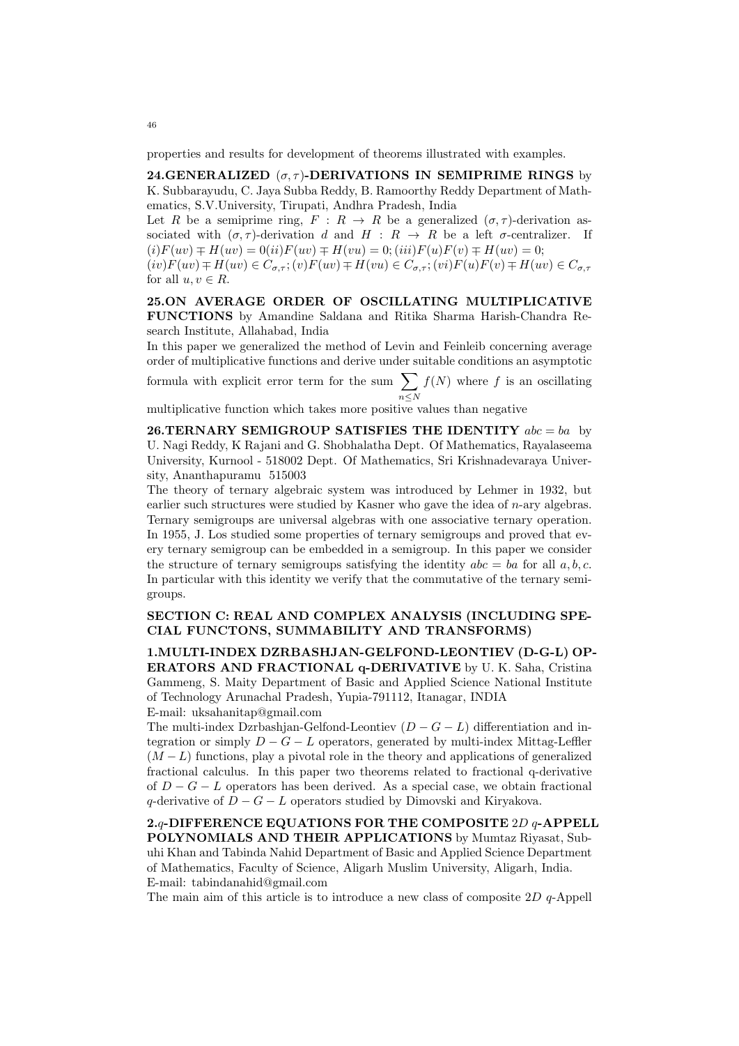properties and results for development of theorems illustrated with examples.

**24.GENERALIZED $(\sigma,\tau)$-DERIVATIONS IN SEMIPRIME RINGS** by K. Subbarayudu, C. Jaya Subba Reddy, B. Ramoorthy Reddy Department of Mathematics, S.V.University, Tirupati, Andhra Pradesh, India

Let $R$ be a semiprime ring, $F : R \to R$ be a generalized $(\sigma,\tau)$-derivation associated with $(\sigma,\tau)$-derivation $d$ and $H : R \to R$ be a left $\sigma$-centralizer. If $(i)F(uv) \mp H(uv) = 0; (ii)F(uv) \mp H(vu) = 0; (iii)F(u)F(v) \mp H(uv) = 0;$ $(iv)F(uv) \mp H(uv) \in C_{\sigma,\tau}; (v)F(uv) \mp H(vu) \in C_{\sigma,\tau}; (vi)F(u)F(v) \mp H(uv) \in C_{\sigma,\tau}$ for all $u, v \in R$.

**25.ON AVERAGE ORDER OF OSCILLATING MULTIPLICATIVE FUNCTIONS** by Amandine Saldana and Ritika Sharma Harish-Chandra Research Institute, Allahabad, India

In this paper we generalized the method of Levin and Feinleib concerning average order of multiplicative functions and derive under suitable conditions an asymptotic formula with explicit error term for the sum $\sum_{n \leq N} f(N)$ where $f$ is an oscillating multiplicative function which takes more positive values than negative

**26.TERNARY SEMIGROUP SATISFIES THE IDENTITY** $abc = ba$ by U. Nagi Reddy, K Rajani and G. Shobhalatha Dept. Of Mathematics, Rayalaseema University, Kurnool - 518002 Dept. Of Mathematics, Sri Krishnadevaraya University, Ananthapuramu 515003

The theory of ternary algebraic system was introduced by Lehmer in 1932, but earlier such structures were studied by Kasner who gave the idea of $n$-ary algebras. Ternary semigroups are universal algebras with one associative ternary operation. In 1955, J. Los studied some properties of ternary semigroups and proved that every ternary semigroup can be embedded in a semigroup. In this paper we consider the structure of ternary semigroups satisfying the identity $abc = ba$ for all $a, b, c$. In particular with this identity we verify that the commutative of the ternary semigroups.

## SECTION C: REAL AND COMPLEX ANALYSIS (INCLUDING SPECIAL FUNCTONS, SUMMABILITY AND TRANSFORMS)

**1.MULTI-INDEX DZRBASHJAN-GELFOND-LEONTIEV (D-G-L) OPERATORS AND FRACTIONAL q-DERIVATIVE** by U. K. Saha, Cristina Gammeng, S. Maity Department of Basic and Applied Science National Institute of Technology Arunachal Pradesh, Yupia-791112, Itanagar, INDIA

E-mail: uksahanitap@gmail.com

The multi-index Dzrbashjan-Gelfond-Leontiev $(D-G-L)$ differentiation and integration or simply $D-G-L$ operators, generated by multi-index Mittag-Leffler $(M-L)$ functions, play a pivotal role in the theory and applications of generalized fractional calculus. In this paper two theorems related to fractional q-derivative of $D-G-L$ operators has been derived. As a special case, we obtain fractional $q$-derivative of $D-G-L$ operators studied by Dimovski and Kiryakova.

**2.$q$-DIFFERENCE EQUATIONS FOR THE COMPOSITE $2D$ $q$-APPELL POLYNOMIALS AND THEIR APPLICATIONS** by Mumtaz Riyasat, Subuhi Khan and Tabinda Nahid Department of Basic and Applied Science Department of Mathematics, Faculty of Science, Aligarh Muslim University, Aligarh, India.

E-mail: tabindanahid@gmail.com

The main aim of this article is to introduce a new class of composite $2D$ $q$-Appell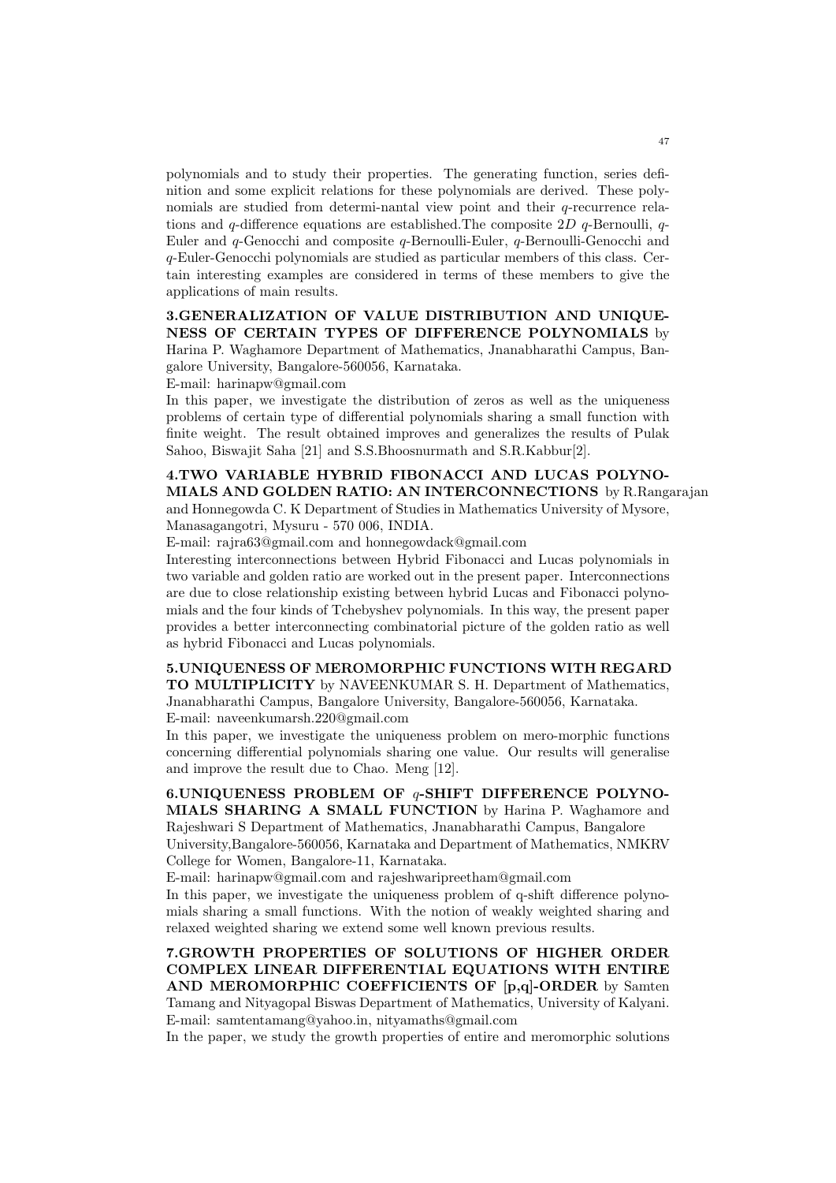polynomials and to study their properties. The generating function, series definition and some explicit relations for these polynomials are derived. These polynomials are studied from determi-nantal view point and their $q$-recurrence relations and $q$-difference equations are established.The composite $2D$ $q$-Bernoulli, $q$-Euler and $q$-Genocchi and composite $q$-Bernoulli-Euler, $q$-Bernoulli-Genocchi and $q$-Euler-Genocchi polynomials are studied as particular members of this class. Certain interesting examples are considered in terms of these members to give the applications of main results.

**3.GENERALIZATION OF VALUE DISTRIBUTION AND UNIQUENESS OF CERTAIN TYPES OF DIFFERENCE POLYNOMIALS** by Harina P. Waghamore Department of Mathematics, Jnanabharathi Campus, Bangalore University, Bangalore-560056, Karnataka.
E-mail: harinapw@gmail.com
In this paper, we investigate the distribution of zeros as well as the uniqueness problems of certain type of differential polynomials sharing a small function with finite weight. The result obtained improves and generalizes the results of Pulak Sahoo, Biswajit Saha [21] and S.S.Bhoosnurmath and S.R.Kabbur[2].

**4.TWO VARIABLE HYBRID FIBONACCI AND LUCAS POLYNOMIALS AND GOLDEN RATIO: AN INTERCONNECTIONS** by R.Rangarajan and Honnegowda C. K Department of Studies in Mathematics University of Mysore, Manasagangotri, Mysuru - 570 006, INDIA.
E-mail: rajra63@gmail.com and honnegowdack@gmail.com
Interesting interconnections between Hybrid Fibonacci and Lucas polynomials in two variable and golden ratio are worked out in the present paper. Interconnections are due to close relationship existing between hybrid Lucas and Fibonacci polynomials and the four kinds of Tchebyshev polynomials. In this way, the present paper provides a better interconnecting combinatorial picture of the golden ratio as well as hybrid Fibonacci and Lucas polynomials.

**5.UNIQUENESS OF MEROMORPHIC FUNCTIONS WITH REGARD TO MULTIPLICITY** by NAVEENKUMAR S. H. Department of Mathematics, Jnanabharathi Campus, Bangalore University, Bangalore-560056, Karnataka.
E-mail: naveenkumarsh.220@gmail.com
In this paper, we investigate the uniqueness problem on mero-morphic functions concerning differential polynomials sharing one value. Our results will generalise and improve the result due to Chao. Meng [12].

**6.UNIQUENESS PROBLEM OF $q$-SHIFT DIFFERENCE POLYNOMIALS SHARING A SMALL FUNCTION** by Harina P. Waghamore and Rajeshwari S Department of Mathematics, Jnanabharathi Campus, Bangalore University,Bangalore-560056, Karnataka and Department of Mathematics, NMKRV College for Women, Bangalore-11, Karnataka.
E-mail: harinapw@gmail.com and rajeshwaripreetham@gmail.com
In this paper, we investigate the uniqueness problem of q-shift difference polynomials sharing a small functions. With the notion of weakly weighted sharing and relaxed weighted sharing we extend some well known previous results.

**7.GROWTH PROPERTIES OF SOLUTIONS OF HIGHER ORDER COMPLEX LINEAR DIFFERENTIAL EQUATIONS WITH ENTIRE AND MEROMORPHIC COEFFICIENTS OF [p,q]-ORDER** by Samten Tamang and Nityagopal Biswas Department of Mathematics, University of Kalyani.
E-mail: samtentamang@yahoo.in, nityamaths@gmail.com
In the paper, we study the growth properties of entire and meromorphic solutions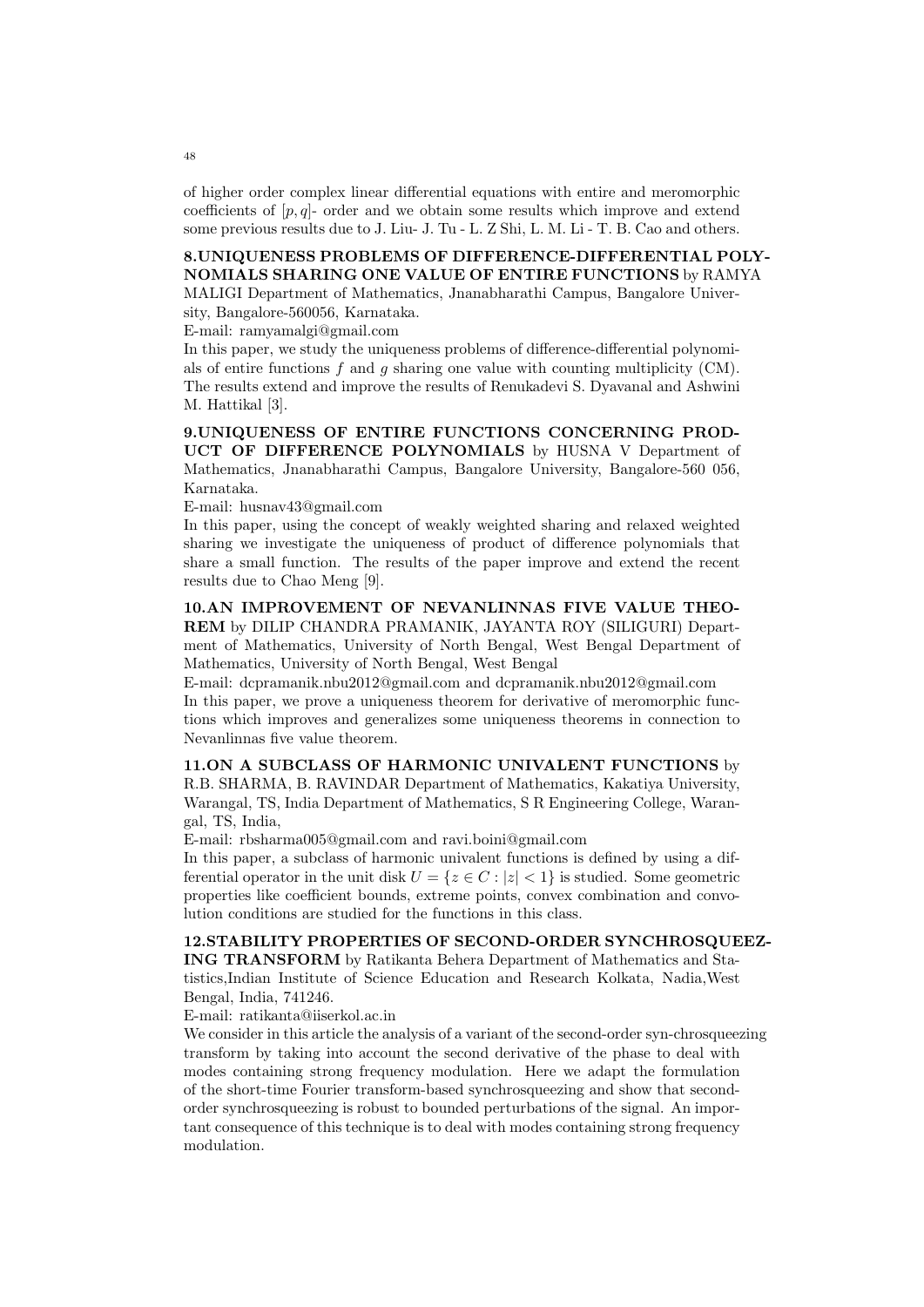of higher order complex linear differential equations with entire and meromorphic coefficients of $[p, q]$- order and we obtain some results which improve and extend some previous results due to J. Liu- J. Tu - L. Z Shi, L. M. Li - T. B. Cao and others.

**8.UNIQUENESS PROBLEMS OF DIFFERENCE-DIFFERENTIAL POLYNOMIALS SHARING ONE VALUE OF ENTIRE FUNCTIONS** by RAMYA MALIGI Department of Mathematics, Jnanabharathi Campus, Bangalore University, Bangalore-560056, Karnataka.

E-mail: ramyamalgi@gmail.com

In this paper, we study the uniqueness problems of difference-differential polynomials of entire functions $f$ and $g$ sharing one value with counting multiplicity (CM). The results extend and improve the results of Renukadevi S. Dyavanal and Ashwini M. Hattikal [3].

**9.UNIQUENESS OF ENTIRE FUNCTIONS CONCERNING PRODUCT OF DIFFERENCE POLYNOMIALS** by HUSNA V Department of Mathematics, Jnanabharathi Campus, Bangalore University, Bangalore-560 056, Karnataka.

E-mail: husnav43@gmail.com

In this paper, using the concept of weakly weighted sharing and relaxed weighted sharing we investigate the uniqueness of product of difference polynomials that share a small function. The results of the paper improve and extend the recent results due to Chao Meng [9].

**10.AN IMPROVEMENT OF NEVANLINNAS FIVE VALUE THEOREM** by DILIP CHANDRA PRAMANIK, JAYANTA ROY (SILIGURI) Department of Mathematics, University of North Bengal, West Bengal Department of Mathematics, University of North Bengal, West Bengal

E-mail: dcpramanik.nbu2012@gmail.com and dcpramanik.nbu2012@gmail.com

In this paper, we prove a uniqueness theorem for derivative of meromorphic functions which improves and generalizes some uniqueness theorems in connection to Nevanlinnas five value theorem.

**11.ON A SUBCLASS OF HARMONIC UNIVALENT FUNCTIONS** by R.B. SHARMA, B. RAVINDAR Department of Mathematics, Kakatiya University, Warangal, TS, India Department of Mathematics, S R Engineering College, Warangal, TS, India,

E-mail: rbsharma005@gmail.com and ravi.boini@gmail.com

In this paper, a subclass of harmonic univalent functions is defined by using a differential operator in the unit disk $U = \{z \in C : |z| < 1\}$ is studied. Some geometric properties like coefficient bounds, extreme points, convex combination and convolution conditions are studied for the functions in this class.

**12.STABILITY PROPERTIES OF SECOND-ORDER SYNCHROSQUEEZING TRANSFORM** by Ratikanta Behera Department of Mathematics and Statistics,Indian Institute of Science Education and Research Kolkata, Nadia,West Bengal, India, 741246.

E-mail: ratikanta@iiserkol.ac.in

We consider in this article the analysis of a variant of the second-order syn-chrosqueezing transform by taking into account the second derivative of the phase to deal with modes containing strong frequency modulation. Here we adapt the formulation of the short-time Fourier transform-based synchrosqueezing and show that second-order synchrosqueezing is robust to bounded perturbations of the signal. An important consequence of this technique is to deal with modes containing strong frequency modulation.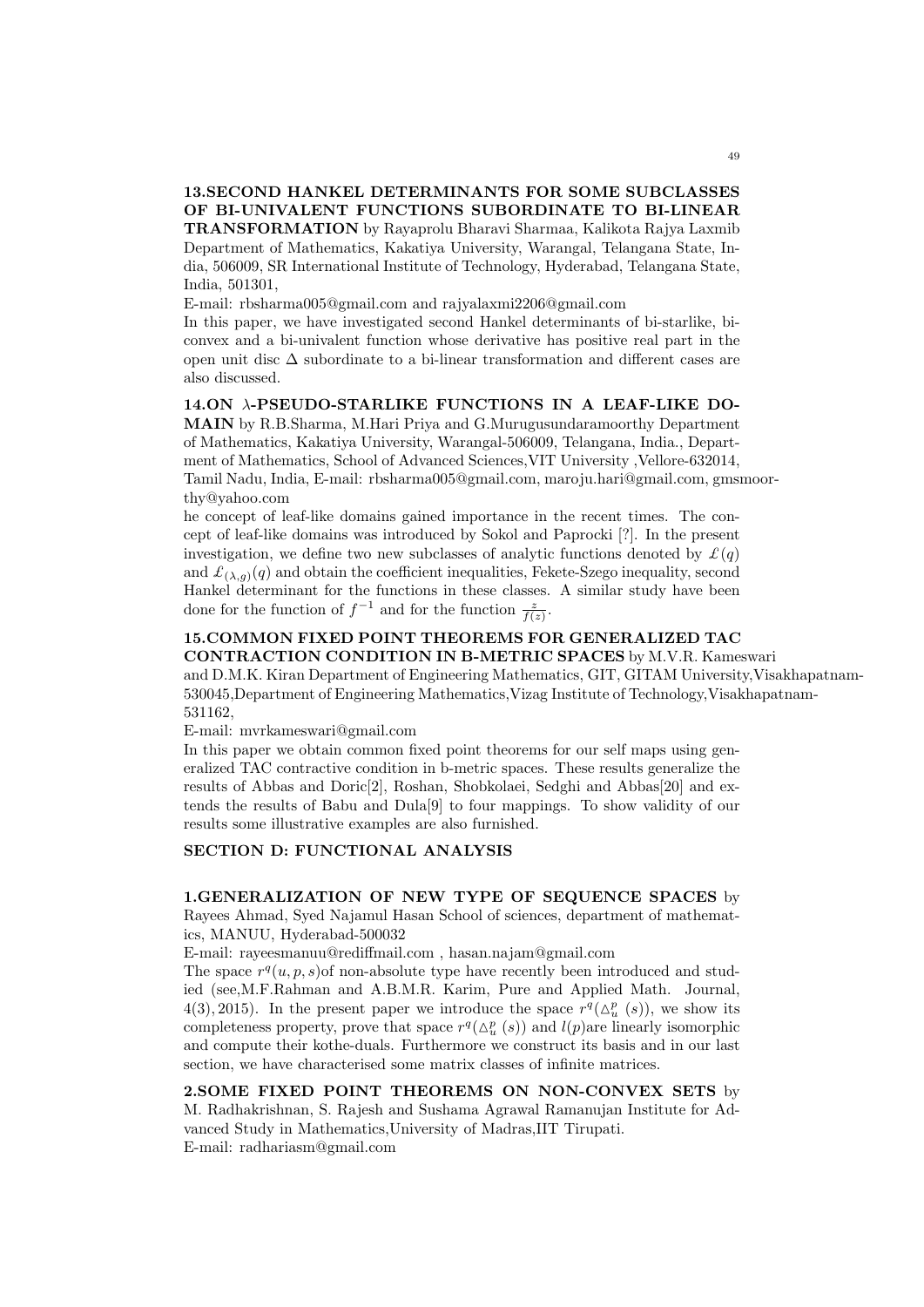**13.SECOND HANKEL DETERMINANTS FOR SOME SUBCLASSES OF BI-UNIVALENT FUNCTIONS SUBORDINATE TO BI-LINEAR TRANSFORMATION** by Rayaprolu Bharavi Sharmaa, Kalikota Rajya Laxmib Department of Mathematics, Kakatiya University, Warangal, Telangana State, India, 506009, SR International Institute of Technology, Hyderabad, Telangana State, India, 501301,

E-mail: rbsharma005@gmail.com and rajyalaxmi2206@gmail.com

In this paper, we have investigated second Hankel determinants of bi-starlike, bi-convex and a bi-univalent function whose derivative has positive real part in the open unit disc $\Delta$ subordinate to a bi-linear transformation and different cases are also discussed.

**14.ON $\lambda$-PSEUDO-STARLIKE FUNCTIONS IN A LEAF-LIKE DOMAIN** by R.B.Sharma, M.Hari Priya and G.Murugusundaramoorthy Department of Mathematics, Kakatiya University, Warangal-506009, Telangana, India., Department of Mathematics, School of Advanced Sciences,VIT University ,Vellore-632014, Tamil Nadu, India, E-mail: rbsharma005@gmail.com, maroju.hari@gmail.com, gmsmoorthy@yahoo.com

he concept of leaf-like domains gained importance in the recent times. The concept of leaf-like domains was introduced by Sokol and Paprocki [?]. In the present investigation, we define two new subclasses of analytic functions denoted by $\pounds(q)$ and $\pounds_{(\lambda,g)}(q)$ and obtain the coefficient inequalities, Fekete-Szego inequality, second Hankel determinant for the functions in these classes. A similar study have been done for the function of $f^{-1}$ and for the function $\frac{z}{f(z)}$.

**15.COMMON FIXED POINT THEOREMS FOR GENERALIZED TAC CONTRACTION CONDITION IN B-METRIC SPACES** by M.V.R. Kameswari and D.M.K. Kiran Department of Engineering Mathematics, GIT, GITAM University,Visakhapatnam-530045,Department of Engineering Mathematics,Vizag Institute of Technology,Visakhapatnam-531162,

E-mail: mvrkameswari@gmail.com

In this paper we obtain common fixed point theorems for our self maps using generalized TAC contractive condition in b-metric spaces. These results generalize the results of Abbas and Doric[2], Roshan, Shobkolaei, Sedghi and Abbas[20] and extends the results of Babu and Dula[9] to four mappings. To show validity of our results some illustrative examples are also furnished.

## SECTION D: FUNCTIONAL ANALYSIS

**1.GENERALIZATION OF NEW TYPE OF SEQUENCE SPACES** by Rayees Ahmad, Syed Najamul Hasan School of sciences, department of mathematics, MANUU, Hyderabad-500032

E-mail: rayeesmanuu@rediffmail.com , hasan.najam@gmail.com

The space $r^q(u,p,s)$of non-absolute type have recently been introduced and studied (see,M.F.Rahman and A.B.M.R. Karim, Pure and Applied Math. Journal, $4(3)$, 2015). In the present paper we introduce the space $r^q(\triangle_u^p\,(s))$, we show its completeness property, prove that space $r^q(\triangle_u^p\,(s))$ and $l(p)$are linearly isomorphic and compute their kothe-duals. Furthermore we construct its basis and in our last section, we have characterised some matrix classes of infinite matrices.

**2.SOME FIXED POINT THEOREMS ON NON-CONVEX SETS** by M. Radhakrishnan, S. Rajesh and Sushama Agrawal Ramanujan Institute for Advanced Study in Mathematics,University of Madras,IIT Tirupati.

E-mail: radhariasm@gmail.com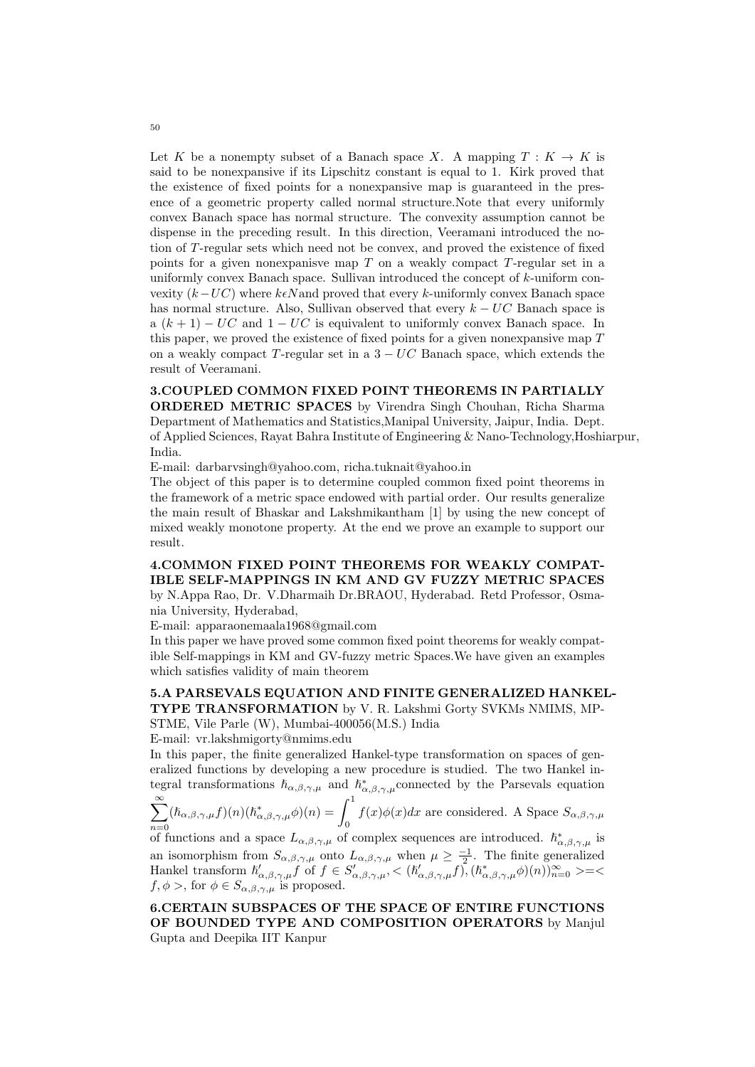Let $K$ be a nonempty subset of a Banach space $X$. A mapping $T : K \to K$ is said to be nonexpansive if its Lipschitz constant is equal to 1. Kirk proved that the existence of fixed points for a nonexpansive map is guaranteed in the presence of a geometric property called normal structure.Note that every uniformly convex Banach space has normal structure. The convexity assumption cannot be dispense in the preceding result. In this direction, Veeramani introduced the notion of $T$-regular sets which need not be convex, and proved the existence of fixed points for a given nonexpanisve map $T$ on a weakly compact $T$-regular set in a uniformly convex Banach space. Sullivan introduced the concept of $k$-uniform convexity $(k-UC)$ where $k \epsilon N$and proved that every $k$-uniformly convex Banach space has normal structure. Also, Sullivan observed that every $k - UC$ Banach space is a $(k + 1) - UC$ and $1 - UC$ is equivalent to uniformly convex Banach space. In this paper, we proved the existence of fixed points for a given nonexpansive map $T$ on a weakly compact $T$-regular set in a $3 - UC$ Banach space, which extends the result of Veeramani.

**3.COUPLED COMMON FIXED POINT THEOREMS IN PARTIALLY ORDERED METRIC SPACES** by Virendra Singh Chouhan, Richa Sharma Department of Mathematics and Statistics,Manipal University, Jaipur, India. Dept. of Applied Sciences, Rayat Bahra Institute of Engineering & Nano-Technology,Hoshiarpur, India.

E-mail: darbarvsingh@yahoo.com, richa.tuknait@yahoo.in

The object of this paper is to determine coupled common fixed point theorems in the framework of a metric space endowed with partial order. Our results generalize the main result of Bhaskar and Lakshmikantham [1] by using the new concept of mixed weakly monotone property. At the end we prove an example to support our result.

**4.COMMON FIXED POINT THEOREMS FOR WEAKLY COMPATIBLE SELF-MAPPINGS IN KM AND GV FUZZY METRIC SPACES** by N.Appa Rao, Dr. V.Dharmaih Dr.BRAOU, Hyderabad. Retd Professor, Osmania University, Hyderabad,

E-mail: apparaonemaala1968@gmail.com

In this paper we have proved some common fixed point theorems for weakly compatible Self-mappings in KM and GV-fuzzy metric Spaces.We have given an examples which satisfies validity of main theorem

**5.A PARSEVALS EQUATION AND FINITE GENERALIZED HANKEL-TYPE TRANSFORMATION** by V. R. Lakshmi Gorty SVKMs NMIMS, MPSTME, Vile Parle (W), Mumbai-400056(M.S.) India

E-mail: vr.lakshmigorty@nmims.edu

In this paper, the finite generalized Hankel-type transformation on spaces of generalized functions by developing a new procedure is studied. The two Hankel integral transformations $\hbar_{\alpha,\beta,\gamma,\mu}$ and $\hbar^*_{\alpha,\beta,\gamma,\mu}$connected by the Parsevals equation $\sum_{n=0}^{\infty}(\hbar_{\alpha,\beta,\gamma,\mu}f)(n)(\hbar^*_{\alpha,\beta,\gamma,\mu}\phi)(n) = \int_0^1 f(x)\phi(x)dx$ are considered. A Space $S_{\alpha,\beta,\gamma,\mu}$ of functions and a space $L_{\alpha,\beta,\gamma,\mu}$ of complex sequences are introduced. $\hbar^*_{\alpha,\beta,\gamma,\mu}$ is an isomorphism from $S_{\alpha,\beta,\gamma,\mu}$ onto $L_{\alpha,\beta,\gamma,\mu}$ when $\mu \geq \frac{-1}{2}$. The finite generalized Hankel transform $\hbar'_{\alpha,\beta,\gamma,\mu}f$ of $f \in S'_{\alpha,\beta,\gamma,\mu}, < (\hbar'_{\alpha,\beta,\gamma,\mu}f), (\hbar^*_{\alpha,\beta,\gamma,\mu}\phi)(n))_{n=0}^{\infty} >=< f, \phi >$, for $\phi \in S_{\alpha,\beta,\gamma,\mu}$ is proposed.

**6.CERTAIN SUBSPACES OF THE SPACE OF ENTIRE FUNCTIONS OF BOUNDED TYPE AND COMPOSITION OPERATORS** by Manjul Gupta and Deepika IIT Kanpur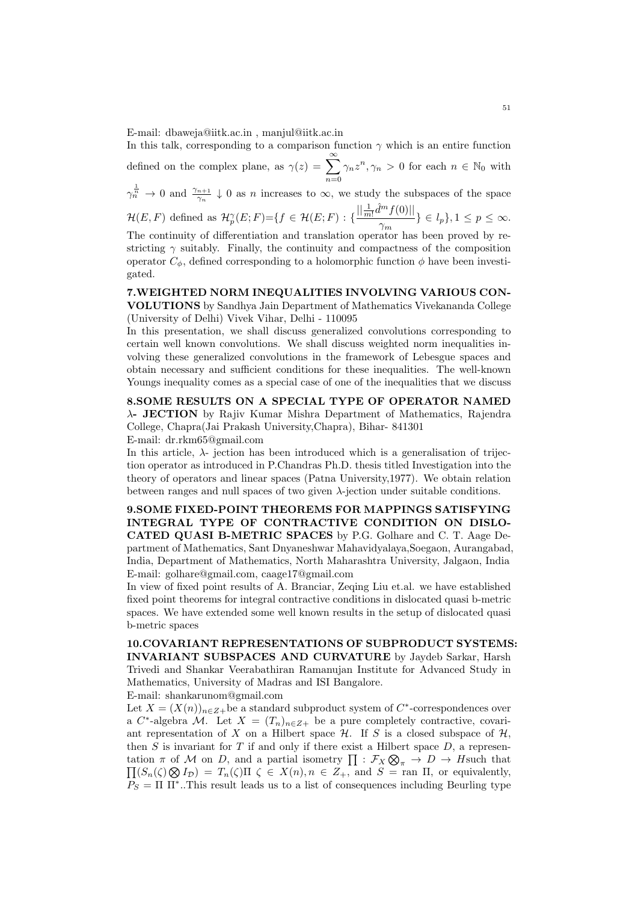E-mail: dbaweja@iitk.ac.in , manjul@iitk.ac.in

In this talk, corresponding to a comparison function $\gamma$ which is an entire function defined on the complex plane, as $\gamma(z) = \sum_{n=0}^{\infty} \gamma_n z^n, \gamma_n > 0$ for each $n \in \mathbb{N}_0$ with $\gamma_n^{\frac{1}{n}} \to 0$ and $\frac{\gamma_{n+1}}{\gamma_n} \downarrow 0$ as $n$ increases to $\infty$, we study the subspaces of the space $\mathcal{H}(E,F)$ defined as $\mathcal{H}_p^{\gamma}(E;F)$=$\{f \in \mathcal{H}(E;F) : \{\frac{||\frac{1}{m!}\hat{d}^m f(0)||}{\gamma_m}\} \in l_p\}, 1 \leq p \leq \infty$. The continuity of differentiation and translation operator has been proved by restricting $\gamma$ suitably. Finally, the continuity and compactness of the composition operator $C_\phi$, defined corresponding to a holomorphic function $\phi$ have been investigated.

**7.WEIGHTED NORM INEQUALITIES INVOLVING VARIOUS CONVOLUTIONS** by Sandhya Jain Department of Mathematics Vivekananda College (University of Delhi) Vivek Vihar, Delhi - 110095

In this presentation, we shall discuss generalized convolutions corresponding to certain well known convolutions. We shall discuss weighted norm inequalities involving these generalized convolutions in the framework of Lebesgue spaces and obtain necessary and sufficient conditions for these inequalities. The well-known Youngs inequality comes as a special case of one of the inequalities that we discuss

**8.SOME RESULTS ON A SPECIAL TYPE OF OPERATOR NAMED $\lambda$- JECTION** by Rajiv Kumar Mishra Department of Mathematics, Rajendra College, Chapra(Jai Prakash University,Chapra), Bihar- 841301

E-mail: dr.rkm65@gmail.com

In this article, $\lambda$- jection has been introduced which is a generalisation of trijection operator as introduced in P.Chandras Ph.D. thesis titled Investigation into the theory of operators and linear spaces (Patna University,1977). We obtain relation between ranges and null spaces of two given $\lambda$-jection under suitable conditions.

**9.SOME FIXED-POINT THEOREMS FOR MAPPINGS SATISFYING INTEGRAL TYPE OF CONTRACTIVE CONDITION ON DISLOCATED QUASI B-METRIC SPACES** by P.G. Golhare and C. T. Aage Department of Mathematics, Sant Dnyaneshwar Mahavidyalaya,Soegaon, Aurangabad, India, Department of Mathematics, North Maharashtra University, Jalgaon, India

E-mail: golhare@gmail.com, caage17@gmail.com

In view of fixed point results of A. Branciar, Zeqing Liu et.al. we have established fixed point theorems for integral contractive conditions in dislocated quasi b-metric spaces. We have extended some well known results in the setup of dislocated quasi b-metric spaces

**10.COVARIANT REPRESENTATIONS OF SUBPRODUCT SYSTEMS: INVARIANT SUBSPACES AND CURVATURE** by Jaydeb Sarkar, Harsh Trivedi and Shankar Veerabathiran Ramanujan Institute for Advanced Study in Mathematics, University of Madras and ISI Bangalore.

E-mail: shankarunom@gmail.com

Let $X = (X(n))_{n \in Z+}$be a standard subproduct system of $C^*$-correspondences over a $C^*$-algebra $\mathcal{M}$. Let $X = (T_n)_{n \in Z+}$ be a pure completely contractive, covariant representation of $X$ on a Hilbert space $\mathcal{H}$. If $S$ is a closed subspace of $\mathcal{H}$, then $S$ is invariant for $T$ if and only if there exist a Hilbert space $D$, a representation $\pi$ of $\mathcal{M}$ on $D$, and a partial isometry $\prod : \mathcal{F}_X \bigotimes_\pi \to D \to H$such that $\prod(S_n(\zeta) \bigotimes I_{\mathcal{D}}) = T_n(\zeta)\Pi$ $\zeta \in X(n), n \in Z_+$, and $S$ = ran $\Pi$, or equivalently, $P_S = \Pi\ \Pi^*$..This result leads us to a list of consequences including Beurling type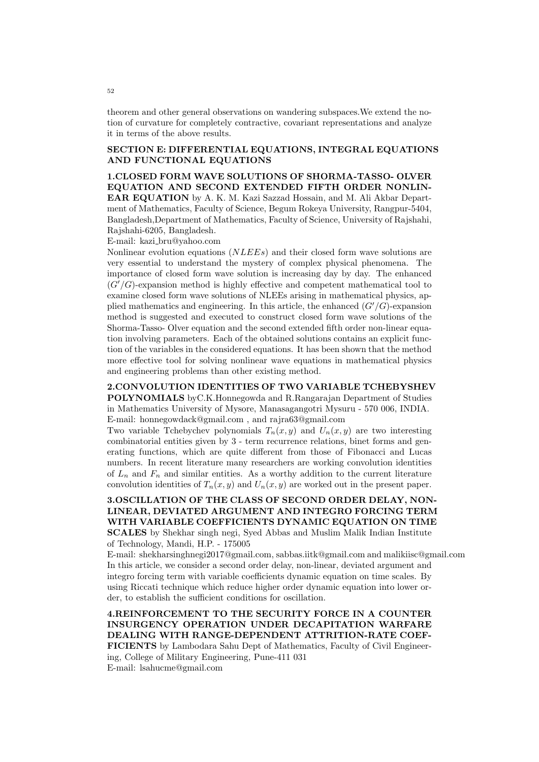theorem and other general observations on wandering subspaces.We extend the notion of curvature for completely contractive, covariant representations and analyze it in terms of the above results.

## SECTION E: DIFFERENTIAL EQUATIONS, INTEGRAL EQUATIONS AND FUNCTIONAL EQUATIONS

**1.CLOSED FORM WAVE SOLUTIONS OF SHORMA-TASSO- OLVER EQUATION AND SECOND EXTENDED FIFTH ORDER NONLINEAR EQUATION** by A. K. M. Kazi Sazzad Hossain, and M. Ali Akbar Department of Mathematics, Faculty of Science, Begum Rokeya University, Rangpur-5404, Bangladesh,Department of Mathematics, Faculty of Science, University of Rajshahi, Rajshahi-6205, Bangladesh.

E-mail: kazi_bru@yahoo.com

Nonlinear evolution equations ($NLEEs$) and their closed form wave solutions are very essential to understand the mystery of complex physical phenomena. The importance of closed form wave solution is increasing day by day. The enhanced $(G'/G)$-expansion method is highly effective and competent mathematical tool to examine closed form wave solutions of NLEEs arising in mathematical physics, applied mathematics and engineering. In this article, the enhanced $(G'/G)$-expansion method is suggested and executed to construct closed form wave solutions of the Shorma-Tasso- Olver equation and the second extended fifth order non-linear equation involving parameters. Each of the obtained solutions contains an explicit function of the variables in the considered equations. It has been shown that the method more effective tool for solving nonlinear wave equations in mathematical physics and engineering problems than other existing method.

**2.CONVOLUTION IDENTITIES OF TWO VARIABLE TCHEBYSHEV POLYNOMIALS** byC.K.Honnegowda and R.Rangarajan Department of Studies in Mathematics University of Mysore, Manasagangotri Mysuru - 570 006, INDIA.

E-mail: honnegowdack@gmail.com , and rajra63@gmail.com

Two variable Tchebychev polynomials $T_n(x, y)$ and $U_n(x, y)$ are two interesting combinatorial entities given by 3 - term recurrence relations, binet forms and generating functions, which are quite different from those of Fibonacci and Lucas numbers. In recent literature many researchers are working convolution identities of $L_n$ and $F_n$ and similar entities. As a worthy addition to the current literature convolution identities of $T_n(x, y)$ and $U_n(x, y)$ are worked out in the present paper.

**3.OSCILLATION OF THE CLASS OF SECOND ORDER DELAY, NONLINEAR, DEVIATED ARGUMENT AND INTEGRO FORCING TERM WITH VARIABLE COEFFICIENTS DYNAMIC EQUATION ON TIME SCALES** by Shekhar singh negi, Syed Abbas and Muslim Malik Indian Institute of Technology, Mandi, H.P. - 175005

E-mail: shekharsinghnegi2017@gmail.com, sabbas.iitk@gmail.com and malikiisc@gmail.com

In this article, we consider a second order delay, non-linear, deviated argument and integro forcing term with variable coefficients dynamic equation on time scales. By using Riccati technique which reduce higher order dynamic equation into lower order, to establish the sufficient conditions for oscillation.

**4.REINFORCEMENT TO THE SECURITY FORCE IN A COUNTER INSURGENCY OPERATION UNDER DECAPITATION WARFARE DEALING WITH RANGE-DEPENDENT ATTRITION-RATE COEFFICIENTS** by Lambodara Sahu Dept of Mathematics, Faculty of Civil Engineering, College of Military Engineering, Pune-411 031

E-mail: lsahucme@gmail.com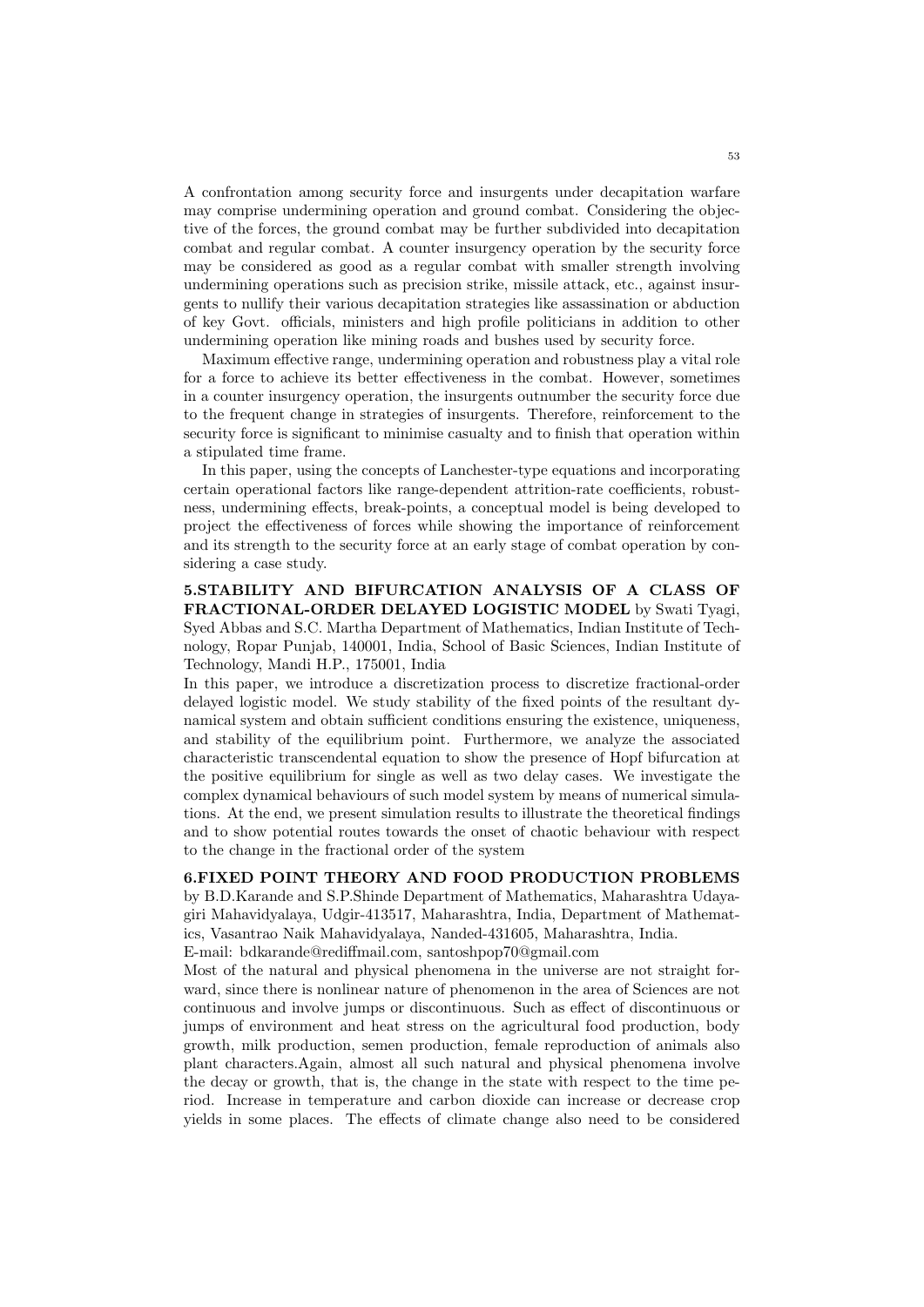A confrontation among security force and insurgents under decapitation warfare may comprise undermining operation and ground combat. Considering the objective of the forces, the ground combat may be further subdivided into decapitation combat and regular combat. A counter insurgency operation by the security force may be considered as good as a regular combat with smaller strength involving undermining operations such as precision strike, missile attack, etc., against insurgents to nullify their various decapitation strategies like assassination or abduction of key Govt. officials, ministers and high profile politicians in addition to other undermining operation like mining roads and bushes used by security force.

Maximum effective range, undermining operation and robustness play a vital role for a force to achieve its better effectiveness in the combat. However, sometimes in a counter insurgency operation, the insurgents outnumber the security force due to the frequent change in strategies of insurgents. Therefore, reinforcement to the security force is significant to minimise casualty and to finish that operation within a stipulated time frame.

In this paper, using the concepts of Lanchester-type equations and incorporating certain operational factors like range-dependent attrition-rate coefficients, robustness, undermining effects, break-points, a conceptual model is being developed to project the effectiveness of forces while showing the importance of reinforcement and its strength to the security force at an early stage of combat operation by considering a case study.

**5.STABILITY AND BIFURCATION ANALYSIS OF A CLASS OF FRACTIONAL-ORDER DELAYED LOGISTIC MODEL** by Swati Tyagi, Syed Abbas and S.C. Martha Department of Mathematics, Indian Institute of Technology, Ropar Punjab, 140001, India, School of Basic Sciences, Indian Institute of Technology, Mandi H.P., 175001, India

In this paper, we introduce a discretization process to discretize fractional-order delayed logistic model. We study stability of the fixed points of the resultant dynamical system and obtain sufficient conditions ensuring the existence, uniqueness, and stability of the equilibrium point. Furthermore, we analyze the associated characteristic transcendental equation to show the presence of Hopf bifurcation at the positive equilibrium for single as well as two delay cases. We investigate the complex dynamical behaviours of such model system by means of numerical simulations. At the end, we present simulation results to illustrate the theoretical findings and to show potential routes towards the onset of chaotic behaviour with respect to the change in the fractional order of the system

**6.FIXED POINT THEORY AND FOOD PRODUCTION PROBLEMS** by B.D.Karande and S.P.Shinde Department of Mathematics, Maharashtra Udayagiri Mahavidyalaya, Udgir-413517, Maharashtra, India, Department of Mathematics, Vasantrao Naik Mahavidyalaya, Nanded-431605, Maharashtra, India.
E-mail: bdkarande@rediffmail.com, santoshpop70@gmail.com

Most of the natural and physical phenomena in the universe are not straight forward, since there is nonlinear nature of phenomenon in the area of Sciences are not continuous and involve jumps or discontinuous. Such as effect of discontinuous or jumps of environment and heat stress on the agricultural food production, body growth, milk production, semen production, female reproduction of animals also plant characters.Again, almost all such natural and physical phenomena involve the decay or growth, that is, the change in the state with respect to the time period. Increase in temperature and carbon dioxide can increase or decrease crop yields in some places. The effects of climate change also need to be considered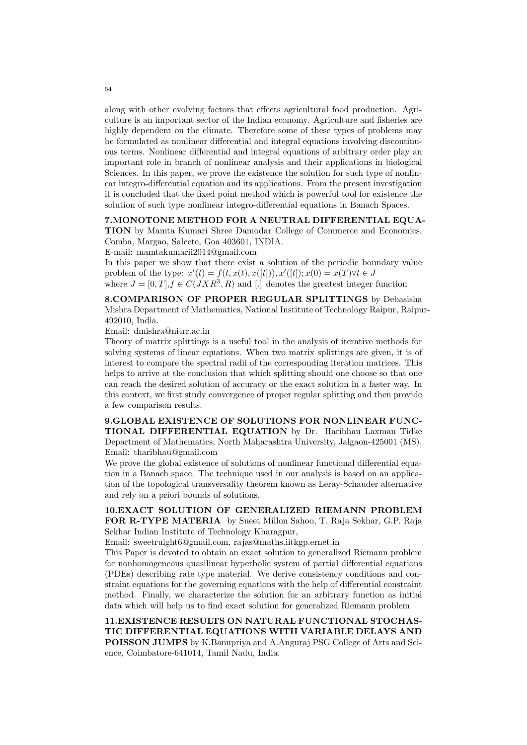along with other evolving factors that effects agricultural food production. Agriculture is an important sector of the Indian economy. Agriculture and fisheries are highly dependent on the climate. Therefore some of these types of problems may be formulated as nonlinear differential and integral equations involving discontinuous terms. Nonlinear differential and integral equations of arbitrary order play an important role in branch of nonlinear analysis and their applications in biological Sciences. In this paper, we prove the existence the solution for such type of nonlinear integro-differential equation and its applications. From the present investigation it is concluded that the fixed point method which is powerful tool for existence the solution of such type nonlinear integro-differential equations in Banach Spaces.

**7.MONOTONE METHOD FOR A NEUTRAL DIFFERENTIAL EQUATION** by Mamta Kumari Shree Damodar College of Commerce and Economics, Comba, Margao, Salcete, Goa 403601, INDIA.
E-mail: mamtakumarii2014@gmail.com
In this paper we show that there exist a solution of the periodic boundary value problem of the type: $x'(t) = f(t, x(t), x([t])), x'([t]); x(0) = x(T) \forall t \in J$
where $J = [0, T], f \in C(JXR^3, R)$ and [.] denotes the greatest integer function

**8.COMPARISON OF PROPER REGULAR SPLITTINGS** by Debasisha Mishra Department of Mathematics, National Institute of Technology Raipur, Raipur-492010, India.
Email: dmishra@nitrr.ac.in
Theory of matrix splittings is a useful tool in the analysis of iterative methods for solving systems of linear equations. When two matrix splittings are given, it is of interest to compare the spectral radii of the corresponding iteration matrices. This helps to arrive at the conclusion that which splitting should one choose so that one can reach the desired solution of accuracy or the exact solution in a faster way. In this context, we first study convergence of proper regular splitting and then provide a few comparison results.

**9.GLOBAL EXISTENCE OF SOLUTIONS FOR NONLINEAR FUNCTIONAL DIFFERENTIAL EQUATION** by Dr. Haribhau Laxman Tidke Department of Mathematics, North Maharashtra University, Jalgaon-425001 (MS).
Email: tharibhau@gmail.com
We prove the global existence of solutions of nonlinear functional differential equation in a Banach space. The technique used in our analysis is based on an application of the topological transversality theorem known as Leray-Schauder alternative and rely on a priori bounds of solutions.

**10.EXACT SOLUTION OF GENERALIZED RIEMANN PROBLEM FOR R-TYPE MATERIA** by Sueet Millon Sahoo, T. Raja Sekhar, G.P. Raja Sekhar Indian Institute of Technology Kharagpur,
Email: sweetruight6@gmail.com, rajas@maths.iitkgp.ernet.in
This Paper is devoted to obtain an exact solution to generalized Riemann problem for nonhomogeneous quasilinear hyperbolic system of partial differential equations (PDEs) describing rate type material. We derive consistency conditions and constraint equations for the governing equations with the help of differential constraint method. Finally, we characterize the solution for an arbitrary function as initial data which will help us to find exact solution for generalized Riemann problem

**11.EXISTENCE RESULTS ON NATURAL FUNCTIONAL STOCHASTIC DIFFERENTIAL EQUATIONS WITH VARIABLE DELAYS AND POISSON JUMPS** by K.Banupriya and A.Anguraj PSG College of Arts and Science, Coimbatore-641014, Tamil Nadu, India.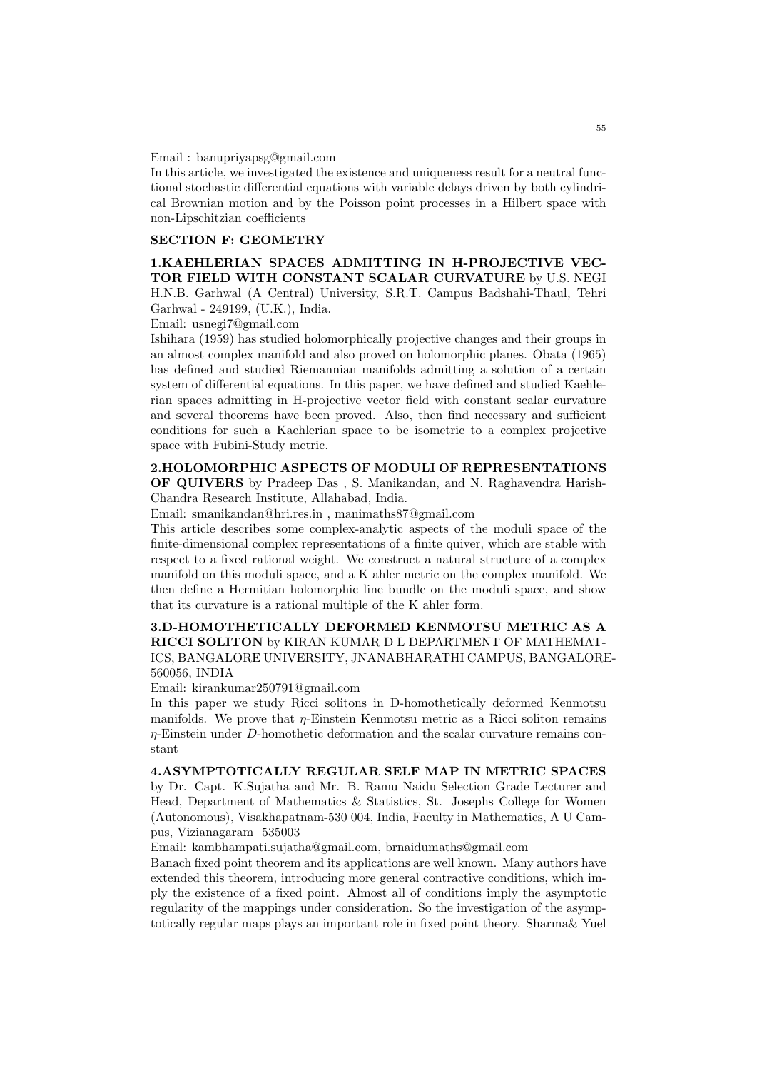Email : banupriyapsg@gmail.com

In this article, we investigated the existence and uniqueness result for a neutral functional stochastic differential equations with variable delays driven by both cylindrical Brownian motion and by the Poisson point processes in a Hilbert space with non-Lipschitzian coefficients

## SECTION F: GEOMETRY

**1.KAEHLERIAN SPACES ADMITTING IN H-PROJECTIVE VECTOR FIELD WITH CONSTANT SCALAR CURVATURE** by U.S. NEGI H.N.B. Garhwal (A Central) University, S.R.T. Campus Badshahi-Thaul, Tehri Garhwal - 249199, (U.K.), India.

Email: usnegi7@gmail.com

Ishihara (1959) has studied holomorphically projective changes and their groups in an almost complex manifold and also proved on holomorphic planes. Obata (1965) has defined and studied Riemannian manifolds admitting a solution of a certain system of differential equations. In this paper, we have defined and studied Kaehlerian spaces admitting in H-projective vector field with constant scalar curvature and several theorems have been proved. Also, then find necessary and sufficient conditions for such a Kaehlerian space to be isometric to a complex projective space with Fubini-Study metric.

**2.HOLOMORPHIC ASPECTS OF MODULI OF REPRESENTATIONS OF QUIVERS** by Pradeep Das , S. Manikandan, and N. Raghavendra Harish-Chandra Research Institute, Allahabad, India.

Email: smanikandan@hri.res.in , manimaths87@gmail.com

This article describes some complex-analytic aspects of the moduli space of the finite-dimensional complex representations of a finite quiver, which are stable with respect to a fixed rational weight. We construct a natural structure of a complex manifold on this moduli space, and a K ahler metric on the complex manifold. We then define a Hermitian holomorphic line bundle on the moduli space, and show that its curvature is a rational multiple of the K ahler form.

**3.D-HOMOTHETICALLY DEFORMED KENMOTSU METRIC AS A RICCI SOLITON** by KIRAN KUMAR D L DEPARTMENT OF MATHEMATICS, BANGALORE UNIVERSITY, JNANABHARATHI CAMPUS, BANGALORE-560056, INDIA

Email: kirankumar250791@gmail.com

In this paper we study Ricci solitons in D-homothetically deformed Kenmotsu manifolds. We prove that $\eta$-Einstein Kenmotsu metric as a Ricci soliton remains $\eta$-Einstein under $D$-homothetic deformation and the scalar curvature remains constant

**4.ASYMPTOTICALLY REGULAR SELF MAP IN METRIC SPACES** by Dr. Capt. K.Sujatha and Mr. B. Ramu Naidu Selection Grade Lecturer and Head, Department of Mathematics & Statistics, St. Josephs College for Women (Autonomous), Visakhapatnam-530 004, India, Faculty in Mathematics, A U Campus, Vizianagaram 535003

Email: kambhampati.sujatha@gmail.com, brnaidumaths@gmail.com

Banach fixed point theorem and its applications are well known. Many authors have extended this theorem, introducing more general contractive conditions, which imply the existence of a fixed point. Almost all of conditions imply the asymptotic regularity of the mappings under consideration. So the investigation of the asymptotically regular maps plays an important role in fixed point theory. Sharma& Yuel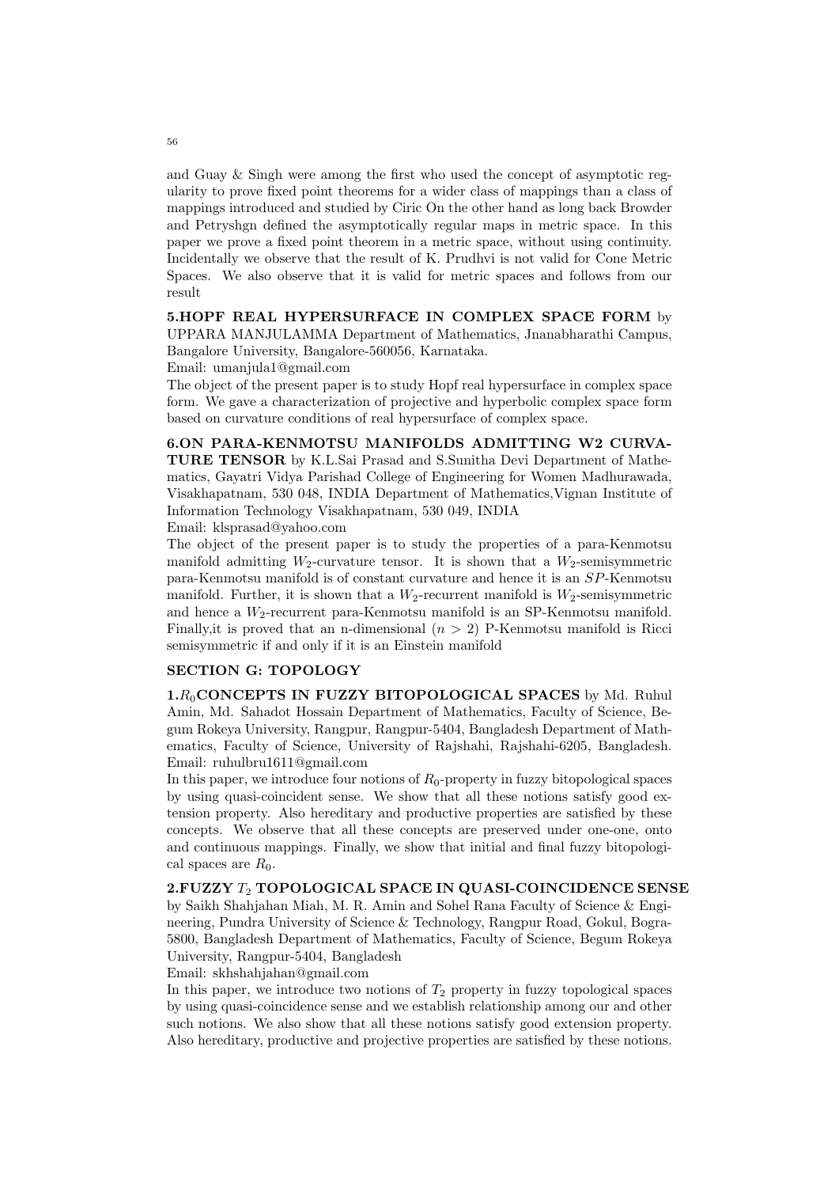and Guay & Singh were among the first who used the concept of asymptotic regularity to prove fixed point theorems for a wider class of mappings than a class of mappings introduced and studied by Ciric On the other hand as long back Browder and Petryshgn defined the asymptotically regular maps in metric space. In this paper we prove a fixed point theorem in a metric space, without using continuity. Incidentally we observe that the result of K. Prudhvi is not valid for Cone Metric Spaces. We also observe that it is valid for metric spaces and follows from our result

**5.HOPF REAL HYPERSURFACE IN COMPLEX SPACE FORM** by UPPARA MANJULAMMA Department of Mathematics, Jnanabharathi Campus, Bangalore University, Bangalore-560056, Karnataka.
Email: umanjula1@gmail.com

The object of the present paper is to study Hopf real hypersurface in complex space form. We gave a characterization of projective and hyperbolic complex space form based on curvature conditions of real hypersurface of complex space.

**6.ON PARA-KENMOTSU MANIFOLDS ADMITTING W2 CURVATURE TENSOR** by K.L.Sai Prasad and S.Sunitha Devi Department of Mathematics, Gayatri Vidya Parishad College of Engineering for Women Madhurawada, Visakhapatnam, 530 048, INDIA Department of Mathematics,Vignan Institute of Information Technology Visakhapatnam, 530 049, INDIA
Email: klsprasad@yahoo.com

The object of the present paper is to study the properties of a para-Kenmotsu manifold admitting $W_2$-curvature tensor. It is shown that a $W_2$-semisymmetric para-Kenmotsu manifold is of constant curvature and hence it is an $SP$-Kenmotsu manifold. Further, it is shown that a $W_2$-recurrent manifold is $W_2$-semisymmetric and hence a $W_2$-recurrent para-Kenmotsu manifold is an SP-Kenmotsu manifold. Finally,it is proved that an n-dimensional ($n > 2$) P-Kenmotsu manifold is Ricci semisymmetric if and only if it is an Einstein manifold

## SECTION G: TOPOLOGY

**1.$R_0$CONCEPTS IN FUZZY BITOPOLOGICAL SPACES** by Md. Ruhul Amin, Md. Sahadot Hossain Department of Mathematics, Faculty of Science, Begum Rokeya University, Rangpur, Rangpur-5404, Bangladesh Department of Mathematics, Faculty of Science, University of Rajshahi, Rajshahi-6205, Bangladesh.
Email: ruhulbru1611@gmail.com

In this paper, we introduce four notions of $R_0$-property in fuzzy bitopological spaces by using quasi-coincident sense. We show that all these notions satisfy good extension property. Also hereditary and productive properties are satisfied by these concepts. We observe that all these concepts are preserved under one-one, onto and continuous mappings. Finally, we show that initial and final fuzzy bitopological spaces are $R_0$.

**2.FUZZY $T_2$ TOPOLOGICAL SPACE IN QUASI-COINCIDENCE SENSE** by Saikh Shahjahan Miah, M. R. Amin and Sohel Rana Faculty of Science & Engineering, Pundra University of Science & Technology, Rangpur Road, Gokul, Bogra-5800, Bangladesh Department of Mathematics, Faculty of Science, Begum Rokeya University, Rangpur-5404, Bangladesh
Email: skhshahjahan@gmail.com

In this paper, we introduce two notions of $T_2$ property in fuzzy topological spaces by using quasi-coincidence sense and we establish relationship among our and other such notions. We also show that all these notions satisfy good extension property. Also hereditary, productive and projective properties are satisfied by these notions.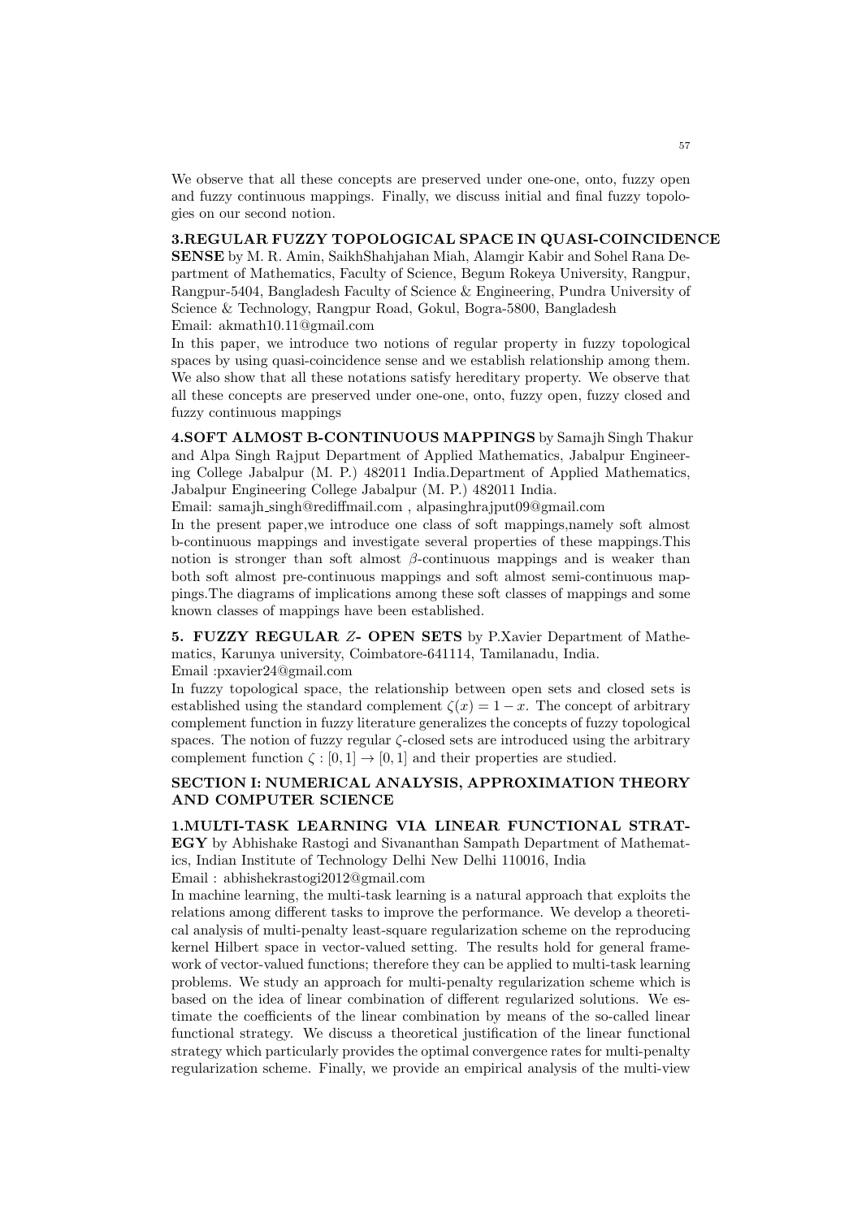We observe that all these concepts are preserved under one-one, onto, fuzzy open and fuzzy continuous mappings. Finally, we discuss initial and final fuzzy topologies on our second notion.

**3.REGULAR FUZZY TOPOLOGICAL SPACE IN QUASI-COINCIDENCE SENSE** by M. R. Amin, SaikhShahjahan Miah, Alamgir Kabir and Sohel Rana Department of Mathematics, Faculty of Science, Begum Rokeya University, Rangpur, Rangpur-5404, Bangladesh Faculty of Science & Engineering, Pundra University of Science & Technology, Rangpur Road, Gokul, Bogra-5800, Bangladesh
Email: akmath10.11@gmail.com
In this paper, we introduce two notions of regular property in fuzzy topological spaces by using quasi-coincidence sense and we establish relationship among them. We also show that all these notations satisfy hereditary property. We observe that all these concepts are preserved under one-one, onto, fuzzy open, fuzzy closed and fuzzy continuous mappings

**4.SOFT ALMOST B-CONTINUOUS MAPPINGS** by Samajh Singh Thakur and Alpa Singh Rajput Department of Applied Mathematics, Jabalpur Engineering College Jabalpur (M. P.) 482011 India.Department of Applied Mathematics, Jabalpur Engineering College Jabalpur (M. P.) 482011 India.
Email: samajh_singh@rediffmail.com , alpasinghrajput09@gmail.com
In the present paper,we introduce one class of soft mappings,namely soft almost b-continuous mappings and investigate several properties of these mappings.This notion is stronger than soft almost $\beta$-continuous mappings and is weaker than both soft almost pre-continuous mappings and soft almost semi-continuous mappings.The diagrams of implications among these soft classes of mappings and some known classes of mappings have been established.

**5. FUZZY REGULAR $Z$- OPEN SETS** by P.Xavier Department of Mathematics, Karunya university, Coimbatore-641114, Tamilanadu, India.
Email :pxavier24@gmail.com
In fuzzy topological space, the relationship between open sets and closed sets is established using the standard complement $\zeta(x) = 1 - x$. The concept of arbitrary complement function in fuzzy literature generalizes the concepts of fuzzy topological spaces. The notion of fuzzy regular $\zeta$-closed sets are introduced using the arbitrary complement function $\zeta : [0, 1] \to [0, 1]$ and their properties are studied.

## SECTION I: NUMERICAL ANALYSIS, APPROXIMATION THEORY AND COMPUTER SCIENCE

**1.MULTI-TASK LEARNING VIA LINEAR FUNCTIONAL STRATEGY** by Abhishake Rastogi and Sivananthan Sampath Department of Mathematics, Indian Institute of Technology Delhi New Delhi 110016, India
Email : abhishekrastogi2012@gmail.com
In machine learning, the multi-task learning is a natural approach that exploits the relations among different tasks to improve the performance. We develop a theoretical analysis of multi-penalty least-square regularization scheme on the reproducing kernel Hilbert space in vector-valued setting. The results hold for general framework of vector-valued functions; therefore they can be applied to multi-task learning problems. We study an approach for multi-penalty regularization scheme which is based on the idea of linear combination of different regularized solutions. We estimate the coefficients of the linear combination by means of the so-called linear functional strategy. We discuss a theoretical justification of the linear functional strategy which particularly provides the optimal convergence rates for multi-penalty regularization scheme. Finally, we provide an empirical analysis of the multi-view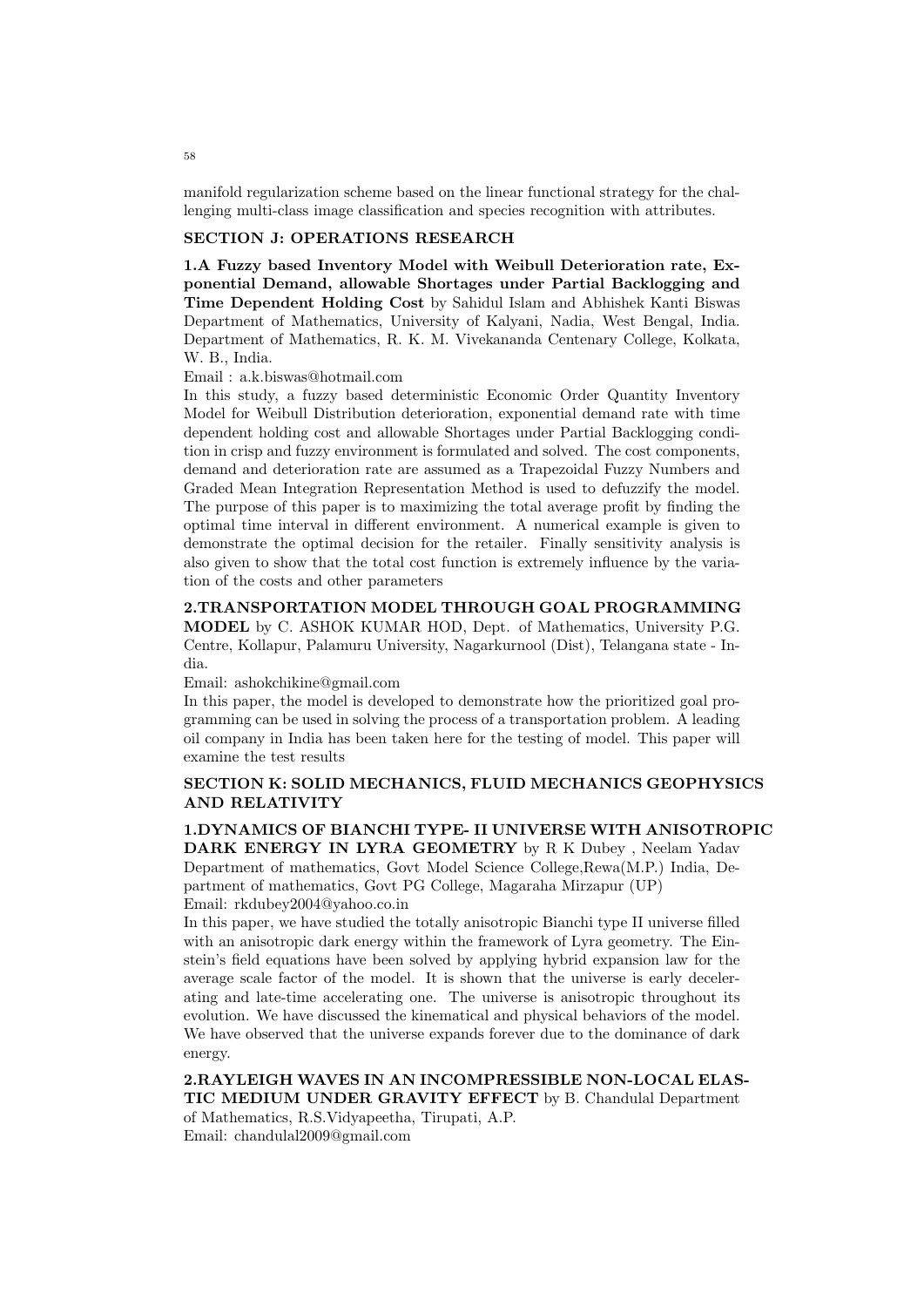manifold regularization scheme based on the linear functional strategy for the challenging multi-class image classification and species recognition with attributes.

## SECTION J: OPERATIONS RESEARCH

**1.A Fuzzy based Inventory Model with Weibull Deterioration rate, Exponential Demand, allowable Shortages under Partial Backlogging and Time Dependent Holding Cost** by Sahidul Islam and Abhishek Kanti Biswas Department of Mathematics, University of Kalyani, Nadia, West Bengal, India. Department of Mathematics, R. K. M. Vivekananda Centenary College, Kolkata, W. B., India.

Email : a.k.biswas@hotmail.com

In this study, a fuzzy based deterministic Economic Order Quantity Inventory Model for Weibull Distribution deterioration, exponential demand rate with time dependent holding cost and allowable Shortages under Partial Backlogging condition in crisp and fuzzy environment is formulated and solved. The cost components, demand and deterioration rate are assumed as a Trapezoidal Fuzzy Numbers and Graded Mean Integration Representation Method is used to defuzzify the model. The purpose of this paper is to maximizing the total average profit by finding the optimal time interval in different environment. A numerical example is given to demonstrate the optimal decision for the retailer. Finally sensitivity analysis is also given to show that the total cost function is extremely influence by the variation of the costs and other parameters

**2.TRANSPORTATION MODEL THROUGH GOAL PROGRAMMING MODEL** by C. ASHOK KUMAR HOD, Dept. of Mathematics, University P.G. Centre, Kollapur, Palamuru University, Nagarkurnool (Dist), Telangana state - India.

Email: ashokchikine@gmail.com

In this paper, the model is developed to demonstrate how the prioritized goal programming can be used in solving the process of a transportation problem. A leading oil company in India has been taken here for the testing of model. This paper will examine the test results

## SECTION K: SOLID MECHANICS, FLUID MECHANICS GEOPHYSICS AND RELATIVITY

**1.DYNAMICS OF BIANCHI TYPE- II UNIVERSE WITH ANISOTROPIC DARK ENERGY IN LYRA GEOMETRY** by R K Dubey , Neelam Yadav Department of mathematics, Govt Model Science College,Rewa(M.P.) India, Department of mathematics, Govt PG College, Magaraha Mirzapur (UP)

Email: rkdubey2004@yahoo.co.in

In this paper, we have studied the totally anisotropic Bianchi type II universe filled with an anisotropic dark energy within the framework of Lyra geometry. The Einstein's field equations have been solved by applying hybrid expansion law for the average scale factor of the model. It is shown that the universe is early decelerating and late-time accelerating one. The universe is anisotropic throughout its evolution. We have discussed the kinematical and physical behaviors of the model. We have observed that the universe expands forever due to the dominance of dark energy.

**2.RAYLEIGH WAVES IN AN INCOMPRESSIBLE NON-LOCAL ELASTIC MEDIUM UNDER GRAVITY EFFECT** by B. Chandulal Department of Mathematics, R.S.Vidyapeetha, Tirupati, A.P.

Email: chandulal2009@gmail.com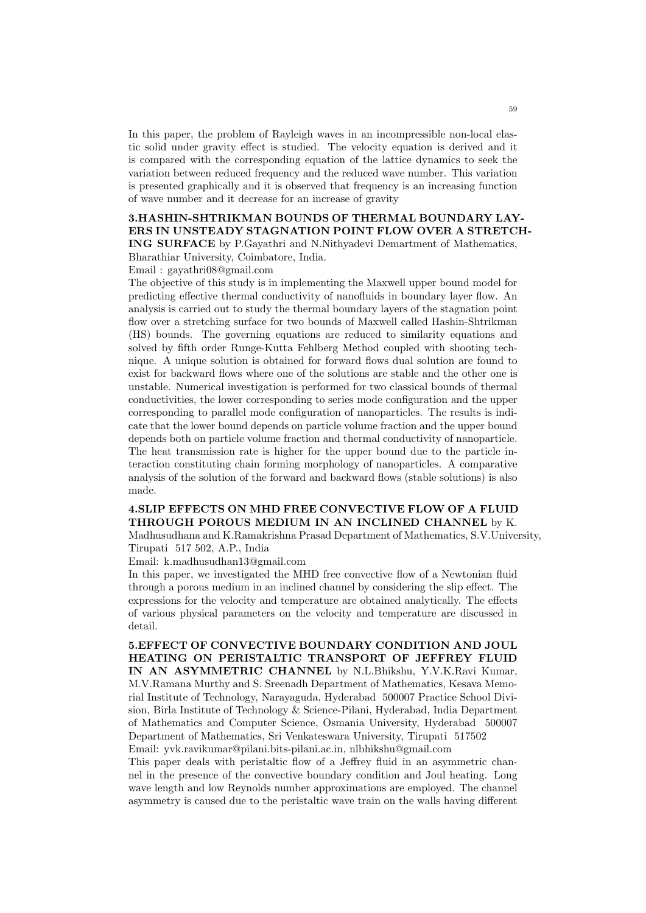In this paper, the problem of Rayleigh waves in an incompressible non-local elastic solid under gravity effect is studied. The velocity equation is derived and it is compared with the corresponding equation of the lattice dynamics to seek the variation between reduced frequency and the reduced wave number. This variation is presented graphically and it is observed that frequency is an increasing function of wave number and it decrease for an increase of gravity

**3.HASHIN-SHTRIKMAN BOUNDS OF THERMAL BOUNDARY LAYERS IN UNSTEADY STAGNATION POINT FLOW OVER A STRETCHING SURFACE** by P.Gayathri and N.Nithyadevi Demartment of Mathematics, Bharathiar University, Coimbatore, India.

Email : gayathri08@gmail.com

The objective of this study is in implementing the Maxwell upper bound model for predicting effective thermal conductivity of nanofluids in boundary layer flow. An analysis is carried out to study the thermal boundary layers of the stagnation point flow over a stretching surface for two bounds of Maxwell called Hashin-Shtrikman (HS) bounds. The governing equations are reduced to similarity equations and solved by fifth order Runge-Kutta Fehlberg Method coupled with shooting technique. A unique solution is obtained for forward flows dual solution are found to exist for backward flows where one of the solutions are stable and the other one is unstable. Numerical investigation is performed for two classical bounds of thermal conductivities, the lower corresponding to series mode configuration and the upper corresponding to parallel mode configuration of nanoparticles. The results is indicate that the lower bound depends on particle volume fraction and the upper bound depends both on particle volume fraction and thermal conductivity of nanoparticle. The heat transmission rate is higher for the upper bound due to the particle interaction constituting chain forming morphology of nanoparticles. A comparative analysis of the solution of the forward and backward flows (stable solutions) is also made.

**4.SLIP EFFECTS ON MHD FREE CONVECTIVE FLOW OF A FLUID THROUGH POROUS MEDIUM IN AN INCLINED CHANNEL** by K. Madhusudhana and K.Ramakrishna Prasad Department of Mathematics, S.V.University, Tirupati 517 502, A.P., India

Email: k.madhusudhan13@gmail.com

In this paper, we investigated the MHD free convective flow of a Newtonian fluid through a porous medium in an inclined channel by considering the slip effect. The expressions for the velocity and temperature are obtained analytically. The effects of various physical parameters on the velocity and temperature are discussed in detail.

**5.EFFECT OF CONVECTIVE BOUNDARY CONDITION AND JOUL HEATING ON PERISTALTIC TRANSPORT OF JEFFREY FLUID IN AN ASYMMETRIC CHANNEL** by N.L.Bhikshu, Y.V.K.Ravi Kumar, M.V.Ramana Murthy and S. Sreenadh Department of Mathematics, Kesava Memorial Institute of Technology, Narayaguda, Hyderabad 500007 Practice School Division, Birla Institute of Technology & Science-Pilani, Hyderabad, India Department of Mathematics and Computer Science, Osmania University, Hyderabad 500007 Department of Mathematics, Sri Venkateswara University, Tirupati 517502

Email: yvk.ravikumar@pilani.bits-pilani.ac.in, nlbhikshu@gmail.com

This paper deals with peristaltic flow of a Jeffrey fluid in an asymmetric channel in the presence of the convective boundary condition and Joul heating. Long wave length and low Reynolds number approximations are employed. The channel asymmetry is caused due to the peristaltic wave train on the walls having different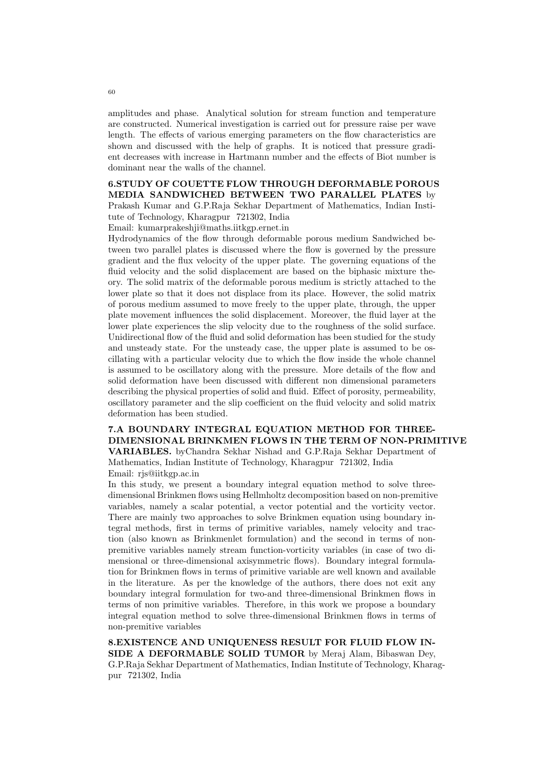amplitudes and phase. Analytical solution for stream function and temperature are constructed. Numerical investigation is carried out for pressure raise per wave length. The effects of various emerging parameters on the flow characteristics are shown and discussed with the help of graphs. It is noticed that pressure gradient decreases with increase in Hartmann number and the effects of Biot number is dominant near the walls of the channel.

**6.STUDY OF COUETTE FLOW THROUGH DEFORMABLE POROUS MEDIA SANDWICHED BETWEEN TWO PARALLEL PLATES** by Prakash Kumar and G.P.Raja Sekhar Department of Mathematics, Indian Institute of Technology, Kharagpur 721302, India

Email: kumarprakeshji@maths.iitkgp.ernet.in

Hydrodynamics of the flow through deformable porous medium Sandwiched between two parallel plates is discussed where the flow is governed by the pressure gradient and the flux velocity of the upper plate. The governing equations of the fluid velocity and the solid displacement are based on the biphasic mixture theory. The solid matrix of the deformable porous medium is strictly attached to the lower plate so that it does not displace from its place. However, the solid matrix of porous medium assumed to move freely to the upper plate, through, the upper plate movement influences the solid displacement. Moreover, the fluid layer at the lower plate experiences the slip velocity due to the roughness of the solid surface. Unidirectional flow of the fluid and solid deformation has been studied for the study and unsteady state. For the unsteady case, the upper plate is assumed to be oscillating with a particular velocity due to which the flow inside the whole channel is assumed to be oscillatory along with the pressure. More details of the flow and solid deformation have been discussed with different non dimensional parameters describing the physical properties of solid and fluid. Effect of porosity, permeability, oscillatory parameter and the slip coefficient on the fluid velocity and solid matrix deformation has been studied.

**7.A BOUNDARY INTEGRAL EQUATION METHOD FOR THREE-DIMENSIONAL BRINKMEN FLOWS IN THE TERM OF NON-PRIMITIVE VARIABLES.** byChandra Sekhar Nishad and G.P.Raja Sekhar Department of Mathematics, Indian Institute of Technology, Kharagpur 721302, India

Email: rjs@iitkgp.ac.in

In this study, we present a boundary integral equation method to solve three-dimensional Brinkmen flows using Hellmholtz decomposition based on non-premitive variables, namely a scalar potential, a vector potential and the vorticity vector. There are mainly two approaches to solve Brinkmen equation using boundary integral methods, first in terms of primitive variables, namely velocity and traction (also known as Brinkmenlet formulation) and the second in terms of non-premitive variables namely stream function-vorticity variables (in case of two dimensional or three-dimensional axisymmetric flows). Boundary integral formulation for Brinkmen flows in terms of primitive variable are well known and available in the literature. As per the knowledge of the authors, there does not exit any boundary integral formulation for two-and three-dimensional Brinkmen flows in terms of non primitive variables. Therefore, in this work we propose a boundary integral equation method to solve three-dimensional Brinkmen flows in terms of non-premitive variables

**8.EXISTENCE AND UNIQUENESS RESULT FOR FLUID FLOW INSIDE A DEFORMABLE SOLID TUMOR** by Meraj Alam, Bibaswan Dey, G.P.Raja Sekhar Department of Mathematics, Indian Institute of Technology, Kharagpur 721302, India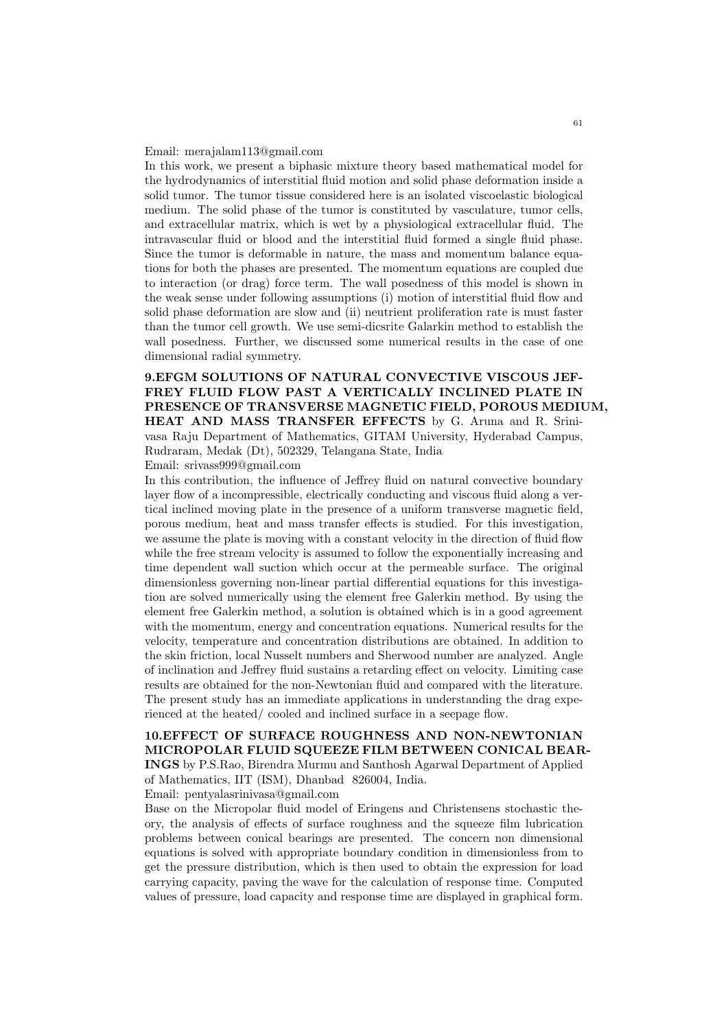Email: merajalam113@gmail.com

In this work, we present a biphasic mixture theory based mathematical model for the hydrodynamics of interstitial fluid motion and solid phase deformation inside a solid tumor. The tumor tissue considered here is an isolated viscoelastic biological medium. The solid phase of the tumor is constituted by vasculature, tumor cells, and extracellular matrix, which is wet by a physiological extracellular fluid. The intravascular fluid or blood and the interstitial fluid formed a single fluid phase. Since the tumor is deformable in nature, the mass and momentum balance equations for both the phases are presented. The momentum equations are coupled due to interaction (or drag) force term. The wall posedness of this model is shown in the weak sense under following assumptions (i) motion of interstitial fluid flow and solid phase deformation are slow and (ii) neutrient proliferation rate is must faster than the tumor cell growth. We use semi-dicsrite Galarkin method to establish the wall posedness. Further, we discussed some numerical results in the case of one dimensional radial symmetry.

**9.EFGM SOLUTIONS OF NATURAL CONVECTIVE VISCOUS JEFFREY FLUID FLOW PAST A VERTICALLY INCLINED PLATE IN PRESENCE OF TRANSVERSE MAGNETIC FIELD, POROUS MEDIUM, HEAT AND MASS TRANSFER EFFECTS** by G. Aruna and R. Srinivasa Raju Department of Mathematics, GITAM University, Hyderabad Campus, Rudraram, Medak (Dt), 502329, Telangana State, India

Email: srivass999@gmail.com

In this contribution, the influence of Jeffrey fluid on natural convective boundary layer flow of a incompressible, electrically conducting and viscous fluid along a vertical inclined moving plate in the presence of a uniform transverse magnetic field, porous medium, heat and mass transfer effects is studied. For this investigation, we assume the plate is moving with a constant velocity in the direction of fluid flow while the free stream velocity is assumed to follow the exponentially increasing and time dependent wall suction which occur at the permeable surface. The original dimensionless governing non-linear partial differential equations for this investigation are solved numerically using the element free Galerkin method. By using the element free Galerkin method, a solution is obtained which is in a good agreement with the momentum, energy and concentration equations. Numerical results for the velocity, temperature and concentration distributions are obtained. In addition to the skin friction, local Nusselt numbers and Sherwood number are analyzed. Angle of inclination and Jeffrey fluid sustains a retarding effect on velocity. Limiting case results are obtained for the non-Newtonian fluid and compared with the literature. The present study has an immediate applications in understanding the drag experienced at the heated/ cooled and inclined surface in a seepage flow.

**10.EFFECT OF SURFACE ROUGHNESS AND NON-NEWTONIAN MICROPOLAR FLUID SQUEEZE FILM BETWEEN CONICAL BEARINGS** by P.S.Rao, Birendra Murmu and Santhosh Agarwal Department of Applied of Mathematics, IIT (ISM), Dhanbad 826004, India.

Email: pentyalasrinivasa@gmail.com

Base on the Micropolar fluid model of Eringens and Christensens stochastic theory, the analysis of effects of surface roughness and the squeeze film lubrication problems between conical bearings are presented. The concern non dimensional equations is solved with appropriate boundary condition in dimensionless from to get the pressure distribution, which is then used to obtain the expression for load carrying capacity, paving the wave for the calculation of response time. Computed values of pressure, load capacity and response time are displayed in graphical form.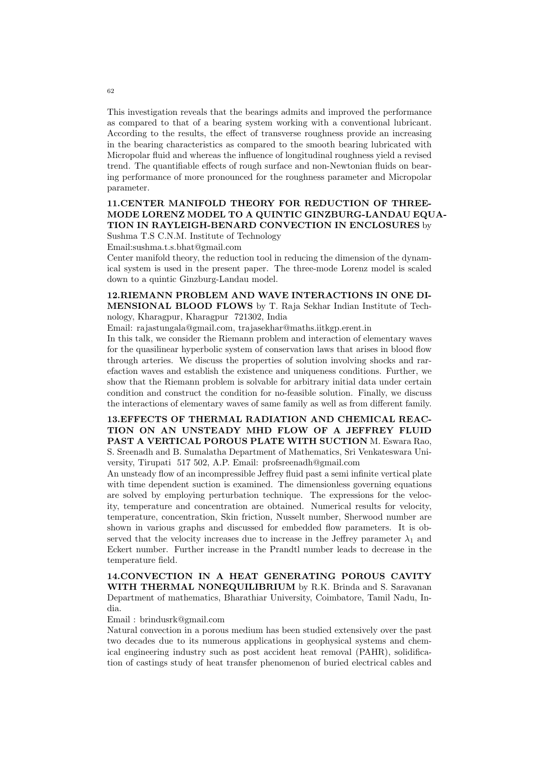This investigation reveals that the bearings admits and improved the performance as compared to that of a bearing system working with a conventional lubricant. According to the results, the effect of transverse roughness provide an increasing in the bearing characteristics as compared to the smooth bearing lubricated with Micropolar fluid and whereas the influence of longitudinal roughness yield a revised trend. The quantifiable effects of rough surface and non-Newtonian fluids on bearing performance of more pronounced for the roughness parameter and Micropolar parameter.

**11.CENTER MANIFOLD THEORY FOR REDUCTION OF THREE-MODE LORENZ MODEL TO A QUINTIC GINZBURG-LANDAU EQUATION IN RAYLEIGH-BENARD CONVECTION IN ENCLOSURES** by Sushma T.S C.N.M. Institute of Technology

Email:sushma.t.s.bhat@gmail.com

Center manifold theory, the reduction tool in reducing the dimension of the dynamical system is used in the present paper. The three-mode Lorenz model is scaled down to a quintic Ginzburg-Landau model.

**12.RIEMANN PROBLEM AND WAVE INTERACTIONS IN ONE DIMENSIONAL BLOOD FLOWS** by T. Raja Sekhar Indian Institute of Technology, Kharagpur, Kharagpur 721302, India

Email: rajastungala@gmail.com, trajasekhar@maths.iitkgp.erent.in

In this talk, we consider the Riemann problem and interaction of elementary waves for the quasilinear hyperbolic system of conservation laws that arises in blood flow through arteries. We discuss the properties of solution involving shocks and rarefaction waves and establish the existence and uniqueness conditions. Further, we show that the Riemann problem is solvable for arbitrary initial data under certain condition and construct the condition for no-feasible solution. Finally, we discuss the interactions of elementary waves of same family as well as from different family.

**13.EFFECTS OF THERMAL RADIATION AND CHEMICAL REACTION ON AN UNSTEADY MHD FLOW OF A JEFFREY FLUID PAST A VERTICAL POROUS PLATE WITH SUCTION** M. Eswara Rao, S. Sreenadh and B. Sumalatha Department of Mathematics, Sri Venkateswara University, Tirupati 517 502, A.P. Email: profsreenadh@gmail.com

An unsteady flow of an incompressible Jeffrey fluid past a semi infinite vertical plate with time dependent suction is examined. The dimensionless governing equations are solved by employing perturbation technique. The expressions for the velocity, temperature and concentration are obtained. Numerical results for velocity, temperature, concentration, Skin friction, Nusselt number, Sherwood number are shown in various graphs and discussed for embedded flow parameters. It is observed that the velocity increases due to increase in the Jeffrey parameter $\lambda_1$ and Eckert number. Further increase in the Prandtl number leads to decrease in the temperature field.

**14.CONVECTION IN A HEAT GENERATING POROUS CAVITY WITH THERMAL NONEQUILIBRIUM** by R.K. Brinda and S. Saravanan Department of mathematics, Bharathiar University, Coimbatore, Tamil Nadu, India.

Email : brindusrk@gmail.com

Natural convection in a porous medium has been studied extensively over the past two decades due to its numerous applications in geophysical systems and chemical engineering industry such as post accident heat removal (PAHR), solidification of castings study of heat transfer phenomenon of buried electrical cables and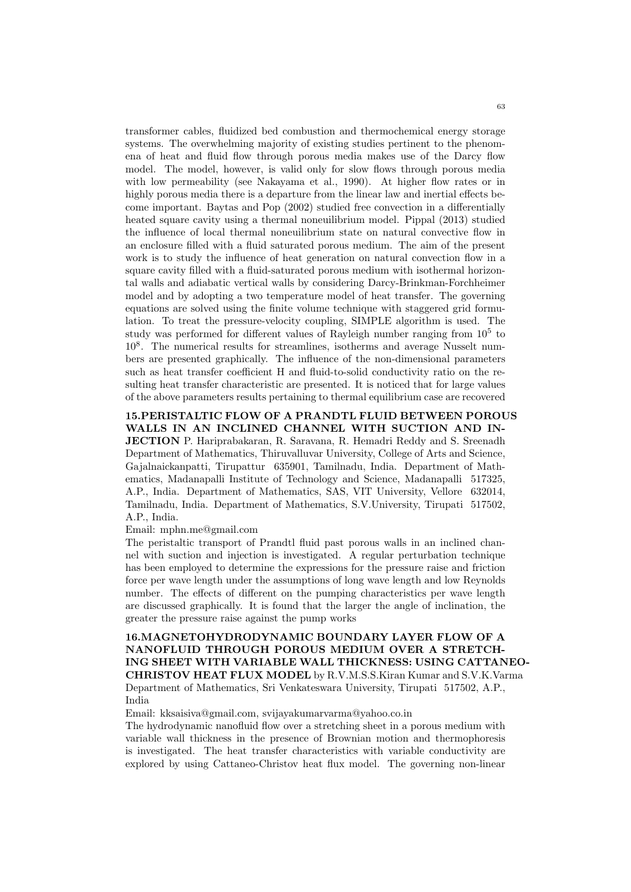transformer cables, fluidized bed combustion and thermochemical energy storage systems. The overwhelming majority of existing studies pertinent to the phenomena of heat and fluid flow through porous media makes use of the Darcy flow model. The model, however, is valid only for slow flows through porous media with low permeability (see Nakayama et al., 1990). At higher flow rates or in highly porous media there is a departure from the linear law and inertial effects become important. Baytas and Pop (2002) studied free convection in a differentially heated square cavity using a thermal noneuilibrium model. Pippal (2013) studied the influence of local thermal noneuilibrium state on natural convective flow in an enclosure filled with a fluid saturated porous medium. The aim of the present work is to study the influence of heat generation on natural convection flow in a square cavity filled with a fluid-saturated porous medium with isothermal horizontal walls and adiabatic vertical walls by considering Darcy-Brinkman-Forchheimer model and by adopting a two temperature model of heat transfer. The governing equations are solved using the finite volume technique with staggered grid formulation. To treat the pressure-velocity coupling, SIMPLE algorithm is used. The study was performed for different values of Rayleigh number ranging from $10^5$ to $10^8$. The numerical results for streamlines, isotherms and average Nusselt numbers are presented graphically. The influence of the non-dimensional parameters such as heat transfer coefficient H and fluid-to-solid conductivity ratio on the resulting heat transfer characteristic are presented. It is noticed that for large values of the above parameters results pertaining to thermal equilibrium case are recovered

**15.PERISTALTIC FLOW OF A PRANDTL FLUID BETWEEN POROUS WALLS IN AN INCLINED CHANNEL WITH SUCTION AND INJECTION** P. Hariprabakaran, R. Saravana, R. Hemadri Reddy and S. Sreenadh Department of Mathematics, Thiruvalluvar University, College of Arts and Science, Gajalnaickanpatti, Tirupattur 635901, Tamilnadu, India. Department of Mathematics, Madanapalli Institute of Technology and Science, Madanapalli 517325, A.P., India. Department of Mathematics, SAS, VIT University, Vellore 632014, Tamilnadu, India. Department of Mathematics, S.V.University, Tirupati 517502, A.P., India.

Email: mphn.me@gmail.com

The peristaltic transport of Prandtl fluid past porous walls in an inclined channel with suction and injection is investigated. A regular perturbation technique has been employed to determine the expressions for the pressure raise and friction force per wave length under the assumptions of long wave length and low Reynolds number. The effects of different on the pumping characteristics per wave length are discussed graphically. It is found that the larger the angle of inclination, the greater the pressure raise against the pump works

**16.MAGNETOHYDRODYNAMIC BOUNDARY LAYER FLOW OF A NANOFLUID THROUGH POROUS MEDIUM OVER A STRETCHING SHEET WITH VARIABLE WALL THICKNESS: USING CATTANEO-CHRISTOV HEAT FLUX MODEL** by R.V.M.S.S.Kiran Kumar and S.V.K.Varma Department of Mathematics, Sri Venkateswara University, Tirupati 517502, A.P., India

Email: kksaisiva@gmail.com, svijayakumarvarma@yahoo.co.in

The hydrodynamic nanofluid flow over a stretching sheet in a porous medium with variable wall thickness in the presence of Brownian motion and thermophoresis is investigated. The heat transfer characteristics with variable conductivity are explored by using Cattaneo-Christov heat flux model. The governing non-linear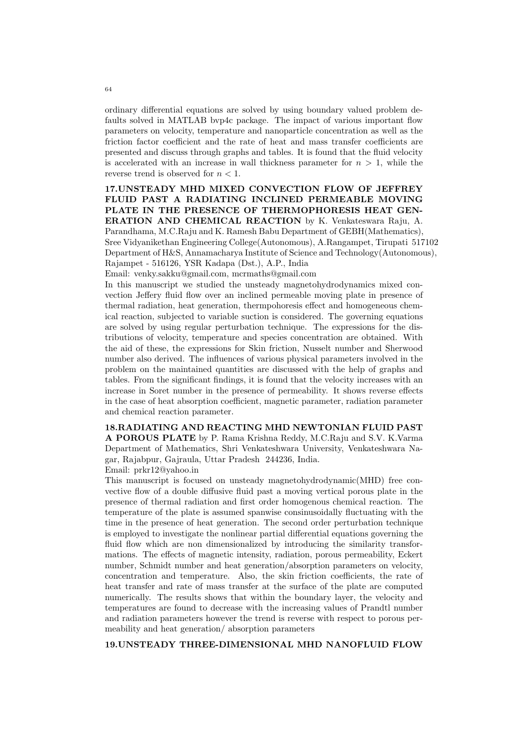ordinary differential equations are solved by using boundary valued problem defaults solved in MATLAB bvp4c package. The impact of various important flow parameters on velocity, temperature and nanoparticle concentration as well as the friction factor coefficient and the rate of heat and mass transfer coefficients are presented and discuss through graphs and tables. It is found that the fluid velocity is accelerated with an increase in wall thickness parameter for $n > 1$, while the reverse trend is observed for $n < 1$.

**17.UNSTEADY MHD MIXED CONVECTION FLOW OF JEFFREY FLUID PAST A RADIATING INCLINED PERMEABLE MOVING PLATE IN THE PRESENCE OF THERMOPHORESIS HEAT GENERATION AND CHEMICAL REACTION** by K. Venkateswara Raju, A. Parandhama, M.C.Raju and K. Ramesh Babu Department of GEBH(Mathematics), Sree Vidyanikethan Engineering College(Autonomous), A.Rangampet, Tirupati 517102 Department of H&S, Annamacharya Institute of Science and Technology(Autonomous), Rajampet - 516126, YSR Kadapa (Dst.), A.P., India

Email: venky.sakku@gmail.com, mcrmaths@gmail.com

In this manuscript we studied the unsteady magnetohydrodynamics mixed convection Jeffery fluid flow over an inclined permeable moving plate in presence of thermal radiation, heat generation, thermpohoresis effect and homogeneous chemical reaction, subjected to variable suction is considered. The governing equations are solved by using regular perturbation technique. The expressions for the distributions of velocity, temperature and species concentration are obtained. With the aid of these, the expressions for Skin friction, Nusselt number and Sherwood number also derived. The influences of various physical parameters involved in the problem on the maintained quantities are discussed with the help of graphs and tables. From the significant findings, it is found that the velocity increases with an increase in Soret number in the presence of permeability. It shows reverse effects in the case of heat absorption coefficient, magnetic parameter, radiation parameter and chemical reaction parameter.

**18.RADIATING AND REACTING MHD NEWTONIAN FLUID PAST A POROUS PLATE** by P. Rama Krishna Reddy, M.C.Raju and S.V. K.Varma Department of Mathematics, Shri Venkateshwara University, Venkateshwara Nagar, Rajabpur, Gajraula, Uttar Pradesh 244236, India.

Email: prkr12@yahoo.in

This manuscript is focused on unsteady magnetohydrodynamic(MHD) free convective flow of a double diffusive fluid past a moving vertical porous plate in the presence of thermal radiation and first order homogenous chemical reaction. The temperature of the plate is assumed spanwise consinusoidally fluctuating with the time in the presence of heat generation. The second order perturbation technique is employed to investigate the nonlinear partial differential equations governing the fluid flow which are non dimensionalized by introducing the similarity transformations. The effects of magnetic intensity, radiation, porous permeability, Eckert number, Schmidt number and heat generation/absorption parameters on velocity, concentration and temperature. Also, the skin friction coefficients, the rate of heat transfer and rate of mass transfer at the surface of the plate are computed numerically. The results shows that within the boundary layer, the velocity and temperatures are found to decrease with the increasing values of Prandtl number and radiation parameters however the trend is reverse with respect to porous permeability and heat generation/ absorption parameters

**19.UNSTEADY THREE-DIMENSIONAL MHD NANOFLUID FLOW**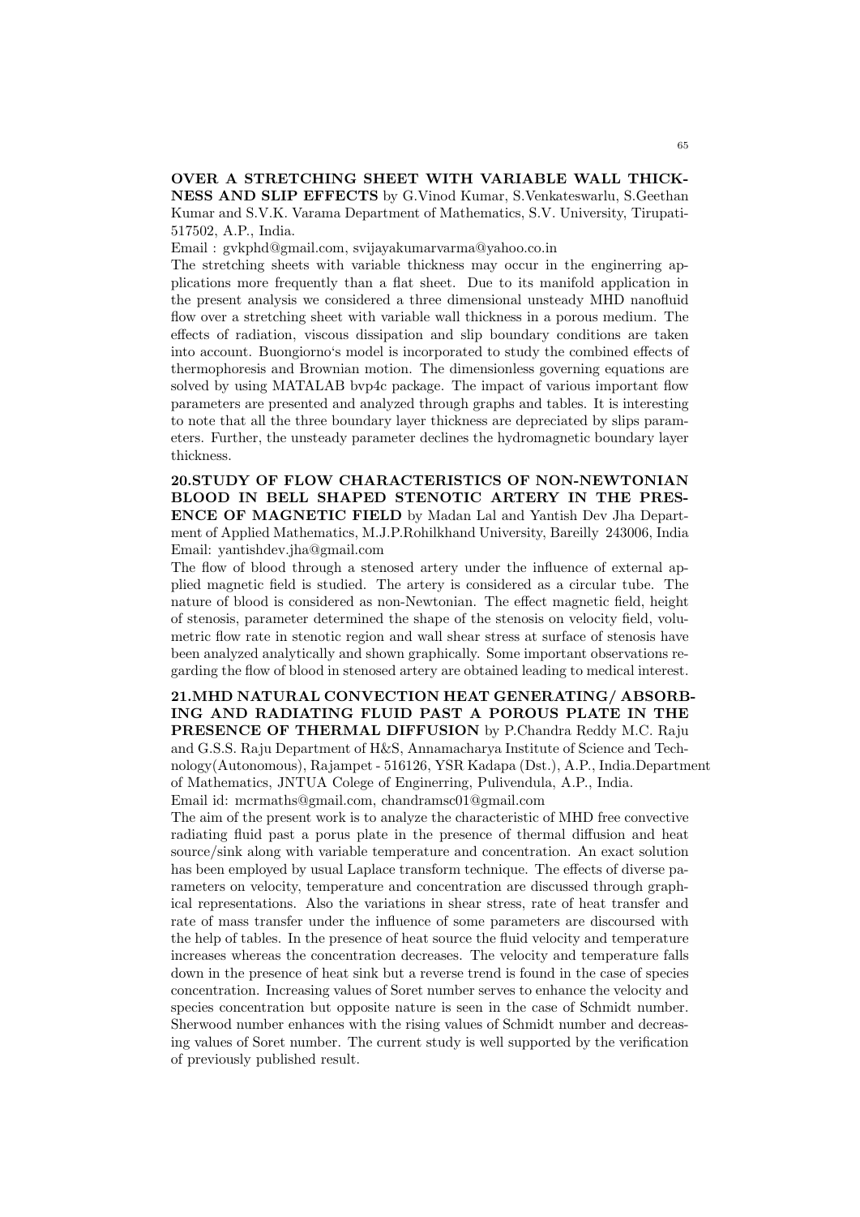**OVER A STRETCHING SHEET WITH VARIABLE WALL THICKNESS AND SLIP EFFECTS** by G.Vinod Kumar, S.Venkateswarlu, S.Geethan Kumar and S.V.K. Varama Department of Mathematics, S.V. University, Tirupati-517502, A.P., India.

Email : gvkphd@gmail.com, svijayakumarvarma@yahoo.co.in

The stretching sheets with variable thickness may occur in the enginerring applications more frequently than a flat sheet. Due to its manifold application in the present analysis we considered a three dimensional unsteady MHD nanofluid flow over a stretching sheet with variable wall thickness in a porous medium. The effects of radiation, viscous dissipation and slip boundary conditions are taken into account. Buongiorno's model is incorporated to study the combined effects of thermophoresis and Brownian motion. The dimensionless governing equations are solved by using MATLAB bvp4c package. The impact of various important flow parameters are presented and analyzed through graphs and tables. It is interesting to note that all the three boundary layer thickness are depreciated by slips parameters. Further, the unsteady parameter declines the hydromagnetic boundary layer thickness.

**20.STUDY OF FLOW CHARACTERISTICS OF NON-NEWTONIAN BLOOD IN BELL SHAPED STENOTIC ARTERY IN THE PRESENCE OF MAGNETIC FIELD** by Madan Lal and Yantish Dev Jha Department of Applied Mathematics, M.J.P.Rohilkhand University, Bareilly 243006, India Email: yantishdev.jha@gmail.com

The flow of blood through a stenosed artery under the influence of external applied magnetic field is studied. The artery is considered as a circular tube. The nature of blood is considered as non-Newtonian. The effect magnetic field, height of stenosis, parameter determined the shape of the stenosis on velocity field, volumetric flow rate in stenotic region and wall shear stress at surface of stenosis have been analyzed analytically and shown graphically. Some important observations regarding the flow of blood in stenosed artery are obtained leading to medical interest.

**21.MHD NATURAL CONVECTION HEAT GENERATING/ ABSORBING AND RADIATING FLUID PAST A POROUS PLATE IN THE PRESENCE OF THERMAL DIFFUSION** by P.Chandra Reddy M.C. Raju and G.S.S. Raju Department of H&S, Annamacharya Institute of Science and Technology(Autonomous), Rajampet - 516126, YSR Kadapa (Dst.), A.P., India.Department of Mathematics, JNTUA Colege of Enginerring, Pulivendula, A.P., India.

Email id: mcrmaths@gmail.com, chandramsc01@gmail.com

The aim of the present work is to analyze the characteristic of MHD free convective radiating fluid past a porus plate in the presence of thermal diffusion and heat source/sink along with variable temperature and concentration. An exact solution has been employed by usual Laplace transform technique. The effects of diverse parameters on velocity, temperature and concentration are discussed through graphical representations. Also the variations in shear stress, rate of heat transfer and rate of mass transfer under the influence of some parameters are discoursed with the help of tables. In the presence of heat source the fluid velocity and temperature increases whereas the concentration decreases. The velocity and temperature falls down in the presence of heat sink but a reverse trend is found in the case of species concentration. Increasing values of Soret number serves to enhance the velocity and species concentration but opposite nature is seen in the case of Schmidt number. Sherwood number enhances with the rising values of Schmidt number and decreasing values of Soret number. The current study is well supported by the verification of previously published result.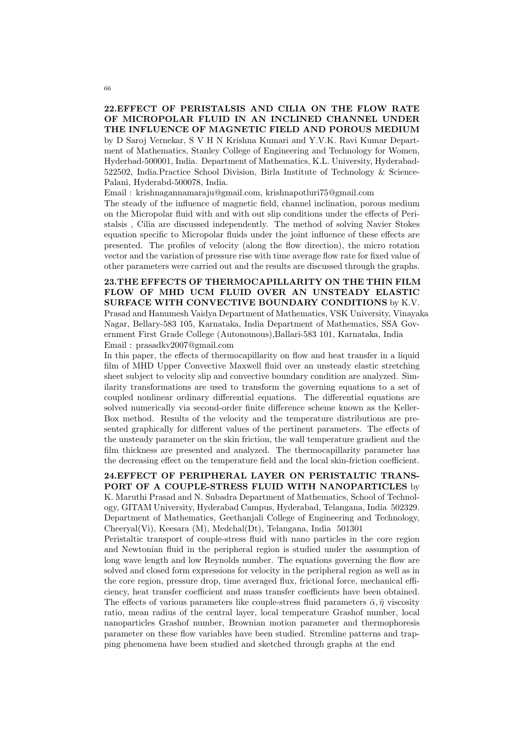## 22.EFFECT OF PERISTALSIS AND CILIA ON THE FLOW RATE OF MICROPOLAR FLUID IN AN INCLINED CHANNEL UNDER THE INFLUENCE OF MAGNETIC FIELD AND POROUS MEDIUM

by D Saroj Vernekar, S V H N Krishna Kumari and Y.V.K. Ravi Kumar Department of Mathematics, Stanley College of Engineering and Technology for Women, Hyderbad-500001, India. Department of Mathematics, K.L. University, Hyderabad-522502, India.Practice School Division, Birla Institute of Technology & Science-Palani, Hyderabd-500078, India.

Email : krishnagannamaraju@gmail.com, krishnapotluri75@gmail.com

The steady of the influence of magnetic field, channel inclination, porous medium on the Micropolar fluid with and with out slip conditions under the effects of Peristalsis , Cilia are discussed independently. The method of solving Navier Stokes equation specific to Micropolar fluids under the joint influence of these effects are presented. The profiles of velocity (along the flow direction), the micro rotation vector and the variation of pressure rise with time average flow rate for fixed value of other parameters were carried out and the results are discussed through the graphs.

## 23.THE EFFECTS OF THERMOCAPILLARITY ON THE THIN FILM FLOW OF MHD UCM FLUID OVER AN UNSTEADY ELASTIC SURFACE WITH CONVECTIVE BOUNDARY CONDITIONS

by K.V. Prasad and Hanumesh Vaidya Department of Mathematics, VSK University, Vinayaka Nagar, Bellary-583 105, Karnataka, India Department of Mathematics, SSA Government First Grade College (Autonomous),Ballari-583 101, Karnataka, India

Email : prasadkv2007@gmail.com

In this paper, the effects of thermocapillarity on flow and heat transfer in a liquid film of MHD Upper Convective Maxwell fluid over an unsteady elastic stretching sheet subject to velocity slip and convective boundary condition are analyzed. Similarity transformations are used to transform the governing equations to a set of coupled nonlinear ordinary differential equations. The differential equations are solved numerically via second-order finite difference scheme known as the Keller-Box method. Results of the velocity and the temperature distributions are presented graphically for different values of the pertinent parameters. The effects of the unsteady parameter on the skin friction, the wall temperature gradient and the film thickness are presented and analyzed. The thermocapillarity parameter has the decreasing effect on the temperature field and the local skin-friction coefficient.

## 24.EFFECT OF PERIPHERAL LAYER ON PERISTALTIC TRANSPORT OF A COUPLE-STRESS FLUID WITH NANOPARTICLES

by K. Maruthi Prasad and N. Subadra Department of Mathematics, School of Technology, GITAM University, Hyderabad Campus, Hyderabad, Telangana, India 502329. Department of Mathematics, Geethanjali College of Engineering and Technology, Cheeryal(Vi), Keesara (M), Medchal(Dt), Telangana, India 501301

Peristaltic transport of couple-stress fluid with nano particles in the core region and Newtonian fluid in the peripheral region is studied under the assumption of long wave length and low Reynolds number. The equations governing the flow are solved and closed form expressions for velocity in the peripheral region as well as in the core region, pressure drop, time averaged flux, frictional force, mechanical efficiency, heat transfer coefficient and mass transfer coefficients have been obtained. The effects of various parameters like couple-stress fluid parameters $\bar{\alpha}, \bar{\eta}$ viscosity ratio, mean radius of the central layer, local temperature Grashof number, local nanoparticles Grashof number, Brownian motion parameter and thermophoresis parameter on these flow variables have been studied. Stremline patterns and trapping phenomena have been studied and sketched through graphs at the end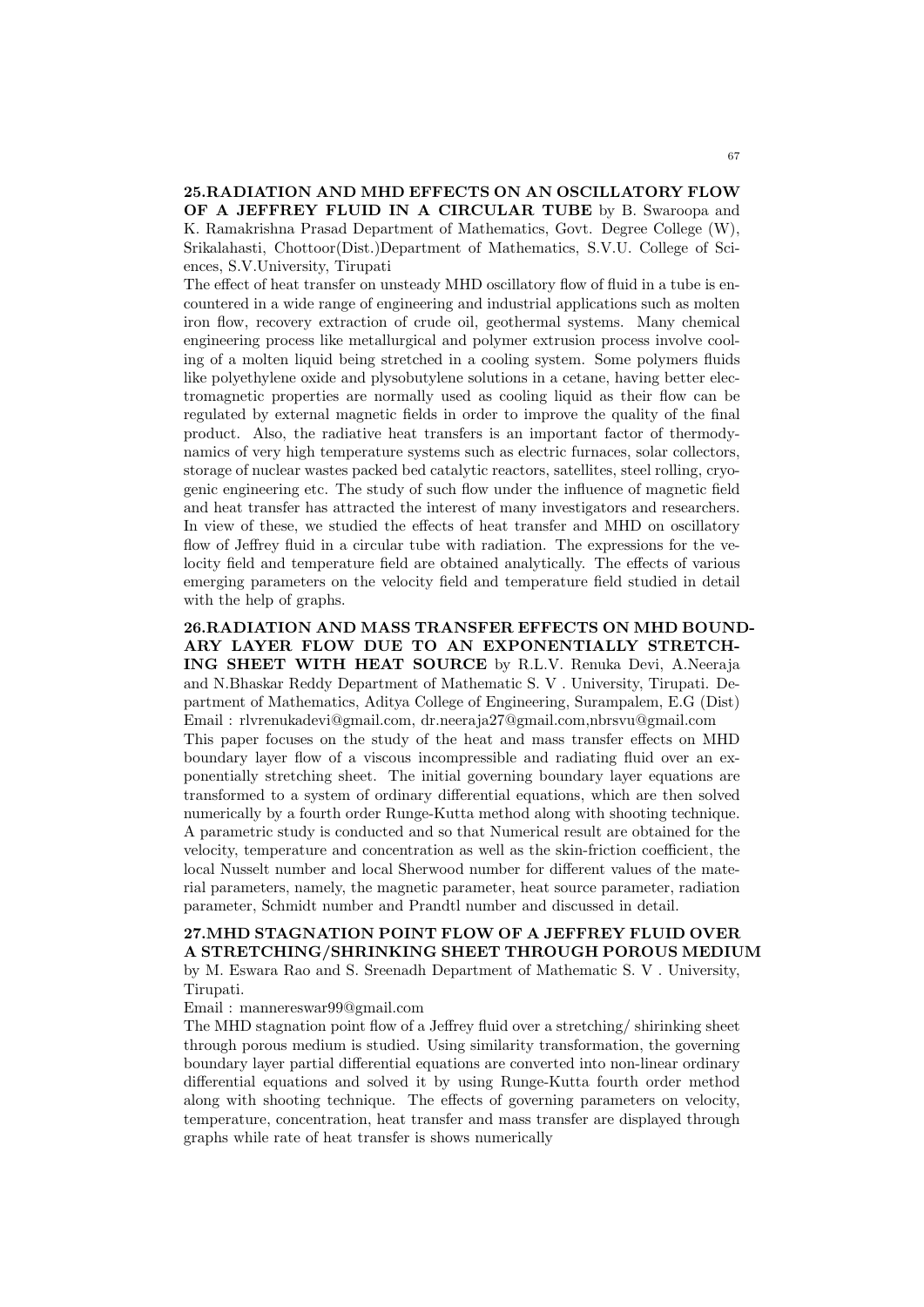**25.RADIATION AND MHD EFFECTS ON AN OSCILLATORY FLOW OF A JEFFREY FLUID IN A CIRCULAR TUBE** by B. Swaroopa and K. Ramakrishna Prasad Department of Mathematics, Govt. Degree College (W), Srikalahasti, Chottoor(Dist.)Department of Mathematics, S.V.U. College of Sciences, S.V.University, Tirupati

The effect of heat transfer on unsteady MHD oscillatory flow of fluid in a tube is encountered in a wide range of engineering and industrial applications such as molten iron flow, recovery extraction of crude oil, geothermal systems. Many chemical engineering process like metallurgical and polymer extrusion process involve cooling of a molten liquid being stretched in a cooling system. Some polymers fluids like polyethylene oxide and plysobutylene solutions in a cetane, having better electromagnetic properties are normally used as cooling liquid as their flow can be regulated by external magnetic fields in order to improve the quality of the final product. Also, the radiative heat transfers is an important factor of thermodynamics of very high temperature systems such as electric furnaces, solar collectors, storage of nuclear wastes packed bed catalytic reactors, satellites, steel rolling, cryogenic engineering etc. The study of such flow under the influence of magnetic field and heat transfer has attracted the interest of many investigators and researchers. In view of these, we studied the effects of heat transfer and MHD on oscillatory flow of Jeffrey fluid in a circular tube with radiation. The expressions for the velocity field and temperature field are obtained analytically. The effects of various emerging parameters on the velocity field and temperature field studied in detail with the help of graphs.

**26.RADIATION AND MASS TRANSFER EFFECTS ON MHD BOUNDARY LAYER FLOW DUE TO AN EXPONENTIALLY STRETCHING SHEET WITH HEAT SOURCE** by R.L.V. Renuka Devi, A.Neeraja and N.Bhaskar Reddy Department of Mathematic S. V . University, Tirupati. Department of Mathematics, Aditya College of Engineering, Surampalem, E.G (Dist) Email : rlvrenukadevi@gmail.com, dr.neeraja27@gmail.com,nbrsvu@gmail.com

This paper focuses on the study of the heat and mass transfer effects on MHD boundary layer flow of a viscous incompressible and radiating fluid over an exponentially stretching sheet. The initial governing boundary layer equations are transformed to a system of ordinary differential equations, which are then solved numerically by a fourth order Runge-Kutta method along with shooting technique. A parametric study is conducted and so that Numerical result are obtained for the velocity, temperature and concentration as well as the skin-friction coefficient, the local Nusselt number and local Sherwood number for different values of the material parameters, namely, the magnetic parameter, heat source parameter, radiation parameter, Schmidt number and Prandtl number and discussed in detail.

**27.MHD STAGNATION POINT FLOW OF A JEFFREY FLUID OVER A STRETCHING/SHRINKING SHEET THROUGH POROUS MEDIUM** by M. Eswara Rao and S. Sreenadh Department of Mathematic S. V . University, Tirupati.

Email : mannereswar99@gmail.com

The MHD stagnation point flow of a Jeffrey fluid over a stretching/ shirinking sheet through porous medium is studied. Using similarity transformation, the governing boundary layer partial differential equations are converted into non-linear ordinary differential equations and solved it by using Runge-Kutta fourth order method along with shooting technique. The effects of governing parameters on velocity, temperature, concentration, heat transfer and mass transfer are displayed through graphs while rate of heat transfer is shows numerically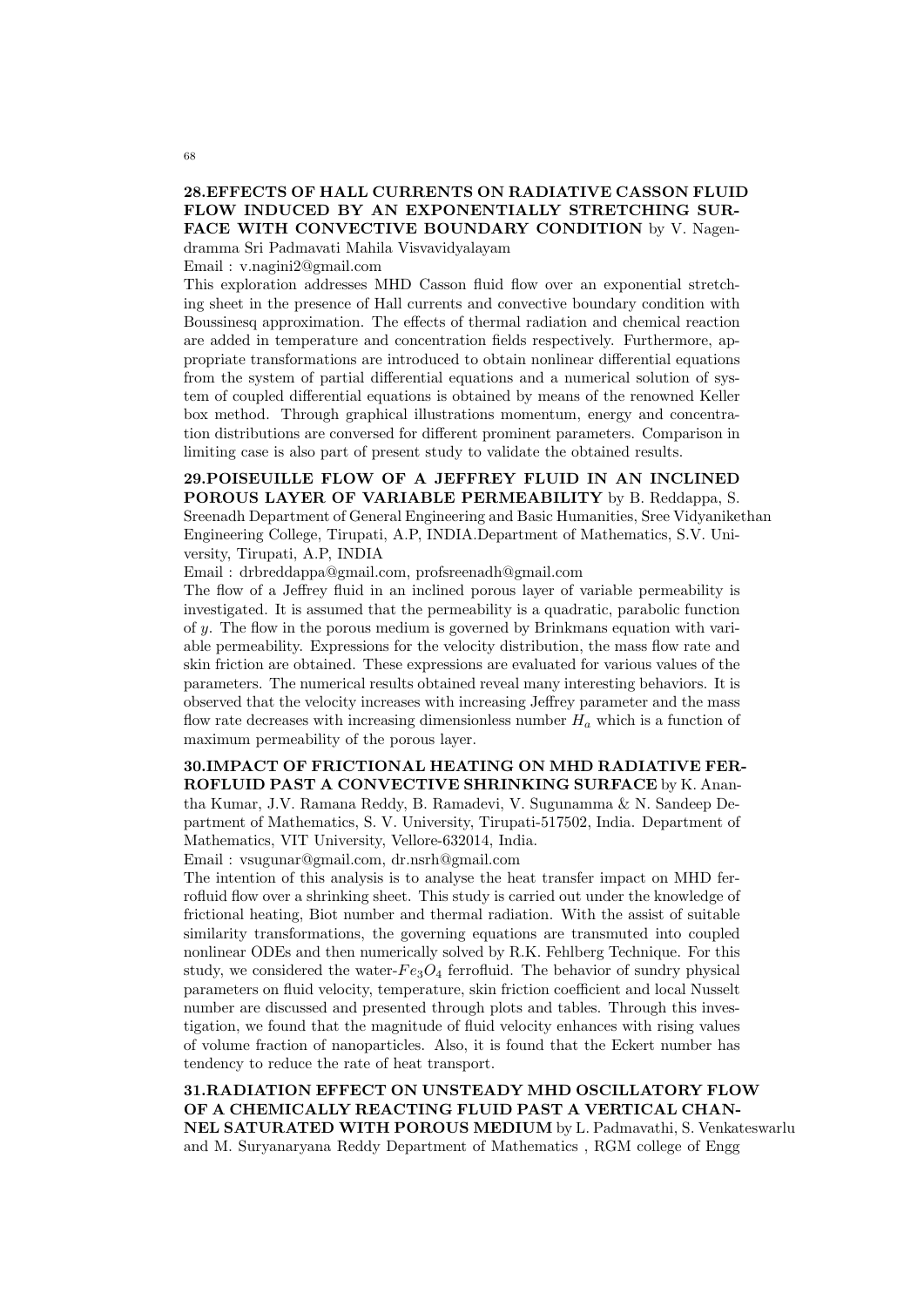### 28.EFFECTS OF HALL CURRENTS ON RADIATIVE CASSON FLUID FLOW INDUCED BY AN EXPONENTIALLY STRETCHING SURFACE WITH CONVECTIVE BOUNDARY CONDITION

by V. Nagendramma Sri Padmavati Mahila Visvavidyalayam

Email : v.nagini2@gmail.com

This exploration addresses MHD Casson fluid flow over an exponential stretching sheet in the presence of Hall currents and convective boundary condition with Boussinesq approximation. The effects of thermal radiation and chemical reaction are added in temperature and concentration fields respectively. Furthermore, appropriate transformations are introduced to obtain nonlinear differential equations from the system of partial differential equations and a numerical solution of system of coupled differential equations is obtained by means of the renowned Keller box method. Through graphical illustrations momentum, energy and concentration distributions are conversed for different prominent parameters. Comparison in limiting case is also part of present study to validate the obtained results.

### 29.POISEUILLE FLOW OF A JEFFREY FLUID IN AN INCLINED POROUS LAYER OF VARIABLE PERMEABILITY

by B. Reddappa, S. Sreenadh Department of General Engineering and Basic Humanities, Sree Vidyanikethan Engineering College, Tirupati, A.P, INDIA.Department of Mathematics, S.V. University, Tirupati, A.P, INDIA

Email : drbreddappa@gmail.com, profsreenadh@gmail.com

The flow of a Jeffrey fluid in an inclined porous layer of variable permeability is investigated. It is assumed that the permeability is a quadratic, parabolic function of $y$. The flow in the porous medium is governed by Brinkmans equation with variable permeability. Expressions for the velocity distribution, the mass flow rate and skin friction are obtained. These expressions are evaluated for various values of the parameters. The numerical results obtained reveal many interesting behaviors. It is observed that the velocity increases with increasing Jeffrey parameter and the mass flow rate decreases with increasing dimensionless number $H_a$ which is a function of maximum permeability of the porous layer.

### 30.IMPACT OF FRICTIONAL HEATING ON MHD RADIATIVE FERROFLUID PAST A CONVECTIVE SHRINKING SURFACE

by K. Anantha Kumar, J.V. Ramana Reddy, B. Ramadevi, V. Sugunamma & N. Sandeep Department of Mathematics, S. V. University, Tirupati-517502, India. Department of Mathematics, VIT University, Vellore-632014, India.

Email : vsugunar@gmail.com, dr.nsrh@gmail.com

The intention of this analysis is to analyse the heat transfer impact on MHD ferrofluid flow over a shrinking sheet. This study is carried out under the knowledge of frictional heating, Biot number and thermal radiation. With the assist of suitable similarity transformations, the governing equations are transmuted into coupled nonlinear ODEs and then numerically solved by R.K. Fehlberg Technique. For this study, we considered the water-$Fe_3O_4$ ferrofluid. The behavior of sundry physical parameters on fluid velocity, temperature, skin friction coefficient and local Nusselt number are discussed and presented through plots and tables. Through this investigation, we found that the magnitude of fluid velocity enhances with rising values of volume fraction of nanoparticles. Also, it is found that the Eckert number has tendency to reduce the rate of heat transport.

### 31.RADIATION EFFECT ON UNSTEADY MHD OSCILLATORY FLOW OF A CHEMICALLY REACTING FLUID PAST A VERTICAL CHANNEL SATURATED WITH POROUS MEDIUM

by L. Padmavathi, S. Venkateswarlu and M. Suryanaryana Reddy Department of Mathematics , RGM college of Engg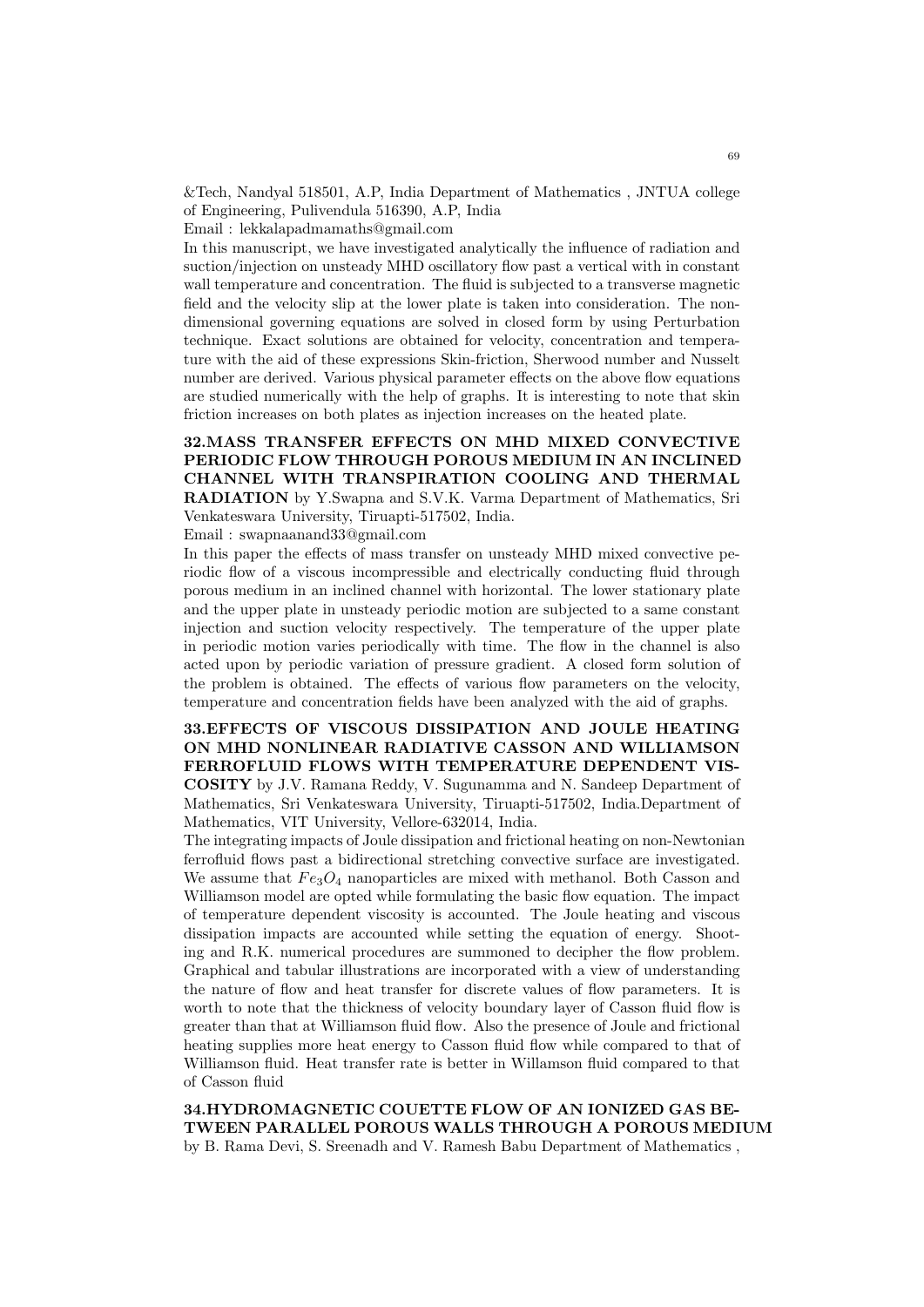&Tech, Nandyal 518501, A.P, India Department of Mathematics , JNTUA college of Engineering, Pulivendula 516390, A.P, India

Email : lekkalapadmamaths@gmail.com

In this manuscript, we have investigated analytically the influence of radiation and suction/injection on unsteady MHD oscillatory flow past a vertical with in constant wall temperature and concentration. The fluid is subjected to a transverse magnetic field and the velocity slip at the lower plate is taken into consideration. The non-dimensional governing equations are solved in closed form by using Perturbation technique. Exact solutions are obtained for velocity, concentration and temperature with the aid of these expressions Skin-friction, Sherwood number and Nusselt number are derived. Various physical parameter effects on the above flow equations are studied numerically with the help of graphs. It is interesting to note that skin friction increases on both plates as injection increases on the heated plate.

**32.MASS TRANSFER EFFECTS ON MHD MIXED CONVECTIVE PERIODIC FLOW THROUGH POROUS MEDIUM IN AN INCLINED CHANNEL WITH TRANSPIRATION COOLING AND THERMAL RADIATION** by Y.Swapna and S.V.K. Varma Department of Mathematics, Sri Venkateswara University, Tiruapti-517502, India.

Email : swapnaanand33@gmail.com

In this paper the effects of mass transfer on unsteady MHD mixed convective periodic flow of a viscous incompressible and electrically conducting fluid through porous medium in an inclined channel with horizontal. The lower stationary plate and the upper plate in unsteady periodic motion are subjected to a same constant injection and suction velocity respectively. The temperature of the upper plate in periodic motion varies periodically with time. The flow in the channel is also acted upon by periodic variation of pressure gradient. A closed form solution of the problem is obtained. The effects of various flow parameters on the velocity, temperature and concentration fields have been analyzed with the aid of graphs.

**33.EFFECTS OF VISCOUS DISSIPATION AND JOULE HEATING ON MHD NONLINEAR RADIATIVE CASSON AND WILLIAMSON FERROFLUID FLOWS WITH TEMPERATURE DEPENDENT VISCOSITY** by J.V. Ramana Reddy, V. Sugunamma and N. Sandeep Department of Mathematics, Sri Venkateswara University, Tiruapti-517502, India.Department of Mathematics, VIT University, Vellore-632014, India.

The integrating impacts of Joule dissipation and frictional heating on non-Newtonian ferrofluid flows past a bidirectional stretching convective surface are investigated. We assume that $Fe_3O_4$ nanoparticles are mixed with methanol. Both Casson and Williamson model are opted while formulating the basic flow equation. The impact of temperature dependent viscosity is accounted. The Joule heating and viscous dissipation impacts are accounted while setting the equation of energy. Shooting and R.K. numerical procedures are summoned to decipher the flow problem. Graphical and tabular illustrations are incorporated with a view of understanding the nature of flow and heat transfer for discrete values of flow parameters. It is worth to note that the thickness of velocity boundary layer of Casson fluid flow is greater than that at Williamson fluid flow. Also the presence of Joule and frictional heating supplies more heat energy to Casson fluid flow while compared to that of Williamson fluid. Heat transfer rate is better in Willamson fluid compared to that of Casson fluid

**34.HYDROMAGNETIC COUETTE FLOW OF AN IONIZED GAS BETWEEN PARALLEL POROUS WALLS THROUGH A POROUS MEDIUM** by B. Rama Devi, S. Sreenadh and V. Ramesh Babu Department of Mathematics ,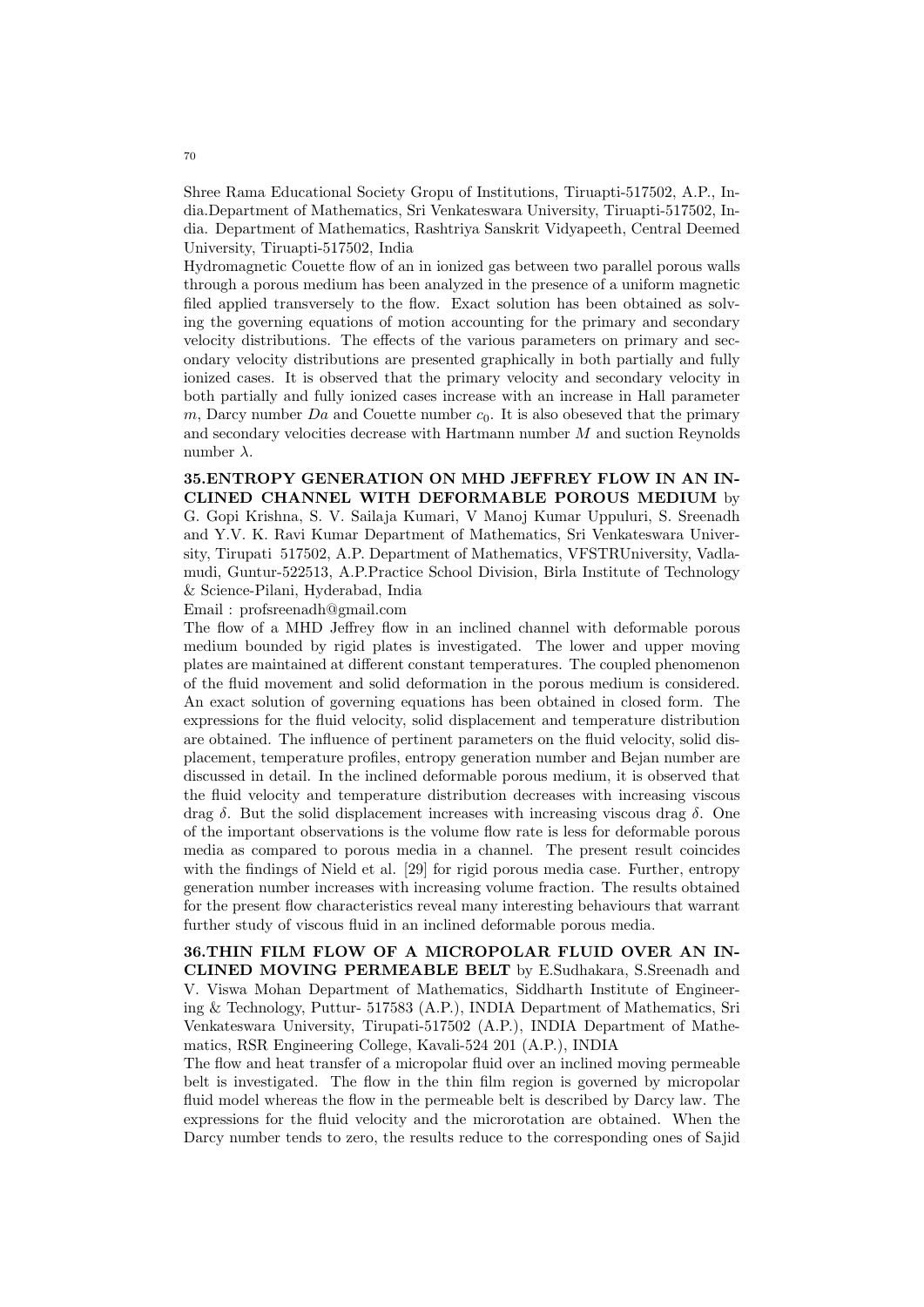Shree Rama Educational Society Gropu of Institutions, Tiruapti-517502, A.P., India.Department of Mathematics, Sri Venkateswara University, Tiruapti-517502, India. Department of Mathematics, Rashtriya Sanskrit Vidyapeeth, Central Deemed University, Tiruapti-517502, India

Hydromagnetic Couette flow of an in ionized gas between two parallel porous walls through a porous medium has been analyzed in the presence of a uniform magnetic filed applied transversely to the flow. Exact solution has been obtained as solving the governing equations of motion accounting for the primary and secondary velocity distributions. The effects of the various parameters on primary and secondary velocity distributions are presented graphically in both partially and fully ionized cases. It is observed that the primary velocity and secondary velocity in both partially and fully ionized cases increase with an increase in Hall parameter $m$, Darcy number $Da$ and Couette number $c_0$. It is also obeseved that the primary and secondary velocities decrease with Hartmann number $M$ and suction Reynolds number $\lambda$.

**35.ENTROPY GENERATION ON MHD JEFFREY FLOW IN AN INCLINED CHANNEL WITH DEFORMABLE POROUS MEDIUM** by G. Gopi Krishna, S. V. Sailaja Kumari, V Manoj Kumar Uppuluri, S. Sreenadh and Y.V. K. Ravi Kumar Department of Mathematics, Sri Venkateswara University, Tirupati 517502, A.P. Department of Mathematics, VFSTRUniversity, Vadlamudi, Guntur-522513, A.P.Practice School Division, Birla Institute of Technology & Science-Pilani, Hyderabad, India

Email : profsreenadh@gmail.com

The flow of a MHD Jeffrey flow in an inclined channel with deformable porous medium bounded by rigid plates is investigated. The lower and upper moving plates are maintained at different constant temperatures. The coupled phenomenon of the fluid movement and solid deformation in the porous medium is considered. An exact solution of governing equations has been obtained in closed form. The expressions for the fluid velocity, solid displacement and temperature distribution are obtained. The influence of pertinent parameters on the fluid velocity, solid displacement, temperature profiles, entropy generation number and Bejan number are discussed in detail. In the inclined deformable porous medium, it is observed that the fluid velocity and temperature distribution decreases with increasing viscous drag $\delta$. But the solid displacement increases with increasing viscous drag $\delta$. One of the important observations is the volume flow rate is less for deformable porous media as compared to porous media in a channel. The present result coincides with the findings of Nield et al. [29] for rigid porous media case. Further, entropy generation number increases with increasing volume fraction. The results obtained for the present flow characteristics reveal many interesting behaviours that warrant further study of viscous fluid in an inclined deformable porous media.

**36.THIN FILM FLOW OF A MICROPOLAR FLUID OVER AN INCLINED MOVING PERMEABLE BELT** by E.Sudhakara, S.Sreenadh and V. Viswa Mohan Department of Mathematics, Siddharth Institute of Engineering & Technology, Puttur- 517583 (A.P.), INDIA Department of Mathematics, Sri Venkateswara University, Tirupati-517502 (A.P.), INDIA Department of Mathematics, RSR Engineering College, Kavali-524 201 (A.P.), INDIA

The flow and heat transfer of a micropolar fluid over an inclined moving permeable belt is investigated. The flow in the thin film region is governed by micropolar fluid model whereas the flow in the permeable belt is described by Darcy law. The expressions for the fluid velocity and the microrotation are obtained. When the Darcy number tends to zero, the results reduce to the corresponding ones of Sajid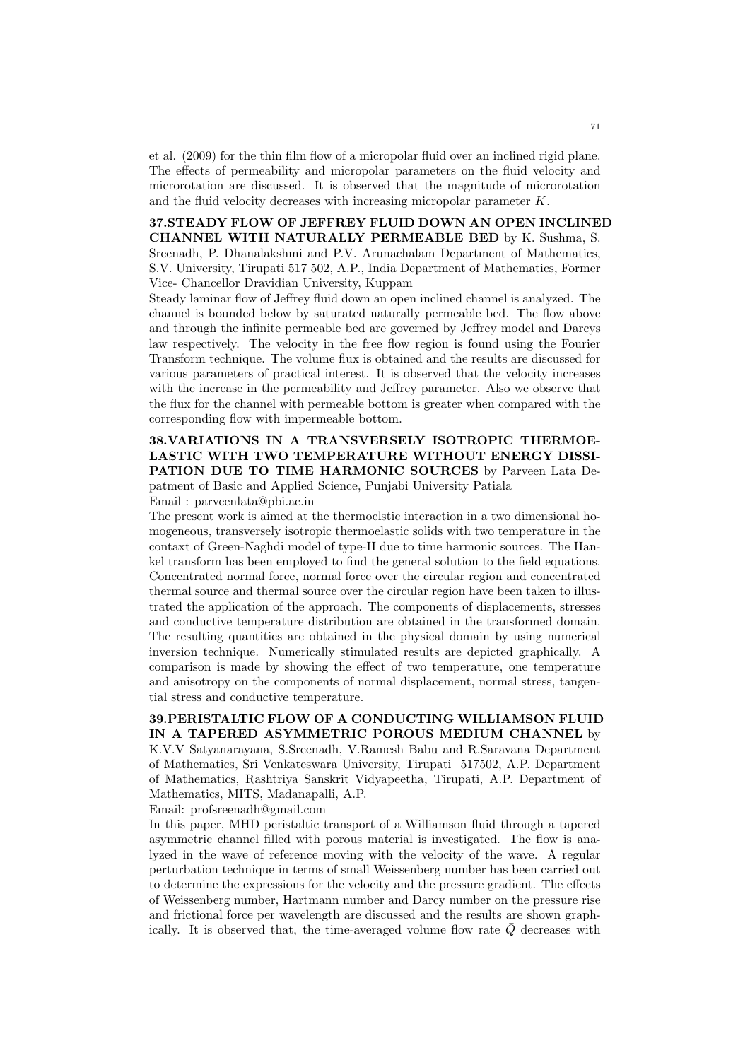et al. (2009) for the thin film flow of a micropolar fluid over an inclined rigid plane. The effects of permeability and micropolar parameters on the fluid velocity and microrotation are discussed. It is observed that the magnitude of microrotation and the fluid velocity decreases with increasing micropolar parameter $K$.

**37.STEADY FLOW OF JEFFREY FLUID DOWN AN OPEN INCLINED CHANNEL WITH NATURALLY PERMEABLE BED** by K. Sushma, S. Sreenadh, P. Dhanalakshmi and P.V. Arunachalam Department of Mathematics, S.V. University, Tirupati 517 502, A.P., India Department of Mathematics, Former Vice- Chancellor Dravidian University, Kuppam

Steady laminar flow of Jeffrey fluid down an open inclined channel is analyzed. The channel is bounded below by saturated naturally permeable bed. The flow above and through the infinite permeable bed are governed by Jeffrey model and Darcys law respectively. The velocity in the free flow region is found using the Fourier Transform technique. The volume flux is obtained and the results are discussed for various parameters of practical interest. It is observed that the velocity increases with the increase in the permeability and Jeffrey parameter. Also we observe that the flux for the channel with permeable bottom is greater when compared with the corresponding flow with impermeable bottom.

**38.VARIATIONS IN A TRANSVERSELY ISOTROPIC THERMOELASTIC WITH TWO TEMPERATURE WITHOUT ENERGY DISSIPATION DUE TO TIME HARMONIC SOURCES** by Parveen Lata Depatment of Basic and Applied Science, Punjabi University Patiala

Email : parveenlata@pbi.ac.in

The present work is aimed at the thermoelstic interaction in a two dimensional homogeneous, transversely isotropic thermoelastic solids with two temperature in the contaxt of Green-Naghdi model of type-II due to time harmonic sources. The Hankel transform has been employed to find the general solution to the field equations. Concentrated normal force, normal force over the circular region and concentrated thermal source and thermal source over the circular region have been taken to illustrated the application of the approach. The components of displacements, stresses and conductive temperature distribution are obtained in the transformed domain. The resulting quantities are obtained in the physical domain by using numerical inversion technique. Numerically stimulated results are depicted graphically. A comparison is made by showing the effect of two temperature, one temperature and anisotropy on the components of normal displacement, normal stress, tangential stress and conductive temperature.

**39.PERISTALTIC FLOW OF A CONDUCTING WILLIAMSON FLUID IN A TAPERED ASYMMETRIC POROUS MEDIUM CHANNEL** by K.V.V Satyanarayana, S.Sreenadh, V.Ramesh Babu and R.Saravana Department of Mathematics, Sri Venkateswara University, Tirupati 517502, A.P. Department of Mathematics, Rashtriya Sanskrit Vidyapeetha, Tirupati, A.P. Department of Mathematics, MITS, Madanapalli, A.P.

Email: profsreenadh@gmail.com

In this paper, MHD peristaltic transport of a Williamson fluid through a tapered asymmetric channel filled with porous material is investigated. The flow is analyzed in the wave of reference moving with the velocity of the wave. A regular perturbation technique in terms of small Weissenberg number has been carried out to determine the expressions for the velocity and the pressure gradient. The effects of Weissenberg number, Hartmann number and Darcy number on the pressure rise and frictional force per wavelength are discussed and the results are shown graphically. It is observed that, the time-averaged volume flow rate $\bar{Q}$ decreases with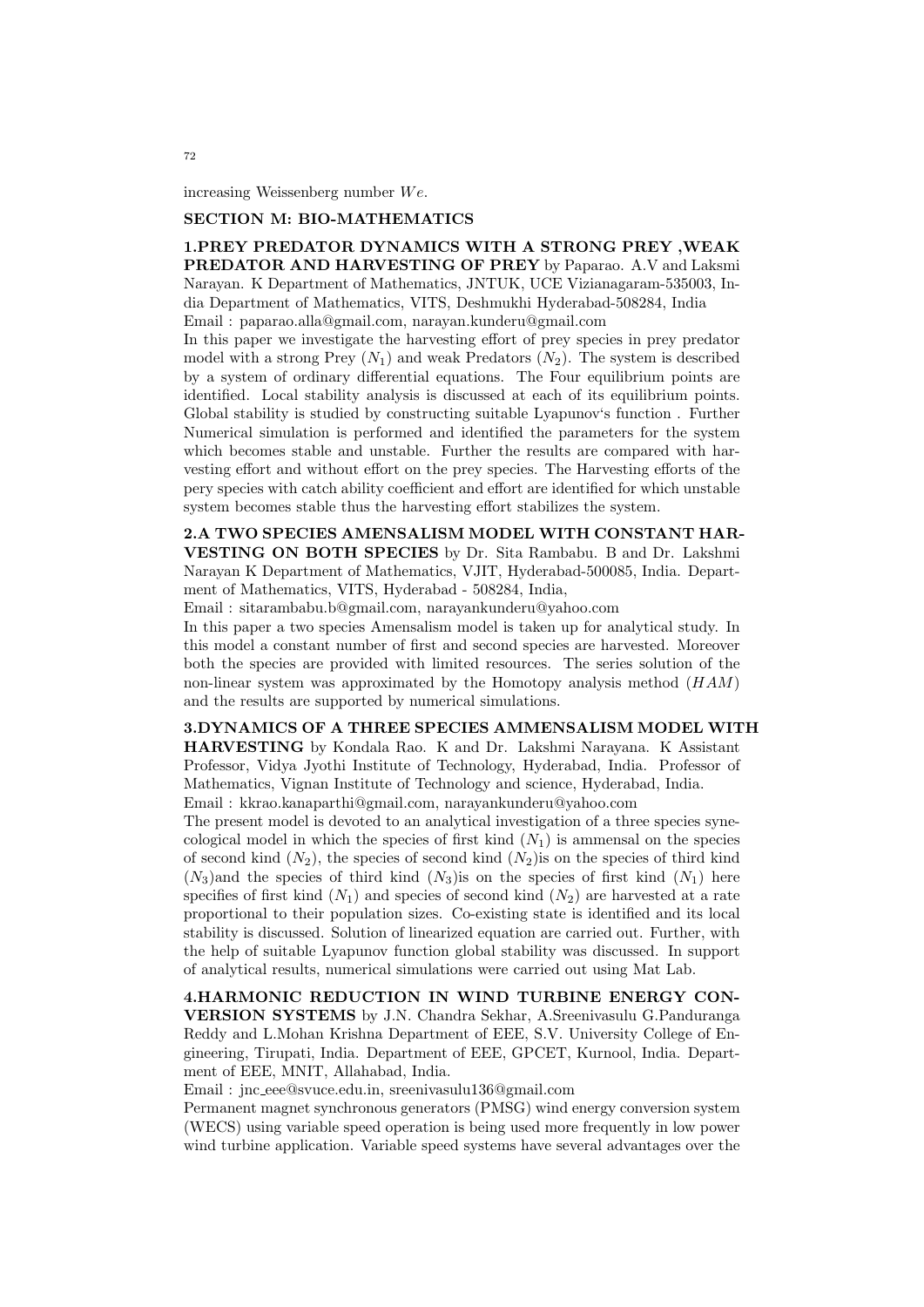increasing Weissenberg number $We$.

## SECTION M: BIO-MATHEMATICS

**1.PREY PREDATOR DYNAMICS WITH A STRONG PREY ,WEAK PREDATOR AND HARVESTING OF PREY** by Paparao. A.V and Laksmi Narayan. K Department of Mathematics, JNTUK, UCE Vizianagaram-535003, India Department of Mathematics, VITS, Deshmukhi Hyderabad-508284, India
Email : paparao.alla@gmail.com, narayan.kunderu@gmail.com
In this paper we investigate the harvesting effort of prey species in prey predator model with a strong Prey ($N_1$) and weak Predators ($N_2$). The system is described by a system of ordinary differential equations. The Four equilibrium points are identified. Local stability analysis is discussed at each of its equilibrium points. Global stability is studied by constructing suitable Lyapunov's function . Further Numerical simulation is performed and identified the parameters for the system which becomes stable and unstable. Further the results are compared with harvesting effort and without effort on the prey species. The Harvesting efforts of the pery species with catch ability coefficient and effort are identified for which unstable system becomes stable thus the harvesting effort stabilizes the system.

**2.A TWO SPECIES AMENSALISM MODEL WITH CONSTANT HARVESTING ON BOTH SPECIES** by Dr. Sita Rambabu. B and Dr. Lakshmi Narayan K Department of Mathematics, VJIT, Hyderabad-500085, India. Department of Mathematics, VITS, Hyderabad - 508284, India,
Email : sitarambabu.b@gmail.com, narayankunderu@yahoo.com
In this paper a two species Amensalism model is taken up for analytical study. In this model a constant number of first and second species are harvested. Moreover both the species are provided with limited resources. The series solution of the non-linear system was approximated by the Homotopy analysis method ($HAM$) and the results are supported by numerical simulations.

**3.DYNAMICS OF A THREE SPECIES AMMENSALISM MODEL WITH HARVESTING** by Kondala Rao. K and Dr. Lakshmi Narayana. K Assistant Professor, Vidya Jyothi Institute of Technology, Hyderabad, India. Professor of Mathematics, Vignan Institute of Technology and science, Hyderabad, India.
Email : kkrao.kanaparthi@gmail.com, narayankunderu@yahoo.com
The present model is devoted to an analytical investigation of a three species synecological model in which the species of first kind ($N_1$) is ammensal on the species of second kind ($N_2$), the species of second kind ($N_2$)is on the species of third kind ($N_3$)and the species of third kind ($N_3$)is on the species of first kind ($N_1$) here specifies of first kind ($N_1$) and species of second kind ($N_2$) are harvested at a rate proportional to their population sizes. Co-existing state is identified and its local stability is discussed. Solution of linearized equation are carried out. Further, with the help of suitable Lyapunov function global stability was discussed. In support of analytical results, numerical simulations were carried out using Mat Lab.

**4.HARMONIC REDUCTION IN WIND TURBINE ENERGY CONVERSION SYSTEMS** by J.N. Chandra Sekhar, A.Sreenivasulu G.Panduranga Reddy and L.Mohan Krishna Department of EEE, S.V. University College of Engineering, Tirupati, India. Department of EEE, GPCET, Kurnool, India. Department of EEE, MNIT, Allahabad, India.
Email : jnc_eee@svuce.edu.in, sreenivasulu136@gmail.com
Permanent magnet synchronous generators (PMSG) wind energy conversion system (WECS) using variable speed operation is being used more frequently in low power wind turbine application. Variable speed systems have several advantages over the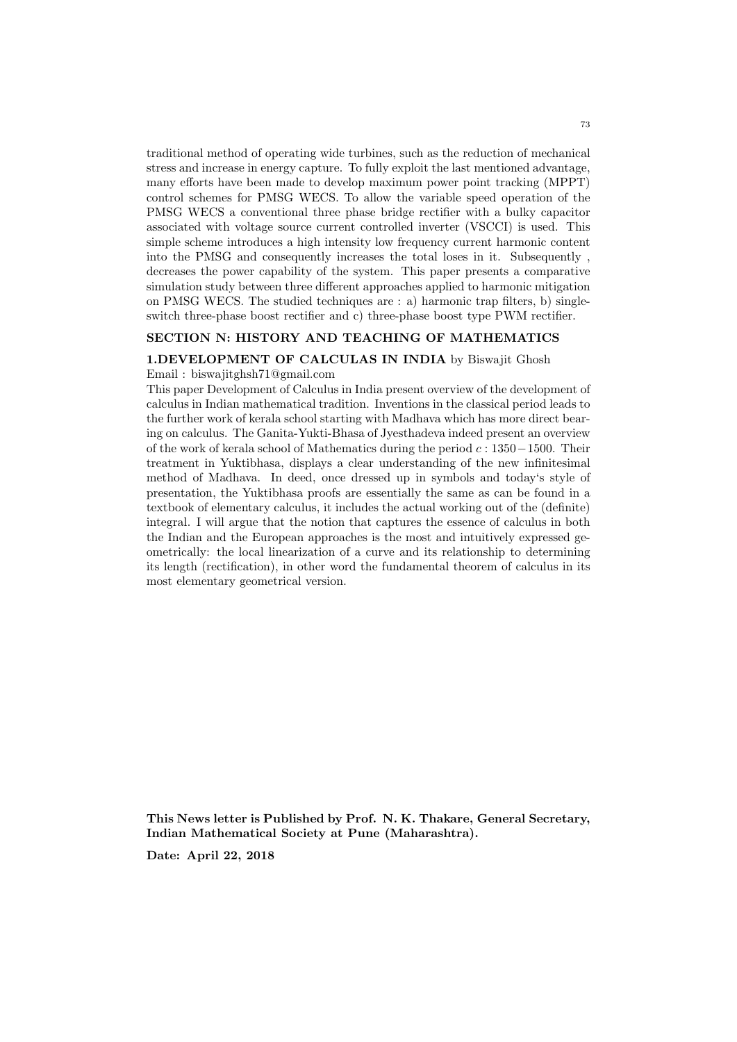traditional method of operating wide turbines, such as the reduction of mechanical stress and increase in energy capture. To fully exploit the last mentioned advantage, many efforts have been made to develop maximum power point tracking (MPPT) control schemes for PMSG WECS. To allow the variable speed operation of the PMSG WECS a conventional three phase bridge rectifier with a bulky capacitor associated with voltage source current controlled inverter (VSCCI) is used. This simple scheme introduces a high intensity low frequency current harmonic content into the PMSG and consequently increases the total loses in it. Subsequently , decreases the power capability of the system. This paper presents a comparative simulation study between three different approaches applied to harmonic mitigation on PMSG WECS. The studied techniques are : a) harmonic trap filters, b) single-switch three-phase boost rectifier and c) three-phase boost type PWM rectifier.

## SECTION N: HISTORY AND TEACHING OF MATHEMATICS

**1.DEVELOPMENT OF CALCULAS IN INDIA** by Biswajit Ghosh
Email : biswajitghsh71@gmail.com

This paper Development of Calculus in India present overview of the development of calculus in Indian mathematical tradition. Inventions in the classical period leads to the further work of kerala school starting with Madhava which has more direct bearing on calculus. The Ganita-Yukti-Bhasa of Jyesthadeva indeed present an overview of the work of kerala school of Mathematics during the period $c : 1350 - 1500$. Their treatment in Yuktibhasa, displays a clear understanding of the new infinitesimal method of Madhava. In deed, once dressed up in symbols and today's style of presentation, the Yuktibhasa proofs are essentially the same as can be found in a textbook of elementary calculus, it includes the actual working out of the (definite) integral. I will argue that the notion that captures the essence of calculus in both the Indian and the European approaches is the most and intuitively expressed geometrically: the local linearization of a curve and its relationship to determining its length (rectification), in other word the fundamental theorem of calculus in its most elementary geometrical version.

**This News letter is Published by Prof. N. K. Thakare, General Secretary, Indian Mathematical Society at Pune (Maharashtra).**

**Date: April 22, 2018**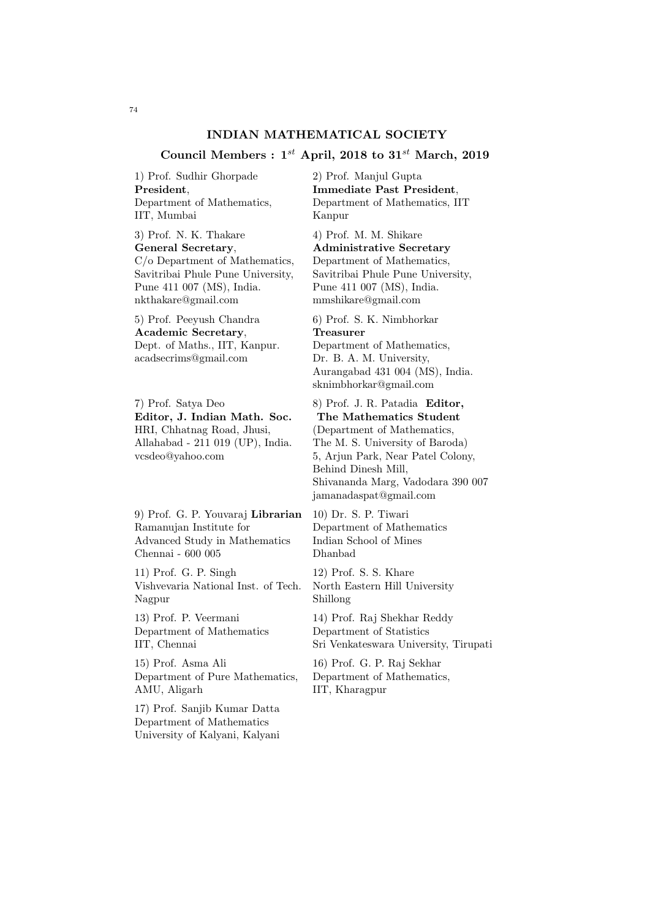## INDIAN MATHEMATICAL SOCIETY

### Council Members : $1^{st}$ April, 2018 to $31^{st}$ March, 2019

1) Prof. Sudhir Ghorpade
**President**,
Department of Mathematics,
IIT, Mumbai

2) Prof. Manjul Gupta
**Immediate Past President**,
Department of Mathematics, IIT
Kanpur

3) Prof. N. K. Thakare
**General Secretary**,
C/o Department of Mathematics,
Savitribai Phule Pune University,
Pune 411 007 (MS), India.
nkthakare@gmail.com

4) Prof. M. M. Shikare
**Administrative Secretary**
Department of Mathematics,
Savitribai Phule Pune University,
Pune 411 007 (MS), India.
mmshikare@gmail.com

5) Prof. Peeyush Chandra
**Academic Secretary**,
Dept. of Maths., IIT, Kanpur.
acadsecrims@gmail.com

6) Prof. S. K. Nimbhorkar
**Treasurer**
Department of Mathematics,
Dr. B. A. M. University,
Aurangabad 431 004 (MS), India.
sknimbhorkar@gmail.com

7) Prof. Satya Deo
**Editor, J. Indian Math. Soc.**
HRI, Chhatnag Road, Jhusi,
Allahabad - 211 019 (UP), India.
vcsdeo@yahoo.com

8) Prof. J. R. Patadia **Editor, The Mathematics Student**
(Department of Mathematics,
The M. S. University of Baroda)
5, Arjun Park, Near Patel Colony,
Behind Dinesh Mill,
Shivananda Marg, Vadodara 390 007
jamanadaspat@gmail.com

9) Prof. G. P. Youvaraj **Librarian**
Ramanujan Institute for
Advanced Study in Mathematics
Chennai - 600 005

10) Dr. S. P. Tiwari
Department of Mathematics
Indian School of Mines
Dhanbad

11) Prof. G. P. Singh
Vishvevaria National Inst. of Tech.
Nagpur

12) Prof. S. S. Khare
North Eastern Hill University
Shillong

13) Prof. P. Veermani
Department of Mathematics
IIT, Chennai

14) Prof. Raj Shekhar Reddy
Department of Statistics
Sri Venkateswara University, Tirupati

15) Prof. Asma Ali
Department of Pure Mathematics,
AMU, Aligarh

16) Prof. G. P. Raj Sekhar
Department of Mathematics,
IIT, Kharagpur

17) Prof. Sanjib Kumar Datta
Department of Mathematics
University of Kalyani, Kalyani